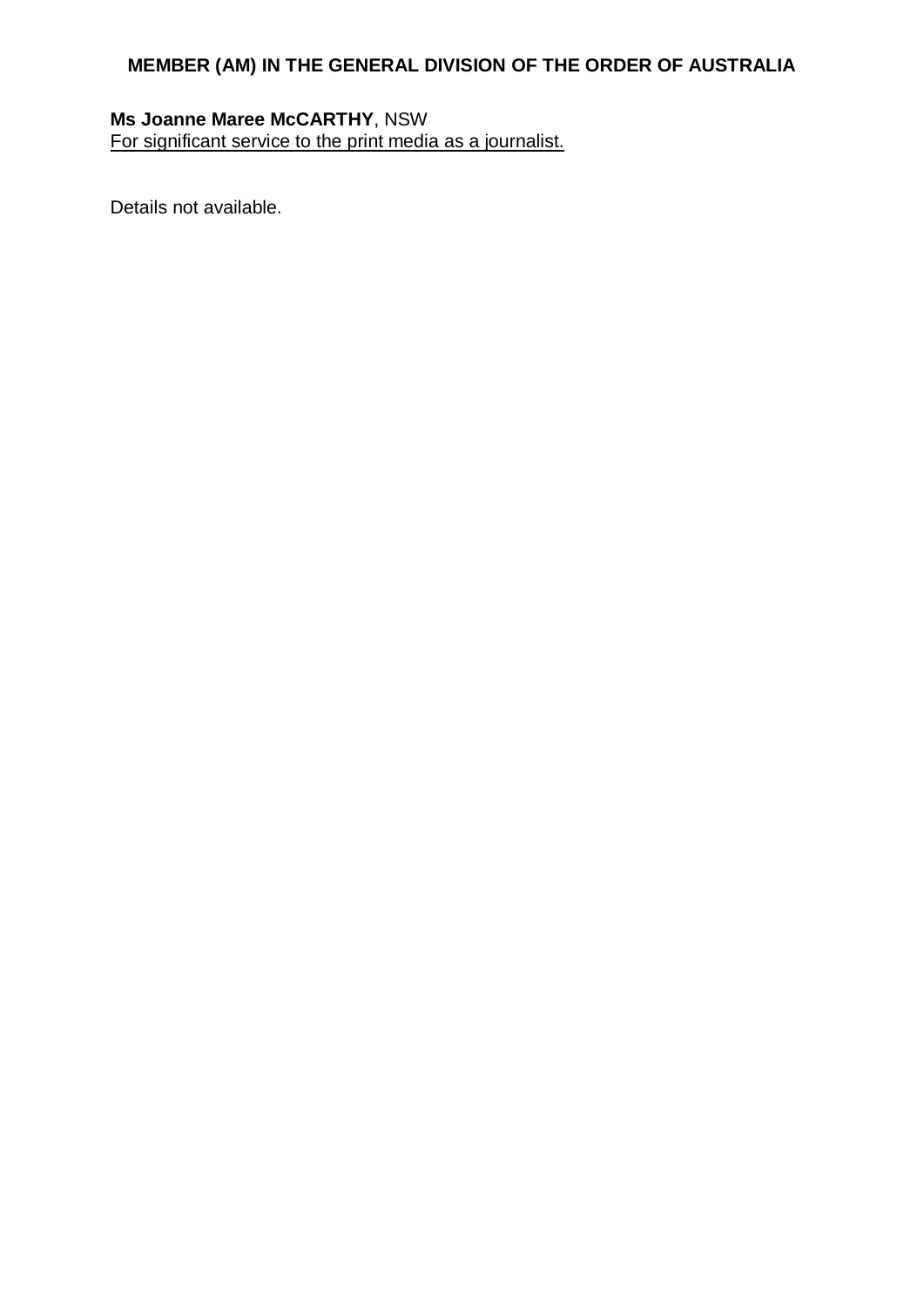# MEMBER (AM) IN THE GENERAL DIVISION OF THE ORDER OF AUSTRALIA

**Ms Joanne Maree McCARTHY**, NSW
For significant service to the print media as a journalist.

Details not available.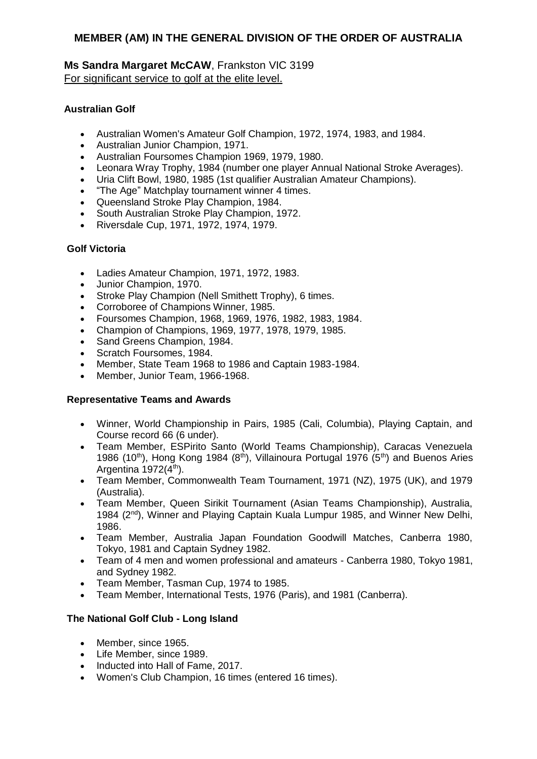## MEMBER (AM) IN THE GENERAL DIVISION OF THE ORDER OF AUSTRALIA

**Ms Sandra Margaret McCAW**, Frankston VIC 3199
For significant service to golf at the elite level.

### Australian Golf

- Australian Women's Amateur Golf Champion, 1972, 1974, 1983, and 1984.
- Australian Junior Champion, 1971.
- Australian Foursomes Champion 1969, 1979, 1980.
- Leonara Wray Trophy, 1984 (number one player Annual National Stroke Averages).
- Uria Clift Bowl, 1980, 1985 (1st qualifier Australian Amateur Champions).
- "The Age" Matchplay tournament winner 4 times.
- Queensland Stroke Play Champion, 1984.
- South Australian Stroke Play Champion, 1972.
- Riversdale Cup, 1971, 1972, 1974, 1979.

### Golf Victoria

- Ladies Amateur Champion, 1971, 1972, 1983.
- Junior Champion, 1970.
- Stroke Play Champion (Nell Smithett Trophy), 6 times.
- Corroboree of Champions Winner, 1985.
- Foursomes Champion, 1968, 1969, 1976, 1982, 1983, 1984.
- Champion of Champions, 1969, 1977, 1978, 1979, 1985.
- Sand Greens Champion, 1984.
- Scratch Foursomes, 1984.
- Member, State Team 1968 to 1986 and Captain 1983-1984.
- Member, Junior Team, 1966-1968.

### Representative Teams and Awards

- Winner, World Championship in Pairs, 1985 (Cali, Columbia), Playing Captain, and Course record 66 (6 under).
- Team Member, ESPirito Santo (World Teams Championship), Caracas Venezuela 1986 (10th), Hong Kong 1984 (8th), Villainoura Portugal 1976 (5th) and Buenos Aries Argentina 1972(4th).
- Team Member, Commonwealth Team Tournament, 1971 (NZ), 1975 (UK), and 1979 (Australia).
- Team Member, Queen Sirikit Tournament (Asian Teams Championship), Australia, 1984 (2nd), Winner and Playing Captain Kuala Lumpur 1985, and Winner New Delhi, 1986.
- Team Member, Australia Japan Foundation Goodwill Matches, Canberra 1980, Tokyo, 1981 and Captain Sydney 1982.
- Team of 4 men and women professional and amateurs - Canberra 1980, Tokyo 1981, and Sydney 1982.
- Team Member, Tasman Cup, 1974 to 1985.
- Team Member, International Tests, 1976 (Paris), and 1981 (Canberra).

### The National Golf Club - Long Island

- Member, since 1965.
- Life Member, since 1989.
- Inducted into Hall of Fame, 2017.
- Women's Club Champion, 16 times (entered 16 times).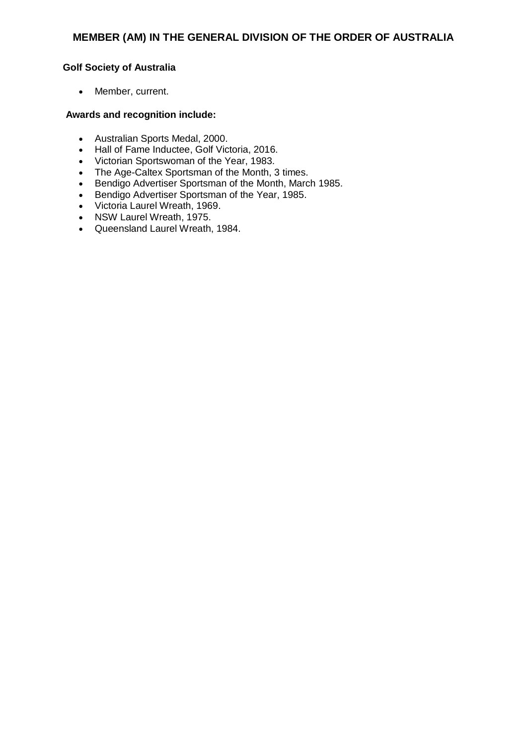## MEMBER (AM) IN THE GENERAL DIVISION OF THE ORDER OF AUSTRALIA

**Golf Society of Australia**

- Member, current.

**Awards and recognition include:**

- Australian Sports Medal, 2000.
- Hall of Fame Inductee, Golf Victoria, 2016.
- Victorian Sportswoman of the Year, 1983.
- The Age-Caltex Sportsman of the Month, 3 times.
- Bendigo Advertiser Sportsman of the Month, March 1985.
- Bendigo Advertiser Sportsman of the Year, 1985.
- Victoria Laurel Wreath, 1969.
- NSW Laurel Wreath, 1975.
- Queensland Laurel Wreath, 1984.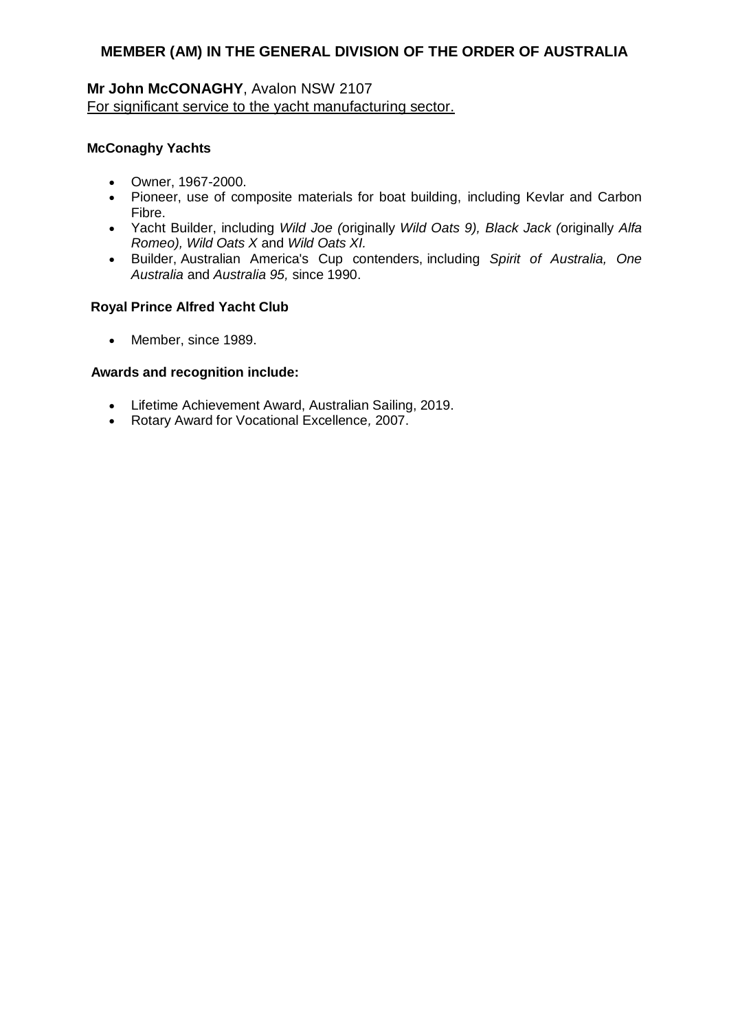## MEMBER (AM) IN THE GENERAL DIVISION OF THE ORDER OF AUSTRALIA

**Mr John McCONAGHY**, Avalon NSW 2107
For significant service to the yacht manufacturing sector.

**McConaghy Yachts**

- Owner, 1967-2000.
- Pioneer, use of composite materials for boat building, including Kevlar and Carbon Fibre.
- Yacht Builder, including *Wild Joe (*originally *Wild Oats 9), Black Jack (*originally *Alfa Romeo), Wild Oats X* and *Wild Oats XI.*
- Builder, Australian America's Cup contenders, including *Spirit of Australia, One Australia* and *Australia 95,* since 1990.

**Royal Prince Alfred Yacht Club**

- Member, since 1989.

**Awards and recognition include:**

- Lifetime Achievement Award, Australian Sailing, 2019.
- Rotary Award for Vocational Excellence, 2007.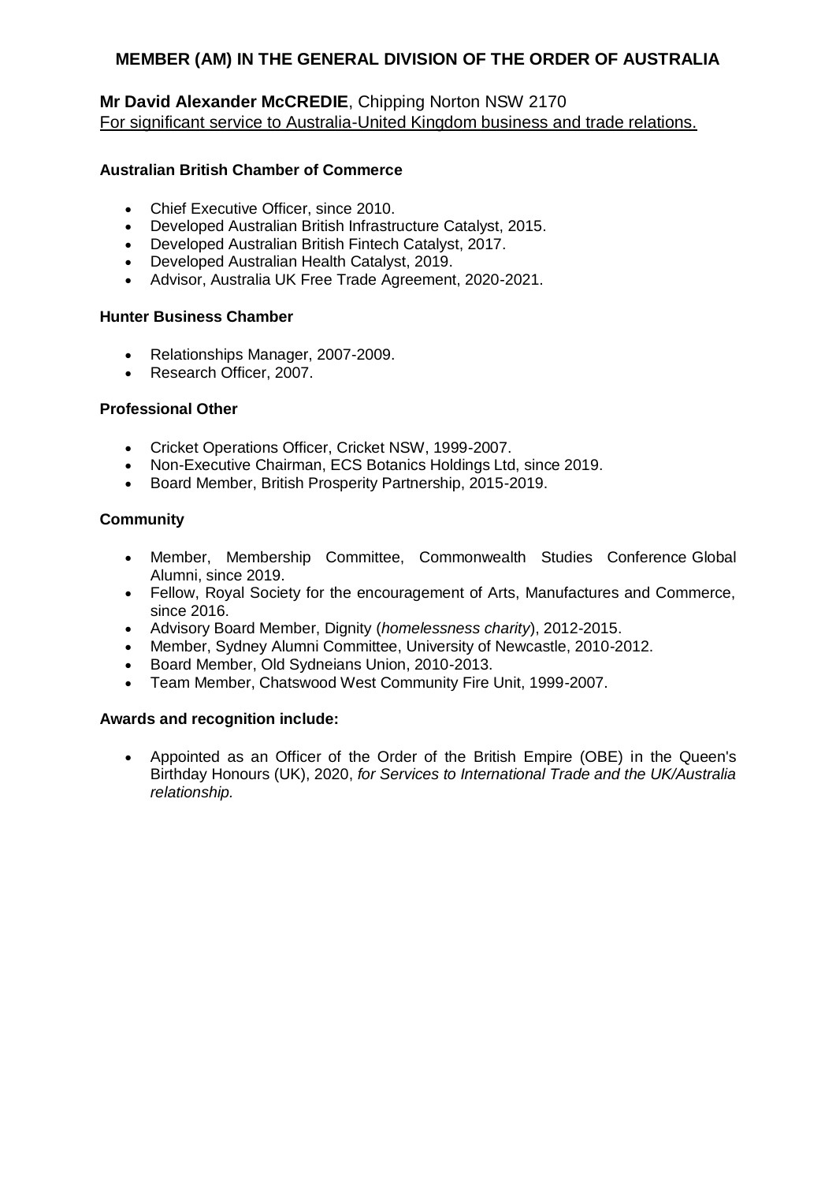# MEMBER (AM) IN THE GENERAL DIVISION OF THE ORDER OF AUSTRALIA

**Mr David Alexander McCREDIE**, Chipping Norton NSW 2170
For significant service to Australia-United Kingdom business and trade relations.

### Australian British Chamber of Commerce

- Chief Executive Officer, since 2010.
- Developed Australian British Infrastructure Catalyst, 2015.
- Developed Australian British Fintech Catalyst, 2017.
- Developed Australian Health Catalyst, 2019.
- Advisor, Australia UK Free Trade Agreement, 2020-2021.

### Hunter Business Chamber

- Relationships Manager, 2007-2009.
- Research Officer, 2007.

### Professional Other

- Cricket Operations Officer, Cricket NSW, 1999-2007.
- Non-Executive Chairman, ECS Botanics Holdings Ltd, since 2019.
- Board Member, British Prosperity Partnership, 2015-2019.

### Community

- Member, Membership Committee, Commonwealth Studies Conference Global Alumni, since 2019.
- Fellow, Royal Society for the encouragement of Arts, Manufactures and Commerce, since 2016.
- Advisory Board Member, Dignity (*homelessness charity*), 2012-2015.
- Member, Sydney Alumni Committee, University of Newcastle, 2010-2012.
- Board Member, Old Sydneians Union, 2010-2013.
- Team Member, Chatswood West Community Fire Unit, 1999-2007.

### Awards and recognition include:

- Appointed as an Officer of the Order of the British Empire (OBE) in the Queen's Birthday Honours (UK), 2020, *for Services to International Trade and the UK/Australia relationship.*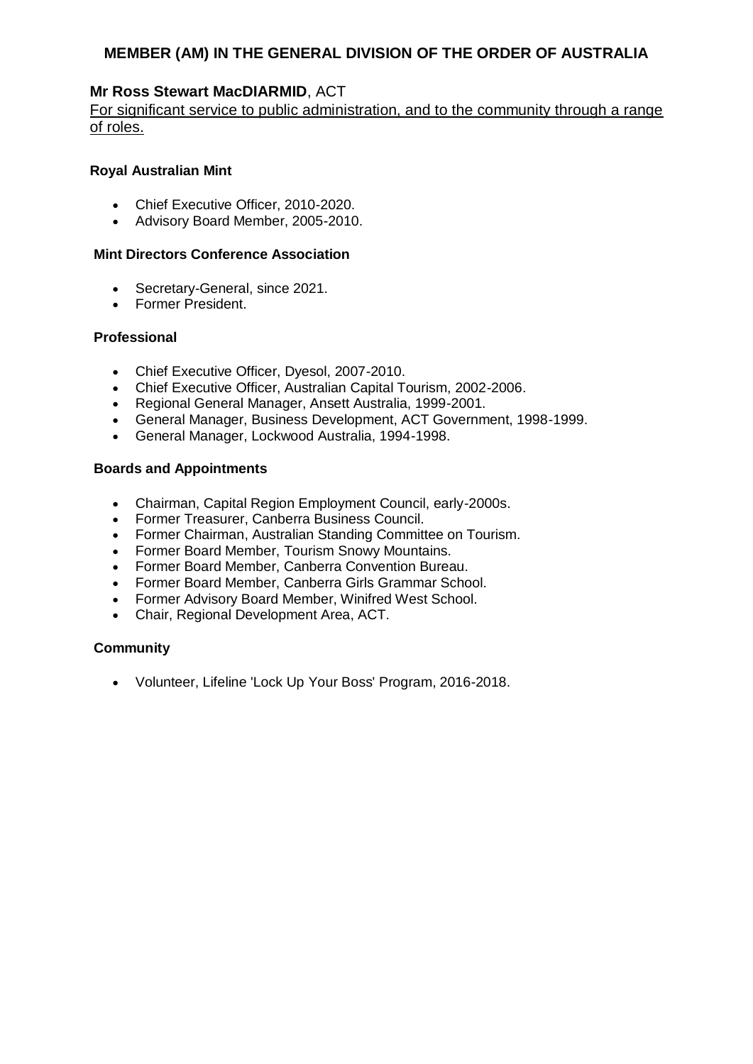## MEMBER (AM) IN THE GENERAL DIVISION OF THE ORDER OF AUSTRALIA

### Mr Ross Stewart MacDIARMID, ACT

For significant service to public administration, and to the community through a range of roles.

**Royal Australian Mint**

- Chief Executive Officer, 2010-2020.
- Advisory Board Member, 2005-2010.

**Mint Directors Conference Association**

- Secretary-General, since 2021.
- Former President.

**Professional**

- Chief Executive Officer, Dyesol, 2007-2010.
- Chief Executive Officer, Australian Capital Tourism, 2002-2006.
- Regional General Manager, Ansett Australia, 1999-2001.
- General Manager, Business Development, ACT Government, 1998-1999.
- General Manager, Lockwood Australia, 1994-1998.

**Boards and Appointments**

- Chairman, Capital Region Employment Council, early-2000s.
- Former Treasurer, Canberra Business Council.
- Former Chairman, Australian Standing Committee on Tourism.
- Former Board Member, Tourism Snowy Mountains.
- Former Board Member, Canberra Convention Bureau.
- Former Board Member, Canberra Girls Grammar School.
- Former Advisory Board Member, Winifred West School.
- Chair, Regional Development Area, ACT.

**Community**

- Volunteer, Lifeline 'Lock Up Your Boss' Program, 2016-2018.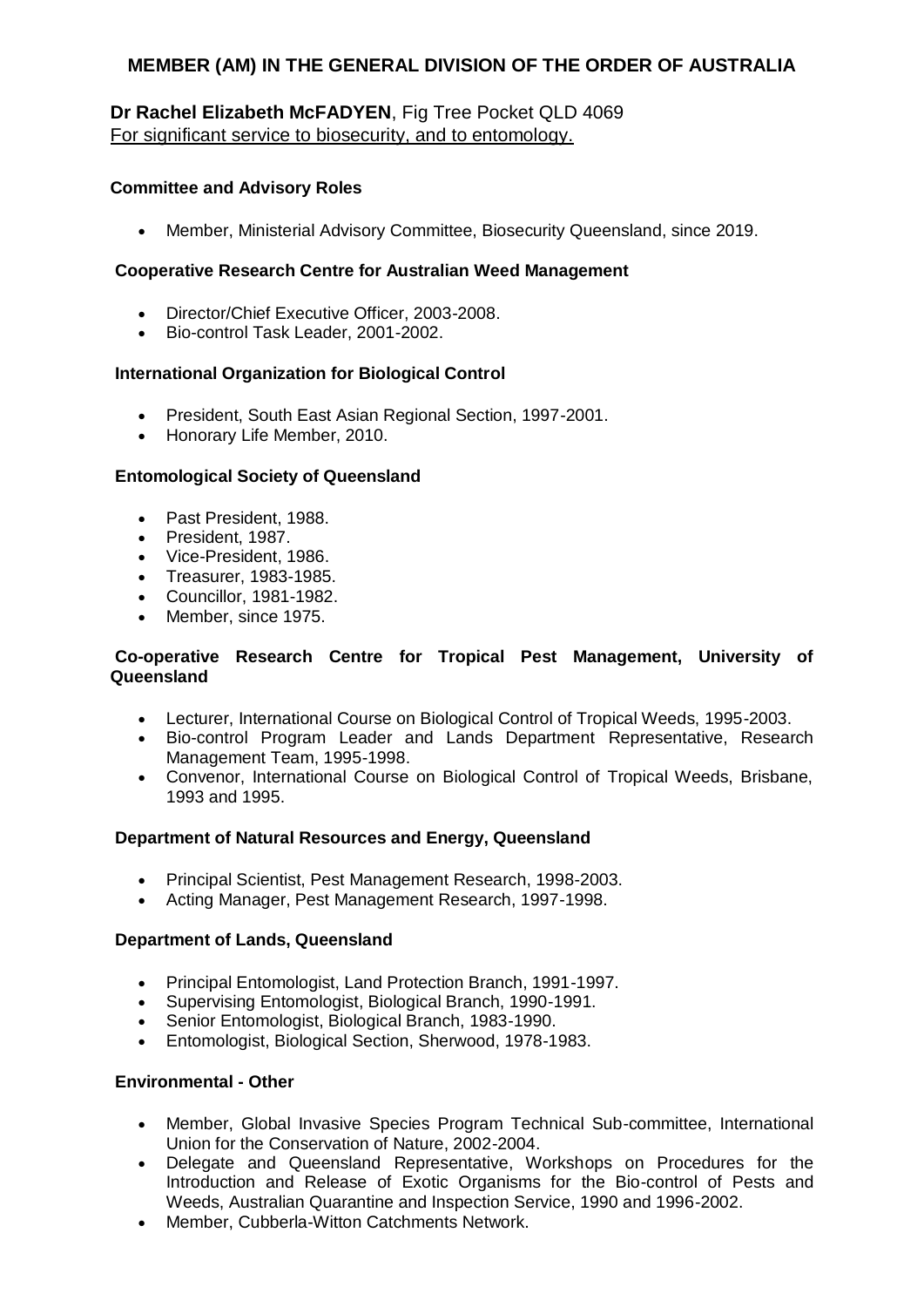## MEMBER (AM) IN THE GENERAL DIVISION OF THE ORDER OF AUSTRALIA

**Dr Rachel Elizabeth McFADYEN**, Fig Tree Pocket QLD 4069
For significant service to biosecurity, and to entomology.

**Committee and Advisory Roles**

- Member, Ministerial Advisory Committee, Biosecurity Queensland, since 2019.

**Cooperative Research Centre for Australian Weed Management**

- Director/Chief Executive Officer, 2003-2008.
- Bio-control Task Leader, 2001-2002.

**International Organization for Biological Control**

- President, South East Asian Regional Section, 1997-2001.
- Honorary Life Member, 2010.

**Entomological Society of Queensland**

- Past President, 1988.
- President, 1987.
- Vice-President, 1986.
- Treasurer, 1983-1985.
- Councillor, 1981-1982.
- Member, since 1975.

**Co-operative Research Centre for Tropical Pest Management, University of Queensland**

- Lecturer, International Course on Biological Control of Tropical Weeds, 1995-2003.
- Bio-control Program Leader and Lands Department Representative, Research Management Team, 1995-1998.
- Convenor, International Course on Biological Control of Tropical Weeds, Brisbane, 1993 and 1995.

**Department of Natural Resources and Energy, Queensland**

- Principal Scientist, Pest Management Research, 1998-2003.
- Acting Manager, Pest Management Research, 1997-1998.

**Department of Lands, Queensland**

- Principal Entomologist, Land Protection Branch, 1991-1997.
- Supervising Entomologist, Biological Branch, 1990-1991.
- Senior Entomologist, Biological Branch, 1983-1990.
- Entomologist, Biological Section, Sherwood, 1978-1983.

**Environmental - Other**

- Member, Global Invasive Species Program Technical Sub-committee, International Union for the Conservation of Nature, 2002-2004.
- Delegate and Queensland Representative, Workshops on Procedures for the Introduction and Release of Exotic Organisms for the Bio-control of Pests and Weeds, Australian Quarantine and Inspection Service, 1990 and 1996-2002.
- Member, Cubberla-Witton Catchments Network.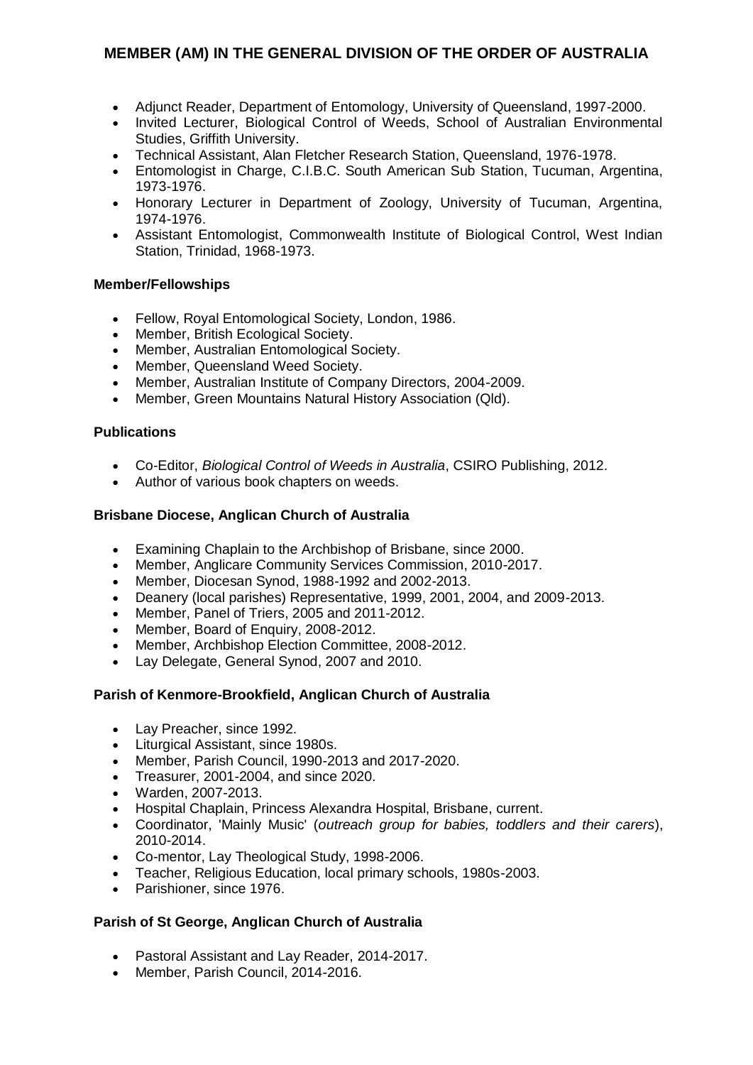# MEMBER (AM) IN THE GENERAL DIVISION OF THE ORDER OF AUSTRALIA

- Adjunct Reader, Department of Entomology, University of Queensland, 1997-2000.
- Invited Lecturer, Biological Control of Weeds, School of Australian Environmental Studies, Griffith University.
- Technical Assistant, Alan Fletcher Research Station, Queensland, 1976-1978.
- Entomologist in Charge, C.I.B.C. South American Sub Station, Tucuman, Argentina, 1973-1976.
- Honorary Lecturer in Department of Zoology, University of Tucuman, Argentina, 1974-1976.
- Assistant Entomologist, Commonwealth Institute of Biological Control, West Indian Station, Trinidad, 1968-1973.

**Member/Fellowships**

- Fellow, Royal Entomological Society, London, 1986.
- Member, British Ecological Society.
- Member, Australian Entomological Society.
- Member, Queensland Weed Society.
- Member, Australian Institute of Company Directors, 2004-2009.
- Member, Green Mountains Natural History Association (Qld).

**Publications**

- Co-Editor, *Biological Control of Weeds in Australia*, CSIRO Publishing, 2012.
- Author of various book chapters on weeds.

**Brisbane Diocese, Anglican Church of Australia**

- Examining Chaplain to the Archbishop of Brisbane, since 2000.
- Member, Anglicare Community Services Commission, 2010-2017.
- Member, Diocesan Synod, 1988-1992 and 2002-2013.
- Deanery (local parishes) Representative, 1999, 2001, 2004, and 2009-2013.
- Member, Panel of Triers, 2005 and 2011-2012.
- Member, Board of Enquiry, 2008-2012.
- Member, Archbishop Election Committee, 2008-2012.
- Lay Delegate, General Synod, 2007 and 2010.

**Parish of Kenmore-Brookfield, Anglican Church of Australia**

- Lay Preacher, since 1992.
- Liturgical Assistant, since 1980s.
- Member, Parish Council, 1990-2013 and 2017-2020.
- Treasurer, 2001-2004, and since 2020.
- Warden, 2007-2013.
- Hospital Chaplain, Princess Alexandra Hospital, Brisbane, current.
- Coordinator, 'Mainly Music' (*outreach group for babies, toddlers and their carers*), 2010-2014.
- Co-mentor, Lay Theological Study, 1998-2006.
- Teacher, Religious Education, local primary schools, 1980s-2003.
- Parishioner, since 1976.

**Parish of St George, Anglican Church of Australia**

- Pastoral Assistant and Lay Reader, 2014-2017.
- Member, Parish Council, 2014-2016.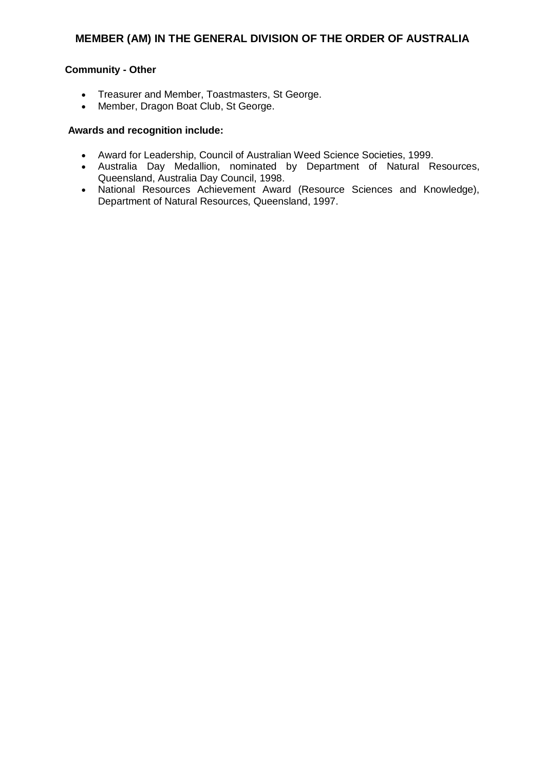## MEMBER (AM) IN THE GENERAL DIVISION OF THE ORDER OF AUSTRALIA

**Community - Other**

- Treasurer and Member, Toastmasters, St George.
- Member, Dragon Boat Club, St George.

**Awards and recognition include:**

- Award for Leadership, Council of Australian Weed Science Societies, 1999.
- Australia Day Medallion, nominated by Department of Natural Resources, Queensland, Australia Day Council, 1998.
- National Resources Achievement Award (Resource Sciences and Knowledge), Department of Natural Resources, Queensland, 1997.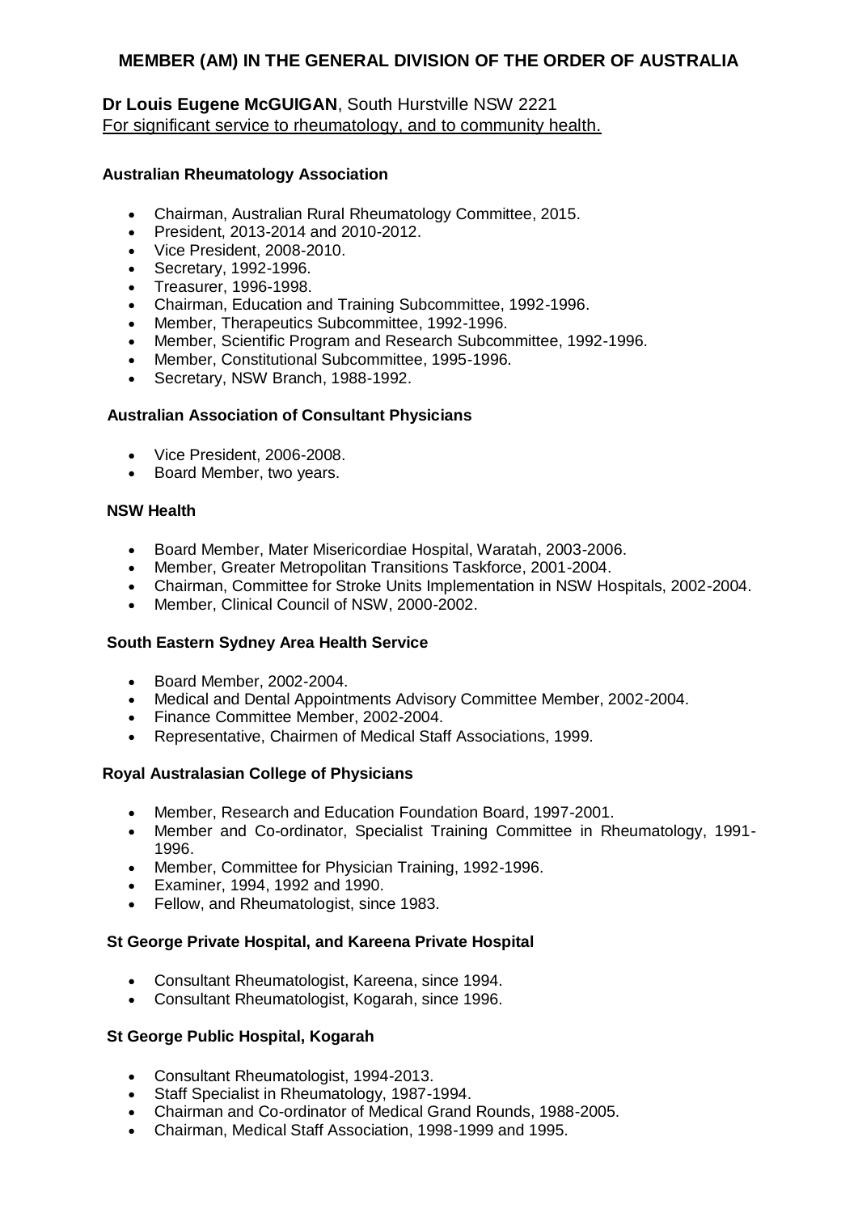## MEMBER (AM) IN THE GENERAL DIVISION OF THE ORDER OF AUSTRALIA

**Dr Louis Eugene McGUIGAN**, South Hurstville NSW 2221
For significant service to rheumatology, and to community health.

**Australian Rheumatology Association**

- Chairman, Australian Rural Rheumatology Committee, 2015.
- President, 2013-2014 and 2010-2012.
- Vice President, 2008-2010.
- Secretary, 1992-1996.
- Treasurer, 1996-1998.
- Chairman, Education and Training Subcommittee, 1992-1996.
- Member, Therapeutics Subcommittee, 1992-1996.
- Member, Scientific Program and Research Subcommittee, 1992-1996.
- Member, Constitutional Subcommittee, 1995-1996.
- Secretary, NSW Branch, 1988-1992.

**Australian Association of Consultant Physicians**

- Vice President, 2006-2008.
- Board Member, two years.

**NSW Health**

- Board Member, Mater Misericordiae Hospital, Waratah, 2003-2006.
- Member, Greater Metropolitan Transitions Taskforce, 2001-2004.
- Chairman, Committee for Stroke Units Implementation in NSW Hospitals, 2002-2004.
- Member, Clinical Council of NSW, 2000-2002.

**South Eastern Sydney Area Health Service**

- Board Member, 2002-2004.
- Medical and Dental Appointments Advisory Committee Member, 2002-2004.
- Finance Committee Member, 2002-2004.
- Representative, Chairmen of Medical Staff Associations, 1999.

**Royal Australasian College of Physicians**

- Member, Research and Education Foundation Board, 1997-2001.
- Member and Co-ordinator, Specialist Training Committee in Rheumatology, 1991-1996.
- Member, Committee for Physician Training, 1992-1996.
- Examiner, 1994, 1992 and 1990.
- Fellow, and Rheumatologist, since 1983.

**St George Private Hospital, and Kareena Private Hospital**

- Consultant Rheumatologist, Kareena, since 1994.
- Consultant Rheumatologist, Kogarah, since 1996.

**St George Public Hospital, Kogarah**

- Consultant Rheumatologist, 1994-2013.
- Staff Specialist in Rheumatology, 1987-1994.
- Chairman and Co-ordinator of Medical Grand Rounds, 1988-2005.
- Chairman, Medical Staff Association, 1998-1999 and 1995.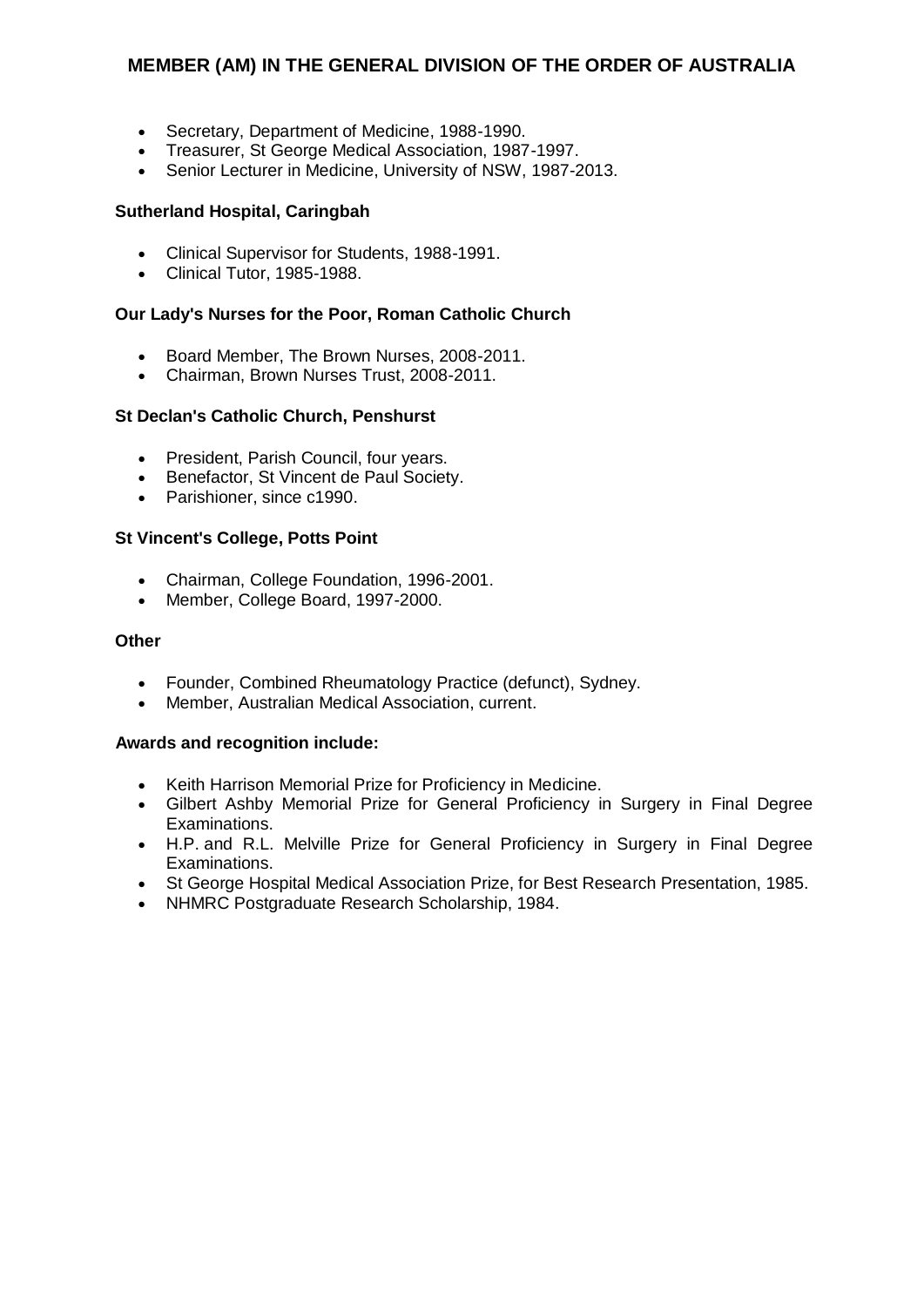- Secretary, Department of Medicine, 1988-1990.
- Treasurer, St George Medical Association, 1987-1997.
- Senior Lecturer in Medicine, University of NSW, 1987-2013.

**Sutherland Hospital, Caringbah**

- Clinical Supervisor for Students, 1988-1991.
- Clinical Tutor, 1985-1988.

**Our Lady's Nurses for the Poor, Roman Catholic Church**

- Board Member, The Brown Nurses, 2008-2011.
- Chairman, Brown Nurses Trust, 2008-2011.

**St Declan's Catholic Church, Penshurst**

- President, Parish Council, four years.
- Benefactor, St Vincent de Paul Society.
- Parishioner, since c1990.

**St Vincent's College, Potts Point**

- Chairman, College Foundation, 1996-2001.
- Member, College Board, 1997-2000.

**Other**

- Founder, Combined Rheumatology Practice (defunct), Sydney.
- Member, Australian Medical Association, current.

**Awards and recognition include:**

- Keith Harrison Memorial Prize for Proficiency in Medicine.
- Gilbert Ashby Memorial Prize for General Proficiency in Surgery in Final Degree Examinations.
- H.P. and R.L. Melville Prize for General Proficiency in Surgery in Final Degree Examinations.
- St George Hospital Medical Association Prize, for Best Research Presentation, 1985.
- NHMRC Postgraduate Research Scholarship, 1984.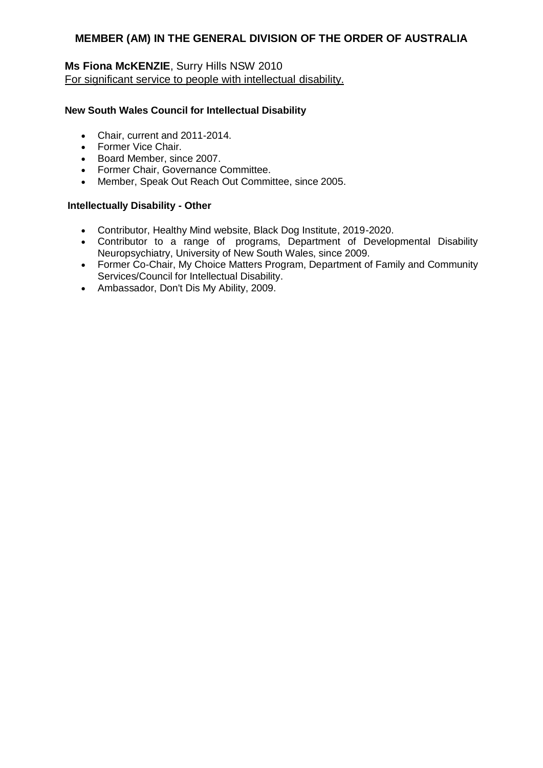## MEMBER (AM) IN THE GENERAL DIVISION OF THE ORDER OF AUSTRALIA

**Ms Fiona McKENZIE**, Surry Hills NSW 2010
For significant service to people with intellectual disability.

**New South Wales Council for Intellectual Disability**

- Chair, current and 2011-2014.
- Former Vice Chair.
- Board Member, since 2007.
- Former Chair, Governance Committee.
- Member, Speak Out Reach Out Committee, since 2005.

**Intellectually Disability - Other**

- Contributor, Healthy Mind website, Black Dog Institute, 2019-2020.
- Contributor to a range of programs, Department of Developmental Disability Neuropsychiatry, University of New South Wales, since 2009.
- Former Co-Chair, My Choice Matters Program, Department of Family and Community Services/Council for Intellectual Disability.
- Ambassador, Don't Dis My Ability, 2009.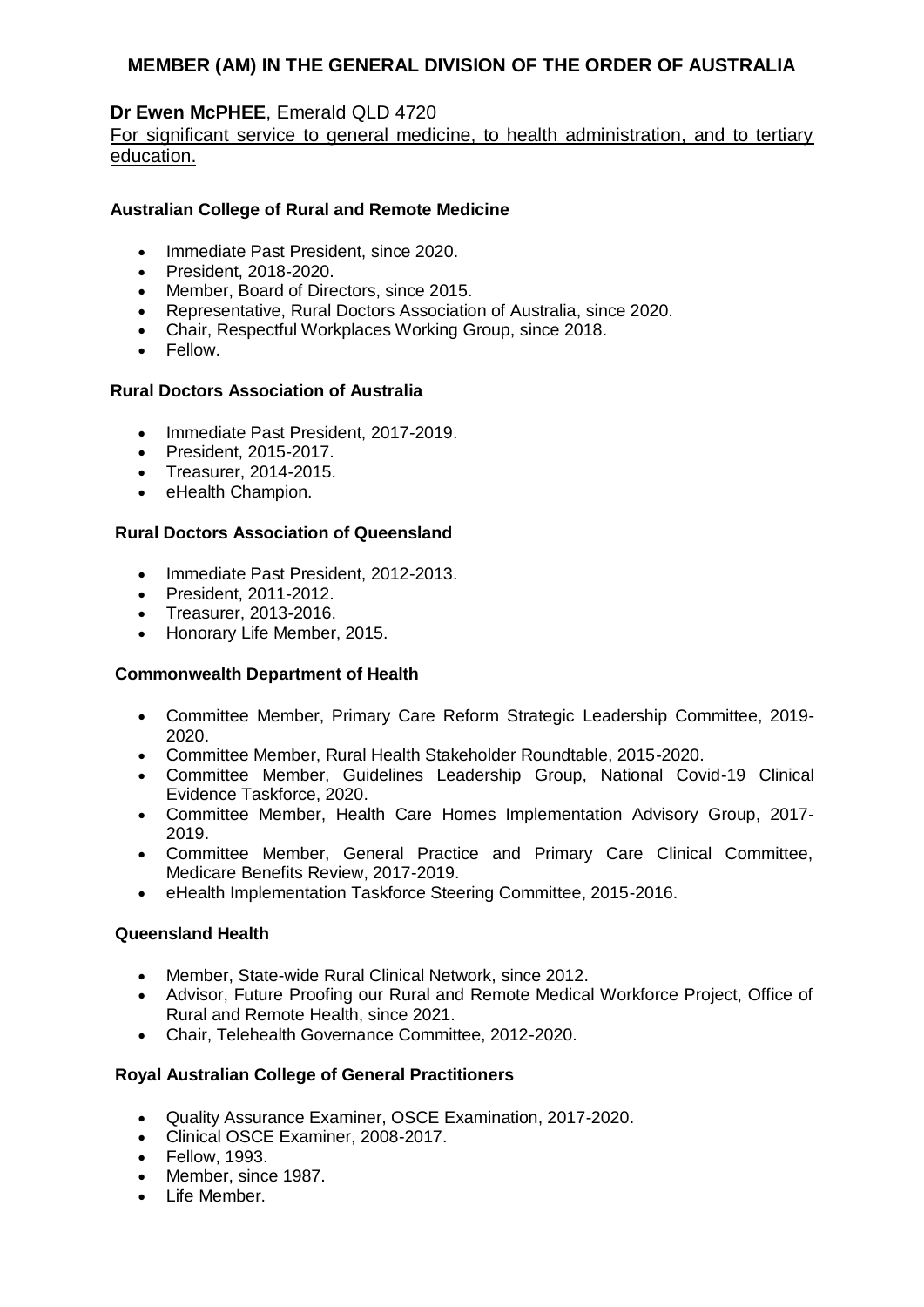## MEMBER (AM) IN THE GENERAL DIVISION OF THE ORDER OF AUSTRALIA

**Dr Ewen McPHEE**, Emerald QLD 4720

For significant service to general medicine, to health administration, and to tertiary education.

**Australian College of Rural and Remote Medicine**

- Immediate Past President, since 2020.
- President, 2018-2020.
- Member, Board of Directors, since 2015.
- Representative, Rural Doctors Association of Australia, since 2020.
- Chair, Respectful Workplaces Working Group, since 2018.
- Fellow.

**Rural Doctors Association of Australia**

- Immediate Past President, 2017-2019.
- President, 2015-2017.
- Treasurer, 2014-2015.
- eHealth Champion.

**Rural Doctors Association of Queensland**

- Immediate Past President, 2012-2013.
- President, 2011-2012.
- Treasurer, 2013-2016.
- Honorary Life Member, 2015.

**Commonwealth Department of Health**

- Committee Member, Primary Care Reform Strategic Leadership Committee, 2019-2020.
- Committee Member, Rural Health Stakeholder Roundtable, 2015-2020.
- Committee Member, Guidelines Leadership Group, National Covid-19 Clinical Evidence Taskforce, 2020.
- Committee Member, Health Care Homes Implementation Advisory Group, 2017-2019.
- Committee Member, General Practice and Primary Care Clinical Committee, Medicare Benefits Review, 2017-2019.
- eHealth Implementation Taskforce Steering Committee, 2015-2016.

**Queensland Health**

- Member, State-wide Rural Clinical Network, since 2012.
- Advisor, Future Proofing our Rural and Remote Medical Workforce Project, Office of Rural and Remote Health, since 2021.
- Chair, Telehealth Governance Committee, 2012-2020.

**Royal Australian College of General Practitioners**

- Quality Assurance Examiner, OSCE Examination, 2017-2020.
- Clinical OSCE Examiner, 2008-2017.
- Fellow, 1993.
- Member, since 1987.
- Life Member.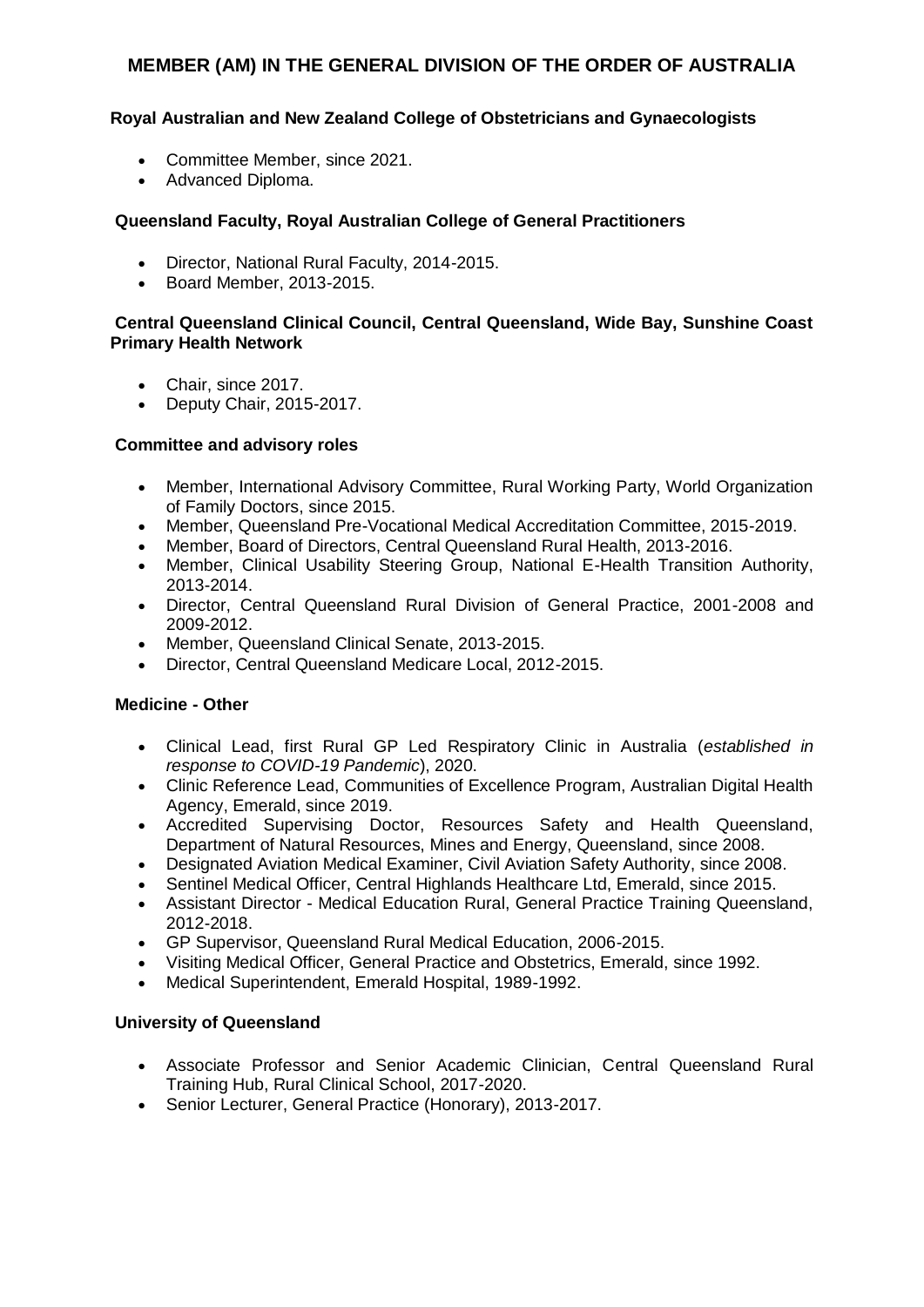# MEMBER (AM) IN THE GENERAL DIVISION OF THE ORDER OF AUSTRALIA

**Royal Australian and New Zealand College of Obstetricians and Gynaecologists**

- Committee Member, since 2021.
- Advanced Diploma.

**Queensland Faculty, Royal Australian College of General Practitioners**

- Director, National Rural Faculty, 2014-2015.
- Board Member, 2013-2015.

**Central Queensland Clinical Council, Central Queensland, Wide Bay, Sunshine Coast Primary Health Network**

- Chair, since 2017.
- Deputy Chair, 2015-2017.

**Committee and advisory roles**

- Member, International Advisory Committee, Rural Working Party, World Organization of Family Doctors, since 2015.
- Member, Queensland Pre-Vocational Medical Accreditation Committee, 2015-2019.
- Member, Board of Directors, Central Queensland Rural Health, 2013-2016.
- Member, Clinical Usability Steering Group, National E-Health Transition Authority, 2013-2014.
- Director, Central Queensland Rural Division of General Practice, 2001-2008 and 2009-2012.
- Member, Queensland Clinical Senate, 2013-2015.
- Director, Central Queensland Medicare Local, 2012-2015.

**Medicine - Other**

- Clinical Lead, first Rural GP Led Respiratory Clinic in Australia (*established in response to COVID-19 Pandemic*), 2020.
- Clinic Reference Lead, Communities of Excellence Program, Australian Digital Health Agency, Emerald, since 2019.
- Accredited Supervising Doctor, Resources Safety and Health Queensland, Department of Natural Resources, Mines and Energy, Queensland, since 2008.
- Designated Aviation Medical Examiner, Civil Aviation Safety Authority, since 2008.
- Sentinel Medical Officer, Central Highlands Healthcare Ltd, Emerald, since 2015.
- Assistant Director - Medical Education Rural, General Practice Training Queensland, 2012-2018.
- GP Supervisor, Queensland Rural Medical Education, 2006-2015.
- Visiting Medical Officer, General Practice and Obstetrics, Emerald, since 1992.
- Medical Superintendent, Emerald Hospital, 1989-1992.

**University of Queensland**

- Associate Professor and Senior Academic Clinician, Central Queensland Rural Training Hub, Rural Clinical School, 2017-2020.
- Senior Lecturer, General Practice (Honorary), 2013-2017.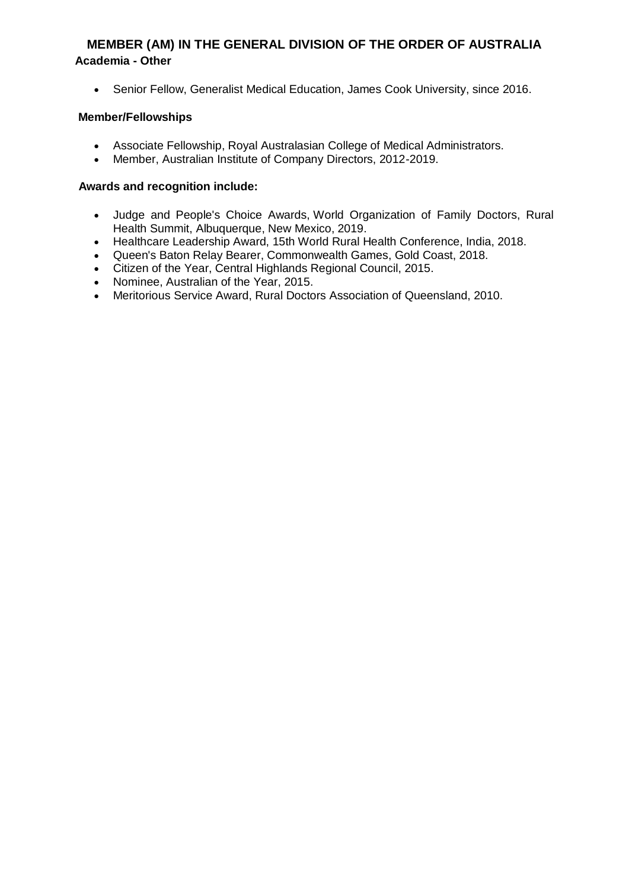## MEMBER (AM) IN THE GENERAL DIVISION OF THE ORDER OF AUSTRALIA

**Academia - Other**

- Senior Fellow, Generalist Medical Education, James Cook University, since 2016.

**Member/Fellowships**

- Associate Fellowship, Royal Australasian College of Medical Administrators.
- Member, Australian Institute of Company Directors, 2012-2019.

**Awards and recognition include:**

- Judge and People's Choice Awards, World Organization of Family Doctors, Rural Health Summit, Albuquerque, New Mexico, 2019.
- Healthcare Leadership Award, 15th World Rural Health Conference, India, 2018.
- Queen's Baton Relay Bearer, Commonwealth Games, Gold Coast, 2018.
- Citizen of the Year, Central Highlands Regional Council, 2015.
- Nominee, Australian of the Year, 2015.
- Meritorious Service Award, Rural Doctors Association of Queensland, 2010.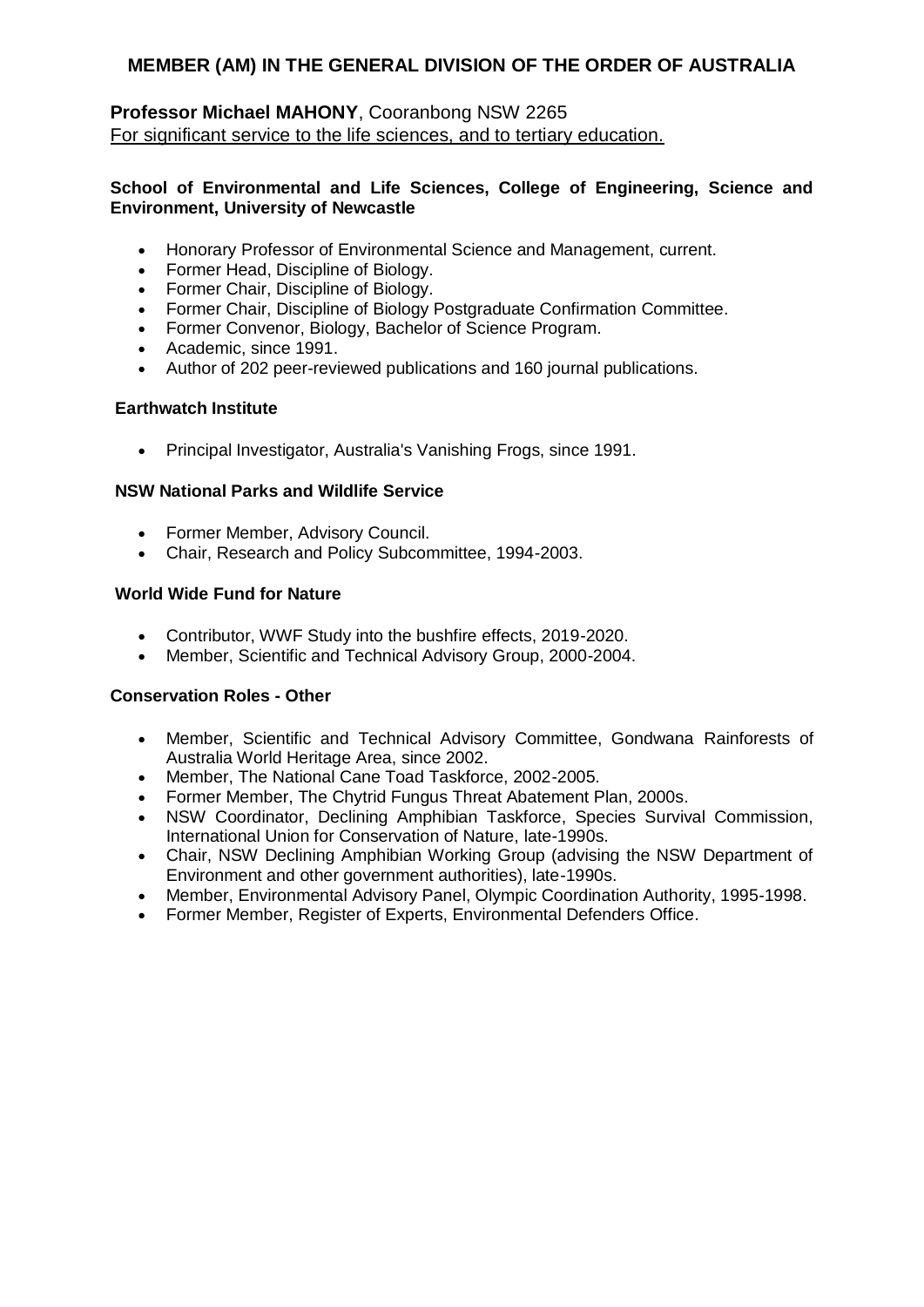## MEMBER (AM) IN THE GENERAL DIVISION OF THE ORDER OF AUSTRALIA

**Professor Michael MAHONY**, Cooranbong NSW 2265
For significant service to the life sciences, and to tertiary education.

**School of Environmental and Life Sciences, College of Engineering, Science and Environment, University of Newcastle**

- Honorary Professor of Environmental Science and Management, current.
- Former Head, Discipline of Biology.
- Former Chair, Discipline of Biology.
- Former Chair, Discipline of Biology Postgraduate Confirmation Committee.
- Former Convenor, Biology, Bachelor of Science Program.
- Academic, since 1991.
- Author of 202 peer-reviewed publications and 160 journal publications.

**Earthwatch Institute**

- Principal Investigator, Australia's Vanishing Frogs, since 1991.

**NSW National Parks and Wildlife Service**

- Former Member, Advisory Council.
- Chair, Research and Policy Subcommittee, 1994-2003.

**World Wide Fund for Nature**

- Contributor, WWF Study into the bushfire effects, 2019-2020.
- Member, Scientific and Technical Advisory Group, 2000-2004.

**Conservation Roles - Other**

- Member, Scientific and Technical Advisory Committee, Gondwana Rainforests of Australia World Heritage Area, since 2002.
- Member, The National Cane Toad Taskforce, 2002-2005.
- Former Member, The Chytrid Fungus Threat Abatement Plan, 2000s.
- NSW Coordinator, Declining Amphibian Taskforce, Species Survival Commission, International Union for Conservation of Nature, late-1990s.
- Chair, NSW Declining Amphibian Working Group (advising the NSW Department of Environment and other government authorities), late-1990s.
- Member, Environmental Advisory Panel, Olympic Coordination Authority, 1995-1998.
- Former Member, Register of Experts, Environmental Defenders Office.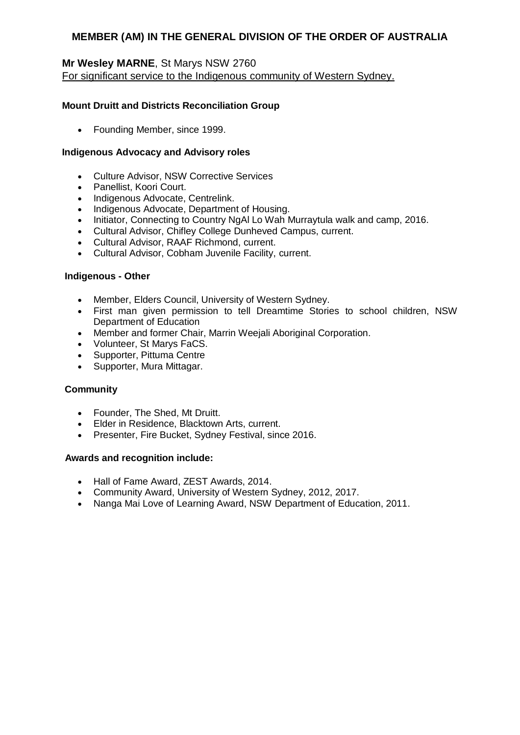## MEMBER (AM) IN THE GENERAL DIVISION OF THE ORDER OF AUSTRALIA

**Mr Wesley MARNE**, St Marys NSW 2760
For significant service to the Indigenous community of Western Sydney.

**Mount Druitt and Districts Reconciliation Group**

- Founding Member, since 1999.

**Indigenous Advocacy and Advisory roles**

- Culture Advisor, NSW Corrective Services
- Panellist, Koori Court.
- Indigenous Advocate, Centrelink.
- Indigenous Advocate, Department of Housing.
- Initiator, Connecting to Country NgAl Lo Wah Murraytula walk and camp, 2016.
- Cultural Advisor, Chifley College Dunheved Campus, current.
- Cultural Advisor, RAAF Richmond, current.
- Cultural Advisor, Cobham Juvenile Facility, current.

**Indigenous - Other**

- Member, Elders Council, University of Western Sydney.
- First man given permission to tell Dreamtime Stories to school children, NSW Department of Education
- Member and former Chair, Marrin Weejali Aboriginal Corporation.
- Volunteer, St Marys FaCS.
- Supporter, Pittuma Centre
- Supporter, Mura Mittagar.

**Community**

- Founder, The Shed, Mt Druitt.
- Elder in Residence, Blacktown Arts, current.
- Presenter, Fire Bucket, Sydney Festival, since 2016.

**Awards and recognition include:**

- Hall of Fame Award, ZEST Awards, 2014.
- Community Award, University of Western Sydney, 2012, 2017.
- Nanga Mai Love of Learning Award, NSW Department of Education, 2011.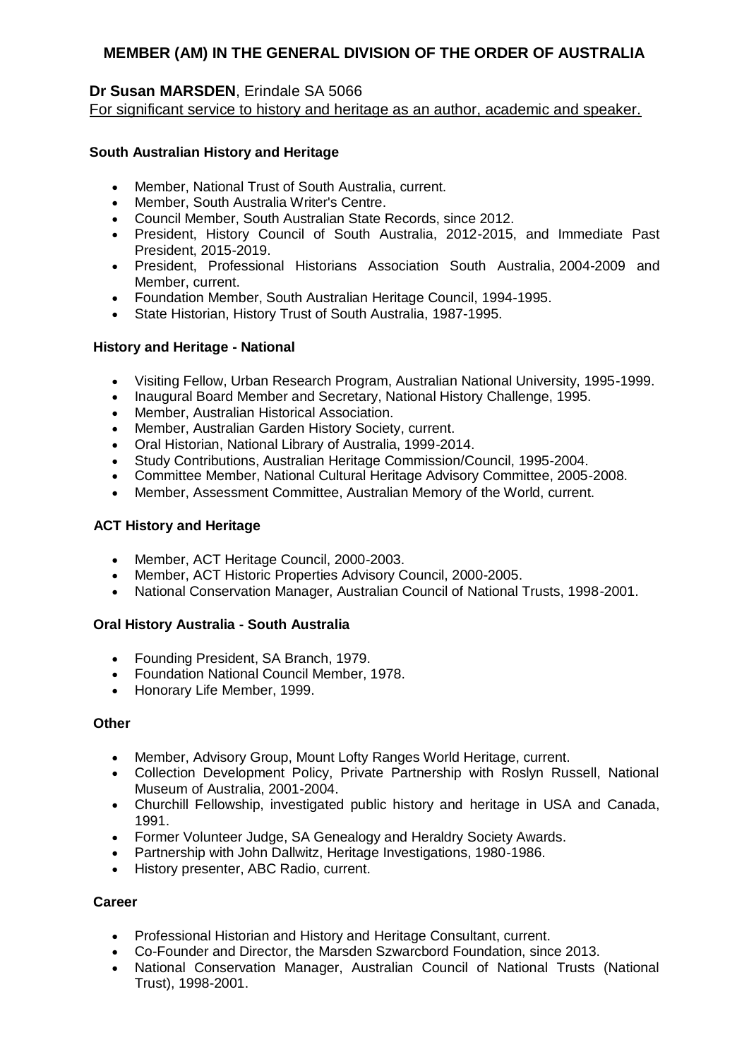## MEMBER (AM) IN THE GENERAL DIVISION OF THE ORDER OF AUSTRALIA

**Dr Susan MARSDEN**, Erindale SA 5066

For significant service to history and heritage as an author, academic and speaker.

### South Australian History and Heritage

- Member, National Trust of South Australia, current.
- Member, South Australia Writer's Centre.
- Council Member, South Australian State Records, since 2012.
- President, History Council of South Australia, 2012-2015, and Immediate Past President, 2015-2019.
- President, Professional Historians Association South Australia, 2004-2009 and Member, current.
- Foundation Member, South Australian Heritage Council, 1994-1995.
- State Historian, History Trust of South Australia, 1987-1995.

### History and Heritage - National

- Visiting Fellow, Urban Research Program, Australian National University, 1995-1999.
- Inaugural Board Member and Secretary, National History Challenge, 1995.
- Member, Australian Historical Association.
- Member, Australian Garden History Society, current.
- Oral Historian, National Library of Australia, 1999-2014.
- Study Contributions, Australian Heritage Commission/Council, 1995-2004.
- Committee Member, National Cultural Heritage Advisory Committee, 2005-2008.
- Member, Assessment Committee, Australian Memory of the World, current.

### ACT History and Heritage

- Member, ACT Heritage Council, 2000-2003.
- Member, ACT Historic Properties Advisory Council, 2000-2005.
- National Conservation Manager, Australian Council of National Trusts, 1998-2001.

### Oral History Australia - South Australia

- Founding President, SA Branch, 1979.
- Foundation National Council Member, 1978.
- Honorary Life Member, 1999.

### Other

- Member, Advisory Group, Mount Lofty Ranges World Heritage, current.
- Collection Development Policy, Private Partnership with Roslyn Russell, National Museum of Australia, 2001-2004.
- Churchill Fellowship, investigated public history and heritage in USA and Canada, 1991.
- Former Volunteer Judge, SA Genealogy and Heraldry Society Awards.
- Partnership with John Dallwitz, Heritage Investigations, 1980-1986.
- History presenter, ABC Radio, current.

### Career

- Professional Historian and History and Heritage Consultant, current.
- Co-Founder and Director, the Marsden Szwarcbord Foundation, since 2013.
- National Conservation Manager, Australian Council of National Trusts (National Trust), 1998-2001.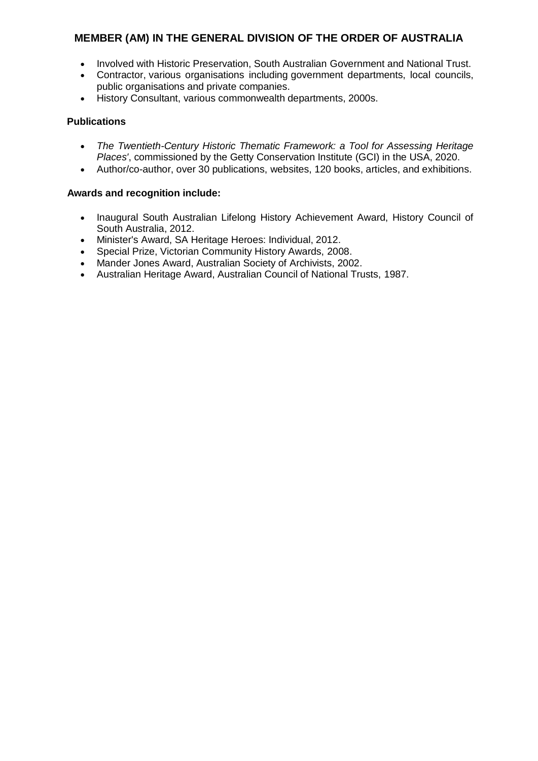## MEMBER (AM) IN THE GENERAL DIVISION OF THE ORDER OF AUSTRALIA

- Involved with Historic Preservation, South Australian Government and National Trust.
- Contractor, various organisations including government departments, local councils, public organisations and private companies.
- History Consultant, various commonwealth departments, 2000s.

### Publications

- *The Twentieth-Century Historic Thematic Framework: a Tool for Assessing Heritage Places'*, commissioned by the Getty Conservation Institute (GCI) in the USA, 2020.
- Author/co-author, over 30 publications, websites, 120 books, articles, and exhibitions.

### Awards and recognition include:

- Inaugural South Australian Lifelong History Achievement Award, History Council of South Australia, 2012.
- Minister's Award, SA Heritage Heroes: Individual, 2012.
- Special Prize, Victorian Community History Awards, 2008.
- Mander Jones Award, Australian Society of Archivists, 2002.
- Australian Heritage Award, Australian Council of National Trusts, 1987.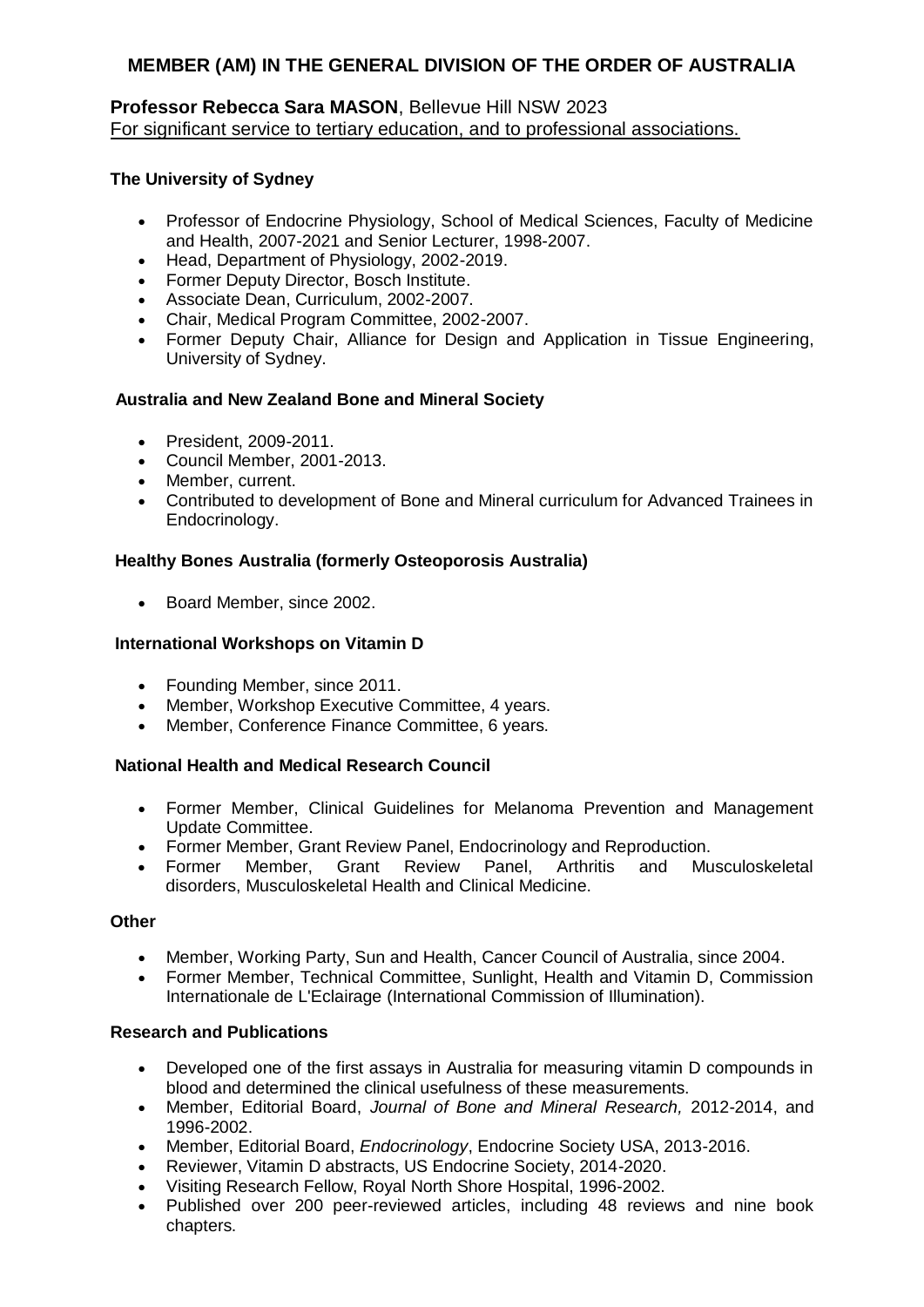## MEMBER (AM) IN THE GENERAL DIVISION OF THE ORDER OF AUSTRALIA

**Professor Rebecca Sara MASON**, Bellevue Hill NSW 2023
For significant service to tertiary education, and to professional associations.

**The University of Sydney**

- Professor of Endocrine Physiology, School of Medical Sciences, Faculty of Medicine and Health, 2007-2021 and Senior Lecturer, 1998-2007.
- Head, Department of Physiology, 2002-2019.
- Former Deputy Director, Bosch Institute.
- Associate Dean, Curriculum, 2002-2007.
- Chair, Medical Program Committee, 2002-2007.
- Former Deputy Chair, Alliance for Design and Application in Tissue Engineering, University of Sydney.

**Australia and New Zealand Bone and Mineral Society**

- President, 2009-2011.
- Council Member, 2001-2013.
- Member, current.
- Contributed to development of Bone and Mineral curriculum for Advanced Trainees in Endocrinology.

**Healthy Bones Australia (formerly Osteoporosis Australia)**

- Board Member, since 2002.

**International Workshops on Vitamin D**

- Founding Member, since 2011.
- Member, Workshop Executive Committee, 4 years.
- Member, Conference Finance Committee, 6 years.

**National Health and Medical Research Council**

- Former Member, Clinical Guidelines for Melanoma Prevention and Management Update Committee.
- Former Member, Grant Review Panel, Endocrinology and Reproduction.
- Former Member, Grant Review Panel, Arthritis and Musculoskeletal disorders, Musculoskeletal Health and Clinical Medicine.

**Other**

- Member, Working Party, Sun and Health, Cancer Council of Australia, since 2004.
- Former Member, Technical Committee, Sunlight, Health and Vitamin D, Commission Internationale de L'Eclairage (International Commission of Illumination).

**Research and Publications**

- Developed one of the first assays in Australia for measuring vitamin D compounds in blood and determined the clinical usefulness of these measurements.
- Member, Editorial Board, *Journal of Bone and Mineral Research,* 2012-2014, and 1996-2002.
- Member, Editorial Board, *Endocrinology*, Endocrine Society USA, 2013-2016.
- Reviewer, Vitamin D abstracts, US Endocrine Society, 2014-2020.
- Visiting Research Fellow, Royal North Shore Hospital, 1996-2002.
- Published over 200 peer-reviewed articles, including 48 reviews and nine book chapters.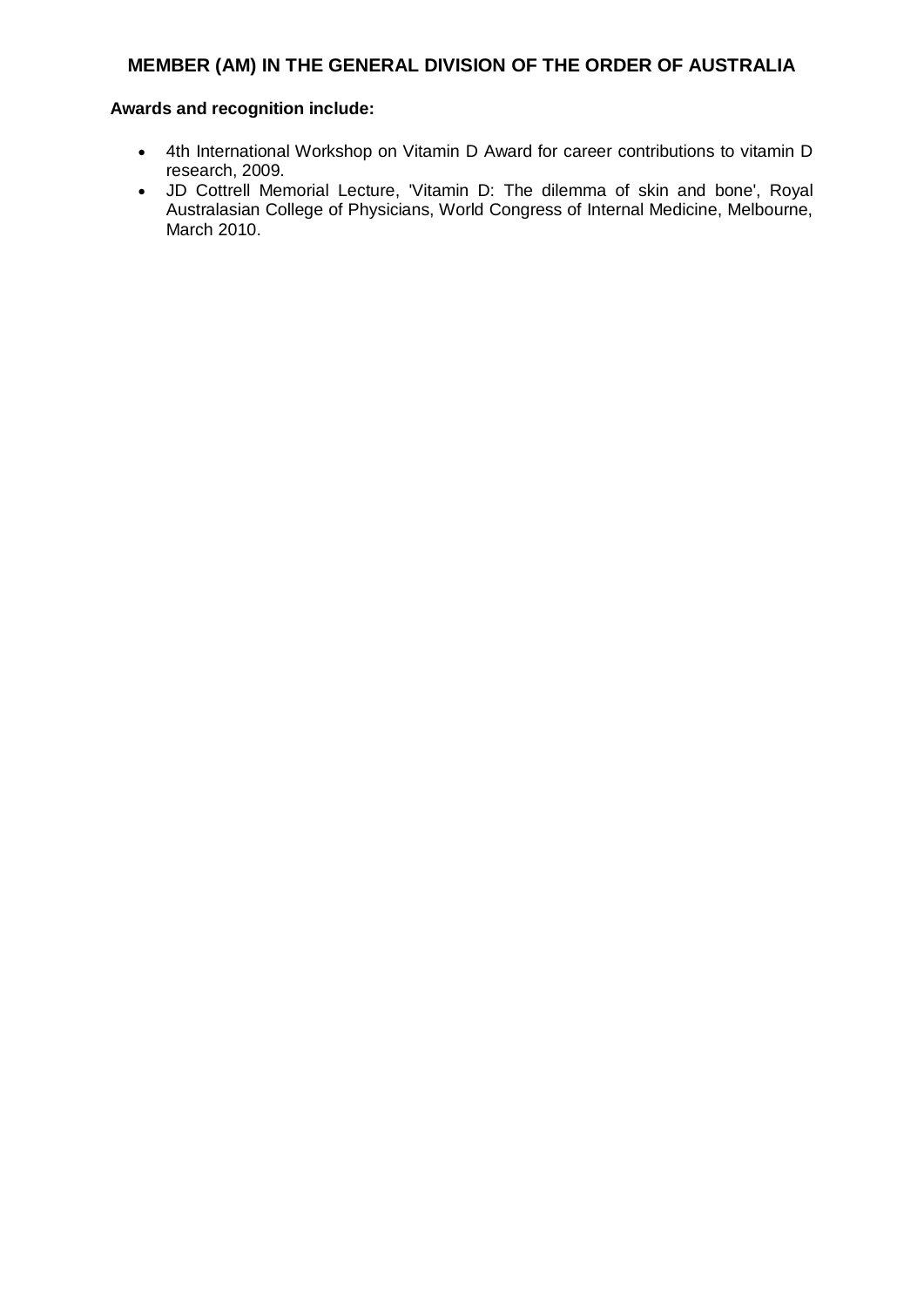## MEMBER (AM) IN THE GENERAL DIVISION OF THE ORDER OF AUSTRALIA

**Awards and recognition include:**

- 4th International Workshop on Vitamin D Award for career contributions to vitamin D research, 2009.
- JD Cottrell Memorial Lecture, 'Vitamin D: The dilemma of skin and bone', Royal Australasian College of Physicians, World Congress of Internal Medicine, Melbourne, March 2010.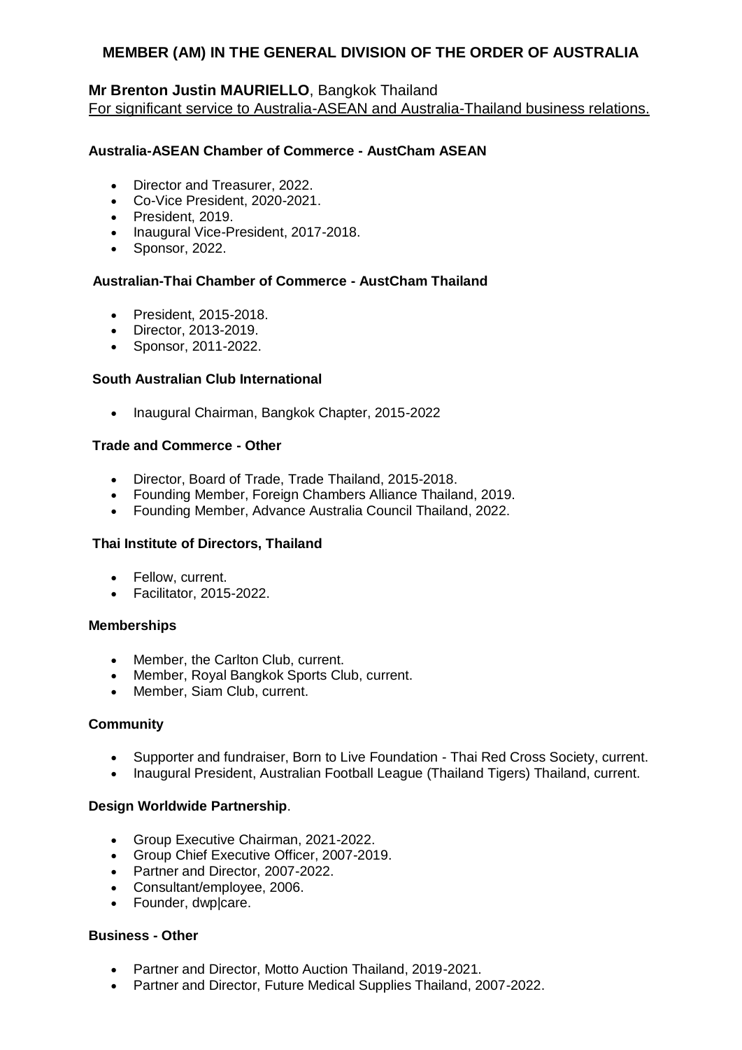# MEMBER (AM) IN THE GENERAL DIVISION OF THE ORDER OF AUSTRALIA

## Mr Brenton Justin MAURIELLO, Bangkok Thailand

For significant service to Australia-ASEAN and Australia-Thailand business relations.

### Australia-ASEAN Chamber of Commerce - AustCham ASEAN

- Director and Treasurer, 2022.
- Co-Vice President, 2020-2021.
- President, 2019.
- Inaugural Vice-President, 2017-2018.
- Sponsor, 2022.

### Australian-Thai Chamber of Commerce - AustCham Thailand

- President, 2015-2018.
- Director, 2013-2019.
- Sponsor, 2011-2022.

### South Australian Club International

- Inaugural Chairman, Bangkok Chapter, 2015-2022

### Trade and Commerce - Other

- Director, Board of Trade, Trade Thailand, 2015-2018.
- Founding Member, Foreign Chambers Alliance Thailand, 2019.
- Founding Member, Advance Australia Council Thailand, 2022.

### Thai Institute of Directors, Thailand

- Fellow, current.
- Facilitator, 2015-2022.

### Memberships

- Member, the Carlton Club, current.
- Member, Royal Bangkok Sports Club, current.
- Member, Siam Club, current.

### Community

- Supporter and fundraiser, Born to Live Foundation - Thai Red Cross Society, current.
- Inaugural President, Australian Football League (Thailand Tigers) Thailand, current.

### Design Worldwide Partnership.

- Group Executive Chairman, 2021-2022.
- Group Chief Executive Officer, 2007-2019.
- Partner and Director, 2007-2022.
- Consultant/employee, 2006.
- Founder, dwp|care.

### Business - Other

- Partner and Director, Motto Auction Thailand, 2019-2021.
- Partner and Director, Future Medical Supplies Thailand, 2007-2022.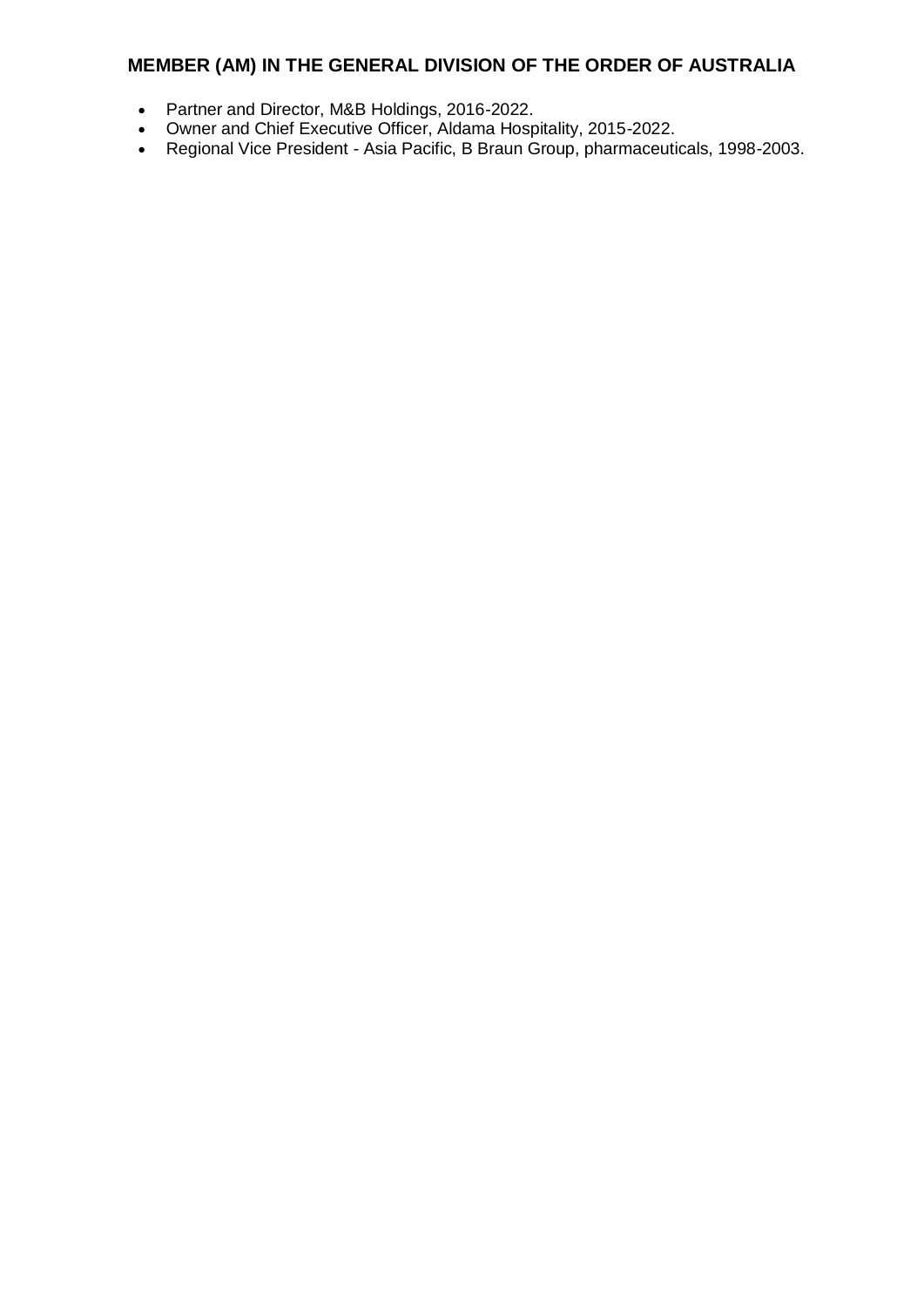## MEMBER (AM) IN THE GENERAL DIVISION OF THE ORDER OF AUSTRALIA

- Partner and Director, M&B Holdings, 2016-2022.
- Owner and Chief Executive Officer, Aldama Hospitality, 2015-2022.
- Regional Vice President - Asia Pacific, B Braun Group, pharmaceuticals, 1998-2003.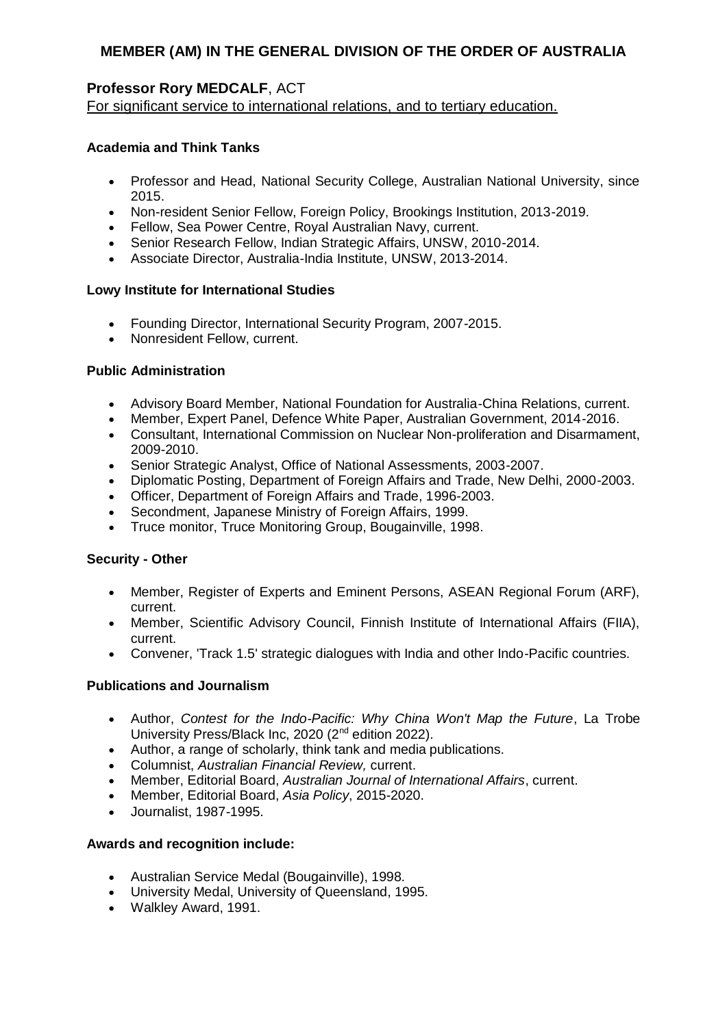# MEMBER (AM) IN THE GENERAL DIVISION OF THE ORDER OF AUSTRALIA

## Professor Rory MEDCALF, ACT

For significant service to international relations, and to tertiary education.

### Academia and Think Tanks

- Professor and Head, National Security College, Australian National University, since 2015.
- Non-resident Senior Fellow, Foreign Policy, Brookings Institution, 2013-2019.
- Fellow, Sea Power Centre, Royal Australian Navy, current.
- Senior Research Fellow, Indian Strategic Affairs, UNSW, 2010-2014.
- Associate Director, Australia-India Institute, UNSW, 2013-2014.

### Lowy Institute for International Studies

- Founding Director, International Security Program, 2007-2015.
- Nonresident Fellow, current.

### Public Administration

- Advisory Board Member, National Foundation for Australia-China Relations, current.
- Member, Expert Panel, Defence White Paper, Australian Government, 2014-2016.
- Consultant, International Commission on Nuclear Non-proliferation and Disarmament, 2009-2010.
- Senior Strategic Analyst, Office of National Assessments, 2003-2007.
- Diplomatic Posting, Department of Foreign Affairs and Trade, New Delhi, 2000-2003.
- Officer, Department of Foreign Affairs and Trade, 1996-2003.
- Secondment, Japanese Ministry of Foreign Affairs, 1999.
- Truce monitor, Truce Monitoring Group, Bougainville, 1998.

### Security - Other

- Member, Register of Experts and Eminent Persons, ASEAN Regional Forum (ARF), current.
- Member, Scientific Advisory Council, Finnish Institute of International Affairs (FIIA), current.
- Convener, 'Track 1.5' strategic dialogues with India and other Indo-Pacific countries.

### Publications and Journalism

- Author, *Contest for the Indo-Pacific: Why China Won't Map the Future*, La Trobe University Press/Black Inc, 2020 (2nd edition 2022).
- Author, a range of scholarly, think tank and media publications.
- Columnist, *Australian Financial Review,* current.
- Member, Editorial Board, *Australian Journal of International Affairs*, current.
- Member, Editorial Board, *Asia Policy*, 2015-2020.
- Journalist, 1987-1995.

### Awards and recognition include:

- Australian Service Medal (Bougainville), 1998.
- University Medal, University of Queensland, 1995.
- Walkley Award, 1991.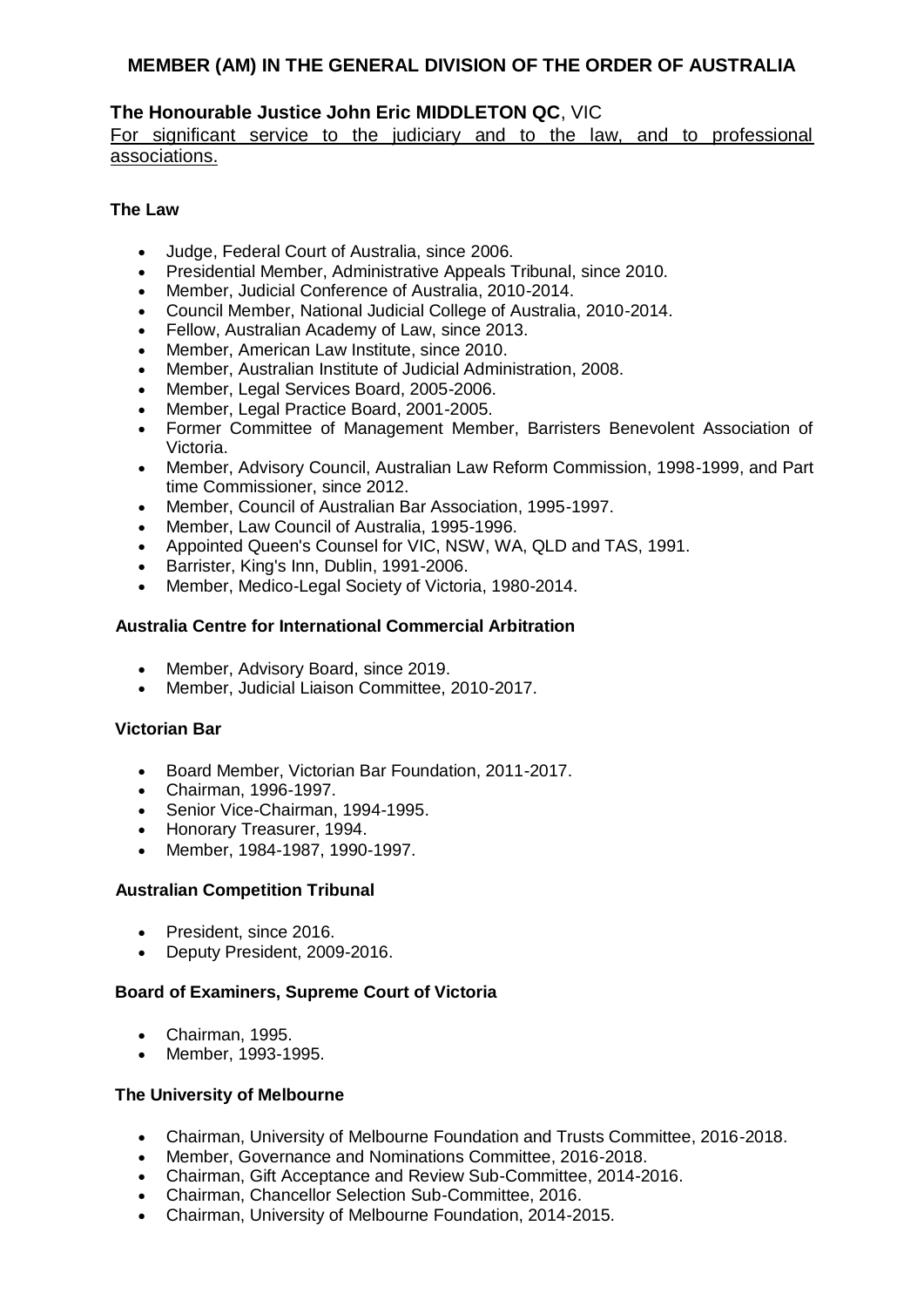## MEMBER (AM) IN THE GENERAL DIVISION OF THE ORDER OF AUSTRALIA

### The Honourable Justice John Eric MIDDLETON QC, VIC

For significant service to the judiciary and to the law, and to professional associations.

**The Law**

- Judge, Federal Court of Australia, since 2006.
- Presidential Member, Administrative Appeals Tribunal, since 2010.
- Member, Judicial Conference of Australia, 2010-2014.
- Council Member, National Judicial College of Australia, 2010-2014.
- Fellow, Australian Academy of Law, since 2013.
- Member, American Law Institute, since 2010.
- Member, Australian Institute of Judicial Administration, 2008.
- Member, Legal Services Board, 2005-2006.
- Member, Legal Practice Board, 2001-2005.
- Former Committee of Management Member, Barristers Benevolent Association of Victoria.
- Member, Advisory Council, Australian Law Reform Commission, 1998-1999, and Part time Commissioner, since 2012.
- Member, Council of Australian Bar Association, 1995-1997.
- Member, Law Council of Australia, 1995-1996.
- Appointed Queen's Counsel for VIC, NSW, WA, QLD and TAS, 1991.
- Barrister, King's Inn, Dublin, 1991-2006.
- Member, Medico-Legal Society of Victoria, 1980-2014.

**Australia Centre for International Commercial Arbitration**

- Member, Advisory Board, since 2019.
- Member, Judicial Liaison Committee, 2010-2017.

**Victorian Bar**

- Board Member, Victorian Bar Foundation, 2011-2017.
- Chairman, 1996-1997.
- Senior Vice-Chairman, 1994-1995.
- Honorary Treasurer, 1994.
- Member, 1984-1987, 1990-1997.

**Australian Competition Tribunal**

- President, since 2016.
- Deputy President, 2009-2016.

**Board of Examiners, Supreme Court of Victoria**

- Chairman, 1995.
- Member, 1993-1995.

**The University of Melbourne**

- Chairman, University of Melbourne Foundation and Trusts Committee, 2016-2018.
- Member, Governance and Nominations Committee, 2016-2018.
- Chairman, Gift Acceptance and Review Sub-Committee, 2014-2016.
- Chairman, Chancellor Selection Sub-Committee, 2016.
- Chairman, University of Melbourne Foundation, 2014-2015.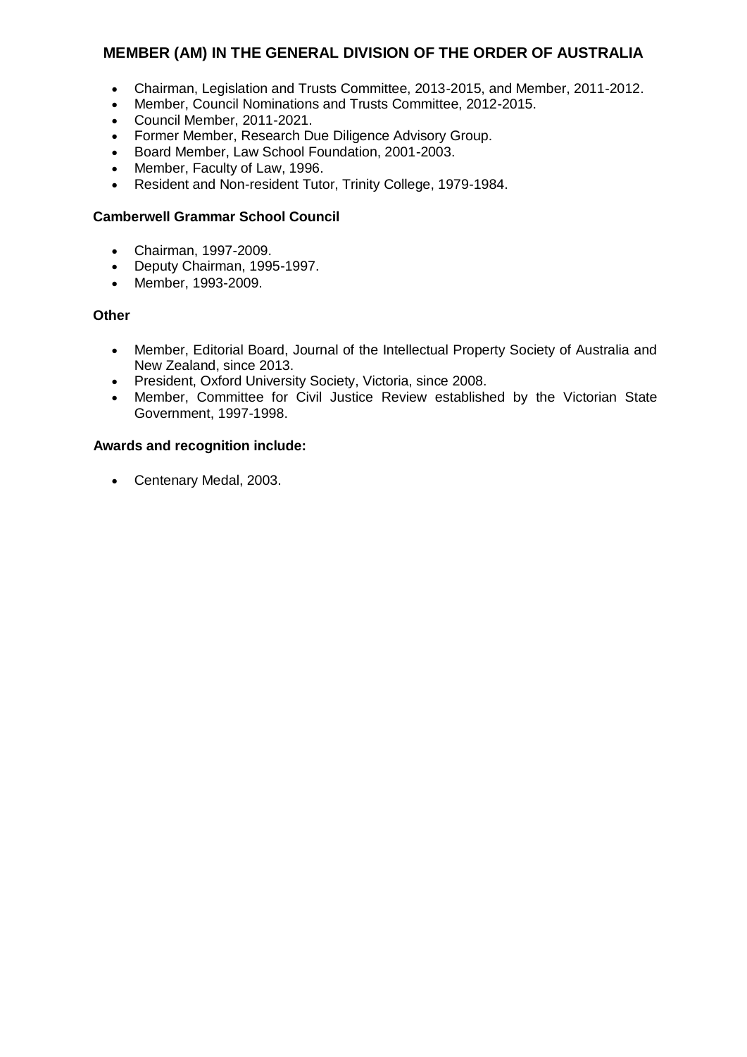## MEMBER (AM) IN THE GENERAL DIVISION OF THE ORDER OF AUSTRALIA

- Chairman, Legislation and Trusts Committee, 2013-2015, and Member, 2011-2012.
- Member, Council Nominations and Trusts Committee, 2012-2015.
- Council Member, 2011-2021.
- Former Member, Research Due Diligence Advisory Group.
- Board Member, Law School Foundation, 2001-2003.
- Member, Faculty of Law, 1996.
- Resident and Non-resident Tutor, Trinity College, 1979-1984.

**Camberwell Grammar School Council**

- Chairman, 1997-2009.
- Deputy Chairman, 1995-1997.
- Member, 1993-2009.

**Other**

- Member, Editorial Board, Journal of the Intellectual Property Society of Australia and New Zealand, since 2013.
- President, Oxford University Society, Victoria, since 2008.
- Member, Committee for Civil Justice Review established by the Victorian State Government, 1997-1998.

**Awards and recognition include:**

- Centenary Medal, 2003.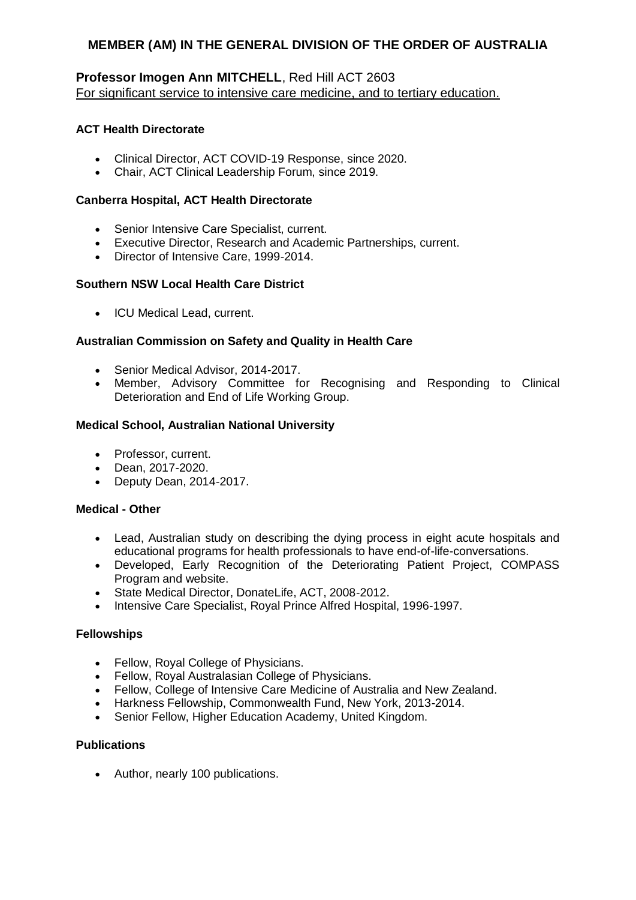## MEMBER (AM) IN THE GENERAL DIVISION OF THE ORDER OF AUSTRALIA

**Professor Imogen Ann MITCHELL**, Red Hill ACT 2603
For significant service to intensive care medicine, and to tertiary education.

**ACT Health Directorate**

- Clinical Director, ACT COVID-19 Response, since 2020.
- Chair, ACT Clinical Leadership Forum, since 2019.

**Canberra Hospital, ACT Health Directorate**

- Senior Intensive Care Specialist, current.
- Executive Director, Research and Academic Partnerships, current.
- Director of Intensive Care, 1999-2014.

**Southern NSW Local Health Care District**

- ICU Medical Lead, current.

**Australian Commission on Safety and Quality in Health Care**

- Senior Medical Advisor, 2014-2017.
- Member, Advisory Committee for Recognising and Responding to Clinical Deterioration and End of Life Working Group.

**Medical School, Australian National University**

- Professor, current.
- Dean, 2017-2020.
- Deputy Dean, 2014-2017.

**Medical - Other**

- Lead, Australian study on describing the dying process in eight acute hospitals and educational programs for health professionals to have end-of-life-conversations.
- Developed, Early Recognition of the Deteriorating Patient Project, COMPASS Program and website.
- State Medical Director, DonateLife, ACT, 2008-2012.
- Intensive Care Specialist, Royal Prince Alfred Hospital, 1996-1997.

**Fellowships**

- Fellow, Royal College of Physicians.
- Fellow, Royal Australasian College of Physicians.
- Fellow, College of Intensive Care Medicine of Australia and New Zealand.
- Harkness Fellowship, Commonwealth Fund, New York, 2013-2014.
- Senior Fellow, Higher Education Academy, United Kingdom.

**Publications**

- Author, nearly 100 publications.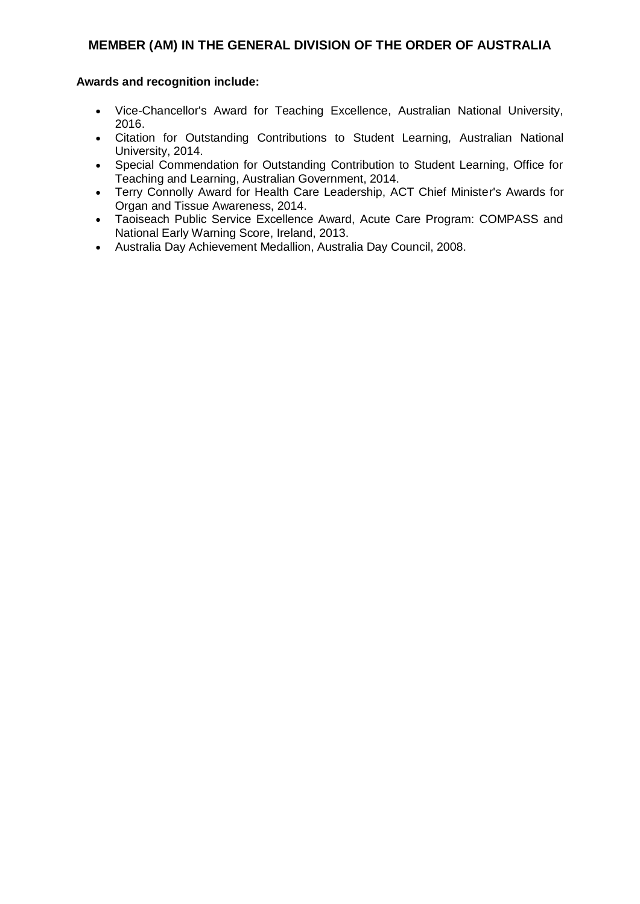## MEMBER (AM) IN THE GENERAL DIVISION OF THE ORDER OF AUSTRALIA

**Awards and recognition include:**

- Vice-Chancellor's Award for Teaching Excellence, Australian National University, 2016.
- Citation for Outstanding Contributions to Student Learning, Australian National University, 2014.
- Special Commendation for Outstanding Contribution to Student Learning, Office for Teaching and Learning, Australian Government, 2014.
- Terry Connolly Award for Health Care Leadership, ACT Chief Minister's Awards for Organ and Tissue Awareness, 2014.
- Taoiseach Public Service Excellence Award, Acute Care Program: COMPASS and National Early Warning Score, Ireland, 2013.
- Australia Day Achievement Medallion, Australia Day Council, 2008.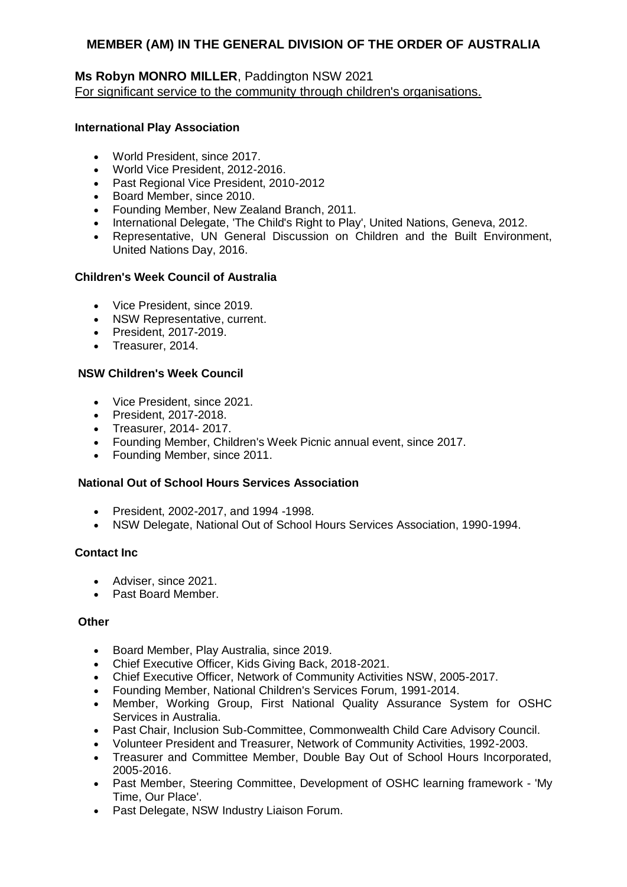## MEMBER (AM) IN THE GENERAL DIVISION OF THE ORDER OF AUSTRALIA

**Ms Robyn MONRO MILLER**, Paddington NSW 2021
For significant service to the community through children's organisations.

**International Play Association**

- World President, since 2017.
- World Vice President, 2012-2016.
- Past Regional Vice President, 2010-2012
- Board Member, since 2010.
- Founding Member, New Zealand Branch, 2011.
- International Delegate, 'The Child's Right to Play', United Nations, Geneva, 2012.
- Representative, UN General Discussion on Children and the Built Environment, United Nations Day, 2016.

**Children's Week Council of Australia**

- Vice President, since 2019.
- NSW Representative, current.
- President, 2017-2019.
- Treasurer, 2014.

**NSW Children's Week Council**

- Vice President, since 2021.
- President, 2017-2018.
- Treasurer, 2014- 2017.
- Founding Member, Children's Week Picnic annual event, since 2017.
- Founding Member, since 2011.

**National Out of School Hours Services Association**

- President, 2002-2017, and 1994 -1998.
- NSW Delegate, National Out of School Hours Services Association, 1990-1994.

**Contact Inc**

- Adviser, since 2021.
- Past Board Member.

**Other**

- Board Member, Play Australia, since 2019.
- Chief Executive Officer, Kids Giving Back, 2018-2021.
- Chief Executive Officer, Network of Community Activities NSW, 2005-2017.
- Founding Member, National Children's Services Forum, 1991-2014.
- Member, Working Group, First National Quality Assurance System for OSHC Services in Australia.
- Past Chair, Inclusion Sub-Committee, Commonwealth Child Care Advisory Council.
- Volunteer President and Treasurer, Network of Community Activities, 1992-2003.
- Treasurer and Committee Member, Double Bay Out of School Hours Incorporated, 2005-2016.
- Past Member, Steering Committee, Development of OSHC learning framework - 'My Time, Our Place'.
- Past Delegate, NSW Industry Liaison Forum.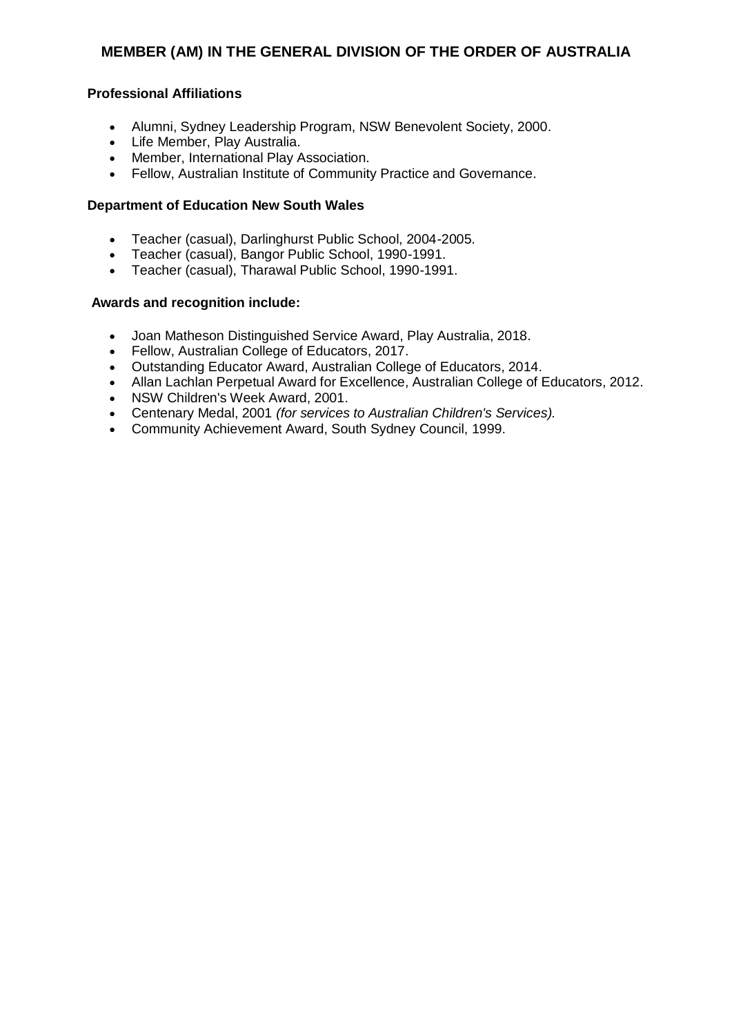# MEMBER (AM) IN THE GENERAL DIVISION OF THE ORDER OF AUSTRALIA

**Professional Affiliations**

- Alumni, Sydney Leadership Program, NSW Benevolent Society, 2000.
- Life Member, Play Australia.
- Member, International Play Association.
- Fellow, Australian Institute of Community Practice and Governance.

**Department of Education New South Wales**

- Teacher (casual), Darlinghurst Public School, 2004-2005.
- Teacher (casual), Bangor Public School, 1990-1991.
- Teacher (casual), Tharawal Public School, 1990-1991.

**Awards and recognition include:**

- Joan Matheson Distinguished Service Award, Play Australia, 2018.
- Fellow, Australian College of Educators, 2017.
- Outstanding Educator Award, Australian College of Educators, 2014.
- Allan Lachlan Perpetual Award for Excellence, Australian College of Educators, 2012.
- NSW Children's Week Award, 2001.
- Centenary Medal, 2001 *(for services to Australian Children's Services).*
- Community Achievement Award, South Sydney Council, 1999.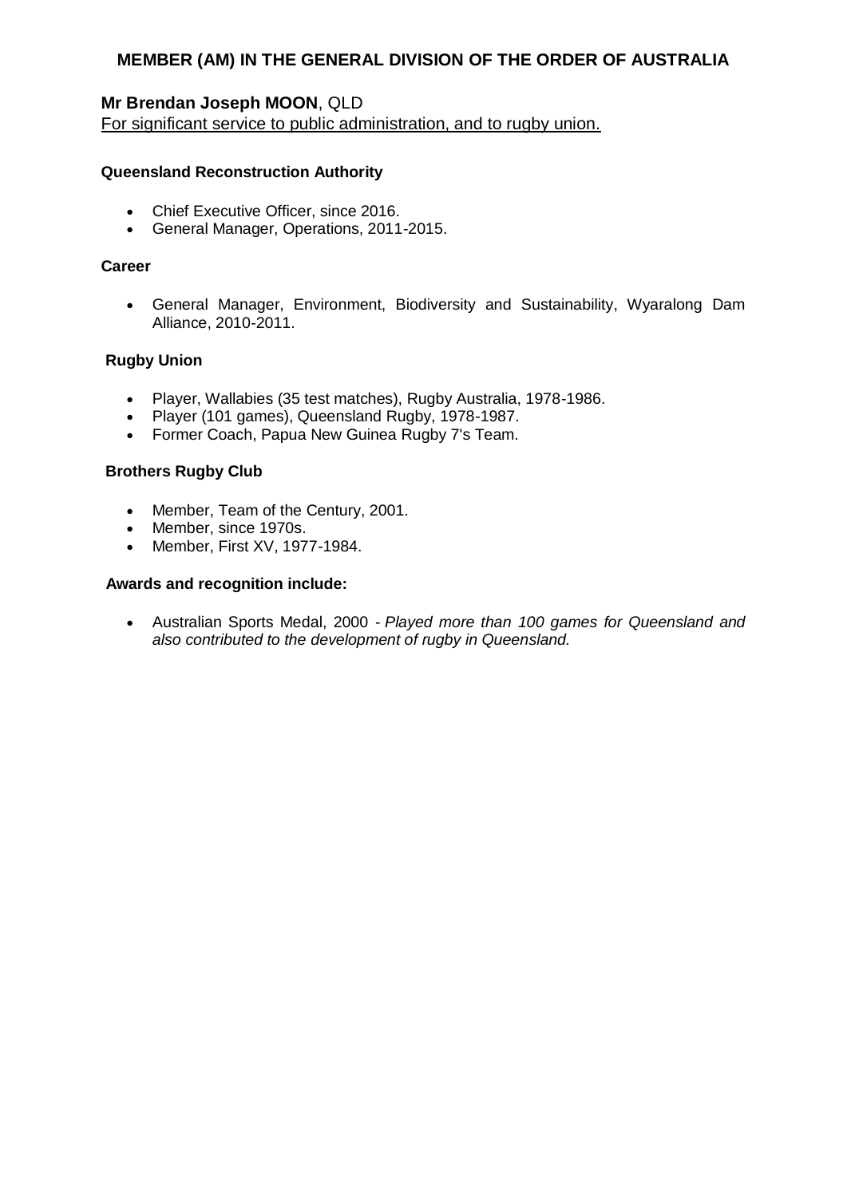## MEMBER (AM) IN THE GENERAL DIVISION OF THE ORDER OF AUSTRALIA

**Mr Brendan Joseph MOON**, QLD

For significant service to public administration, and to rugby union.

**Queensland Reconstruction Authority**

- Chief Executive Officer, since 2016.
- General Manager, Operations, 2011-2015.

**Career**

- General Manager, Environment, Biodiversity and Sustainability, Wyaralong Dam Alliance, 2010-2011.

**Rugby Union**

- Player, Wallabies (35 test matches), Rugby Australia, 1978-1986.
- Player (101 games), Queensland Rugby, 1978-1987.
- Former Coach, Papua New Guinea Rugby 7's Team.

**Brothers Rugby Club**

- Member, Team of the Century, 2001.
- Member, since 1970s.
- Member, First XV, 1977-1984.

**Awards and recognition include:**

- Australian Sports Medal, 2000 - *Played more than 100 games for Queensland and also contributed to the development of rugby in Queensland.*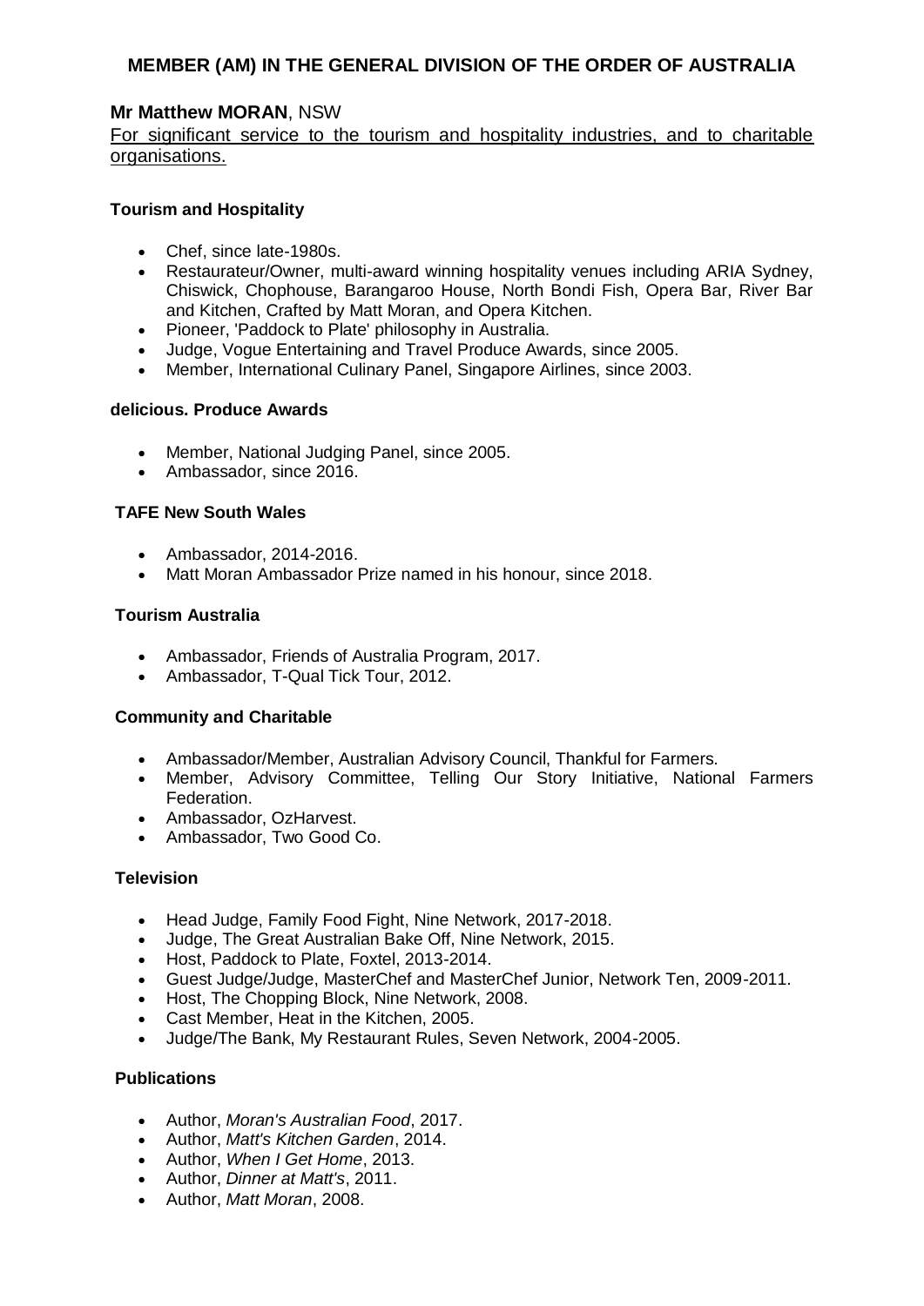## MEMBER (AM) IN THE GENERAL DIVISION OF THE ORDER OF AUSTRALIA

### Mr Matthew MORAN, NSW

For significant service to the tourism and hospitality industries, and to charitable organisations.

**Tourism and Hospitality**

- Chef, since late-1980s.
- Restaurateur/Owner, multi-award winning hospitality venues including ARIA Sydney, Chiswick, Chophouse, Barangaroo House, North Bondi Fish, Opera Bar, River Bar and Kitchen, Crafted by Matt Moran, and Opera Kitchen.
- Pioneer, 'Paddock to Plate' philosophy in Australia.
- Judge, Vogue Entertaining and Travel Produce Awards, since 2005.
- Member, International Culinary Panel, Singapore Airlines, since 2003.

**delicious. Produce Awards**

- Member, National Judging Panel, since 2005.
- Ambassador, since 2016.

**TAFE New South Wales**

- Ambassador, 2014-2016.
- Matt Moran Ambassador Prize named in his honour, since 2018.

**Tourism Australia**

- Ambassador, Friends of Australia Program, 2017.
- Ambassador, T-Qual Tick Tour, 2012.

**Community and Charitable**

- Ambassador/Member, Australian Advisory Council, Thankful for Farmers.
- Member, Advisory Committee, Telling Our Story Initiative, National Farmers Federation.
- Ambassador, OzHarvest.
- Ambassador, Two Good Co.

**Television**

- Head Judge, Family Food Fight, Nine Network, 2017-2018.
- Judge, The Great Australian Bake Off, Nine Network, 2015.
- Host, Paddock to Plate, Foxtel, 2013-2014.
- Guest Judge/Judge, MasterChef and MasterChef Junior, Network Ten, 2009-2011.
- Host, The Chopping Block, Nine Network, 2008.
- Cast Member, Heat in the Kitchen, 2005.
- Judge/The Bank, My Restaurant Rules, Seven Network, 2004-2005.

**Publications**

- Author, *Moran's Australian Food*, 2017.
- Author, *Matt's Kitchen Garden*, 2014.
- Author, *When I Get Home*, 2013.
- Author, *Dinner at Matt's*, 2011.
- Author, *Matt Moran*, 2008.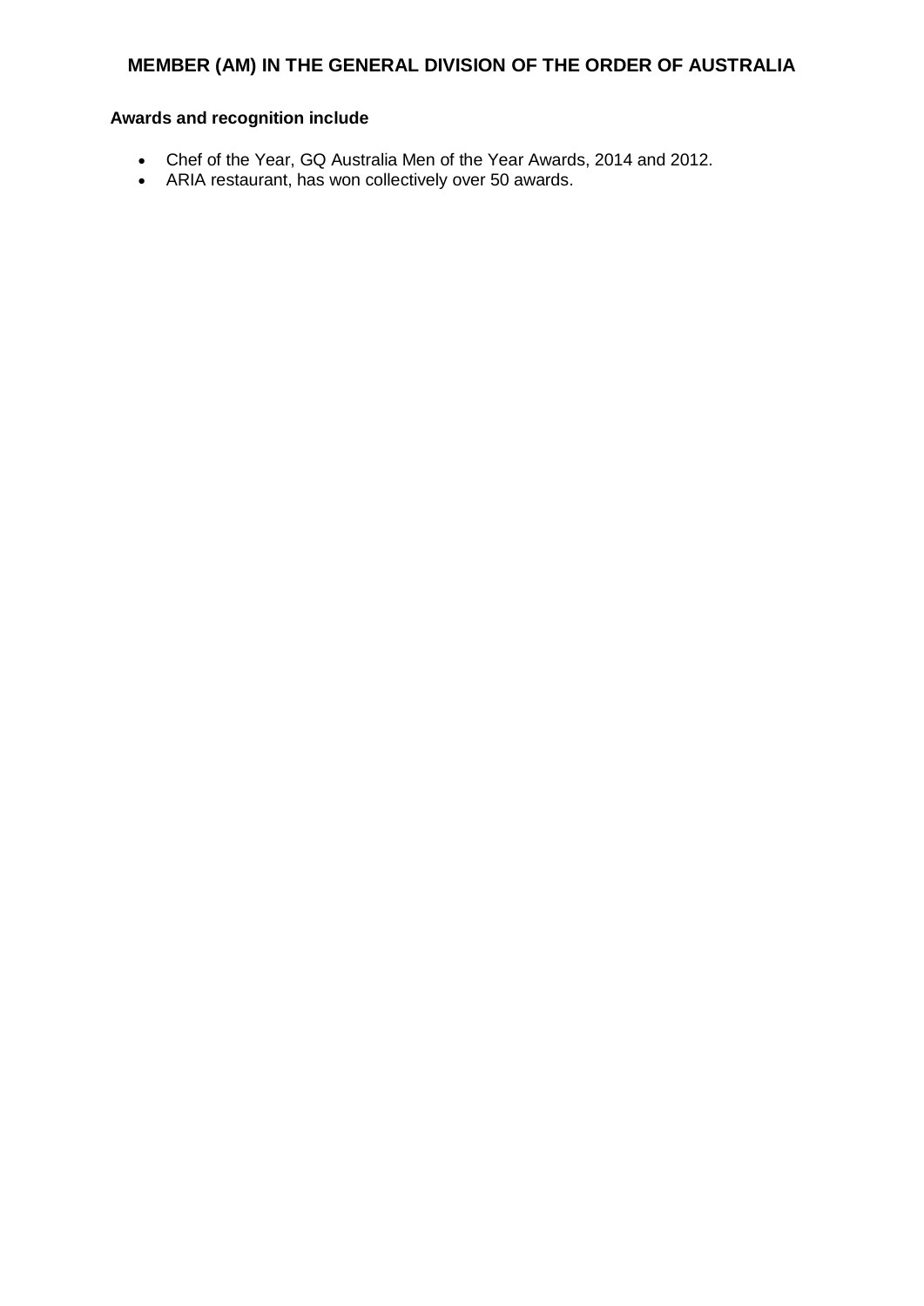## MEMBER (AM) IN THE GENERAL DIVISION OF THE ORDER OF AUSTRALIA

**Awards and recognition include**

- Chef of the Year, GQ Australia Men of the Year Awards, 2014 and 2012.
- ARIA restaurant, has won collectively over 50 awards.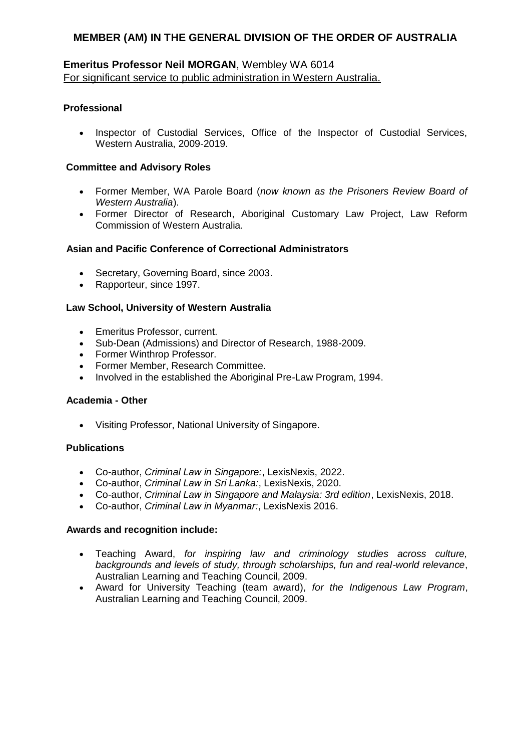# MEMBER (AM) IN THE GENERAL DIVISION OF THE ORDER OF AUSTRALIA

**Emeritus Professor Neil MORGAN**, Wembley WA 6014
For significant service to public administration in Western Australia.

### Professional

- Inspector of Custodial Services, Office of the Inspector of Custodial Services, Western Australia, 2009-2019.

### Committee and Advisory Roles

- Former Member, WA Parole Board (*now known as the Prisoners Review Board of Western Australia*).
- Former Director of Research, Aboriginal Customary Law Project, Law Reform Commission of Western Australia.

### Asian and Pacific Conference of Correctional Administrators

- Secretary, Governing Board, since 2003.
- Rapporteur, since 1997.

### Law School, University of Western Australia

- Emeritus Professor, current.
- Sub-Dean (Admissions) and Director of Research, 1988-2009.
- Former Winthrop Professor.
- Former Member, Research Committee.
- Involved in the established the Aboriginal Pre-Law Program, 1994.

### Academia - Other

- Visiting Professor, National University of Singapore.

### Publications

- Co-author, *Criminal Law in Singapore:*, LexisNexis, 2022.
- Co-author, *Criminal Law in Sri Lanka:*, LexisNexis, 2020.
- Co-author, *Criminal Law in Singapore and Malaysia: 3rd edition*, LexisNexis, 2018.
- Co-author, *Criminal Law in Myanmar:*, LexisNexis 2016.

### Awards and recognition include:

- Teaching Award, *for inspiring law and criminology studies across culture, backgrounds and levels of study, through scholarships, fun and real-world relevance*, Australian Learning and Teaching Council, 2009.
- Award for University Teaching (team award), *for the Indigenous Law Program*, Australian Learning and Teaching Council, 2009.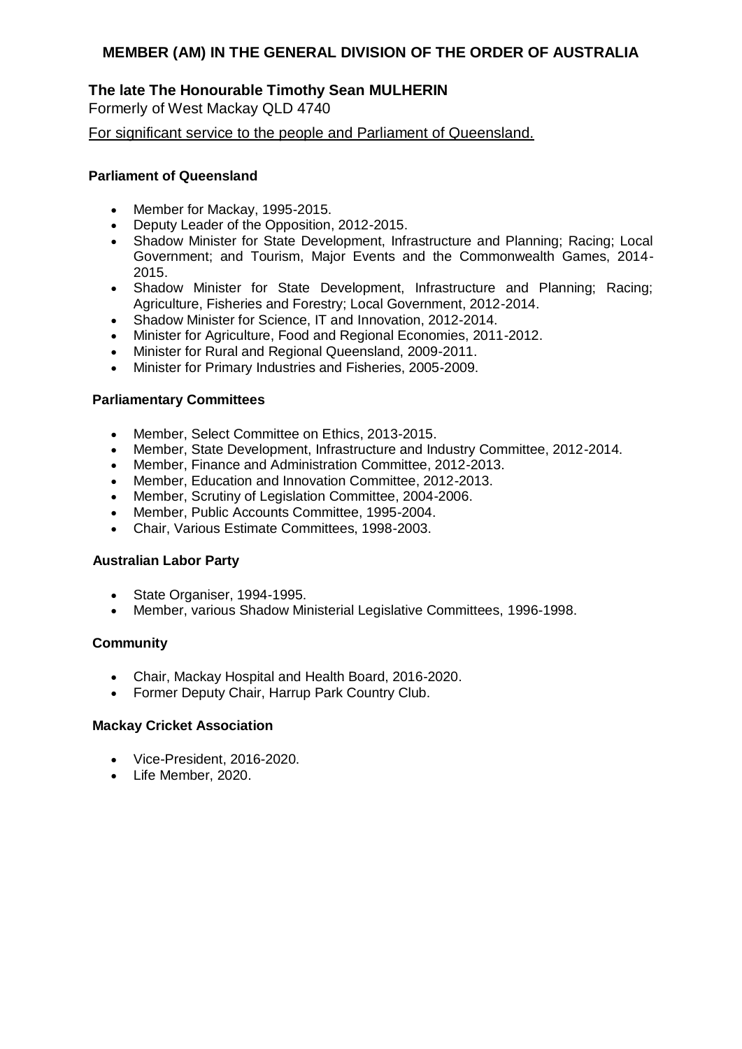## MEMBER (AM) IN THE GENERAL DIVISION OF THE ORDER OF AUSTRALIA

### The late The Honourable Timothy Sean MULHERIN

Formerly of West Mackay QLD 4740

For significant service to the people and Parliament of Queensland.

**Parliament of Queensland**

- Member for Mackay, 1995-2015.
- Deputy Leader of the Opposition, 2012-2015.
- Shadow Minister for State Development, Infrastructure and Planning; Racing; Local Government; and Tourism, Major Events and the Commonwealth Games, 2014-2015.
- Shadow Minister for State Development, Infrastructure and Planning; Racing; Agriculture, Fisheries and Forestry; Local Government, 2012-2014.
- Shadow Minister for Science, IT and Innovation, 2012-2014.
- Minister for Agriculture, Food and Regional Economies, 2011-2012.
- Minister for Rural and Regional Queensland, 2009-2011.
- Minister for Primary Industries and Fisheries, 2005-2009.

**Parliamentary Committees**

- Member, Select Committee on Ethics, 2013-2015.
- Member, State Development, Infrastructure and Industry Committee, 2012-2014.
- Member, Finance and Administration Committee, 2012-2013.
- Member, Education and Innovation Committee, 2012-2013.
- Member, Scrutiny of Legislation Committee, 2004-2006.
- Member, Public Accounts Committee, 1995-2004.
- Chair, Various Estimate Committees, 1998-2003.

**Australian Labor Party**

- State Organiser, 1994-1995.
- Member, various Shadow Ministerial Legislative Committees, 1996-1998.

**Community**

- Chair, Mackay Hospital and Health Board, 2016-2020.
- Former Deputy Chair, Harrup Park Country Club.

**Mackay Cricket Association**

- Vice-President, 2016-2020.
- Life Member, 2020.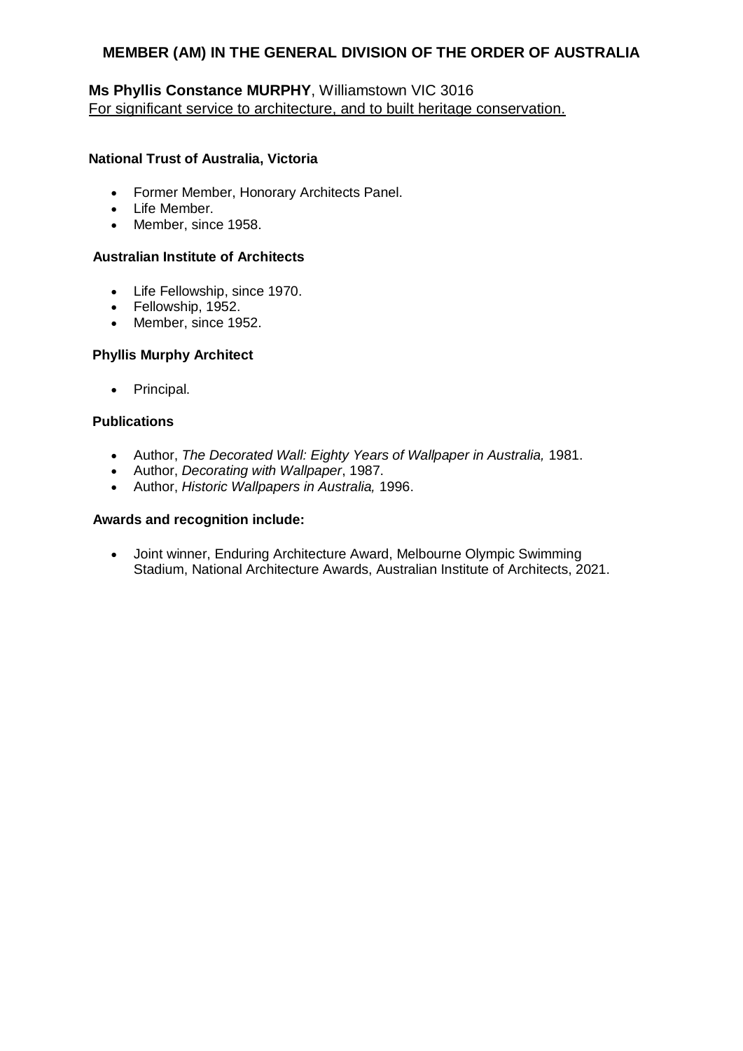## MEMBER (AM) IN THE GENERAL DIVISION OF THE ORDER OF AUSTRALIA

**Ms Phyllis Constance MURPHY**, Williamstown VIC 3016
For significant service to architecture, and to built heritage conservation.

**National Trust of Australia, Victoria**

- Former Member, Honorary Architects Panel.
- Life Member.
- Member, since 1958.

**Australian Institute of Architects**

- Life Fellowship, since 1970.
- Fellowship, 1952.
- Member, since 1952.

**Phyllis Murphy Architect**

- Principal.

**Publications**

- Author, *The Decorated Wall: Eighty Years of Wallpaper in Australia,* 1981.
- Author, *Decorating with Wallpaper*, 1987.
- Author, *Historic Wallpapers in Australia,* 1996.

**Awards and recognition include:**

- Joint winner, Enduring Architecture Award, Melbourne Olympic Swimming Stadium, National Architecture Awards, Australian Institute of Architects, 2021.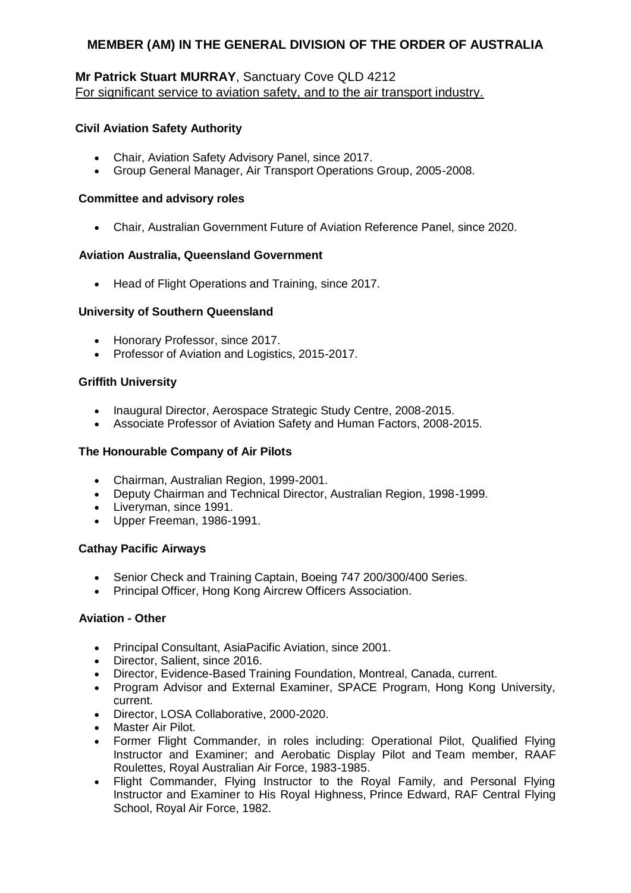## MEMBER (AM) IN THE GENERAL DIVISION OF THE ORDER OF AUSTRALIA

**Mr Patrick Stuart MURRAY**, Sanctuary Cove QLD 4212
For significant service to aviation safety, and to the air transport industry.

**Civil Aviation Safety Authority**

- Chair, Aviation Safety Advisory Panel, since 2017.
- Group General Manager, Air Transport Operations Group, 2005-2008.

**Committee and advisory roles**

- Chair, Australian Government Future of Aviation Reference Panel, since 2020.

**Aviation Australia, Queensland Government**

- Head of Flight Operations and Training, since 2017.

**University of Southern Queensland**

- Honorary Professor, since 2017.
- Professor of Aviation and Logistics, 2015-2017.

**Griffith University**

- Inaugural Director, Aerospace Strategic Study Centre, 2008-2015.
- Associate Professor of Aviation Safety and Human Factors, 2008-2015.

**The Honourable Company of Air Pilots**

- Chairman, Australian Region, 1999-2001.
- Deputy Chairman and Technical Director, Australian Region, 1998-1999.
- Liveryman, since 1991.
- Upper Freeman, 1986-1991.

**Cathay Pacific Airways**

- Senior Check and Training Captain, Boeing 747 200/300/400 Series.
- Principal Officer, Hong Kong Aircrew Officers Association.

**Aviation - Other**

- Principal Consultant, AsiaPacific Aviation, since 2001.
- Director, Salient, since 2016.
- Director, Evidence-Based Training Foundation, Montreal, Canada, current.
- Program Advisor and External Examiner, SPACE Program, Hong Kong University, current.
- Director, LOSA Collaborative, 2000-2020.
- Master Air Pilot.
- Former Flight Commander, in roles including: Operational Pilot, Qualified Flying Instructor and Examiner; and Aerobatic Display Pilot and Team member, RAAF Roulettes, Royal Australian Air Force, 1983-1985.
- Flight Commander, Flying Instructor to the Royal Family, and Personal Flying Instructor and Examiner to His Royal Highness, Prince Edward, RAF Central Flying School, Royal Air Force, 1982.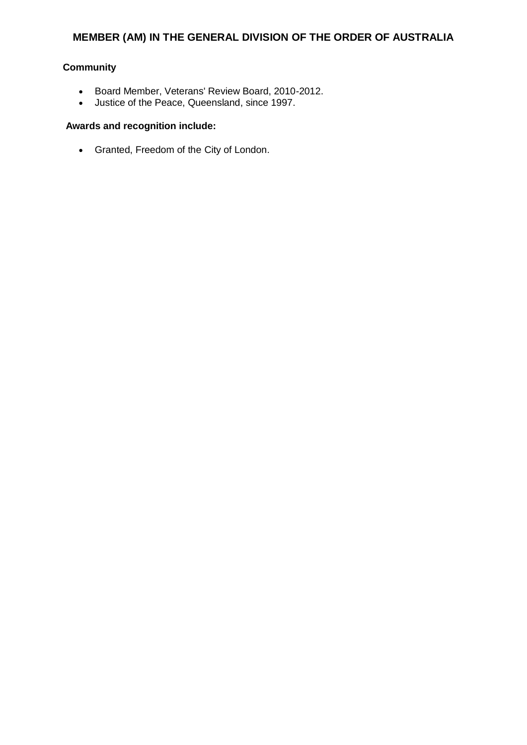## MEMBER (AM) IN THE GENERAL DIVISION OF THE ORDER OF AUSTRALIA

**Community**

- Board Member, Veterans' Review Board, 2010-2012.
- Justice of the Peace, Queensland, since 1997.

**Awards and recognition include:**

- Granted, Freedom of the City of London.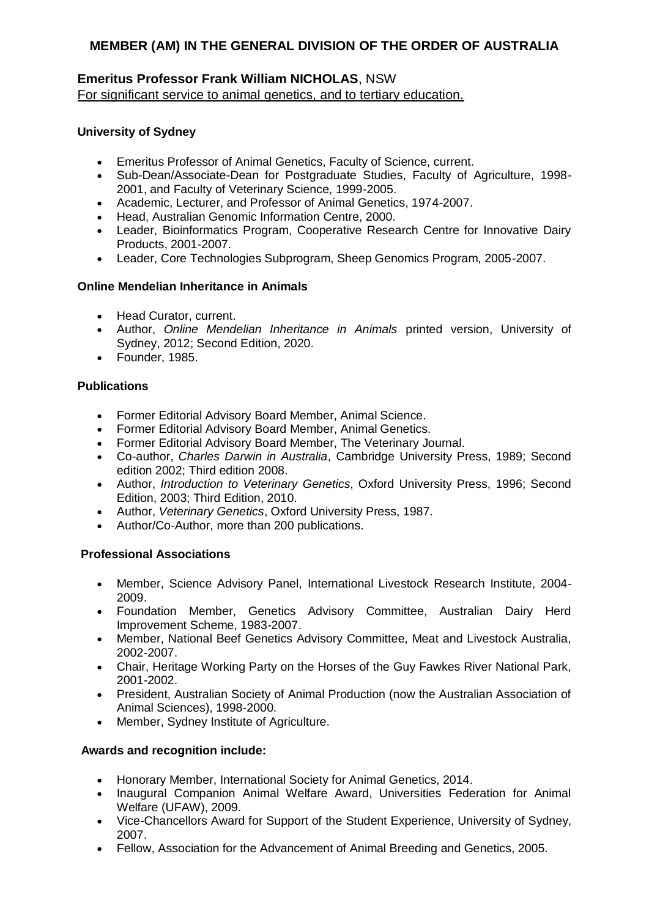# MEMBER (AM) IN THE GENERAL DIVISION OF THE ORDER OF AUSTRALIA

## Emeritus Professor Frank William NICHOLAS, NSW

For significant service to animal genetics, and to tertiary education.

### University of Sydney

- Emeritus Professor of Animal Genetics, Faculty of Science, current.
- Sub-Dean/Associate-Dean for Postgraduate Studies, Faculty of Agriculture, 1998-2001, and Faculty of Veterinary Science, 1999-2005.
- Academic, Lecturer, and Professor of Animal Genetics, 1974-2007.
- Head, Australian Genomic Information Centre, 2000.
- Leader, Bioinformatics Program, Cooperative Research Centre for Innovative Dairy Products, 2001-2007.
- Leader, Core Technologies Subprogram, Sheep Genomics Program, 2005-2007.

### Online Mendelian Inheritance in Animals

- Head Curator, current.
- Author, *Online Mendelian Inheritance in Animals* printed version, University of Sydney, 2012; Second Edition, 2020.
- Founder, 1985.

### Publications

- Former Editorial Advisory Board Member, Animal Science.
- Former Editorial Advisory Board Member, Animal Genetics.
- Former Editorial Advisory Board Member, The Veterinary Journal.
- Co-author, *Charles Darwin in Australia*, Cambridge University Press, 1989; Second edition 2002; Third edition 2008.
- Author, *Introduction to Veterinary Genetics*, Oxford University Press, 1996; Second Edition, 2003; Third Edition, 2010.
- Author, *Veterinary Genetics*, Oxford University Press, 1987.
- Author/Co-Author, more than 200 publications.

### Professional Associations

- Member, Science Advisory Panel, International Livestock Research Institute, 2004-2009.
- Foundation Member, Genetics Advisory Committee, Australian Dairy Herd Improvement Scheme, 1983-2007.
- Member, National Beef Genetics Advisory Committee, Meat and Livestock Australia, 2002-2007.
- Chair, Heritage Working Party on the Horses of the Guy Fawkes River National Park, 2001-2002.
- President, Australian Society of Animal Production (now the Australian Association of Animal Sciences), 1998-2000.
- Member, Sydney Institute of Agriculture.

### Awards and recognition include:

- Honorary Member, International Society for Animal Genetics, 2014.
- Inaugural Companion Animal Welfare Award, Universities Federation for Animal Welfare (UFAW), 2009.
- Vice-Chancellors Award for Support of the Student Experience, University of Sydney, 2007.
- Fellow, Association for the Advancement of Animal Breeding and Genetics, 2005.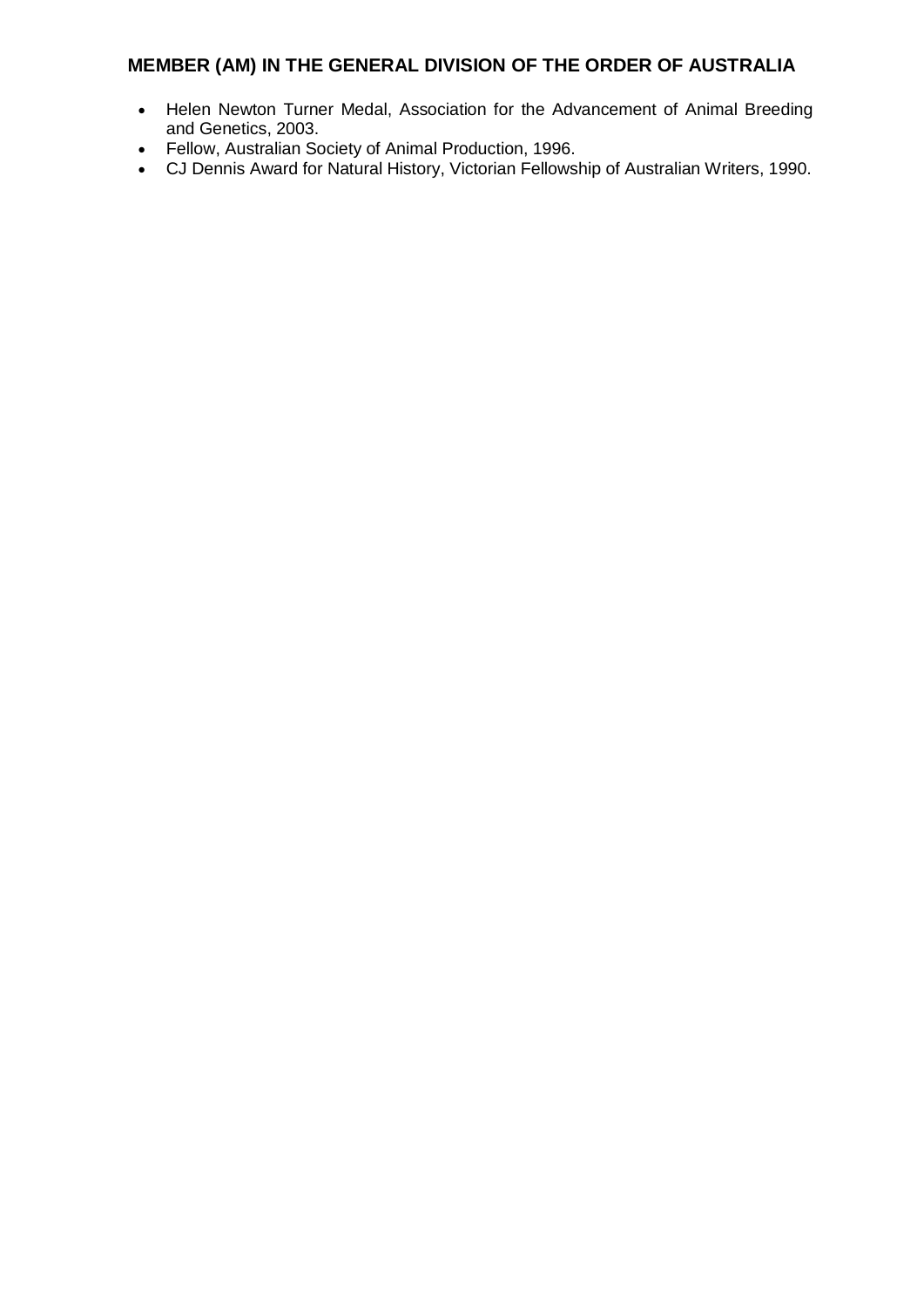## MEMBER (AM) IN THE GENERAL DIVISION OF THE ORDER OF AUSTRALIA

- Helen Newton Turner Medal, Association for the Advancement of Animal Breeding and Genetics, 2003.
- Fellow, Australian Society of Animal Production, 1996.
- CJ Dennis Award for Natural History, Victorian Fellowship of Australian Writers, 1990.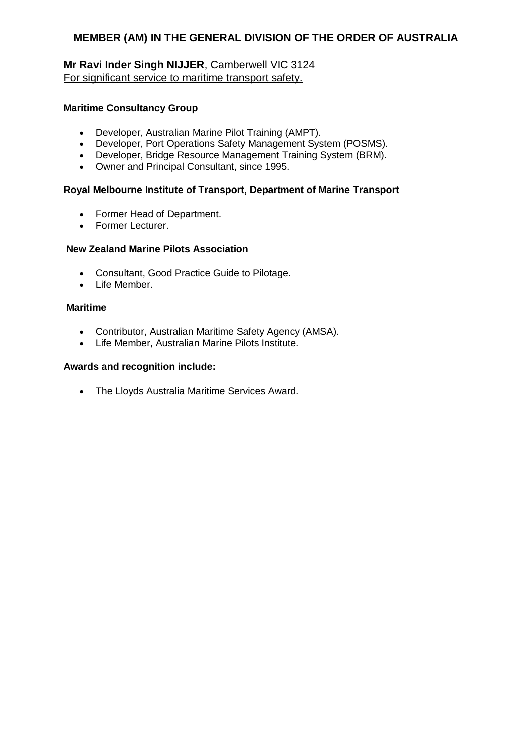## MEMBER (AM) IN THE GENERAL DIVISION OF THE ORDER OF AUSTRALIA

**Mr Ravi Inder Singh NIJJER**, Camberwell VIC 3124
For significant service to maritime transport safety.

**Maritime Consultancy Group**

- Developer, Australian Marine Pilot Training (AMPT).
- Developer, Port Operations Safety Management System (POSMS).
- Developer, Bridge Resource Management Training System (BRM).
- Owner and Principal Consultant, since 1995.

**Royal Melbourne Institute of Transport, Department of Marine Transport**

- Former Head of Department.
- Former Lecturer.

**New Zealand Marine Pilots Association**

- Consultant, Good Practice Guide to Pilotage.
- Life Member.

**Maritime**

- Contributor, Australian Maritime Safety Agency (AMSA).
- Life Member, Australian Marine Pilots Institute.

**Awards and recognition include:**

- The Lloyds Australia Maritime Services Award.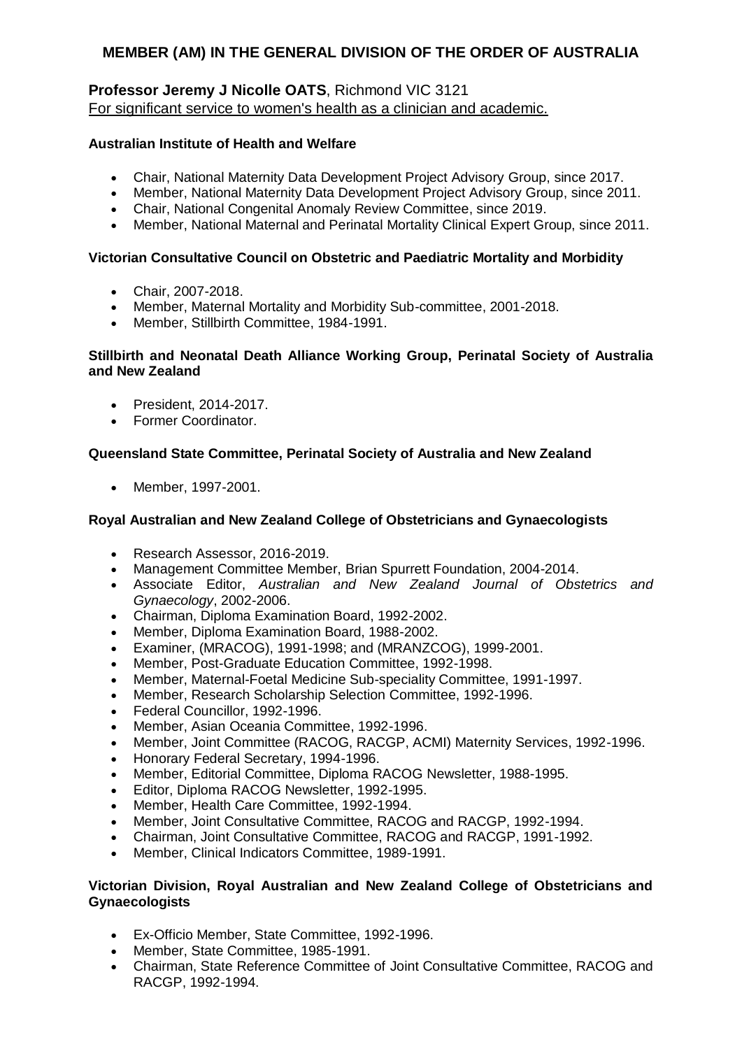## MEMBER (AM) IN THE GENERAL DIVISION OF THE ORDER OF AUSTRALIA

**Professor Jeremy J Nicolle OATS**, Richmond VIC 3121
For significant service to women's health as a clinician and academic.

**Australian Institute of Health and Welfare**

- Chair, National Maternity Data Development Project Advisory Group, since 2017.
- Member, National Maternity Data Development Project Advisory Group, since 2011.
- Chair, National Congenital Anomaly Review Committee, since 2019.
- Member, National Maternal and Perinatal Mortality Clinical Expert Group, since 2011.

**Victorian Consultative Council on Obstetric and Paediatric Mortality and Morbidity**

- Chair, 2007-2018.
- Member, Maternal Mortality and Morbidity Sub-committee, 2001-2018.
- Member, Stillbirth Committee, 1984-1991.

**Stillbirth and Neonatal Death Alliance Working Group, Perinatal Society of Australia and New Zealand**

- President, 2014-2017.
- Former Coordinator.

**Queensland State Committee, Perinatal Society of Australia and New Zealand**

- Member, 1997-2001.

**Royal Australian and New Zealand College of Obstetricians and Gynaecologists**

- Research Assessor, 2016-2019.
- Management Committee Member, Brian Spurrett Foundation, 2004-2014.
- Associate Editor, *Australian and New Zealand Journal of Obstetrics and Gynaecology*, 2002-2006.
- Chairman, Diploma Examination Board, 1992-2002.
- Member, Diploma Examination Board, 1988-2002.
- Examiner, (MRACOG), 1991-1998; and (MRANZCOG), 1999-2001.
- Member, Post-Graduate Education Committee, 1992-1998.
- Member, Maternal-Foetal Medicine Sub-speciality Committee, 1991-1997.
- Member, Research Scholarship Selection Committee, 1992-1996.
- Federal Councillor, 1992-1996.
- Member, Asian Oceania Committee, 1992-1996.
- Member, Joint Committee (RACOG, RACGP, ACMI) Maternity Services, 1992-1996.
- Honorary Federal Secretary, 1994-1996.
- Member, Editorial Committee, Diploma RACOG Newsletter, 1988-1995.
- Editor, Diploma RACOG Newsletter, 1992-1995.
- Member, Health Care Committee, 1992-1994.
- Member, Joint Consultative Committee, RACOG and RACGP, 1992-1994.
- Chairman, Joint Consultative Committee, RACOG and RACGP, 1991-1992.
- Member, Clinical Indicators Committee, 1989-1991.

**Victorian Division, Royal Australian and New Zealand College of Obstetricians and Gynaecologists**

- Ex-Officio Member, State Committee, 1992-1996.
- Member, State Committee, 1985-1991.
- Chairman, State Reference Committee of Joint Consultative Committee, RACOG and RACGP, 1992-1994.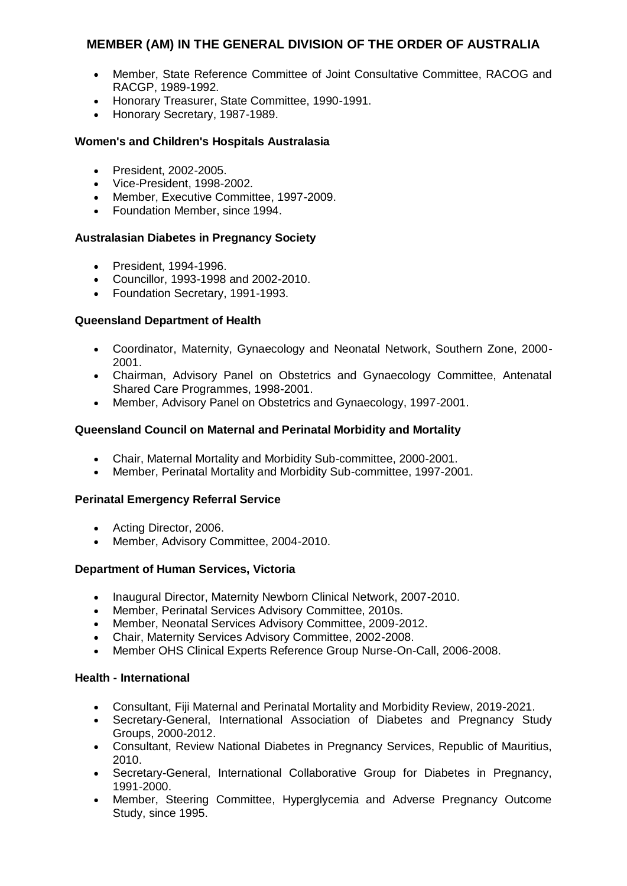- Member, State Reference Committee of Joint Consultative Committee, RACOG and RACGP, 1989-1992.
- Honorary Treasurer, State Committee, 1990-1991.
- Honorary Secretary, 1987-1989.

**Women's and Children's Hospitals Australasia**

- President, 2002-2005.
- Vice-President, 1998-2002.
- Member, Executive Committee, 1997-2009.
- Foundation Member, since 1994.

**Australasian Diabetes in Pregnancy Society**

- President, 1994-1996.
- Councillor, 1993-1998 and 2002-2010.
- Foundation Secretary, 1991-1993.

**Queensland Department of Health**

- Coordinator, Maternity, Gynaecology and Neonatal Network, Southern Zone, 2000-2001.
- Chairman, Advisory Panel on Obstetrics and Gynaecology Committee, Antenatal Shared Care Programmes, 1998-2001.
- Member, Advisory Panel on Obstetrics and Gynaecology, 1997-2001.

**Queensland Council on Maternal and Perinatal Morbidity and Mortality**

- Chair, Maternal Mortality and Morbidity Sub-committee, 2000-2001.
- Member, Perinatal Mortality and Morbidity Sub-committee, 1997-2001.

**Perinatal Emergency Referral Service**

- Acting Director, 2006.
- Member, Advisory Committee, 2004-2010.

**Department of Human Services, Victoria**

- Inaugural Director, Maternity Newborn Clinical Network, 2007-2010.
- Member, Perinatal Services Advisory Committee, 2010s.
- Member, Neonatal Services Advisory Committee, 2009-2012.
- Chair, Maternity Services Advisory Committee, 2002-2008.
- Member OHS Clinical Experts Reference Group Nurse-On-Call, 2006-2008.

**Health - International**

- Consultant, Fiji Maternal and Perinatal Mortality and Morbidity Review, 2019-2021.
- Secretary-General, International Association of Diabetes and Pregnancy Study Groups, 2000-2012.
- Consultant, Review National Diabetes in Pregnancy Services, Republic of Mauritius, 2010.
- Secretary-General, International Collaborative Group for Diabetes in Pregnancy, 1991-2000.
- Member, Steering Committee, Hyperglycemia and Adverse Pregnancy Outcome Study, since 1995.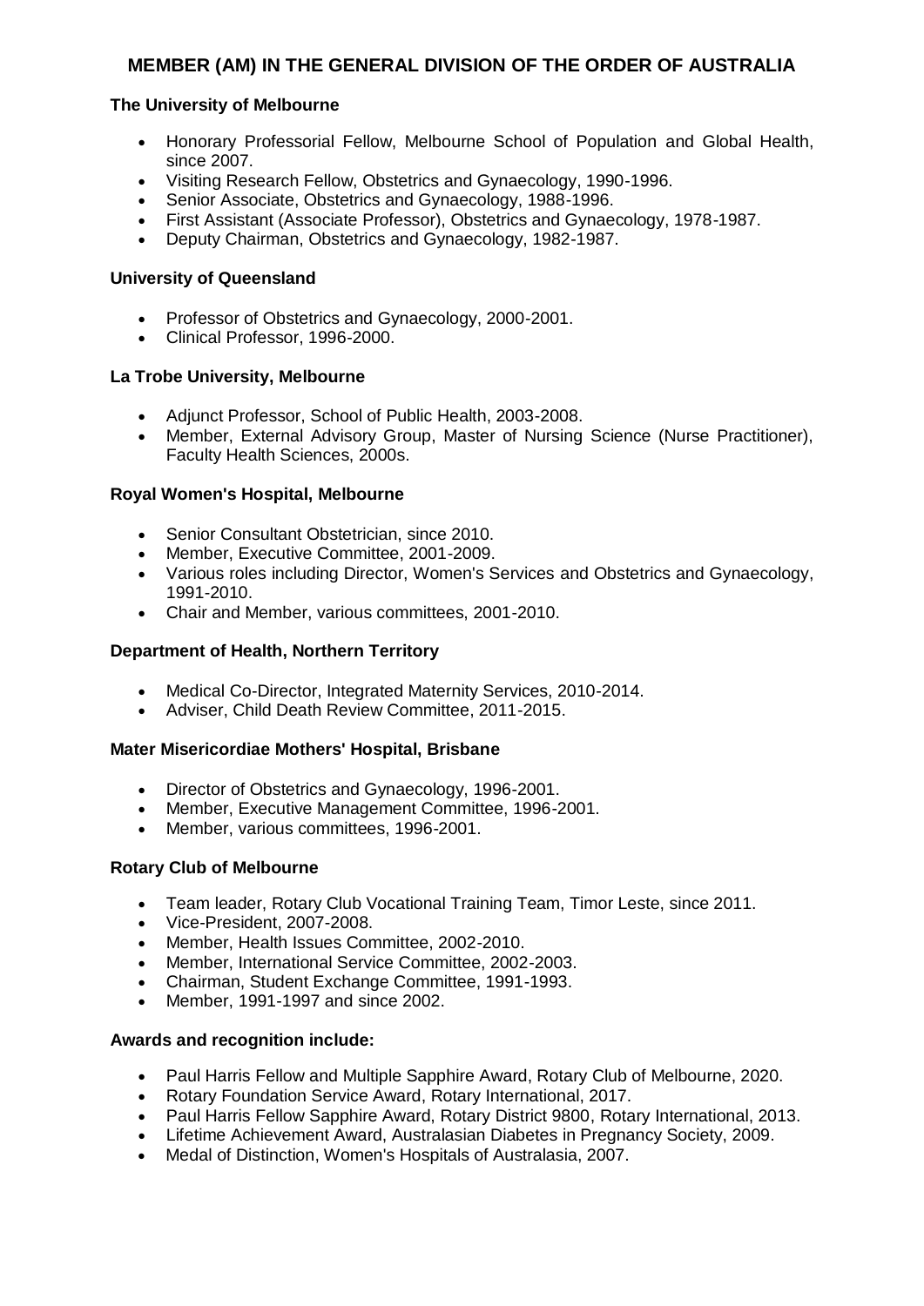## MEMBER (AM) IN THE GENERAL DIVISION OF THE ORDER OF AUSTRALIA

**The University of Melbourne**

- Honorary Professorial Fellow, Melbourne School of Population and Global Health, since 2007.
- Visiting Research Fellow, Obstetrics and Gynaecology, 1990-1996.
- Senior Associate, Obstetrics and Gynaecology, 1988-1996.
- First Assistant (Associate Professor), Obstetrics and Gynaecology, 1978-1987.
- Deputy Chairman, Obstetrics and Gynaecology, 1982-1987.

**University of Queensland**

- Professor of Obstetrics and Gynaecology, 2000-2001.
- Clinical Professor, 1996-2000.

**La Trobe University, Melbourne**

- Adjunct Professor, School of Public Health, 2003-2008.
- Member, External Advisory Group, Master of Nursing Science (Nurse Practitioner), Faculty Health Sciences, 2000s.

**Royal Women's Hospital, Melbourne**

- Senior Consultant Obstetrician, since 2010.
- Member, Executive Committee, 2001-2009.
- Various roles including Director, Women's Services and Obstetrics and Gynaecology, 1991-2010.
- Chair and Member, various committees, 2001-2010.

**Department of Health, Northern Territory**

- Medical Co-Director, Integrated Maternity Services, 2010-2014.
- Adviser, Child Death Review Committee, 2011-2015.

**Mater Misericordiae Mothers' Hospital, Brisbane**

- Director of Obstetrics and Gynaecology, 1996-2001.
- Member, Executive Management Committee, 1996-2001.
- Member, various committees, 1996-2001.

**Rotary Club of Melbourne**

- Team leader, Rotary Club Vocational Training Team, Timor Leste, since 2011.
- Vice-President, 2007-2008.
- Member, Health Issues Committee, 2002-2010.
- Member, International Service Committee, 2002-2003.
- Chairman, Student Exchange Committee, 1991-1993.
- Member, 1991-1997 and since 2002.

**Awards and recognition include:**

- Paul Harris Fellow and Multiple Sapphire Award, Rotary Club of Melbourne, 2020.
- Rotary Foundation Service Award, Rotary International, 2017.
- Paul Harris Fellow Sapphire Award, Rotary District 9800, Rotary International, 2013.
- Lifetime Achievement Award, Australasian Diabetes in Pregnancy Society, 2009.
- Medal of Distinction, Women's Hospitals of Australasia, 2007.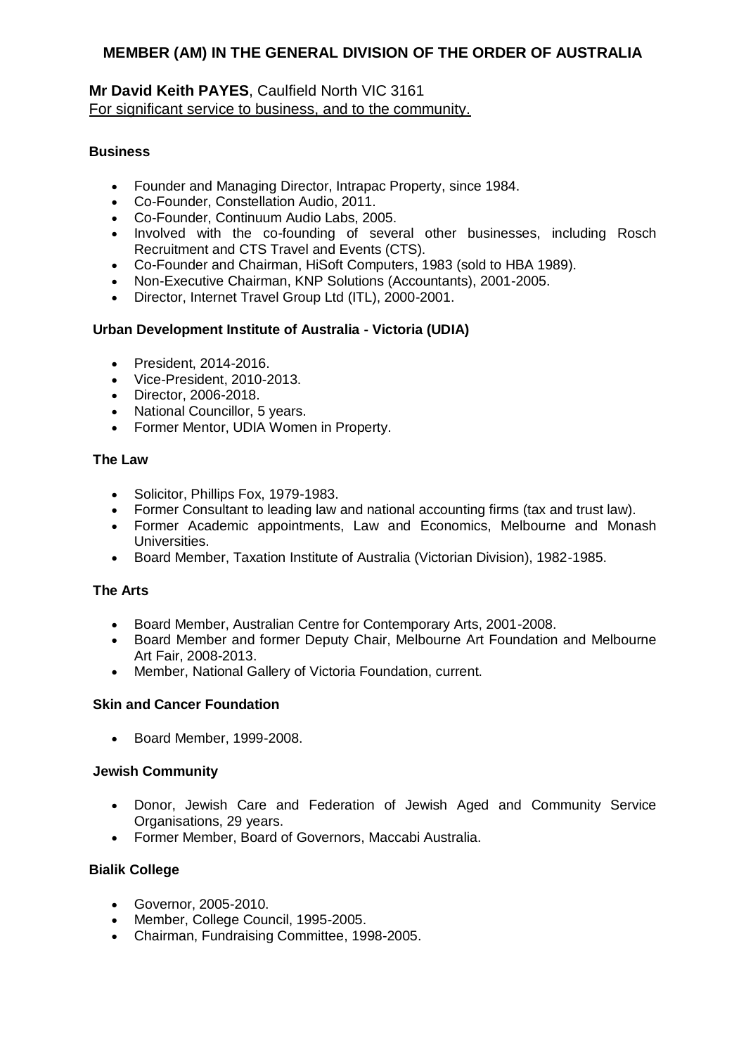## MEMBER (AM) IN THE GENERAL DIVISION OF THE ORDER OF AUSTRALIA

**Mr David Keith PAYES**, Caulfield North VIC 3161
For significant service to business, and to the community.

**Business**

- Founder and Managing Director, Intrapac Property, since 1984.
- Co-Founder, Constellation Audio, 2011.
- Co-Founder, Continuum Audio Labs, 2005.
- Involved with the co-founding of several other businesses, including Rosch Recruitment and CTS Travel and Events (CTS).
- Co-Founder and Chairman, HiSoft Computers, 1983 (sold to HBA 1989).
- Non-Executive Chairman, KNP Solutions (Accountants), 2001-2005.
- Director, Internet Travel Group Ltd (ITL), 2000-2001.

**Urban Development Institute of Australia - Victoria (UDIA)**

- President, 2014-2016.
- Vice-President, 2010-2013.
- Director, 2006-2018.
- National Councillor, 5 years.
- Former Mentor, UDIA Women in Property.

**The Law**

- Solicitor, Phillips Fox, 1979-1983.
- Former Consultant to leading law and national accounting firms (tax and trust law).
- Former Academic appointments, Law and Economics, Melbourne and Monash Universities.
- Board Member, Taxation Institute of Australia (Victorian Division), 1982-1985.

**The Arts**

- Board Member, Australian Centre for Contemporary Arts, 2001-2008.
- Board Member and former Deputy Chair, Melbourne Art Foundation and Melbourne Art Fair, 2008-2013.
- Member, National Gallery of Victoria Foundation, current.

**Skin and Cancer Foundation**

- Board Member, 1999-2008.

**Jewish Community**

- Donor, Jewish Care and Federation of Jewish Aged and Community Service Organisations, 29 years.
- Former Member, Board of Governors, Maccabi Australia.

**Bialik College**

- Governor, 2005-2010.
- Member, College Council, 1995-2005.
- Chairman, Fundraising Committee, 1998-2005.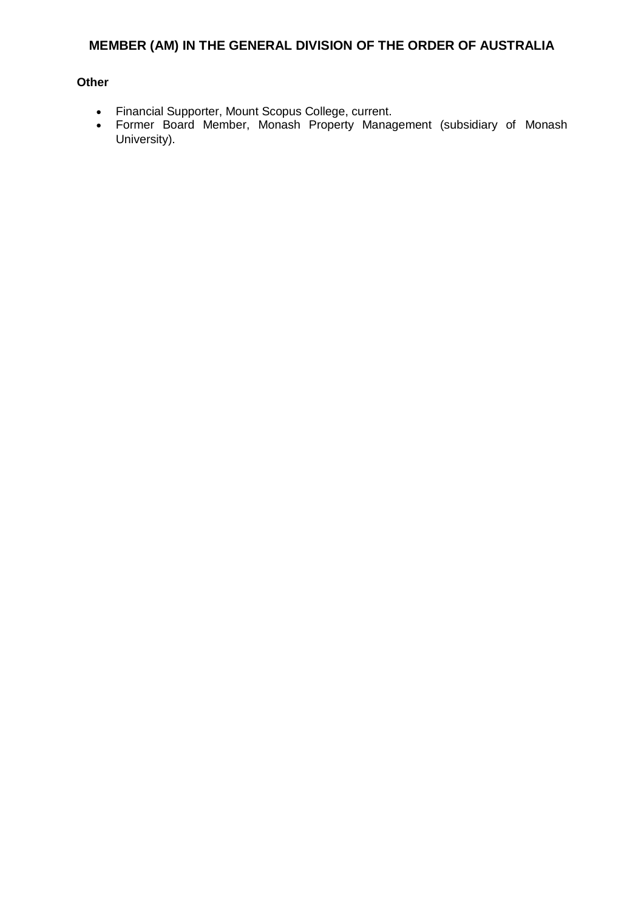# MEMBER (AM) IN THE GENERAL DIVISION OF THE ORDER OF AUSTRALIA

**Other**

- Financial Supporter, Mount Scopus College, current.
- Former Board Member, Monash Property Management (subsidiary of Monash University).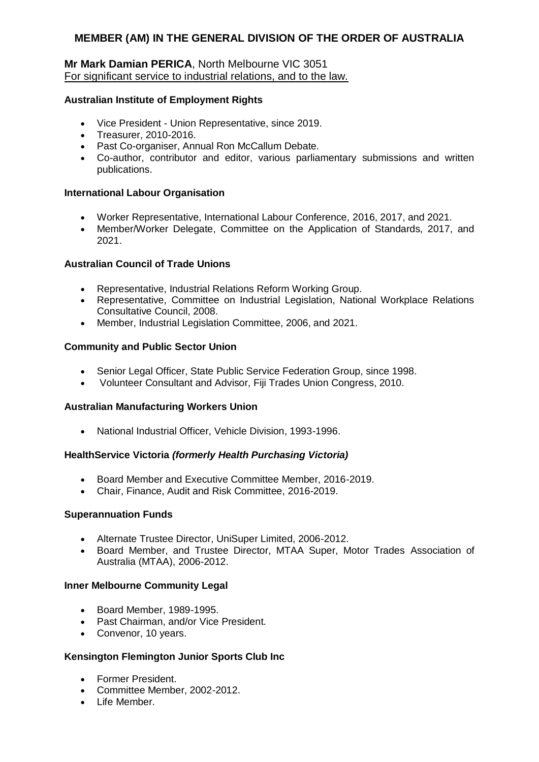## MEMBER (AM) IN THE GENERAL DIVISION OF THE ORDER OF AUSTRALIA

**Mr Mark Damian PERICA**, North Melbourne VIC 3051
For significant service to industrial relations, and to the law.

**Australian Institute of Employment Rights**

- Vice President - Union Representative, since 2019.
- Treasurer, 2010-2016.
- Past Co-organiser, Annual Ron McCallum Debate.
- Co-author, contributor and editor, various parliamentary submissions and written publications.

**International Labour Organisation**

- Worker Representative, International Labour Conference, 2016, 2017, and 2021.
- Member/Worker Delegate, Committee on the Application of Standards, 2017, and 2021.

**Australian Council of Trade Unions**

- Representative, Industrial Relations Reform Working Group.
- Representative, Committee on Industrial Legislation, National Workplace Relations Consultative Council, 2008.
- Member, Industrial Legislation Committee, 2006, and 2021.

**Community and Public Sector Union**

- Senior Legal Officer, State Public Service Federation Group, since 1998.
- Volunteer Consultant and Advisor, Fiji Trades Union Congress, 2010.

**Australian Manufacturing Workers Union**

- National Industrial Officer, Vehicle Division, 1993-1996.

**HealthService Victoria *(formerly Health Purchasing Victoria)***

- Board Member and Executive Committee Member, 2016-2019.
- Chair, Finance, Audit and Risk Committee, 2016-2019.

**Superannuation Funds**

- Alternate Trustee Director, UniSuper Limited, 2006-2012.
- Board Member, and Trustee Director, MTAA Super, Motor Trades Association of Australia (MTAA), 2006-2012.

**Inner Melbourne Community Legal**

- Board Member, 1989-1995.
- Past Chairman, and/or Vice President.
- Convenor, 10 years.

**Kensington Flemington Junior Sports Club Inc**

- Former President.
- Committee Member, 2002-2012.
- Life Member.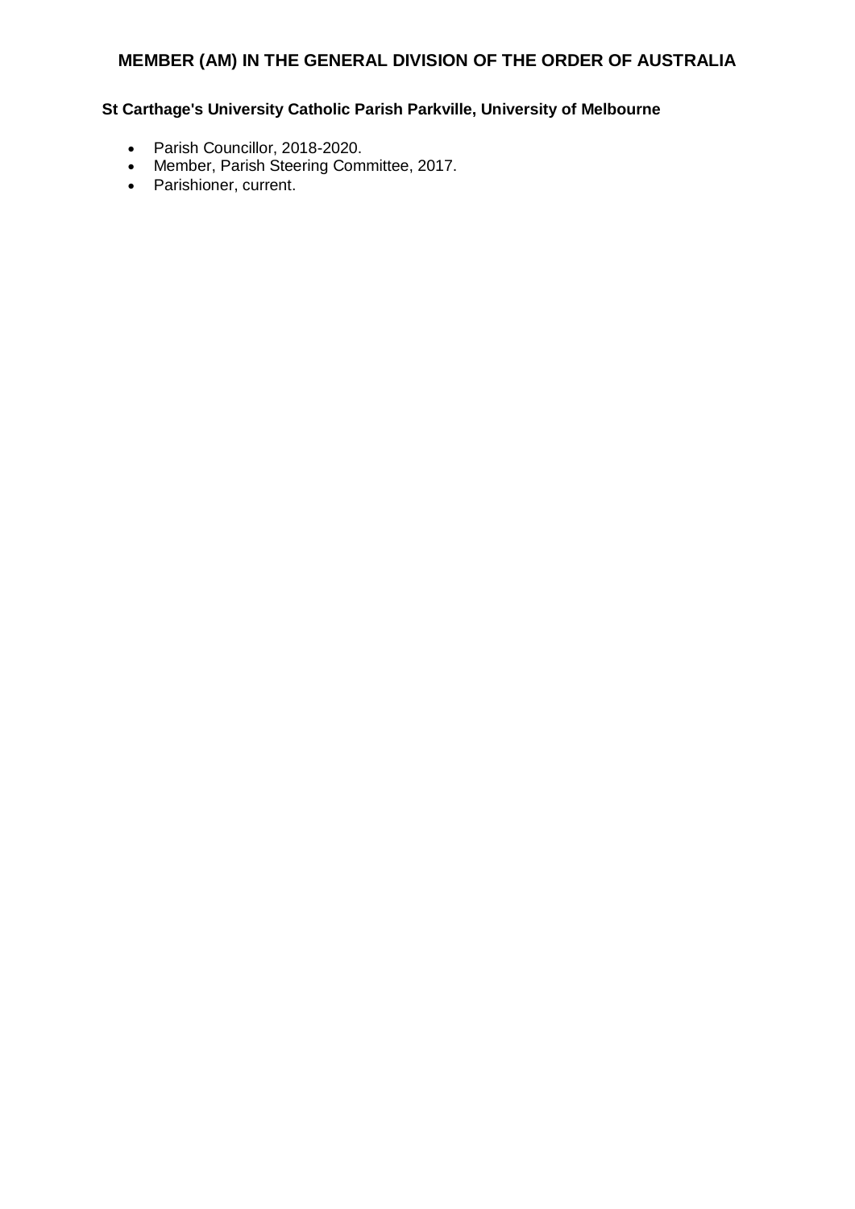# MEMBER (AM) IN THE GENERAL DIVISION OF THE ORDER OF AUSTRALIA

**St Carthage's University Catholic Parish Parkville, University of Melbourne**

- Parish Councillor, 2018-2020.
- Member, Parish Steering Committee, 2017.
- Parishioner, current.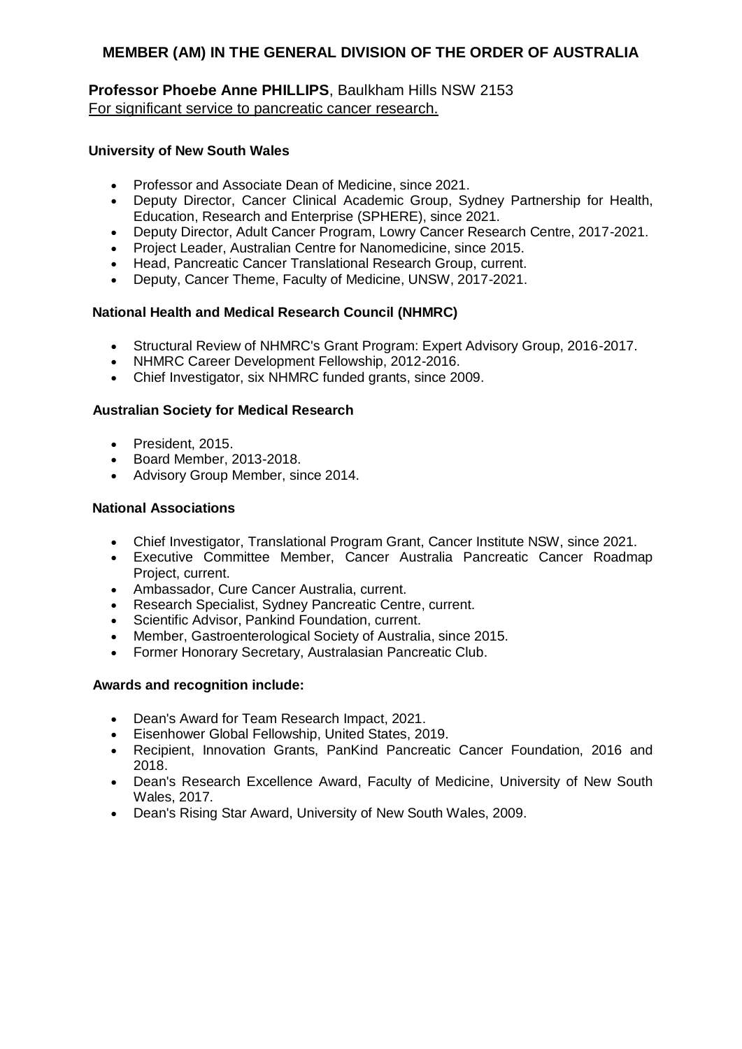## MEMBER (AM) IN THE GENERAL DIVISION OF THE ORDER OF AUSTRALIA

**Professor Phoebe Anne PHILLIPS**, Baulkham Hills NSW 2153
For significant service to pancreatic cancer research.

**University of New South Wales**

- Professor and Associate Dean of Medicine, since 2021.
- Deputy Director, Cancer Clinical Academic Group, Sydney Partnership for Health, Education, Research and Enterprise (SPHERE), since 2021.
- Deputy Director, Adult Cancer Program, Lowry Cancer Research Centre, 2017-2021.
- Project Leader, Australian Centre for Nanomedicine, since 2015.
- Head, Pancreatic Cancer Translational Research Group, current.
- Deputy, Cancer Theme, Faculty of Medicine, UNSW, 2017-2021.

**National Health and Medical Research Council (NHMRC)**

- Structural Review of NHMRC's Grant Program: Expert Advisory Group, 2016-2017.
- NHMRC Career Development Fellowship, 2012-2016.
- Chief Investigator, six NHMRC funded grants, since 2009.

**Australian Society for Medical Research**

- President, 2015.
- Board Member, 2013-2018.
- Advisory Group Member, since 2014.

**National Associations**

- Chief Investigator, Translational Program Grant, Cancer Institute NSW, since 2021.
- Executive Committee Member, Cancer Australia Pancreatic Cancer Roadmap Project, current.
- Ambassador, Cure Cancer Australia, current.
- Research Specialist, Sydney Pancreatic Centre, current.
- Scientific Advisor, Pankind Foundation, current.
- Member, Gastroenterological Society of Australia, since 2015.
- Former Honorary Secretary, Australasian Pancreatic Club.

**Awards and recognition include:**

- Dean's Award for Team Research Impact, 2021.
- Eisenhower Global Fellowship, United States, 2019.
- Recipient, Innovation Grants, PanKind Pancreatic Cancer Foundation, 2016 and 2018.
- Dean's Research Excellence Award, Faculty of Medicine, University of New South Wales, 2017.
- Dean's Rising Star Award, University of New South Wales, 2009.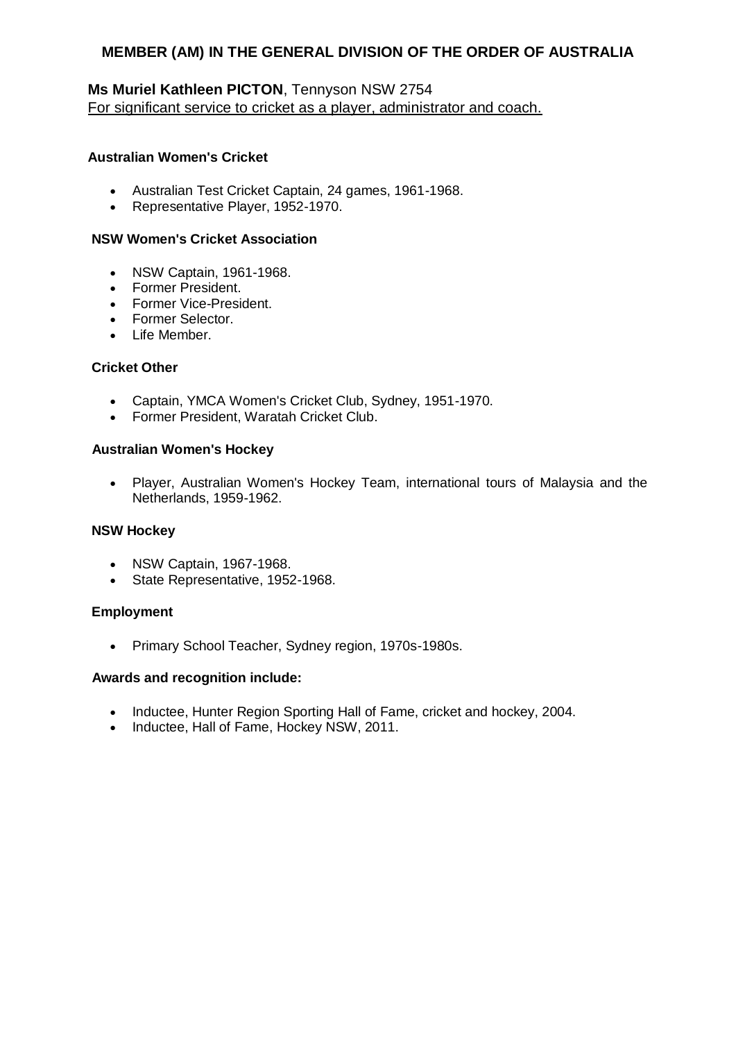# MEMBER (AM) IN THE GENERAL DIVISION OF THE ORDER OF AUSTRALIA

**Ms Muriel Kathleen PICTON**, Tennyson NSW 2754
For significant service to cricket as a player, administrator and coach.

### Australian Women's Cricket

- Australian Test Cricket Captain, 24 games, 1961-1968.
- Representative Player, 1952-1970.

### NSW Women's Cricket Association

- NSW Captain, 1961-1968.
- Former President.
- Former Vice-President.
- Former Selector.
- Life Member.

### Cricket Other

- Captain, YMCA Women's Cricket Club, Sydney, 1951-1970.
- Former President, Waratah Cricket Club.

### Australian Women's Hockey

- Player, Australian Women's Hockey Team, international tours of Malaysia and the Netherlands, 1959-1962.

### NSW Hockey

- NSW Captain, 1967-1968.
- State Representative, 1952-1968.

### Employment

- Primary School Teacher, Sydney region, 1970s-1980s.

### Awards and recognition include:

- Inductee, Hunter Region Sporting Hall of Fame, cricket and hockey, 2004.
- Inductee, Hall of Fame, Hockey NSW, 2011.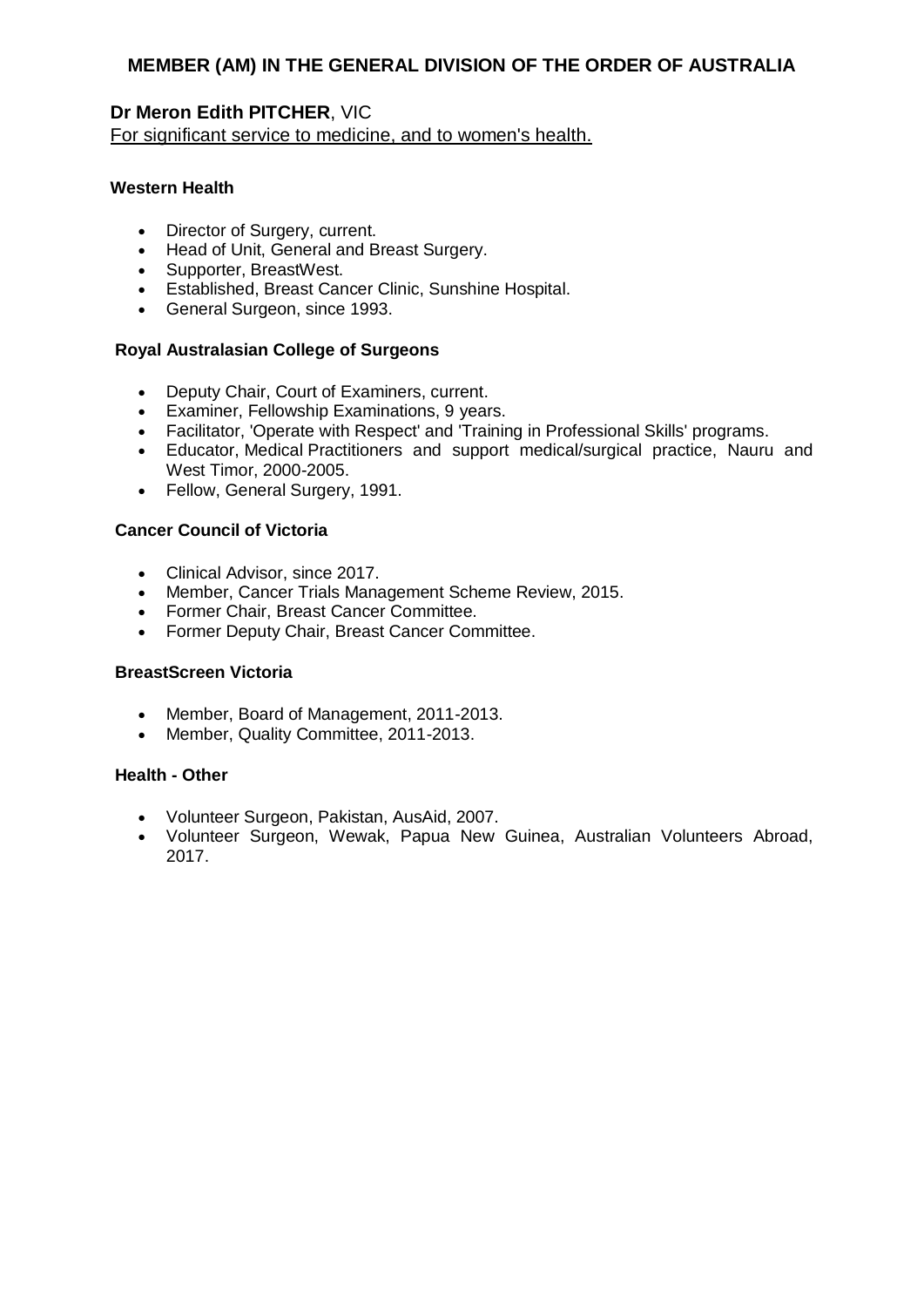## MEMBER (AM) IN THE GENERAL DIVISION OF THE ORDER OF AUSTRALIA

**Dr Meron Edith PITCHER**, VIC
For significant service to medicine, and to women's health.

**Western Health**

- Director of Surgery, current.
- Head of Unit, General and Breast Surgery.
- Supporter, BreastWest.
- Established, Breast Cancer Clinic, Sunshine Hospital.
- General Surgeon, since 1993.

**Royal Australasian College of Surgeons**

- Deputy Chair, Court of Examiners, current.
- Examiner, Fellowship Examinations, 9 years.
- Facilitator, 'Operate with Respect' and 'Training in Professional Skills' programs.
- Educator, Medical Practitioners and support medical/surgical practice, Nauru and West Timor, 2000-2005.
- Fellow, General Surgery, 1991.

**Cancer Council of Victoria**

- Clinical Advisor, since 2017.
- Member, Cancer Trials Management Scheme Review, 2015.
- Former Chair, Breast Cancer Committee.
- Former Deputy Chair, Breast Cancer Committee.

**BreastScreen Victoria**

- Member, Board of Management, 2011-2013.
- Member, Quality Committee, 2011-2013.

**Health - Other**

- Volunteer Surgeon, Pakistan, AusAid, 2007.
- Volunteer Surgeon, Wewak, Papua New Guinea, Australian Volunteers Abroad, 2017.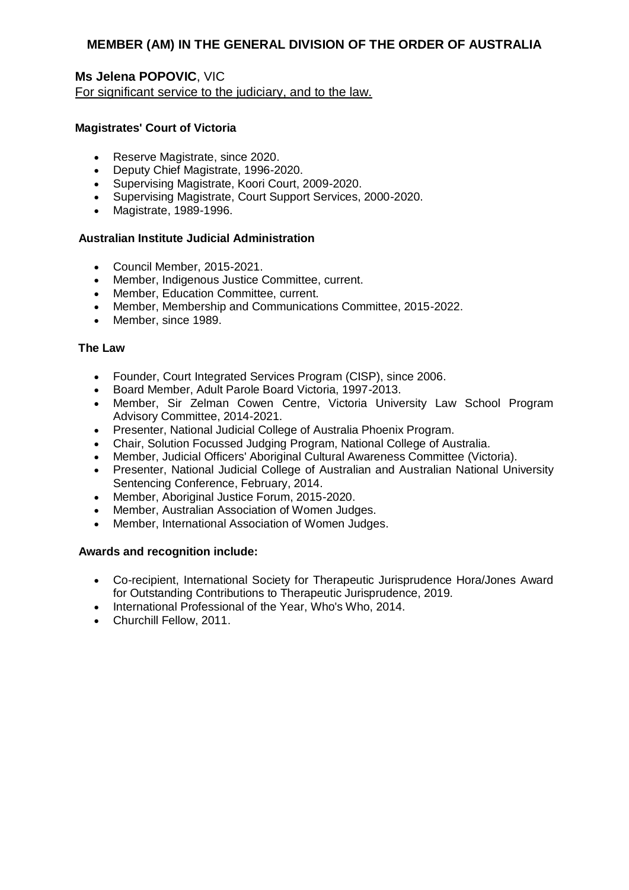## MEMBER (AM) IN THE GENERAL DIVISION OF THE ORDER OF AUSTRALIA

**Ms Jelena POPOVIC**, VIC

For significant service to the judiciary, and to the law.

**Magistrates' Court of Victoria**

- Reserve Magistrate, since 2020.
- Deputy Chief Magistrate, 1996-2020.
- Supervising Magistrate, Koori Court, 2009-2020.
- Supervising Magistrate, Court Support Services, 2000-2020.
- Magistrate, 1989-1996.

**Australian Institute Judicial Administration**

- Council Member, 2015-2021.
- Member, Indigenous Justice Committee, current.
- Member, Education Committee, current.
- Member, Membership and Communications Committee, 2015-2022.
- Member, since 1989.

**The Law**

- Founder, Court Integrated Services Program (CISP), since 2006.
- Board Member, Adult Parole Board Victoria, 1997-2013.
- Member, Sir Zelman Cowen Centre, Victoria University Law School Program Advisory Committee, 2014-2021.
- Presenter, National Judicial College of Australia Phoenix Program.
- Chair, Solution Focussed Judging Program, National College of Australia.
- Member, Judicial Officers' Aboriginal Cultural Awareness Committee (Victoria).
- Presenter, National Judicial College of Australian and Australian National University Sentencing Conference, February, 2014.
- Member, Aboriginal Justice Forum, 2015-2020.
- Member, Australian Association of Women Judges.
- Member, International Association of Women Judges.

**Awards and recognition include:**

- Co-recipient, International Society for Therapeutic Jurisprudence Hora/Jones Award for Outstanding Contributions to Therapeutic Jurisprudence, 2019.
- International Professional of the Year, Who's Who, 2014.
- Churchill Fellow, 2011.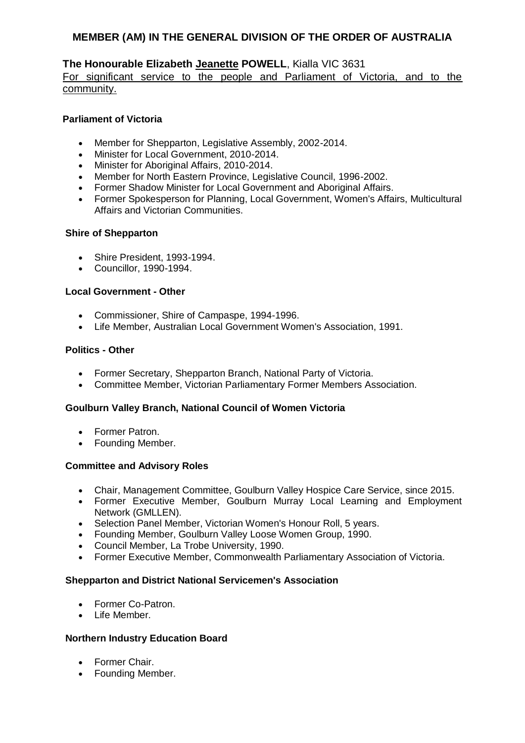# MEMBER (AM) IN THE GENERAL DIVISION OF THE ORDER OF AUSTRALIA

**The Honourable Elizabeth Jeanette POWELL**, Kialla VIC 3631

For significant service to the people and Parliament of Victoria, and to the community.

**Parliament of Victoria**

- Member for Shepparton, Legislative Assembly, 2002-2014.
- Minister for Local Government, 2010-2014.
- Minister for Aboriginal Affairs, 2010-2014.
- Member for North Eastern Province, Legislative Council, 1996-2002.
- Former Shadow Minister for Local Government and Aboriginal Affairs.
- Former Spokesperson for Planning, Local Government, Women's Affairs, Multicultural Affairs and Victorian Communities.

**Shire of Shepparton**

- Shire President, 1993-1994.
- Councillor, 1990-1994.

**Local Government - Other**

- Commissioner, Shire of Campaspe, 1994-1996.
- Life Member, Australian Local Government Women's Association, 1991.

**Politics - Other**

- Former Secretary, Shepparton Branch, National Party of Victoria.
- Committee Member, Victorian Parliamentary Former Members Association.

**Goulburn Valley Branch, National Council of Women Victoria**

- Former Patron.
- Founding Member.

**Committee and Advisory Roles**

- Chair, Management Committee, Goulburn Valley Hospice Care Service, since 2015.
- Former Executive Member, Goulburn Murray Local Learning and Employment Network (GMLLEN).
- Selection Panel Member, Victorian Women's Honour Roll, 5 years.
- Founding Member, Goulburn Valley Loose Women Group, 1990.
- Council Member, La Trobe University, 1990.
- Former Executive Member, Commonwealth Parliamentary Association of Victoria.

**Shepparton and District National Servicemen's Association**

- Former Co-Patron.
- Life Member.

**Northern Industry Education Board**

- Former Chair.
- Founding Member.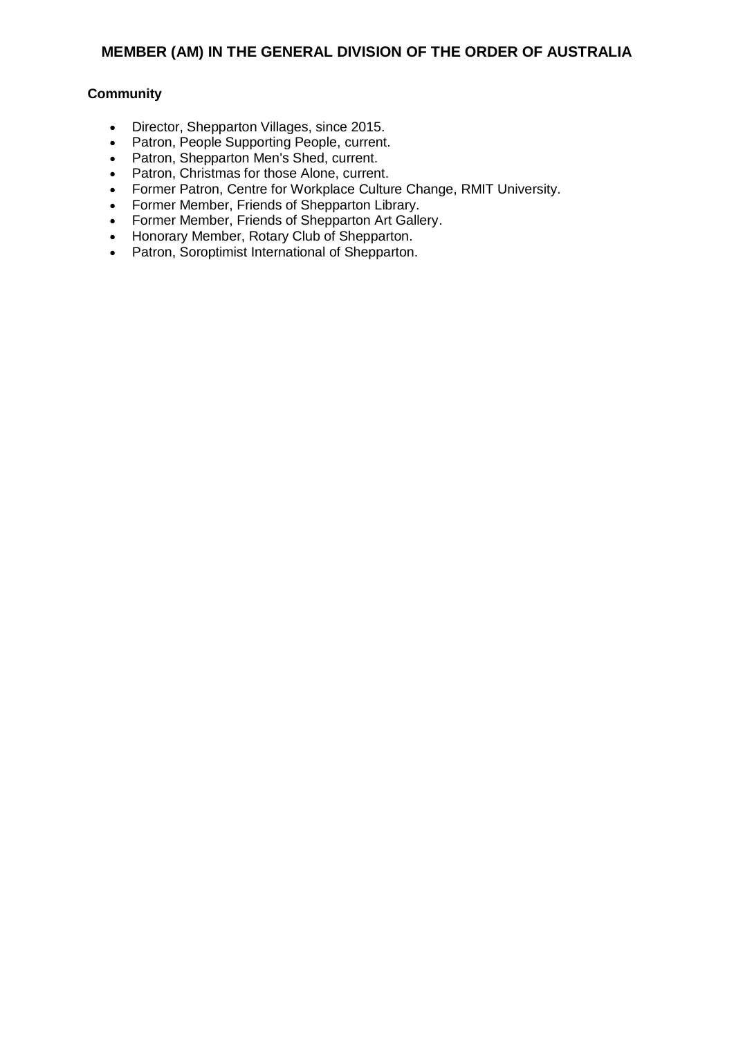## MEMBER (AM) IN THE GENERAL DIVISION OF THE ORDER OF AUSTRALIA

**Community**

- Director, Shepparton Villages, since 2015.
- Patron, People Supporting People, current.
- Patron, Shepparton Men's Shed, current.
- Patron, Christmas for those Alone, current.
- Former Patron, Centre for Workplace Culture Change, RMIT University.
- Former Member, Friends of Shepparton Library.
- Former Member, Friends of Shepparton Art Gallery.
- Honorary Member, Rotary Club of Shepparton.
- Patron, Soroptimist International of Shepparton.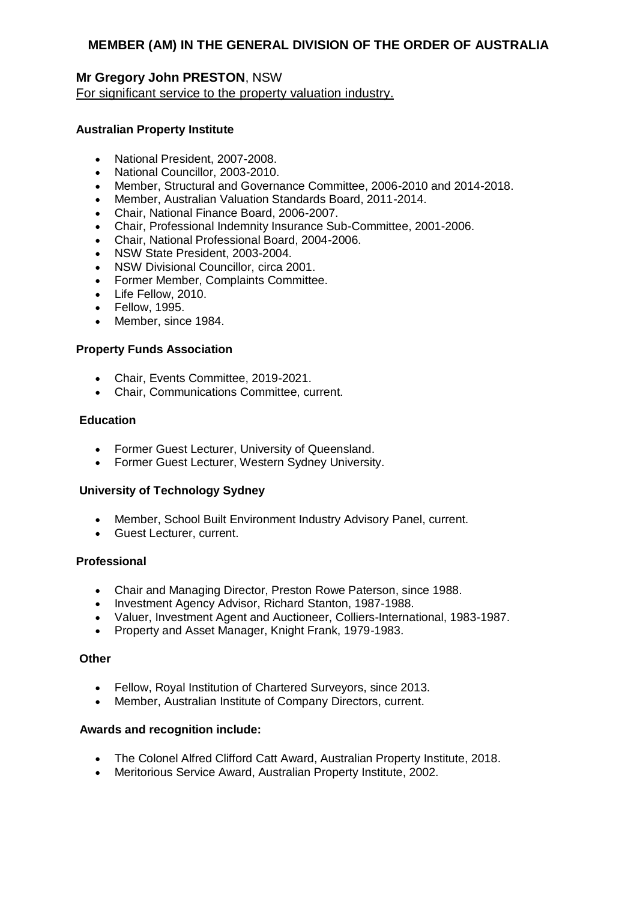## MEMBER (AM) IN THE GENERAL DIVISION OF THE ORDER OF AUSTRALIA

### Mr Gregory John PRESTON, NSW

For significant service to the property valuation industry.

**Australian Property Institute**

- National President, 2007-2008.
- National Councillor, 2003-2010.
- Member, Structural and Governance Committee, 2006-2010 and 2014-2018.
- Member, Australian Valuation Standards Board, 2011-2014.
- Chair, National Finance Board, 2006-2007.
- Chair, Professional Indemnity Insurance Sub-Committee, 2001-2006.
- Chair, National Professional Board, 2004-2006.
- NSW State President, 2003-2004.
- NSW Divisional Councillor, circa 2001.
- Former Member, Complaints Committee.
- Life Fellow, 2010.
- Fellow, 1995.
- Member, since 1984.

**Property Funds Association**

- Chair, Events Committee, 2019-2021.
- Chair, Communications Committee, current.

**Education**

- Former Guest Lecturer, University of Queensland.
- Former Guest Lecturer, Western Sydney University.

**University of Technology Sydney**

- Member, School Built Environment Industry Advisory Panel, current.
- Guest Lecturer, current.

**Professional**

- Chair and Managing Director, Preston Rowe Paterson, since 1988.
- Investment Agency Advisor, Richard Stanton, 1987-1988.
- Valuer, Investment Agent and Auctioneer, Colliers-International, 1983-1987.
- Property and Asset Manager, Knight Frank, 1979-1983.

**Other**

- Fellow, Royal Institution of Chartered Surveyors, since 2013.
- Member, Australian Institute of Company Directors, current.

**Awards and recognition include:**

- The Colonel Alfred Clifford Catt Award, Australian Property Institute, 2018.
- Meritorious Service Award, Australian Property Institute, 2002.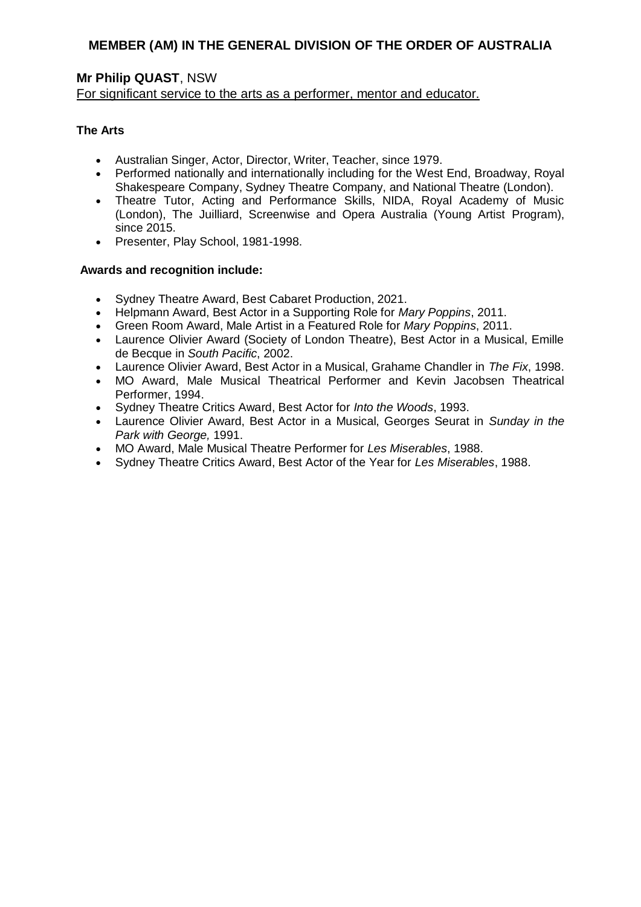## MEMBER (AM) IN THE GENERAL DIVISION OF THE ORDER OF AUSTRALIA

**Mr Philip QUAST**, NSW

For significant service to the arts as a performer, mentor and educator.

**The Arts**

- Australian Singer, Actor, Director, Writer, Teacher, since 1979.
- Performed nationally and internationally including for the West End, Broadway, Royal Shakespeare Company, Sydney Theatre Company, and National Theatre (London).
- Theatre Tutor, Acting and Performance Skills, NIDA, Royal Academy of Music (London), The Juilliard, Screenwise and Opera Australia (Young Artist Program), since 2015.
- Presenter, Play School, 1981-1998.

**Awards and recognition include:**

- Sydney Theatre Award, Best Cabaret Production, 2021.
- Helpmann Award, Best Actor in a Supporting Role for *Mary Poppins*, 2011.
- Green Room Award, Male Artist in a Featured Role for *Mary Poppins*, 2011.
- Laurence Olivier Award (Society of London Theatre), Best Actor in a Musical, Emille de Becque in *South Pacific*, 2002.
- Laurence Olivier Award, Best Actor in a Musical, Grahame Chandler in *The Fix*, 1998.
- MO Award, Male Musical Theatrical Performer and Kevin Jacobsen Theatrical Performer, 1994.
- Sydney Theatre Critics Award, Best Actor for *Into the Woods*, 1993.
- Laurence Olivier Award, Best Actor in a Musical, Georges Seurat in *Sunday in the Park with George,* 1991.
- MO Award, Male Musical Theatre Performer for *Les Miserables*, 1988.
- Sydney Theatre Critics Award, Best Actor of the Year for *Les Miserables*, 1988.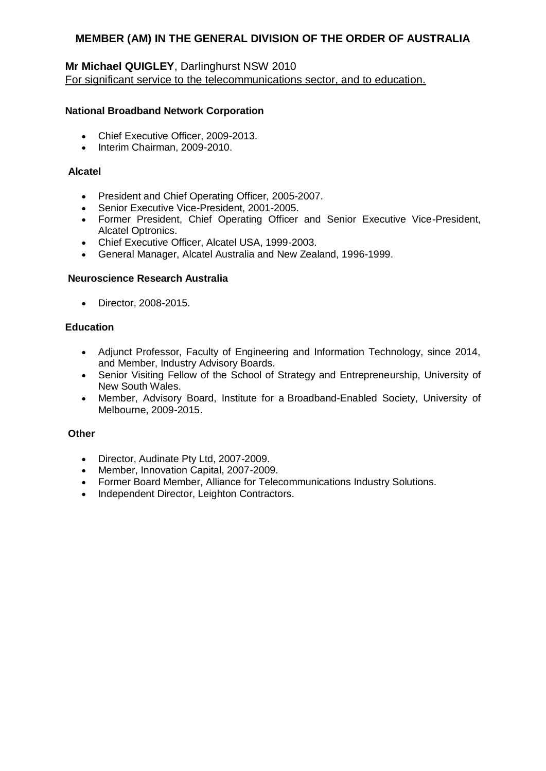## MEMBER (AM) IN THE GENERAL DIVISION OF THE ORDER OF AUSTRALIA

**Mr Michael QUIGLEY**, Darlinghurst NSW 2010
<u>For significant service to the telecommunications sector, and to education.</u>

**National Broadband Network Corporation**

- Chief Executive Officer, 2009-2013.
- Interim Chairman, 2009-2010.

**Alcatel**

- President and Chief Operating Officer, 2005-2007.
- Senior Executive Vice-President, 2001-2005.
- Former President, Chief Operating Officer and Senior Executive Vice-President, Alcatel Optronics.
- Chief Executive Officer, Alcatel USA, 1999-2003.
- General Manager, Alcatel Australia and New Zealand, 1996-1999.

**Neuroscience Research Australia**

- Director, 2008-2015.

**Education**

- Adjunct Professor, Faculty of Engineering and Information Technology, since 2014, and Member, Industry Advisory Boards.
- Senior Visiting Fellow of the School of Strategy and Entrepreneurship, University of New South Wales.
- Member, Advisory Board, Institute for a Broadband-Enabled Society, University of Melbourne, 2009-2015.

**Other**

- Director, Audinate Pty Ltd, 2007-2009.
- Member, Innovation Capital, 2007-2009.
- Former Board Member, Alliance for Telecommunications Industry Solutions.
- Independent Director, Leighton Contractors.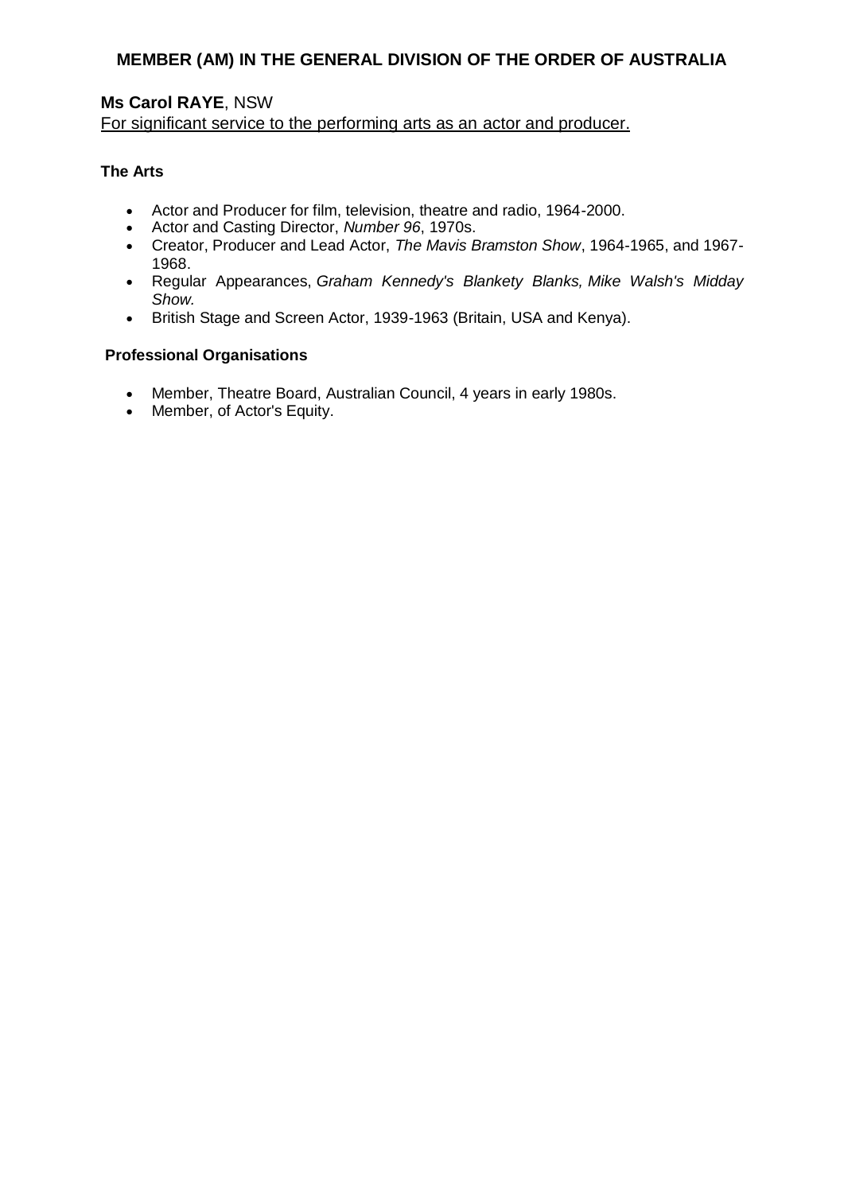## MEMBER (AM) IN THE GENERAL DIVISION OF THE ORDER OF AUSTRALIA

**Ms Carol RAYE**, NSW
For significant service to the performing arts as an actor and producer.

**The Arts**

- Actor and Producer for film, television, theatre and radio, 1964-2000.
- Actor and Casting Director, *Number 96*, 1970s.
- Creator, Producer and Lead Actor, *The Mavis Bramston Show*, 1964-1965, and 1967-1968.
- Regular Appearances, *Graham Kennedy's Blankety Blanks, Mike Walsh's Midday Show.*
- British Stage and Screen Actor, 1939-1963 (Britain, USA and Kenya).

**Professional Organisations**

- Member, Theatre Board, Australian Council, 4 years in early 1980s.
- Member, of Actor's Equity.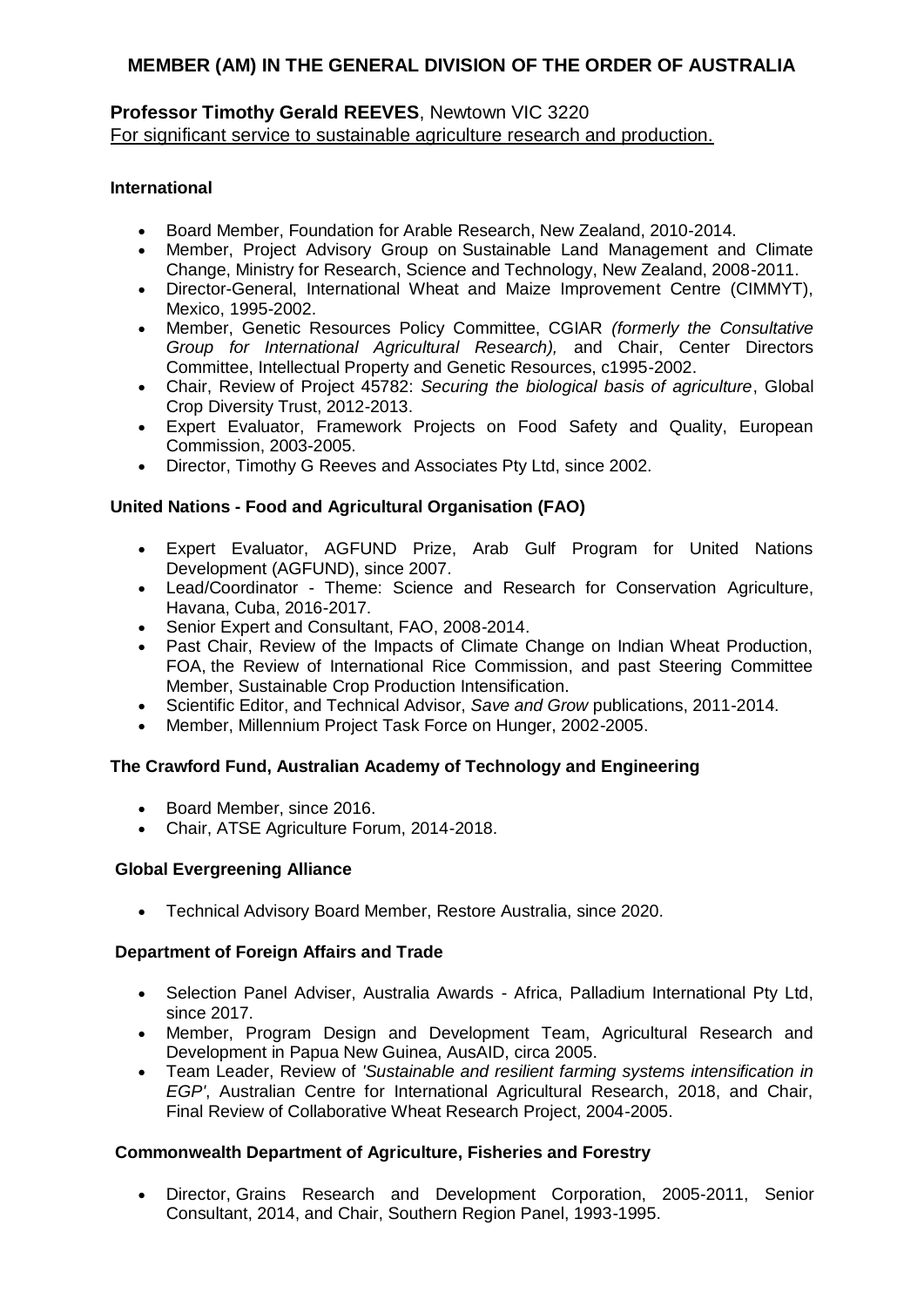## MEMBER (AM) IN THE GENERAL DIVISION OF THE ORDER OF AUSTRALIA

**Professor Timothy Gerald REEVES**, Newtown VIC 3220
For significant service to sustainable agriculture research and production.

**International**

- Board Member, Foundation for Arable Research, New Zealand, 2010-2014.
- Member, Project Advisory Group on Sustainable Land Management and Climate Change, Ministry for Research, Science and Technology, New Zealand, 2008-2011.
- Director-General, International Wheat and Maize Improvement Centre (CIMMYT), Mexico, 1995-2002.
- Member, Genetic Resources Policy Committee, CGIAR *(formerly the Consultative Group for International Agricultural Research),* and Chair, Center Directors Committee, Intellectual Property and Genetic Resources, c1995-2002.
- Chair, Review of Project 45782: *Securing the biological basis of agriculture*, Global Crop Diversity Trust, 2012-2013.
- Expert Evaluator, Framework Projects on Food Safety and Quality, European Commission, 2003-2005.
- Director, Timothy G Reeves and Associates Pty Ltd, since 2002.

**United Nations - Food and Agricultural Organisation (FAO)**

- Expert Evaluator, AGFUND Prize, Arab Gulf Program for United Nations Development (AGFUND), since 2007.
- Lead/Coordinator - Theme: Science and Research for Conservation Agriculture, Havana, Cuba, 2016-2017.
- Senior Expert and Consultant, FAO, 2008-2014.
- Past Chair, Review of the Impacts of Climate Change on Indian Wheat Production, FOA, the Review of International Rice Commission, and past Steering Committee Member, Sustainable Crop Production Intensification.
- Scientific Editor, and Technical Advisor, *Save and Grow* publications, 2011-2014.
- Member, Millennium Project Task Force on Hunger, 2002-2005.

**The Crawford Fund, Australian Academy of Technology and Engineering**

- Board Member, since 2016.
- Chair, ATSE Agriculture Forum, 2014-2018.

**Global Evergreening Alliance**

- Technical Advisory Board Member, Restore Australia, since 2020.

**Department of Foreign Affairs and Trade**

- Selection Panel Adviser, Australia Awards - Africa, Palladium International Pty Ltd, since 2017.
- Member, Program Design and Development Team, Agricultural Research and Development in Papua New Guinea, AusAID, circa 2005.
- Team Leader, Review of *'Sustainable and resilient farming systems intensification in EGP',* Australian Centre for International Agricultural Research, 2018, and Chair, Final Review of Collaborative Wheat Research Project, 2004-2005.

**Commonwealth Department of Agriculture, Fisheries and Forestry**

- Director, Grains Research and Development Corporation, 2005-2011, Senior Consultant, 2014, and Chair, Southern Region Panel, 1993-1995.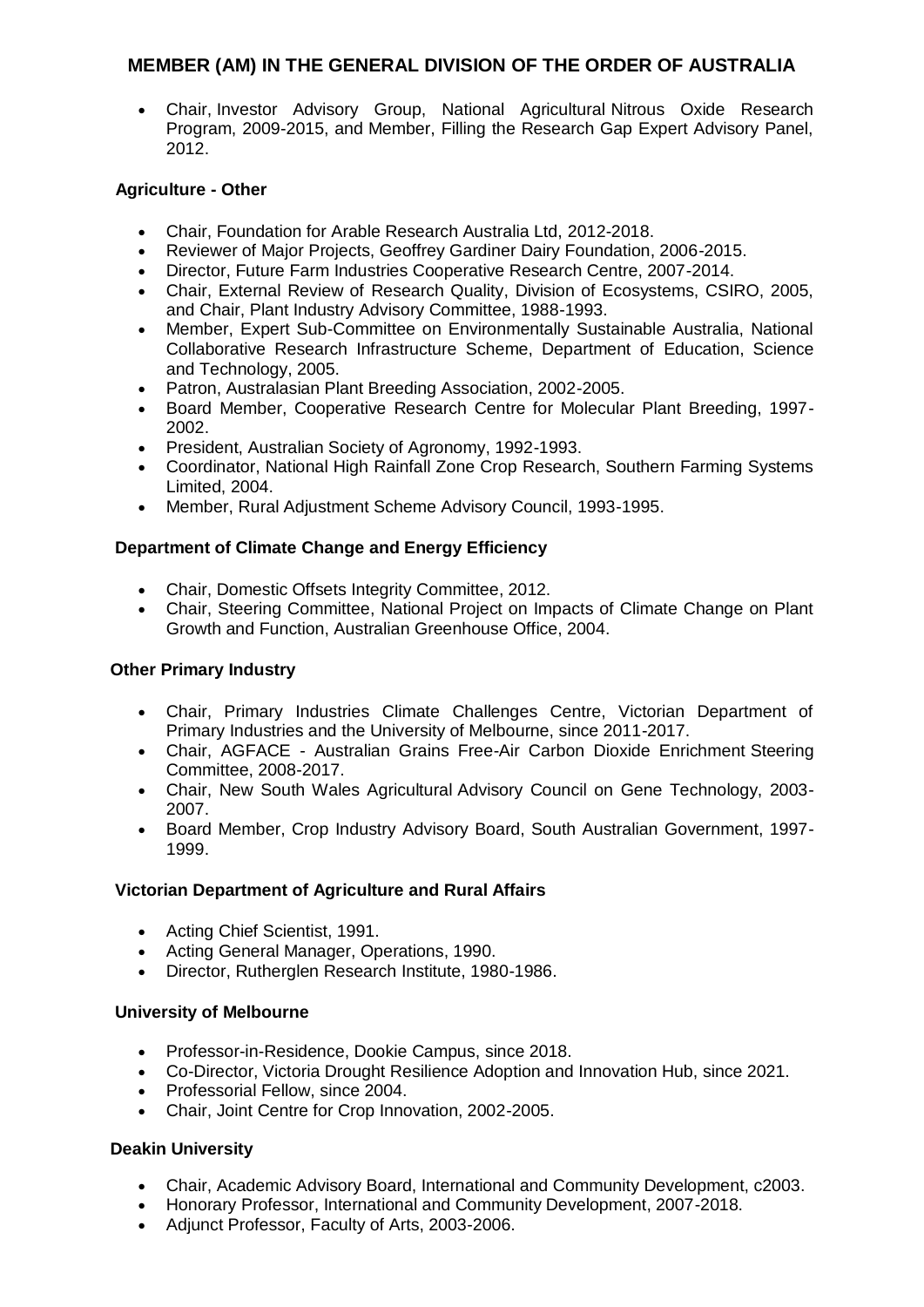## MEMBER (AM) IN THE GENERAL DIVISION OF THE ORDER OF AUSTRALIA

- Chair, Investor Advisory Group, National Agricultural Nitrous Oxide Research Program, 2009-2015, and Member, Filling the Research Gap Expert Advisory Panel, 2012.

### Agriculture - Other

- Chair, Foundation for Arable Research Australia Ltd, 2012-2018.
- Reviewer of Major Projects, Geoffrey Gardiner Dairy Foundation, 2006-2015.
- Director, Future Farm Industries Cooperative Research Centre, 2007-2014.
- Chair, External Review of Research Quality, Division of Ecosystems, CSIRO, 2005, and Chair, Plant Industry Advisory Committee, 1988-1993.
- Member, Expert Sub-Committee on Environmentally Sustainable Australia, National Collaborative Research Infrastructure Scheme, Department of Education, Science and Technology, 2005.
- Patron, Australasian Plant Breeding Association, 2002-2005.
- Board Member, Cooperative Research Centre for Molecular Plant Breeding, 1997-2002.
- President, Australian Society of Agronomy, 1992-1993.
- Coordinator, National High Rainfall Zone Crop Research, Southern Farming Systems Limited, 2004.
- Member, Rural Adjustment Scheme Advisory Council, 1993-1995.

### Department of Climate Change and Energy Efficiency

- Chair, Domestic Offsets Integrity Committee, 2012.
- Chair, Steering Committee, National Project on Impacts of Climate Change on Plant Growth and Function, Australian Greenhouse Office, 2004.

### Other Primary Industry

- Chair, Primary Industries Climate Challenges Centre, Victorian Department of Primary Industries and the University of Melbourne, since 2011-2017.
- Chair, AGFACE - Australian Grains Free-Air Carbon Dioxide Enrichment Steering Committee, 2008-2017.
- Chair, New South Wales Agricultural Advisory Council on Gene Technology, 2003-2007.
- Board Member, Crop Industry Advisory Board, South Australian Government, 1997-1999.

### Victorian Department of Agriculture and Rural Affairs

- Acting Chief Scientist, 1991.
- Acting General Manager, Operations, 1990.
- Director, Rutherglen Research Institute, 1980-1986.

### University of Melbourne

- Professor-in-Residence, Dookie Campus, since 2018.
- Co-Director, Victoria Drought Resilience Adoption and Innovation Hub, since 2021.
- Professorial Fellow, since 2004.
- Chair, Joint Centre for Crop Innovation, 2002-2005.

### Deakin University

- Chair, Academic Advisory Board, International and Community Development, c2003.
- Honorary Professor, International and Community Development, 2007-2018.
- Adjunct Professor, Faculty of Arts, 2003-2006.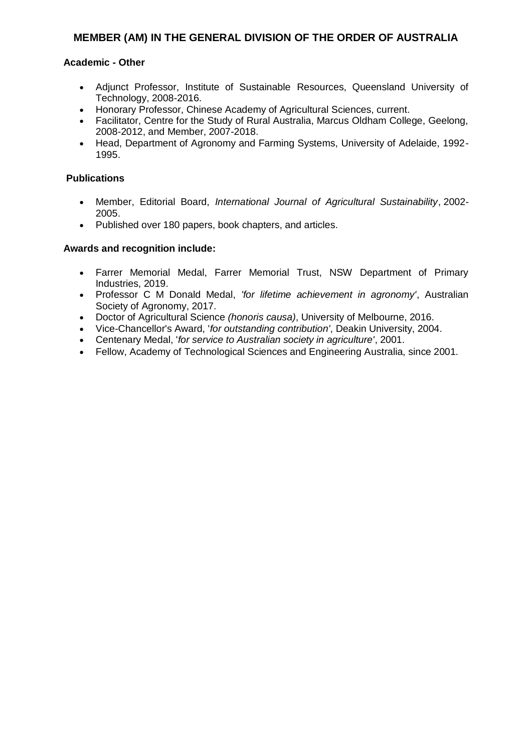## MEMBER (AM) IN THE GENERAL DIVISION OF THE ORDER OF AUSTRALIA

**Academic - Other**

- Adjunct Professor, Institute of Sustainable Resources, Queensland University of Technology, 2008-2016.
- Honorary Professor, Chinese Academy of Agricultural Sciences, current.
- Facilitator, Centre for the Study of Rural Australia, Marcus Oldham College, Geelong, 2008-2012, and Member, 2007-2018.
- Head, Department of Agronomy and Farming Systems, University of Adelaide, 1992-1995.

**Publications**

- Member, Editorial Board, *International Journal of Agricultural Sustainability*, 2002-2005.
- Published over 180 papers, book chapters, and articles.

**Awards and recognition include:**

- Farrer Memorial Medal, Farrer Memorial Trust, NSW Department of Primary Industries, 2019.
- Professor C M Donald Medal, *'for lifetime achievement in agronomy'*, Australian Society of Agronomy, 2017.
- Doctor of Agricultural Science *(honoris causa)*, University of Melbourne, 2016.
- Vice-Chancellor's Award, '*for outstanding contribution'*, Deakin University, 2004.
- Centenary Medal, '*for service to Australian society in agriculture'*, 2001.
- Fellow, Academy of Technological Sciences and Engineering Australia, since 2001.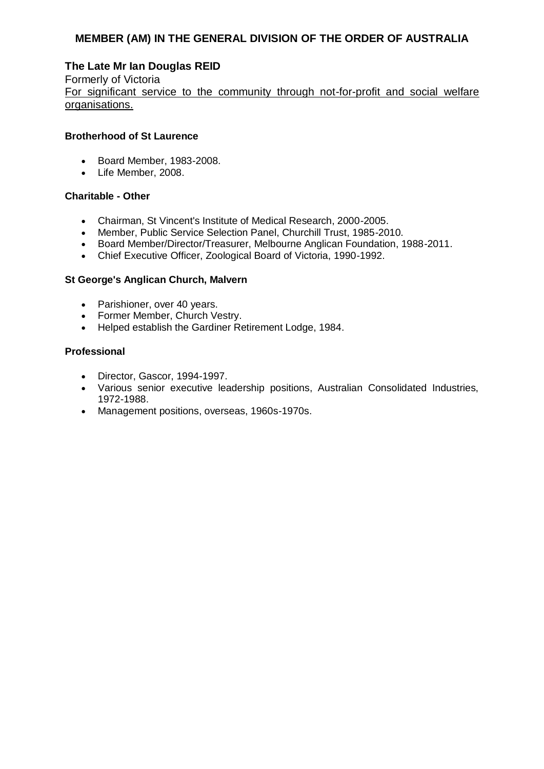## MEMBER (AM) IN THE GENERAL DIVISION OF THE ORDER OF AUSTRALIA

### The Late Mr Ian Douglas REID

Formerly of Victoria

For significant service to the community through not-for-profit and social welfare organisations.

**Brotherhood of St Laurence**

- Board Member, 1983-2008.
- Life Member, 2008.

**Charitable - Other**

- Chairman, St Vincent's Institute of Medical Research, 2000-2005.
- Member, Public Service Selection Panel, Churchill Trust, 1985-2010.
- Board Member/Director/Treasurer, Melbourne Anglican Foundation, 1988-2011.
- Chief Executive Officer, Zoological Board of Victoria, 1990-1992.

**St George's Anglican Church, Malvern**

- Parishioner, over 40 years.
- Former Member, Church Vestry.
- Helped establish the Gardiner Retirement Lodge, 1984.

**Professional**

- Director, Gascor, 1994-1997.
- Various senior executive leadership positions, Australian Consolidated Industries, 1972-1988.
- Management positions, overseas, 1960s-1970s.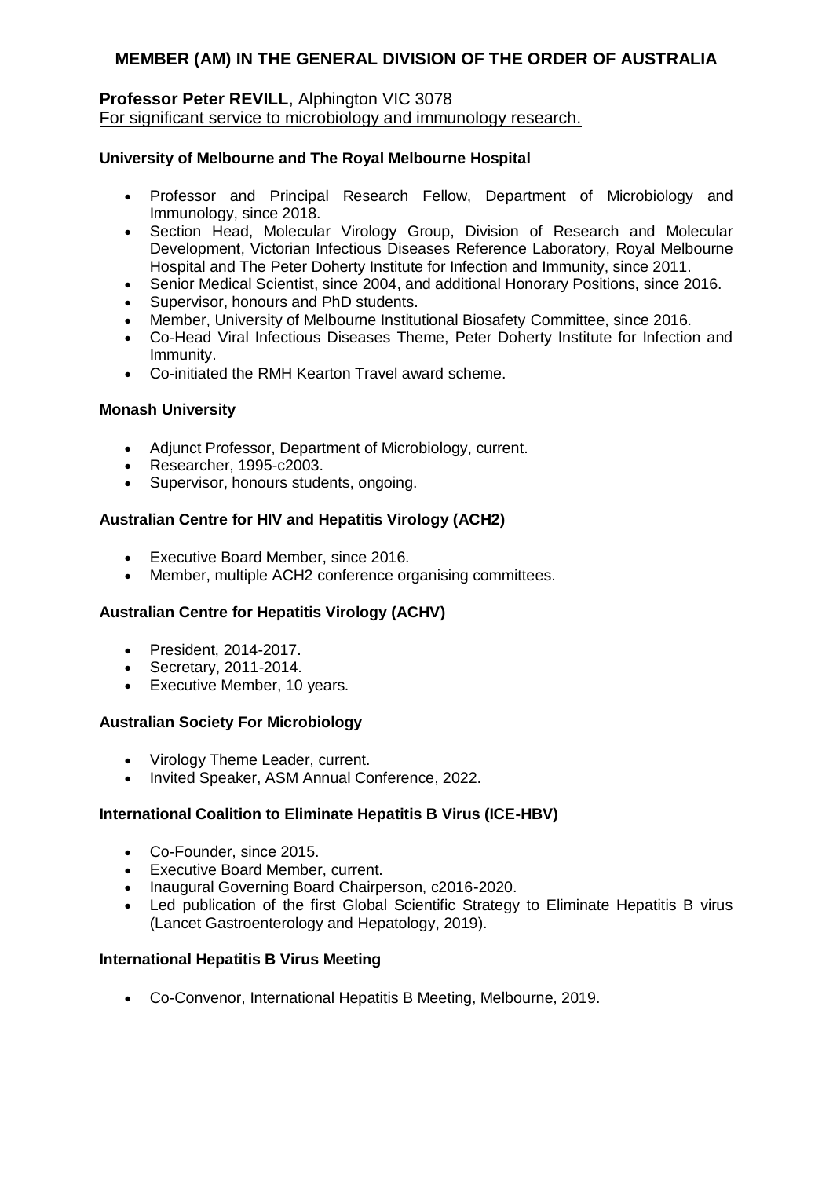## MEMBER (AM) IN THE GENERAL DIVISION OF THE ORDER OF AUSTRALIA

**Professor Peter REVILL**, Alphington VIC 3078
For significant service to microbiology and immunology research.

**University of Melbourne and The Royal Melbourne Hospital**

- Professor and Principal Research Fellow, Department of Microbiology and Immunology, since 2018.
- Section Head, Molecular Virology Group, Division of Research and Molecular Development, Victorian Infectious Diseases Reference Laboratory, Royal Melbourne Hospital and The Peter Doherty Institute for Infection and Immunity, since 2011.
- Senior Medical Scientist, since 2004, and additional Honorary Positions, since 2016.
- Supervisor, honours and PhD students.
- Member, University of Melbourne Institutional Biosafety Committee, since 2016.
- Co-Head Viral Infectious Diseases Theme, Peter Doherty Institute for Infection and Immunity.
- Co-initiated the RMH Kearton Travel award scheme.

**Monash University**

- Adjunct Professor, Department of Microbiology, current.
- Researcher, 1995-c2003.
- Supervisor, honours students, ongoing.

**Australian Centre for HIV and Hepatitis Virology (ACH2)**

- Executive Board Member, since 2016.
- Member, multiple ACH2 conference organising committees.

**Australian Centre for Hepatitis Virology (ACHV)**

- President, 2014-2017.
- Secretary, 2011-2014.
- Executive Member, 10 years.

**Australian Society For Microbiology**

- Virology Theme Leader, current.
- Invited Speaker, ASM Annual Conference, 2022.

**International Coalition to Eliminate Hepatitis B Virus (ICE-HBV)**

- Co-Founder, since 2015.
- Executive Board Member, current.
- Inaugural Governing Board Chairperson, c2016-2020.
- Led publication of the first Global Scientific Strategy to Eliminate Hepatitis B virus (Lancet Gastroenterology and Hepatology, 2019).

**International Hepatitis B Virus Meeting**

- Co-Convenor, International Hepatitis B Meeting, Melbourne, 2019.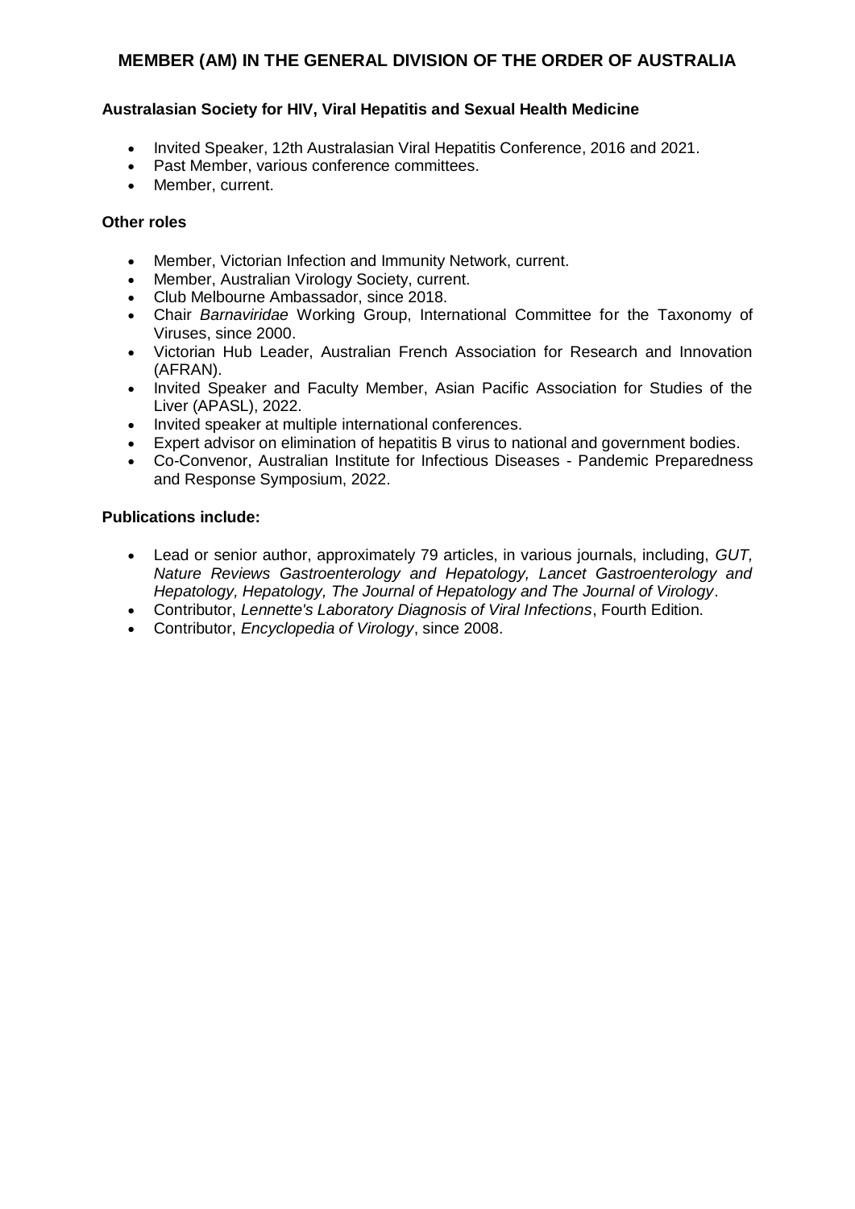## MEMBER (AM) IN THE GENERAL DIVISION OF THE ORDER OF AUSTRALIA

**Australasian Society for HIV, Viral Hepatitis and Sexual Health Medicine**

- Invited Speaker, 12th Australasian Viral Hepatitis Conference, 2016 and 2021.
- Past Member, various conference committees.
- Member, current.

**Other roles**

- Member, Victorian Infection and Immunity Network, current.
- Member, Australian Virology Society, current.
- Club Melbourne Ambassador, since 2018.
- Chair *Barnaviridae* Working Group, International Committee for the Taxonomy of Viruses, since 2000.
- Victorian Hub Leader, Australian French Association for Research and Innovation (AFRAN).
- Invited Speaker and Faculty Member, Asian Pacific Association for Studies of the Liver (APASL), 2022.
- Invited speaker at multiple international conferences.
- Expert advisor on elimination of hepatitis B virus to national and government bodies.
- Co-Convenor, Australian Institute for Infectious Diseases - Pandemic Preparedness and Response Symposium, 2022.

**Publications include:**

- Lead or senior author, approximately 79 articles, in various journals, including, *GUT, Nature Reviews Gastroenterology and Hepatology, Lancet Gastroenterology and Hepatology, Hepatology, The Journal of Hepatology and The Journal of Virology*.
- Contributor, *Lennette's Laboratory Diagnosis of Viral Infections*, Fourth Edition.
- Contributor, *Encyclopedia of Virology*, since 2008.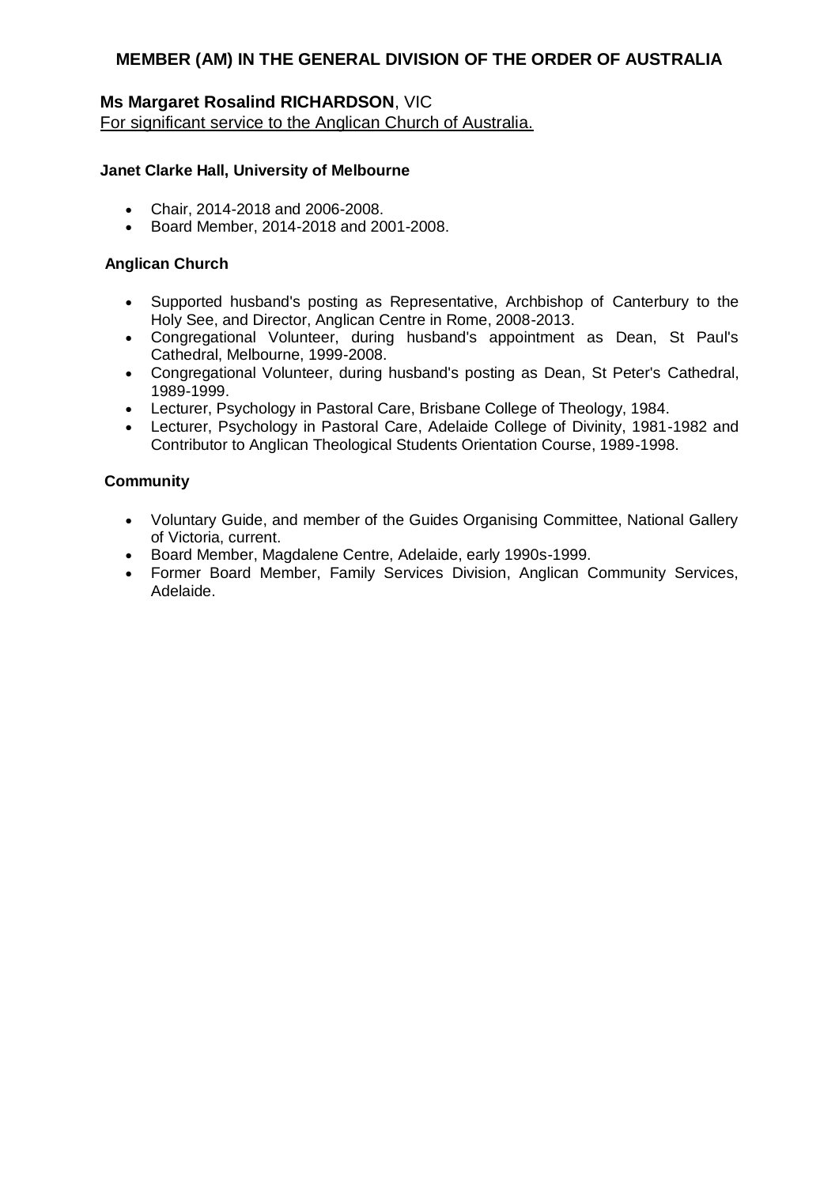## MEMBER (AM) IN THE GENERAL DIVISION OF THE ORDER OF AUSTRALIA

**Ms Margaret Rosalind RICHARDSON**, VIC
For significant service to the Anglican Church of Australia.

**Janet Clarke Hall, University of Melbourne**

- Chair, 2014-2018 and 2006-2008.
- Board Member, 2014-2018 and 2001-2008.

**Anglican Church**

- Supported husband's posting as Representative, Archbishop of Canterbury to the Holy See, and Director, Anglican Centre in Rome, 2008-2013.
- Congregational Volunteer, during husband's appointment as Dean, St Paul's Cathedral, Melbourne, 1999-2008.
- Congregational Volunteer, during husband's posting as Dean, St Peter's Cathedral, 1989-1999.
- Lecturer, Psychology in Pastoral Care, Brisbane College of Theology, 1984.
- Lecturer, Psychology in Pastoral Care, Adelaide College of Divinity, 1981-1982 and Contributor to Anglican Theological Students Orientation Course, 1989-1998.

**Community**

- Voluntary Guide, and member of the Guides Organising Committee, National Gallery of Victoria, current.
- Board Member, Magdalene Centre, Adelaide, early 1990s-1999.
- Former Board Member, Family Services Division, Anglican Community Services, Adelaide.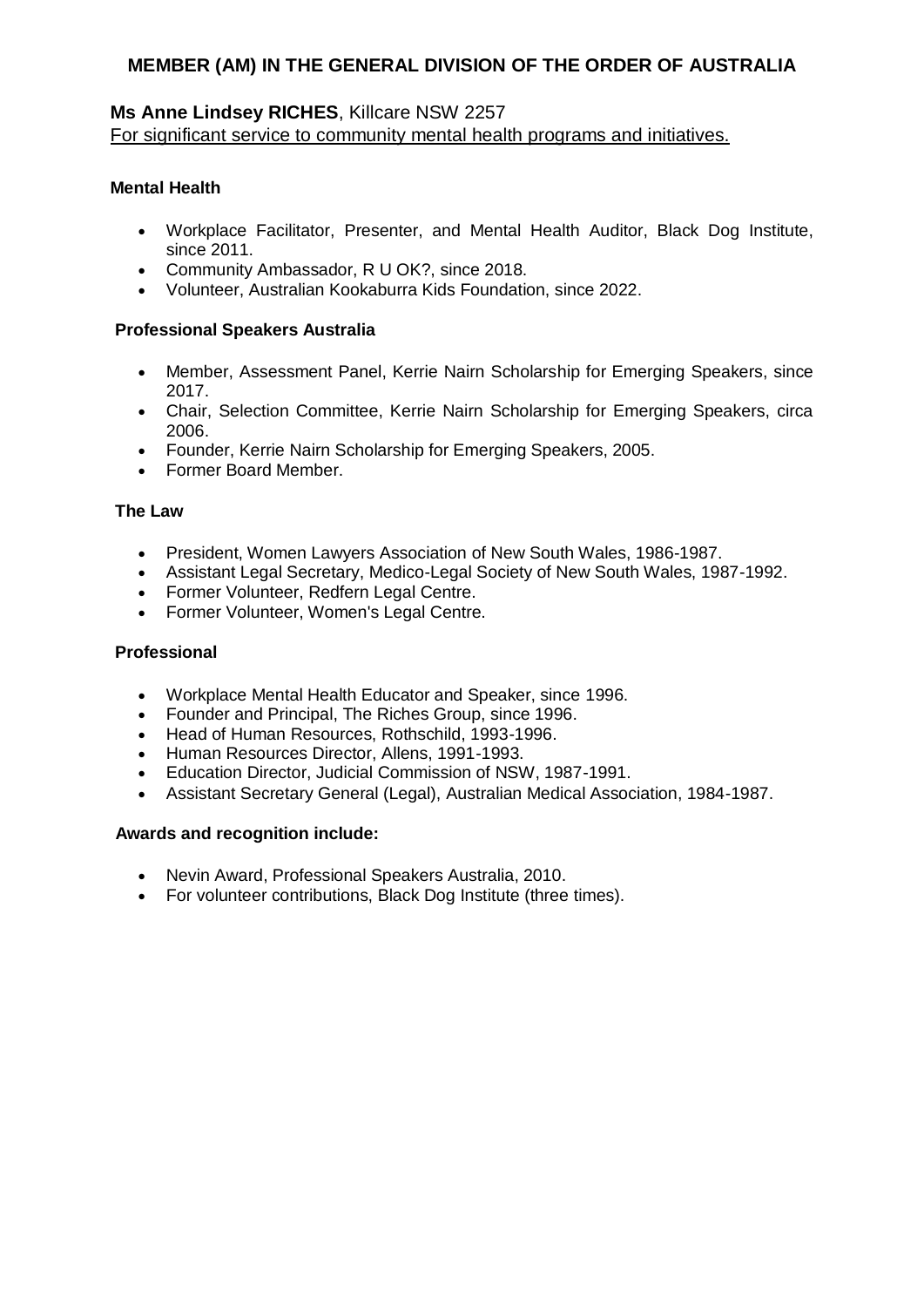# MEMBER (AM) IN THE GENERAL DIVISION OF THE ORDER OF AUSTRALIA

## **Ms Anne Lindsey RICHES**, Killcare NSW 2257

<u>For significant service to community mental health programs and initiatives.</u>

### Mental Health

- Workplace Facilitator, Presenter, and Mental Health Auditor, Black Dog Institute, since 2011.
- Community Ambassador, R U OK?, since 2018.
- Volunteer, Australian Kookaburra Kids Foundation, since 2022.

### Professional Speakers Australia

- Member, Assessment Panel, Kerrie Nairn Scholarship for Emerging Speakers, since 2017.
- Chair, Selection Committee, Kerrie Nairn Scholarship for Emerging Speakers, circa 2006.
- Founder, Kerrie Nairn Scholarship for Emerging Speakers, 2005.
- Former Board Member.

### The Law

- President, Women Lawyers Association of New South Wales, 1986-1987.
- Assistant Legal Secretary, Medico-Legal Society of New South Wales, 1987-1992.
- Former Volunteer, Redfern Legal Centre.
- Former Volunteer, Women's Legal Centre.

### Professional

- Workplace Mental Health Educator and Speaker, since 1996.
- Founder and Principal, The Riches Group, since 1996.
- Head of Human Resources, Rothschild, 1993-1996.
- Human Resources Director, Allens, 1991-1993.
- Education Director, Judicial Commission of NSW, 1987-1991.
- Assistant Secretary General (Legal), Australian Medical Association, 1984-1987.

### Awards and recognition include:

- Nevin Award, Professional Speakers Australia, 2010.
- For volunteer contributions, Black Dog Institute (three times).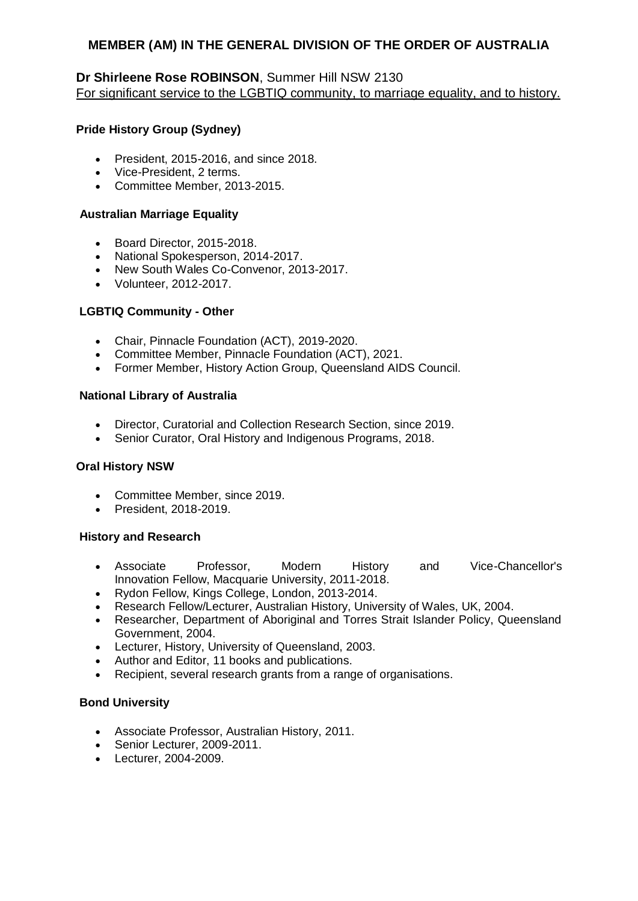## MEMBER (AM) IN THE GENERAL DIVISION OF THE ORDER OF AUSTRALIA

**Dr Shirleene Rose ROBINSON**, Summer Hill NSW 2130
For significant service to the LGBTIQ community, to marriage equality, and to history.

**Pride History Group (Sydney)**

- President, 2015-2016, and since 2018.
- Vice-President, 2 terms.
- Committee Member, 2013-2015.

**Australian Marriage Equality**

- Board Director, 2015-2018.
- National Spokesperson, 2014-2017.
- New South Wales Co-Convenor, 2013-2017.
- Volunteer, 2012-2017.

**LGBTIQ Community - Other**

- Chair, Pinnacle Foundation (ACT), 2019-2020.
- Committee Member, Pinnacle Foundation (ACT), 2021.
- Former Member, History Action Group, Queensland AIDS Council.

**National Library of Australia**

- Director, Curatorial and Collection Research Section, since 2019.
- Senior Curator, Oral History and Indigenous Programs, 2018.

**Oral History NSW**

- Committee Member, since 2019.
- President, 2018-2019.

**History and Research**

- Associate Professor, Modern History and Vice-Chancellor's Innovation Fellow, Macquarie University, 2011-2018.
- Rydon Fellow, Kings College, London, 2013-2014.
- Research Fellow/Lecturer, Australian History, University of Wales, UK, 2004.
- Researcher, Department of Aboriginal and Torres Strait Islander Policy, Queensland Government, 2004.
- Lecturer, History, University of Queensland, 2003.
- Author and Editor, 11 books and publications.
- Recipient, several research grants from a range of organisations.

**Bond University**

- Associate Professor, Australian History, 2011.
- Senior Lecturer, 2009-2011.
- Lecturer, 2004-2009.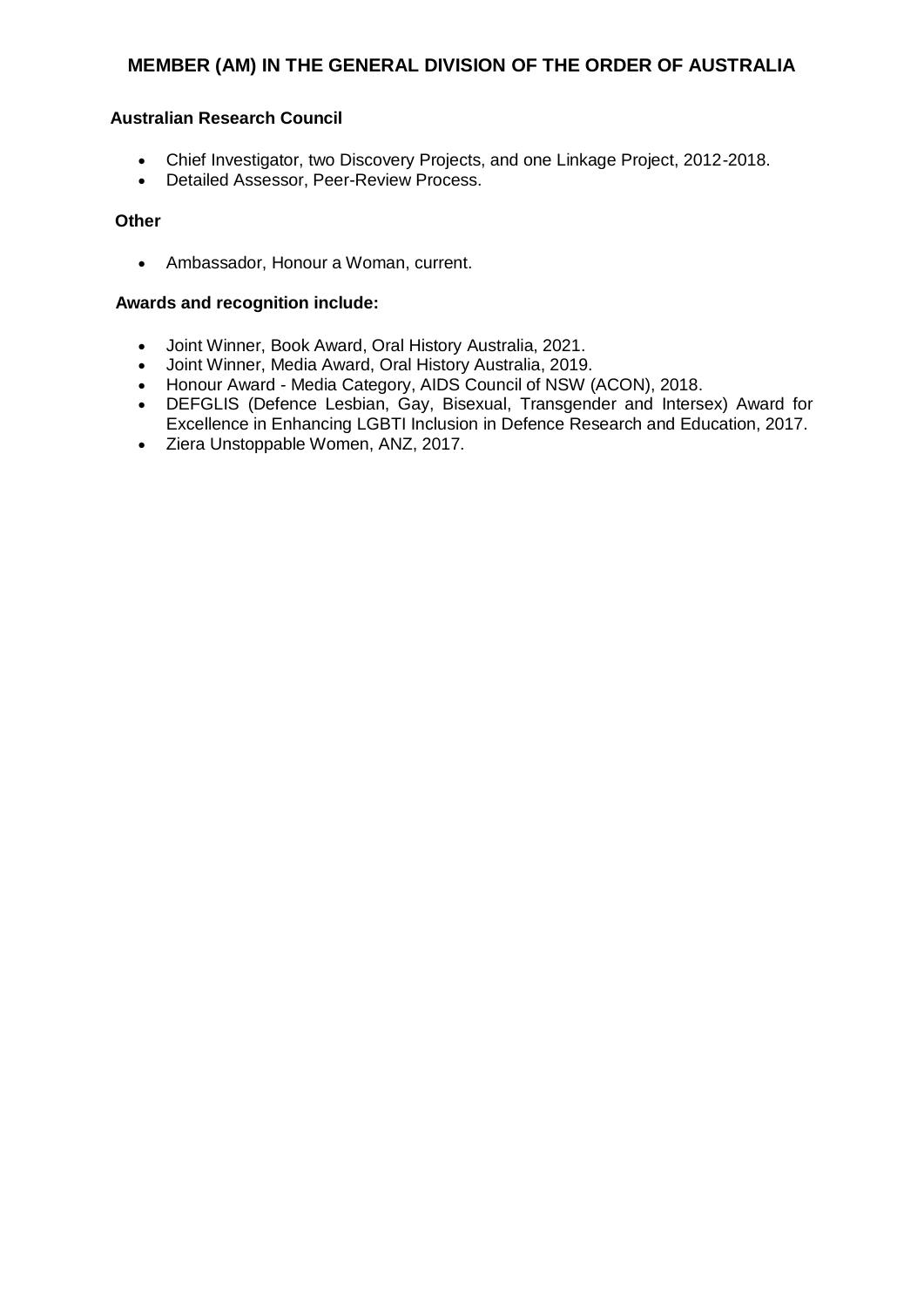# MEMBER (AM) IN THE GENERAL DIVISION OF THE ORDER OF AUSTRALIA

**Australian Research Council**

- Chief Investigator, two Discovery Projects, and one Linkage Project, 2012-2018.
- Detailed Assessor, Peer-Review Process.

**Other**

- Ambassador, Honour a Woman, current.

**Awards and recognition include:**

- Joint Winner, Book Award, Oral History Australia, 2021.
- Joint Winner, Media Award, Oral History Australia, 2019.
- Honour Award - Media Category, AIDS Council of NSW (ACON), 2018.
- DEFGLIS (Defence Lesbian, Gay, Bisexual, Transgender and Intersex) Award for Excellence in Enhancing LGBTI Inclusion in Defence Research and Education, 2017.
- Ziera Unstoppable Women, ANZ, 2017.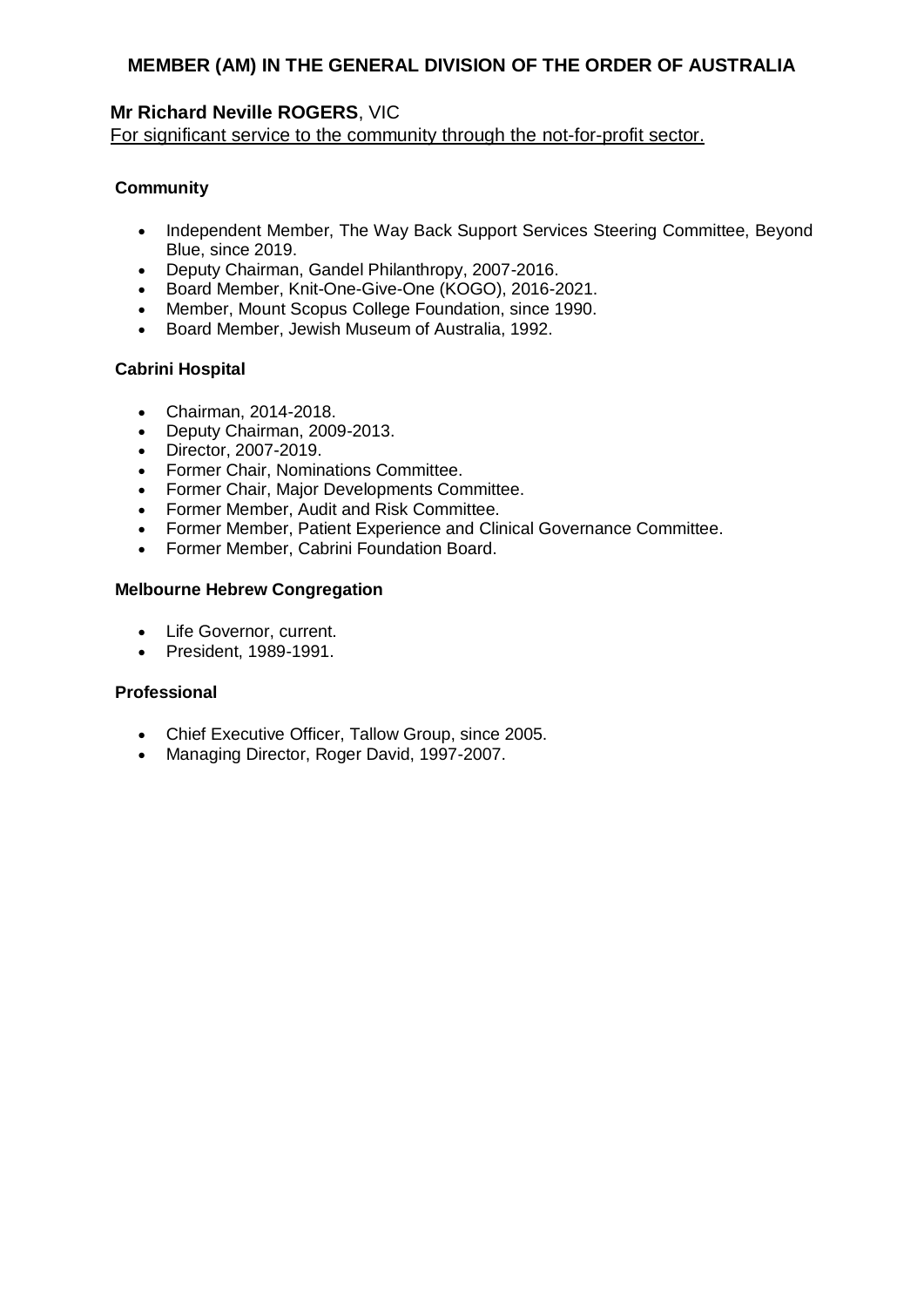## MEMBER (AM) IN THE GENERAL DIVISION OF THE ORDER OF AUSTRALIA

**Mr Richard Neville ROGERS**, VIC
For significant service to the community through the not-for-profit sector.

**Community**

- Independent Member, The Way Back Support Services Steering Committee, Beyond Blue, since 2019.
- Deputy Chairman, Gandel Philanthropy, 2007-2016.
- Board Member, Knit-One-Give-One (KOGO), 2016-2021.
- Member, Mount Scopus College Foundation, since 1990.
- Board Member, Jewish Museum of Australia, 1992.

**Cabrini Hospital**

- Chairman, 2014-2018.
- Deputy Chairman, 2009-2013.
- Director, 2007-2019.
- Former Chair, Nominations Committee.
- Former Chair, Major Developments Committee.
- Former Member, Audit and Risk Committee.
- Former Member, Patient Experience and Clinical Governance Committee.
- Former Member, Cabrini Foundation Board.

**Melbourne Hebrew Congregation**

- Life Governor, current.
- President, 1989-1991.

**Professional**

- Chief Executive Officer, Tallow Group, since 2005.
- Managing Director, Roger David, 1997-2007.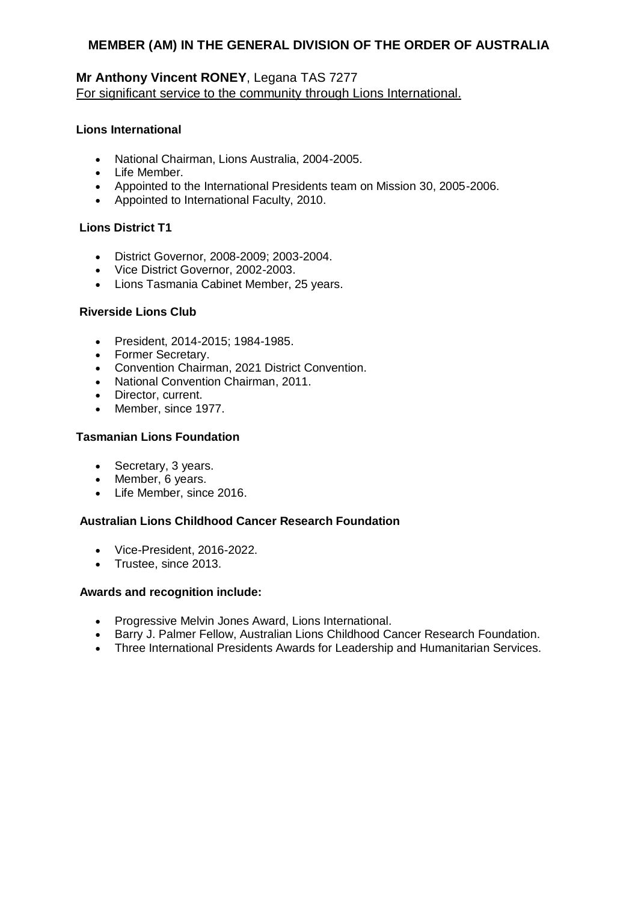## MEMBER (AM) IN THE GENERAL DIVISION OF THE ORDER OF AUSTRALIA

**Mr Anthony Vincent RONEY**, Legana TAS 7277
For significant service to the community through Lions International.

**Lions International**

- National Chairman, Lions Australia, 2004-2005.
- Life Member.
- Appointed to the International Presidents team on Mission 30, 2005-2006.
- Appointed to International Faculty, 2010.

**Lions District T1**

- District Governor, 2008-2009; 2003-2004.
- Vice District Governor, 2002-2003.
- Lions Tasmania Cabinet Member, 25 years.

**Riverside Lions Club**

- President, 2014-2015; 1984-1985.
- Former Secretary.
- Convention Chairman, 2021 District Convention.
- National Convention Chairman, 2011.
- Director, current.
- Member, since 1977.

**Tasmanian Lions Foundation**

- Secretary, 3 years.
- Member, 6 years.
- Life Member, since 2016.

**Australian Lions Childhood Cancer Research Foundation**

- Vice-President, 2016-2022.
- Trustee, since 2013.

**Awards and recognition include:**

- Progressive Melvin Jones Award, Lions International.
- Barry J. Palmer Fellow, Australian Lions Childhood Cancer Research Foundation.
- Three International Presidents Awards for Leadership and Humanitarian Services.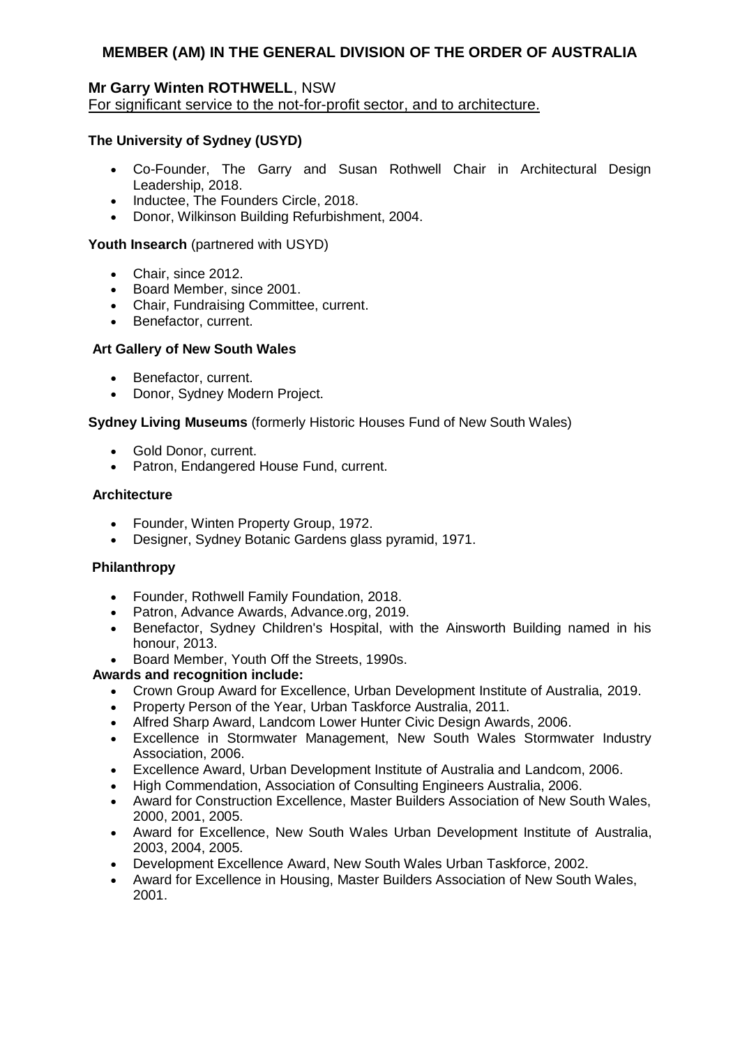# MEMBER (AM) IN THE GENERAL DIVISION OF THE ORDER OF AUSTRALIA

## Mr Garry Winten ROTHWELL, NSW

For significant service to the not-for-profit sector, and to architecture.

**The University of Sydney (USYD)**

- Co-Founder, The Garry and Susan Rothwell Chair in Architectural Design Leadership, 2018.
- Inductee, The Founders Circle, 2018.
- Donor, Wilkinson Building Refurbishment, 2004.

**Youth Insearch** (partnered with USYD)

- Chair, since 2012.
- Board Member, since 2001.
- Chair, Fundraising Committee, current.
- Benefactor, current.

**Art Gallery of New South Wales**

- Benefactor, current.
- Donor, Sydney Modern Project.

**Sydney Living Museums** (formerly Historic Houses Fund of New South Wales)

- Gold Donor, current.
- Patron, Endangered House Fund, current.

**Architecture**

- Founder, Winten Property Group, 1972.
- Designer, Sydney Botanic Gardens glass pyramid, 1971.

**Philanthropy**

- Founder, Rothwell Family Foundation, 2018.
- Patron, Advance Awards, Advance.org, 2019.
- Benefactor, Sydney Children's Hospital, with the Ainsworth Building named in his honour, 2013.
- Board Member, Youth Off the Streets, 1990s.

**Awards and recognition include:**

- Crown Group Award for Excellence, Urban Development Institute of Australia, 2019.
- Property Person of the Year, Urban Taskforce Australia, 2011.
- Alfred Sharp Award, Landcom Lower Hunter Civic Design Awards, 2006.
- Excellence in Stormwater Management, New South Wales Stormwater Industry Association, 2006.
- Excellence Award, Urban Development Institute of Australia and Landcom, 2006.
- High Commendation, Association of Consulting Engineers Australia, 2006.
- Award for Construction Excellence, Master Builders Association of New South Wales, 2000, 2001, 2005.
- Award for Excellence, New South Wales Urban Development Institute of Australia, 2003, 2004, 2005.
- Development Excellence Award, New South Wales Urban Taskforce, 2002.
- Award for Excellence in Housing, Master Builders Association of New South Wales, 2001.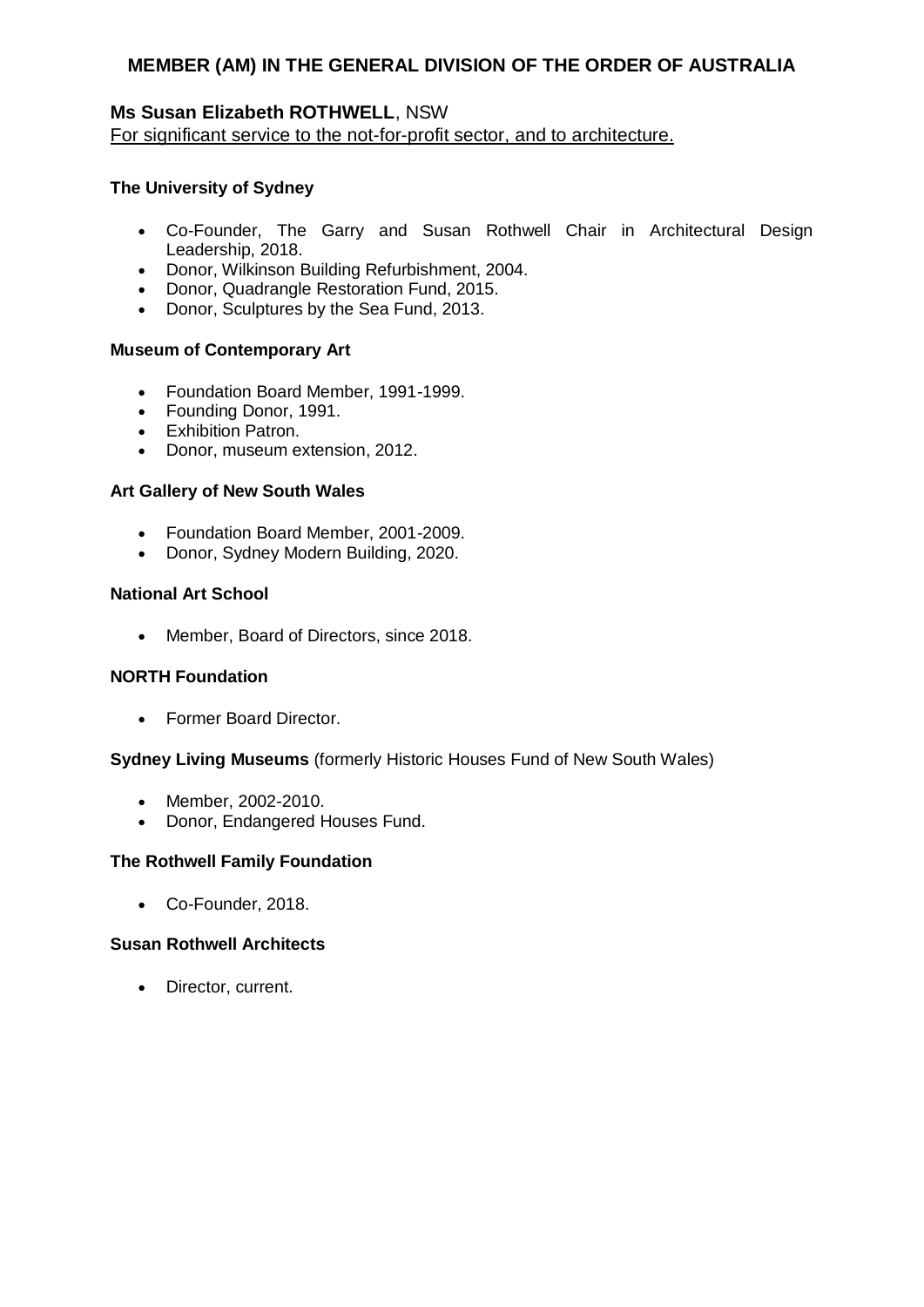## MEMBER (AM) IN THE GENERAL DIVISION OF THE ORDER OF AUSTRALIA

**Ms Susan Elizabeth ROTHWELL**, NSW
For significant service to the not-for-profit sector, and to architecture.

**The University of Sydney**

- Co-Founder, The Garry and Susan Rothwell Chair in Architectural Design Leadership, 2018.
- Donor, Wilkinson Building Refurbishment, 2004.
- Donor, Quadrangle Restoration Fund, 2015.
- Donor, Sculptures by the Sea Fund, 2013.

**Museum of Contemporary Art**

- Foundation Board Member, 1991-1999.
- Founding Donor, 1991.
- Exhibition Patron.
- Donor, museum extension, 2012.

**Art Gallery of New South Wales**

- Foundation Board Member, 2001-2009.
- Donor, Sydney Modern Building, 2020.

**National Art School**

- Member, Board of Directors, since 2018.

**NORTH Foundation**

- Former Board Director.

**Sydney Living Museums** (formerly Historic Houses Fund of New South Wales)

- Member, 2002-2010.
- Donor, Endangered Houses Fund.

**The Rothwell Family Foundation**

- Co-Founder, 2018.

**Susan Rothwell Architects**

- Director, current.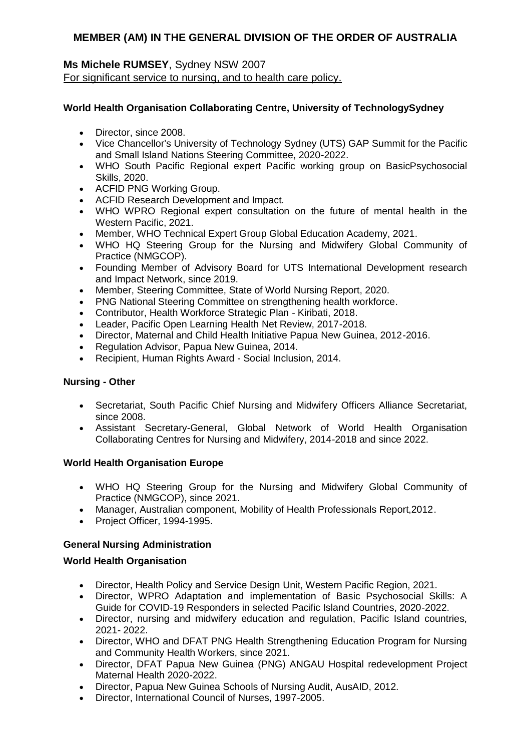## MEMBER (AM) IN THE GENERAL DIVISION OF THE ORDER OF AUSTRALIA

**Ms Michele RUMSEY**, Sydney NSW 2007

For significant service to nursing, and to health care policy.

**World Health Organisation Collaborating Centre, University of TechnologySydney**

- Director, since 2008.
- Vice Chancellor's University of Technology Sydney (UTS) GAP Summit for the Pacific and Small Island Nations Steering Committee, 2020-2022.
- WHO South Pacific Regional expert Pacific working group on BasicPsychosocial Skills, 2020.
- ACFID PNG Working Group.
- ACFID Research Development and Impact.
- WHO WPRO Regional expert consultation on the future of mental health in the Western Pacific, 2021.
- Member, WHO Technical Expert Group Global Education Academy, 2021.
- WHO HQ Steering Group for the Nursing and Midwifery Global Community of Practice (NMGCOP).
- Founding Member of Advisory Board for UTS International Development research and Impact Network, since 2019.
- Member, Steering Committee, State of World Nursing Report, 2020.
- PNG National Steering Committee on strengthening health workforce.
- Contributor, Health Workforce Strategic Plan - Kiribati, 2018.
- Leader, Pacific Open Learning Health Net Review, 2017-2018.
- Director, Maternal and Child Health Initiative Papua New Guinea, 2012-2016.
- Regulation Advisor, Papua New Guinea, 2014.
- Recipient, Human Rights Award - Social Inclusion, 2014.

**Nursing - Other**

- Secretariat, South Pacific Chief Nursing and Midwifery Officers Alliance Secretariat, since 2008.
- Assistant Secretary-General, Global Network of World Health Organisation Collaborating Centres for Nursing and Midwifery, 2014-2018 and since 2022.

**World Health Organisation Europe**

- WHO HQ Steering Group for the Nursing and Midwifery Global Community of Practice (NMGCOP), since 2021.
- Manager, Australian component, Mobility of Health Professionals Report,2012.
- Project Officer, 1994-1995.

**General Nursing Administration**

**World Health Organisation**

- Director, Health Policy and Service Design Unit, Western Pacific Region, 2021.
- Director, WPRO Adaptation and implementation of Basic Psychosocial Skills: A Guide for COVID-19 Responders in selected Pacific Island Countries, 2020-2022.
- Director, nursing and midwifery education and regulation, Pacific Island countries, 2021- 2022.
- Director, WHO and DFAT PNG Health Strengthening Education Program for Nursing and Community Health Workers, since 2021.
- Director, DFAT Papua New Guinea (PNG) ANGAU Hospital redevelopment Project Maternal Health 2020-2022.
- Director, Papua New Guinea Schools of Nursing Audit, AusAID, 2012.
- Director, International Council of Nurses, 1997-2005.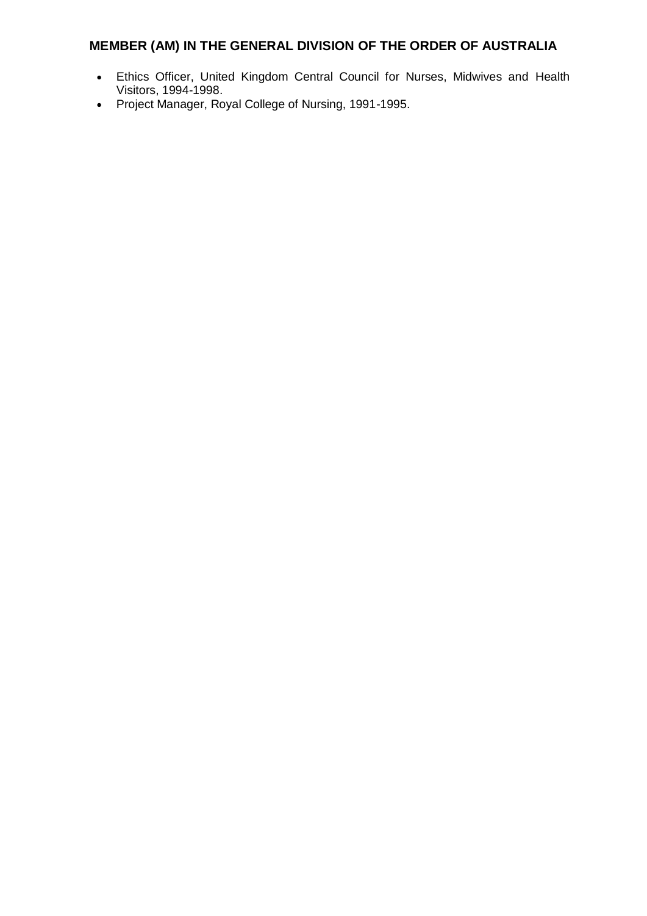## MEMBER (AM) IN THE GENERAL DIVISION OF THE ORDER OF AUSTRALIA

- Ethics Officer, United Kingdom Central Council for Nurses, Midwives and Health Visitors, 1994-1998.
- Project Manager, Royal College of Nursing, 1991-1995.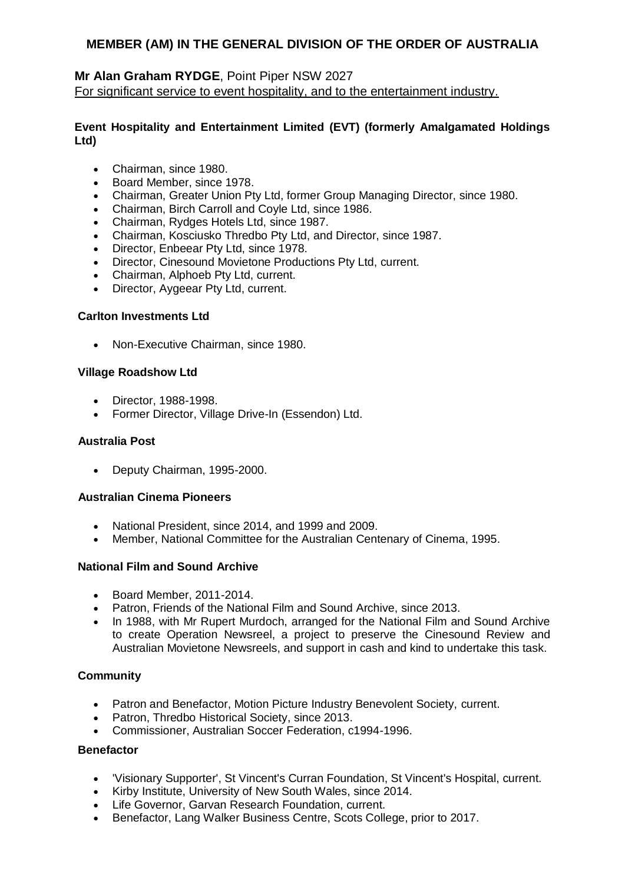## MEMBER (AM) IN THE GENERAL DIVISION OF THE ORDER OF AUSTRALIA

**Mr Alan Graham RYDGE**, Point Piper NSW 2027
For significant service to event hospitality, and to the entertainment industry.

**Event Hospitality and Entertainment Limited (EVT) (formerly Amalgamated Holdings Ltd)**

- Chairman, since 1980.
- Board Member, since 1978.
- Chairman, Greater Union Pty Ltd, former Group Managing Director, since 1980.
- Chairman, Birch Carroll and Coyle Ltd, since 1986.
- Chairman, Rydges Hotels Ltd, since 1987.
- Chairman, Kosciusko Thredbo Pty Ltd, and Director, since 1987.
- Director, Enbeear Pty Ltd, since 1978.
- Director, Cinesound Movietone Productions Pty Ltd, current.
- Chairman, Alphoeb Pty Ltd, current.
- Director, Aygeear Pty Ltd, current.

**Carlton Investments Ltd**

- Non-Executive Chairman, since 1980.

**Village Roadshow Ltd**

- Director, 1988-1998.
- Former Director, Village Drive-In (Essendon) Ltd.

**Australia Post**

- Deputy Chairman, 1995-2000.

**Australian Cinema Pioneers**

- National President, since 2014, and 1999 and 2009.
- Member, National Committee for the Australian Centenary of Cinema, 1995.

**National Film and Sound Archive**

- Board Member, 2011-2014.
- Patron, Friends of the National Film and Sound Archive, since 2013.
- In 1988, with Mr Rupert Murdoch, arranged for the National Film and Sound Archive to create Operation Newsreel, a project to preserve the Cinesound Review and Australian Movietone Newsreels, and support in cash and kind to undertake this task.

**Community**

- Patron and Benefactor, Motion Picture Industry Benevolent Society, current.
- Patron, Thredbo Historical Society, since 2013.
- Commissioner, Australian Soccer Federation, c1994-1996.

**Benefactor**

- 'Visionary Supporter', St Vincent's Curran Foundation, St Vincent's Hospital, current.
- Kirby Institute, University of New South Wales, since 2014.
- Life Governor, Garvan Research Foundation, current.
- Benefactor, Lang Walker Business Centre, Scots College, prior to 2017.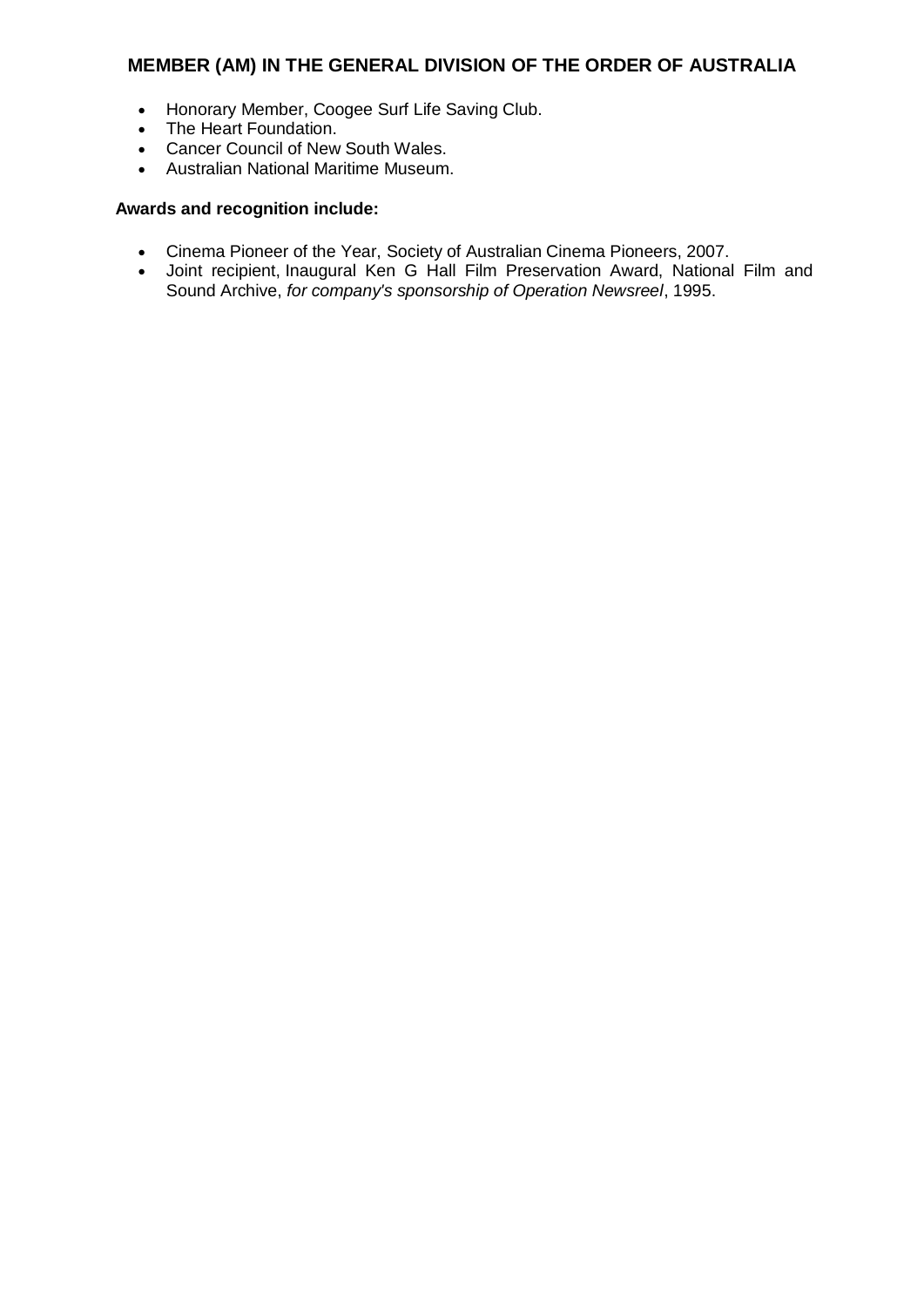## MEMBER (AM) IN THE GENERAL DIVISION OF THE ORDER OF AUSTRALIA

- Honorary Member, Coogee Surf Life Saving Club.
- The Heart Foundation.
- Cancer Council of New South Wales.
- Australian National Maritime Museum.

**Awards and recognition include:**

- Cinema Pioneer of the Year, Society of Australian Cinema Pioneers, 2007.
- Joint recipient, Inaugural Ken G Hall Film Preservation Award, National Film and Sound Archive, *for company's sponsorship of Operation Newsreel*, 1995.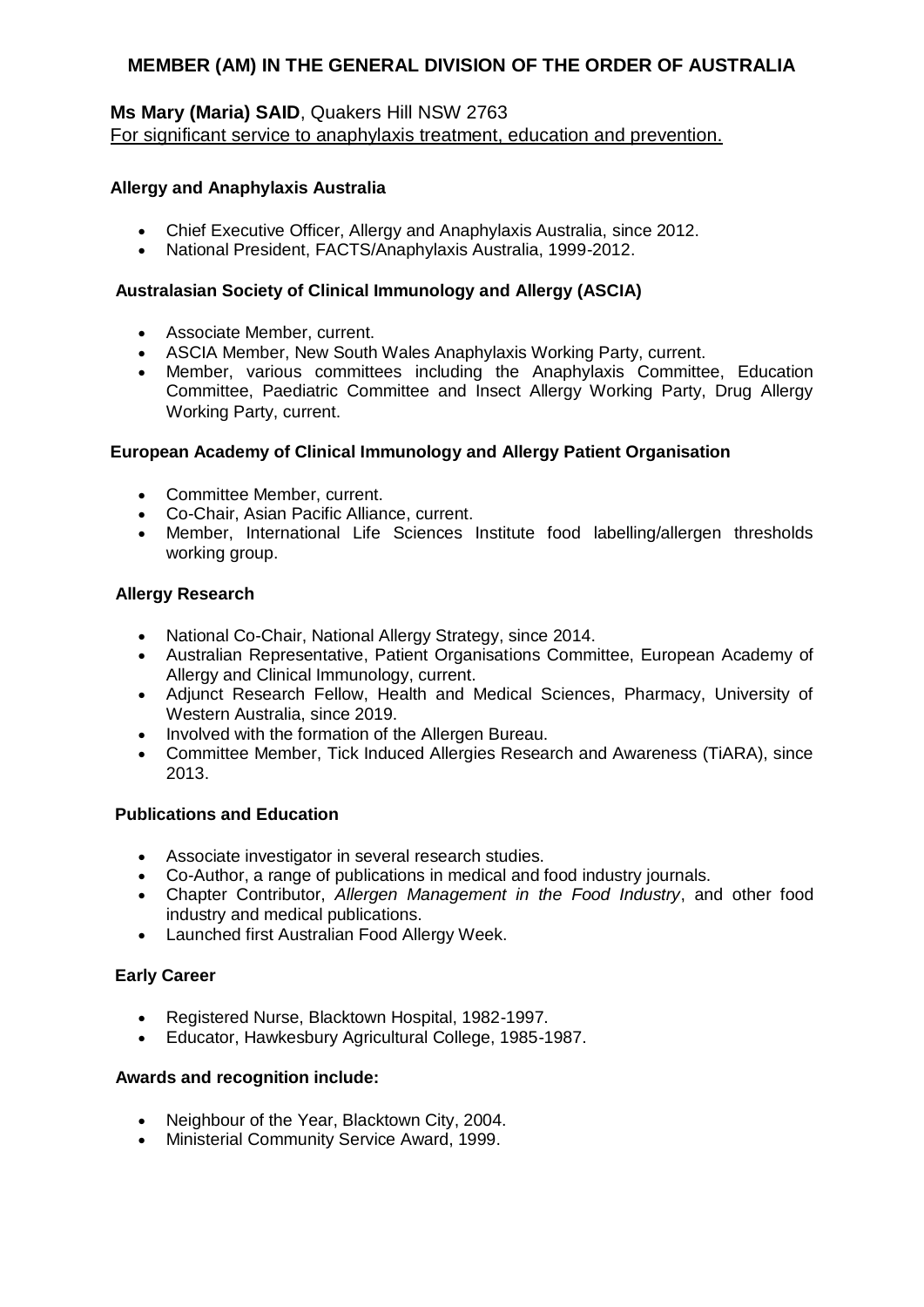# MEMBER (AM) IN THE GENERAL DIVISION OF THE ORDER OF AUSTRALIA

**Ms Mary (Maria) SAID**, Quakers Hill NSW 2763
For significant service to anaphylaxis treatment, education and prevention.

### Allergy and Anaphylaxis Australia

- Chief Executive Officer, Allergy and Anaphylaxis Australia, since 2012.
- National President, FACTS/Anaphylaxis Australia, 1999-2012.

### Australasian Society of Clinical Immunology and Allergy (ASCIA)

- Associate Member, current.
- ASCIA Member, New South Wales Anaphylaxis Working Party, current.
- Member, various committees including the Anaphylaxis Committee, Education Committee, Paediatric Committee and Insect Allergy Working Party, Drug Allergy Working Party, current.

### European Academy of Clinical Immunology and Allergy Patient Organisation

- Committee Member, current.
- Co-Chair, Asian Pacific Alliance, current.
- Member, International Life Sciences Institute food labelling/allergen thresholds working group.

### Allergy Research

- National Co-Chair, National Allergy Strategy, since 2014.
- Australian Representative, Patient Organisations Committee, European Academy of Allergy and Clinical Immunology, current.
- Adjunct Research Fellow, Health and Medical Sciences, Pharmacy, University of Western Australia, since 2019.
- Involved with the formation of the Allergen Bureau.
- Committee Member, Tick Induced Allergies Research and Awareness (TiARA), since 2013.

### Publications and Education

- Associate investigator in several research studies.
- Co-Author, a range of publications in medical and food industry journals.
- Chapter Contributor, *Allergen Management in the Food Industry*, and other food industry and medical publications.
- Launched first Australian Food Allergy Week.

### Early Career

- Registered Nurse, Blacktown Hospital, 1982-1997.
- Educator, Hawkesbury Agricultural College, 1985-1987.

### Awards and recognition include:

- Neighbour of the Year, Blacktown City, 2004.
- Ministerial Community Service Award, 1999.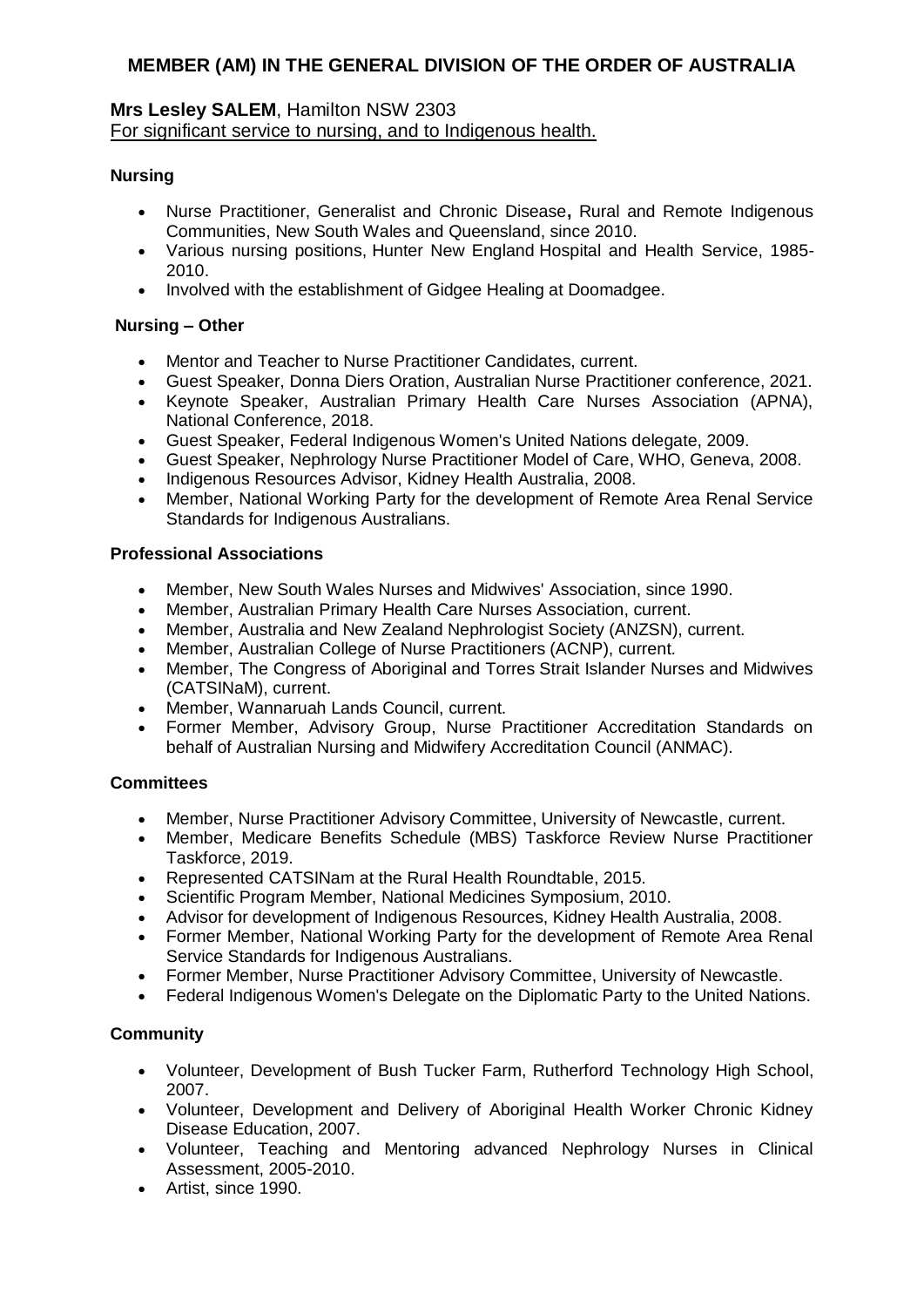## MEMBER (AM) IN THE GENERAL DIVISION OF THE ORDER OF AUSTRALIA

**Mrs Lesley SALEM**, Hamilton NSW 2303
For significant service to nursing, and to Indigenous health.

### Nursing

- Nurse Practitioner, Generalist and Chronic Disease**,** Rural and Remote Indigenous Communities, New South Wales and Queensland, since 2010.
- Various nursing positions, Hunter New England Hospital and Health Service, 1985-2010.
- Involved with the establishment of Gidgee Healing at Doomadgee.

### Nursing – Other

- Mentor and Teacher to Nurse Practitioner Candidates, current.
- Guest Speaker, Donna Diers Oration, Australian Nurse Practitioner conference, 2021.
- Keynote Speaker, Australian Primary Health Care Nurses Association (APNA), National Conference, 2018.
- Guest Speaker, Federal Indigenous Women's United Nations delegate, 2009.
- Guest Speaker, Nephrology Nurse Practitioner Model of Care, WHO, Geneva, 2008.
- Indigenous Resources Advisor, Kidney Health Australia, 2008.
- Member, National Working Party for the development of Remote Area Renal Service Standards for Indigenous Australians.

### Professional Associations

- Member, New South Wales Nurses and Midwives' Association, since 1990.
- Member, Australian Primary Health Care Nurses Association, current.
- Member, Australia and New Zealand Nephrologist Society (ANZSN), current.
- Member, Australian College of Nurse Practitioners (ACNP), current.
- Member, The Congress of Aboriginal and Torres Strait Islander Nurses and Midwives (CATSINaM), current.
- Member, Wannaruah Lands Council, current.
- Former Member, Advisory Group, Nurse Practitioner Accreditation Standards on behalf of Australian Nursing and Midwifery Accreditation Council (ANMAC).

### Committees

- Member, Nurse Practitioner Advisory Committee, University of Newcastle, current.
- Member, Medicare Benefits Schedule (MBS) Taskforce Review Nurse Practitioner Taskforce, 2019.
- Represented CATSINam at the Rural Health Roundtable, 2015.
- Scientific Program Member, National Medicines Symposium, 2010.
- Advisor for development of Indigenous Resources, Kidney Health Australia, 2008.
- Former Member, National Working Party for the development of Remote Area Renal Service Standards for Indigenous Australians.
- Former Member, Nurse Practitioner Advisory Committee, University of Newcastle.
- Federal Indigenous Women's Delegate on the Diplomatic Party to the United Nations.

### Community

- Volunteer, Development of Bush Tucker Farm, Rutherford Technology High School, 2007.
- Volunteer, Development and Delivery of Aboriginal Health Worker Chronic Kidney Disease Education, 2007.
- Volunteer, Teaching and Mentoring advanced Nephrology Nurses in Clinical Assessment, 2005-2010.
- Artist, since 1990.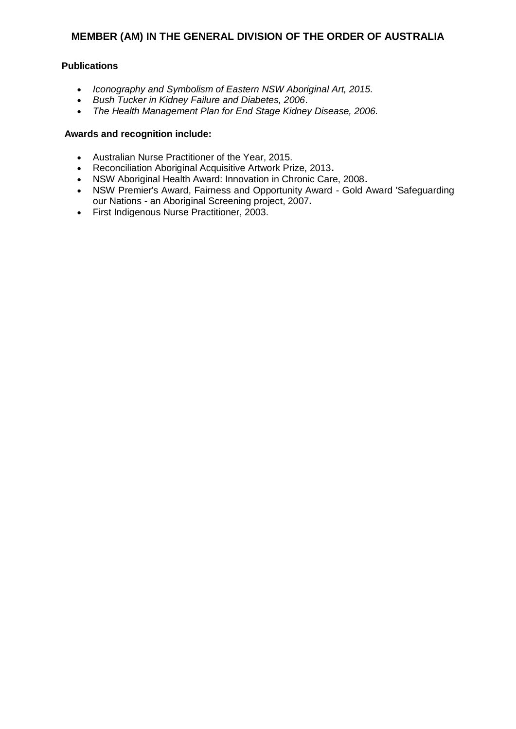## MEMBER (AM) IN THE GENERAL DIVISION OF THE ORDER OF AUSTRALIA

**Publications**

- *Iconography and Symbolism of Eastern NSW Aboriginal Art, 2015.*
- *Bush Tucker in Kidney Failure and Diabetes, 2006*.
- *The Health Management Plan for End Stage Kidney Disease, 2006.*

**Awards and recognition include:**

- Australian Nurse Practitioner of the Year, 2015.
- Reconciliation Aboriginal Acquisitive Artwork Prize, 2013**.**
- NSW Aboriginal Health Award: Innovation in Chronic Care, 2008**.**
- NSW Premier's Award, Fairness and Opportunity Award - Gold Award 'Safeguarding our Nations - an Aboriginal Screening project, 2007**.**
- First Indigenous Nurse Practitioner, 2003.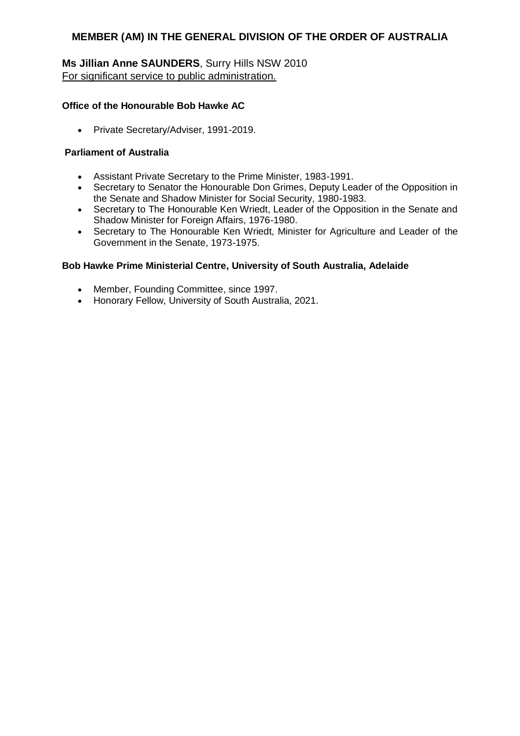## MEMBER (AM) IN THE GENERAL DIVISION OF THE ORDER OF AUSTRALIA

**Ms Jillian Anne SAUNDERS**, Surry Hills NSW 2010
For significant service to public administration.

**Office of the Honourable Bob Hawke AC**

- Private Secretary/Adviser, 1991-2019.

**Parliament of Australia**

- Assistant Private Secretary to the Prime Minister, 1983-1991.
- Secretary to Senator the Honourable Don Grimes, Deputy Leader of the Opposition in the Senate and Shadow Minister for Social Security, 1980-1983.
- Secretary to The Honourable Ken Wriedt, Leader of the Opposition in the Senate and Shadow Minister for Foreign Affairs, 1976-1980.
- Secretary to The Honourable Ken Wriedt, Minister for Agriculture and Leader of the Government in the Senate, 1973-1975.

**Bob Hawke Prime Ministerial Centre, University of South Australia, Adelaide**

- Member, Founding Committee, since 1997.
- Honorary Fellow, University of South Australia, 2021.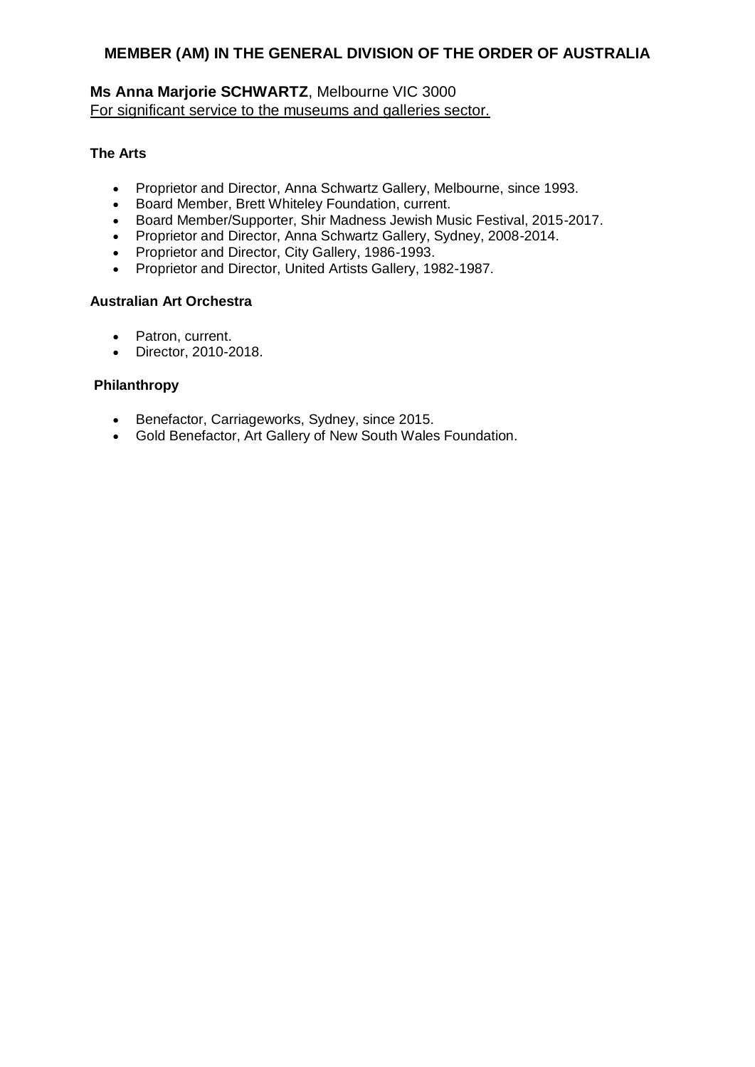## MEMBER (AM) IN THE GENERAL DIVISION OF THE ORDER OF AUSTRALIA

**Ms Anna Marjorie SCHWARTZ**, Melbourne VIC 3000
For significant service to the museums and galleries sector.

### The Arts

- Proprietor and Director, Anna Schwartz Gallery, Melbourne, since 1993.
- Board Member, Brett Whiteley Foundation, current.
- Board Member/Supporter, Shir Madness Jewish Music Festival, 2015-2017.
- Proprietor and Director, Anna Schwartz Gallery, Sydney, 2008-2014.
- Proprietor and Director, City Gallery, 1986-1993.
- Proprietor and Director, United Artists Gallery, 1982-1987.

### Australian Art Orchestra

- Patron, current.
- Director, 2010-2018.

### Philanthropy

- Benefactor, Carriageworks, Sydney, since 2015.
- Gold Benefactor, Art Gallery of New South Wales Foundation.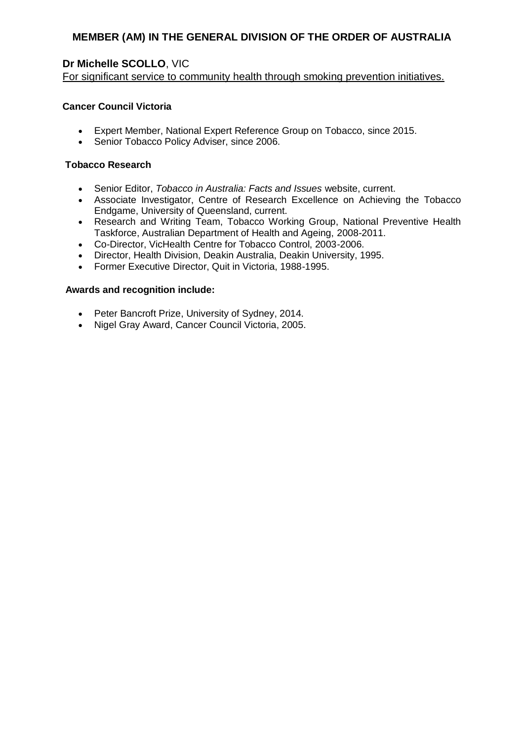## MEMBER (AM) IN THE GENERAL DIVISION OF THE ORDER OF AUSTRALIA

**Dr Michelle SCOLLO**, VIC

For significant service to community health through smoking prevention initiatives.

**Cancer Council Victoria**

- Expert Member, National Expert Reference Group on Tobacco, since 2015.
- Senior Tobacco Policy Adviser, since 2006.

**Tobacco Research**

- Senior Editor, *Tobacco in Australia: Facts and Issues* website, current.
- Associate Investigator, Centre of Research Excellence on Achieving the Tobacco Endgame, University of Queensland, current.
- Research and Writing Team, Tobacco Working Group, National Preventive Health Taskforce, Australian Department of Health and Ageing, 2008-2011.
- Co-Director, VicHealth Centre for Tobacco Control, 2003-2006.
- Director, Health Division, Deakin Australia, Deakin University, 1995.
- Former Executive Director, Quit in Victoria, 1988-1995.

**Awards and recognition include:**

- Peter Bancroft Prize, University of Sydney, 2014.
- Nigel Gray Award, Cancer Council Victoria, 2005.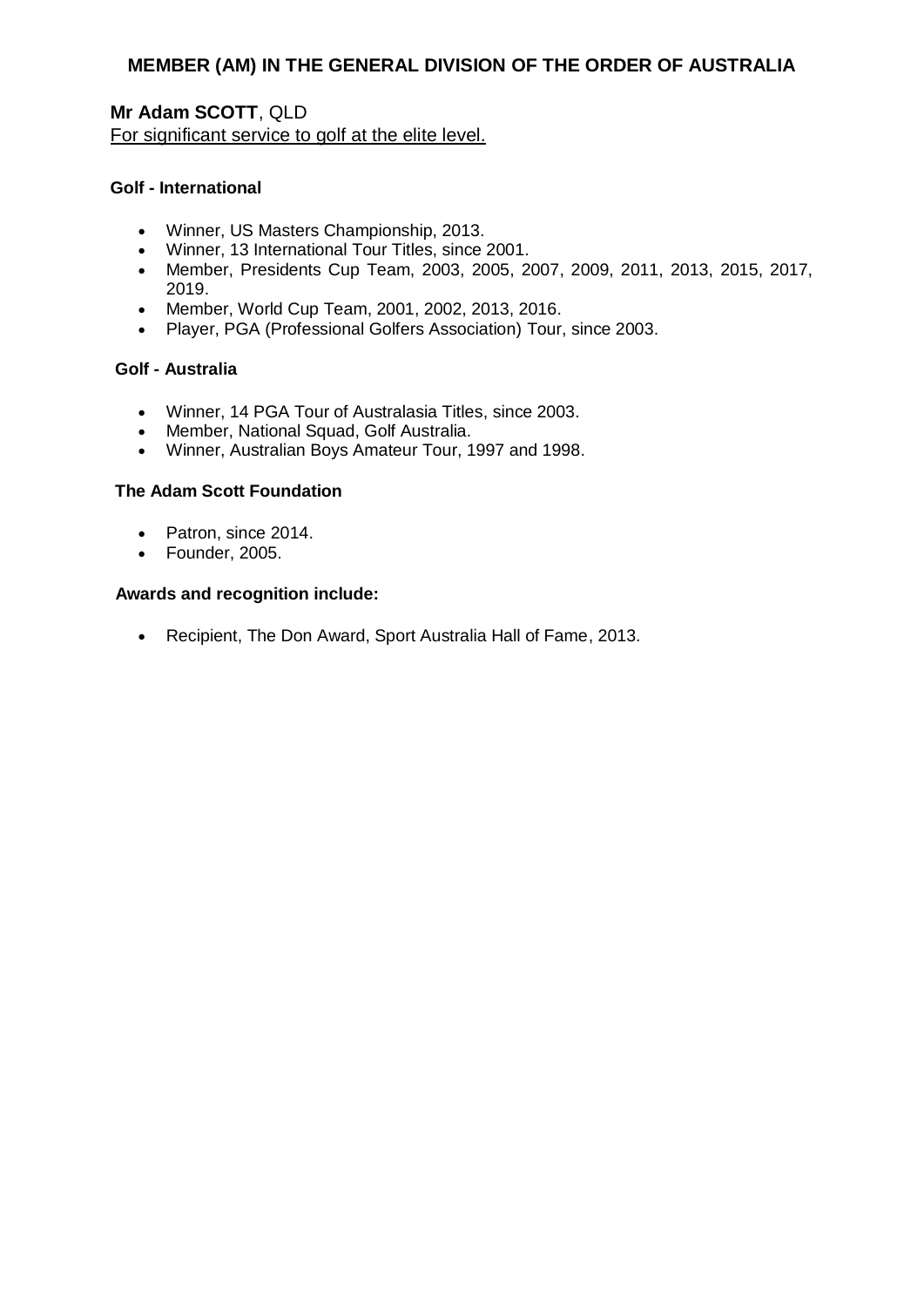# MEMBER (AM) IN THE GENERAL DIVISION OF THE ORDER OF AUSTRALIA

**Mr Adam SCOTT**, QLD

For significant service to golf at the elite level.

**Golf - International**

- Winner, US Masters Championship, 2013.
- Winner, 13 International Tour Titles, since 2001.
- Member, Presidents Cup Team, 2003, 2005, 2007, 2009, 2011, 2013, 2015, 2017, 2019.
- Member, World Cup Team, 2001, 2002, 2013, 2016.
- Player, PGA (Professional Golfers Association) Tour, since 2003.

**Golf - Australia**

- Winner, 14 PGA Tour of Australasia Titles, since 2003.
- Member, National Squad, Golf Australia.
- Winner, Australian Boys Amateur Tour, 1997 and 1998.

**The Adam Scott Foundation**

- Patron, since 2014.
- Founder, 2005.

**Awards and recognition include:**

- Recipient, The Don Award, Sport Australia Hall of Fame, 2013.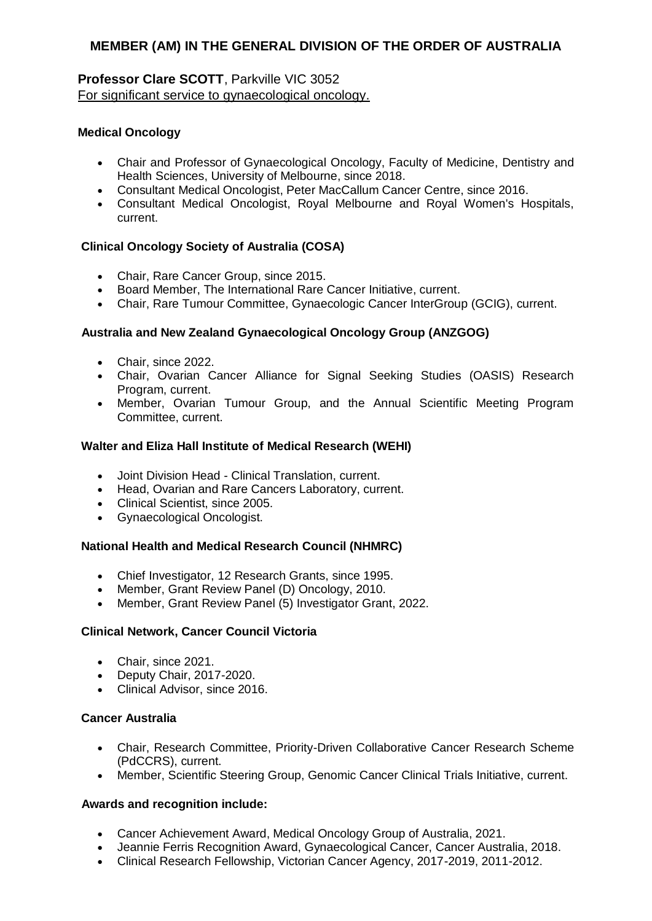## MEMBER (AM) IN THE GENERAL DIVISION OF THE ORDER OF AUSTRALIA

**Professor Clare SCOTT**, Parkville VIC 3052
For significant service to gynaecological oncology.

### Medical Oncology

- Chair and Professor of Gynaecological Oncology, Faculty of Medicine, Dentistry and Health Sciences, University of Melbourne, since 2018.
- Consultant Medical Oncologist, Peter MacCallum Cancer Centre, since 2016.
- Consultant Medical Oncologist, Royal Melbourne and Royal Women's Hospitals, current.

### Clinical Oncology Society of Australia (COSA)

- Chair, Rare Cancer Group, since 2015.
- Board Member, The International Rare Cancer Initiative, current.
- Chair, Rare Tumour Committee, Gynaecologic Cancer InterGroup (GCIG), current.

### Australia and New Zealand Gynaecological Oncology Group (ANZGOG)

- Chair, since 2022.
- Chair, Ovarian Cancer Alliance for Signal Seeking Studies (OASIS) Research Program, current.
- Member, Ovarian Tumour Group, and the Annual Scientific Meeting Program Committee, current.

### Walter and Eliza Hall Institute of Medical Research (WEHI)

- Joint Division Head - Clinical Translation, current.
- Head, Ovarian and Rare Cancers Laboratory, current.
- Clinical Scientist, since 2005.
- Gynaecological Oncologist.

### National Health and Medical Research Council (NHMRC)

- Chief Investigator, 12 Research Grants, since 1995.
- Member, Grant Review Panel (D) Oncology, 2010.
- Member, Grant Review Panel (5) Investigator Grant, 2022.

### Clinical Network, Cancer Council Victoria

- Chair, since 2021.
- Deputy Chair, 2017-2020.
- Clinical Advisor, since 2016.

### Cancer Australia

- Chair, Research Committee, Priority-Driven Collaborative Cancer Research Scheme (PdCCRS), current.
- Member, Scientific Steering Group, Genomic Cancer Clinical Trials Initiative, current.

### Awards and recognition include:

- Cancer Achievement Award, Medical Oncology Group of Australia, 2021.
- Jeannie Ferris Recognition Award, Gynaecological Cancer, Cancer Australia, 2018.
- Clinical Research Fellowship, Victorian Cancer Agency, 2017-2019, 2011-2012.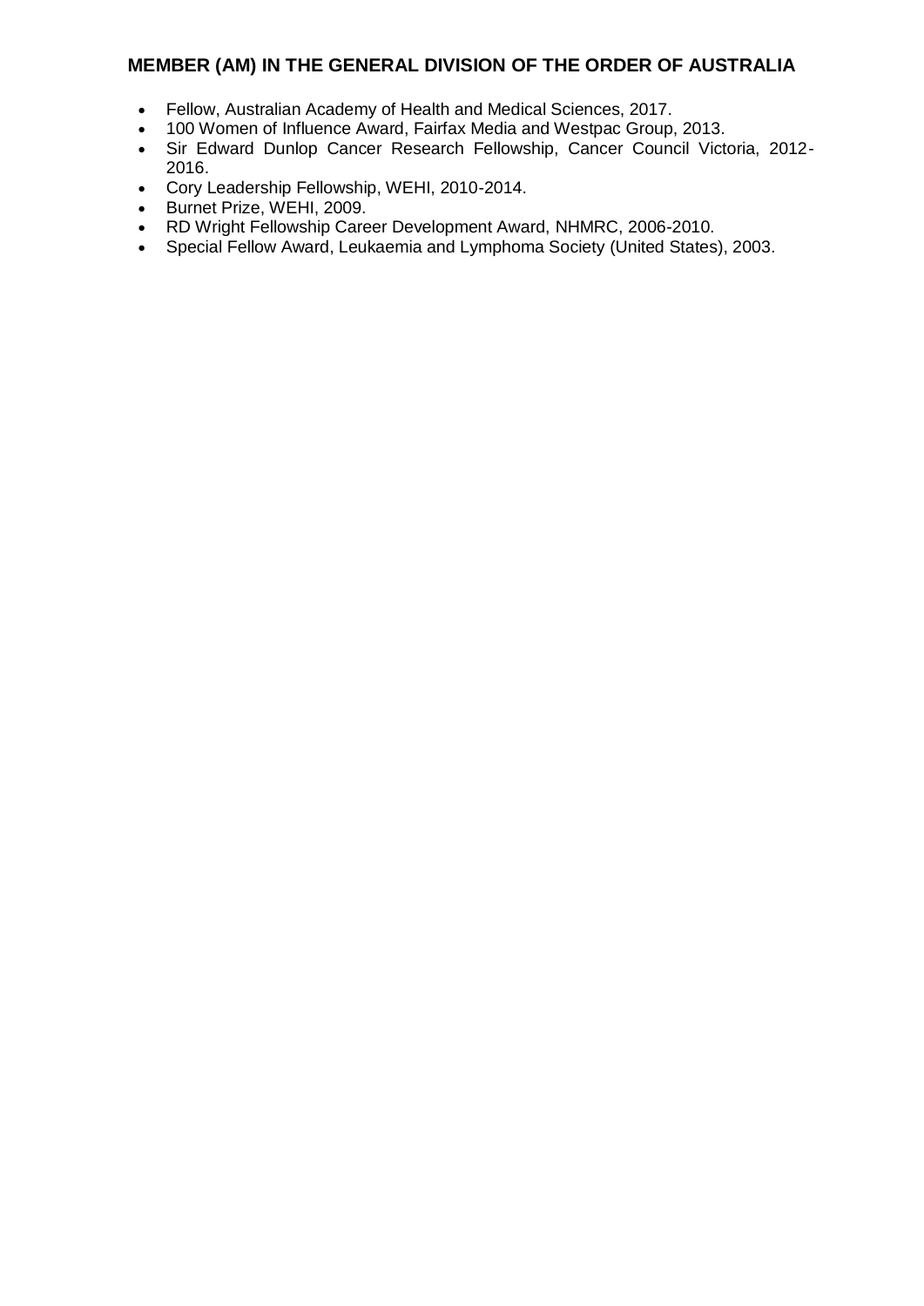**MEMBER (AM) IN THE GENERAL DIVISION OF THE ORDER OF AUSTRALIA**

- Fellow, Australian Academy of Health and Medical Sciences, 2017.
- 100 Women of Influence Award, Fairfax Media and Westpac Group, 2013.
- Sir Edward Dunlop Cancer Research Fellowship, Cancer Council Victoria, 2012-2016.
- Cory Leadership Fellowship, WEHI, 2010-2014.
- Burnet Prize, WEHI, 2009.
- RD Wright Fellowship Career Development Award, NHMRC, 2006-2010.
- Special Fellow Award, Leukaemia and Lymphoma Society (United States), 2003.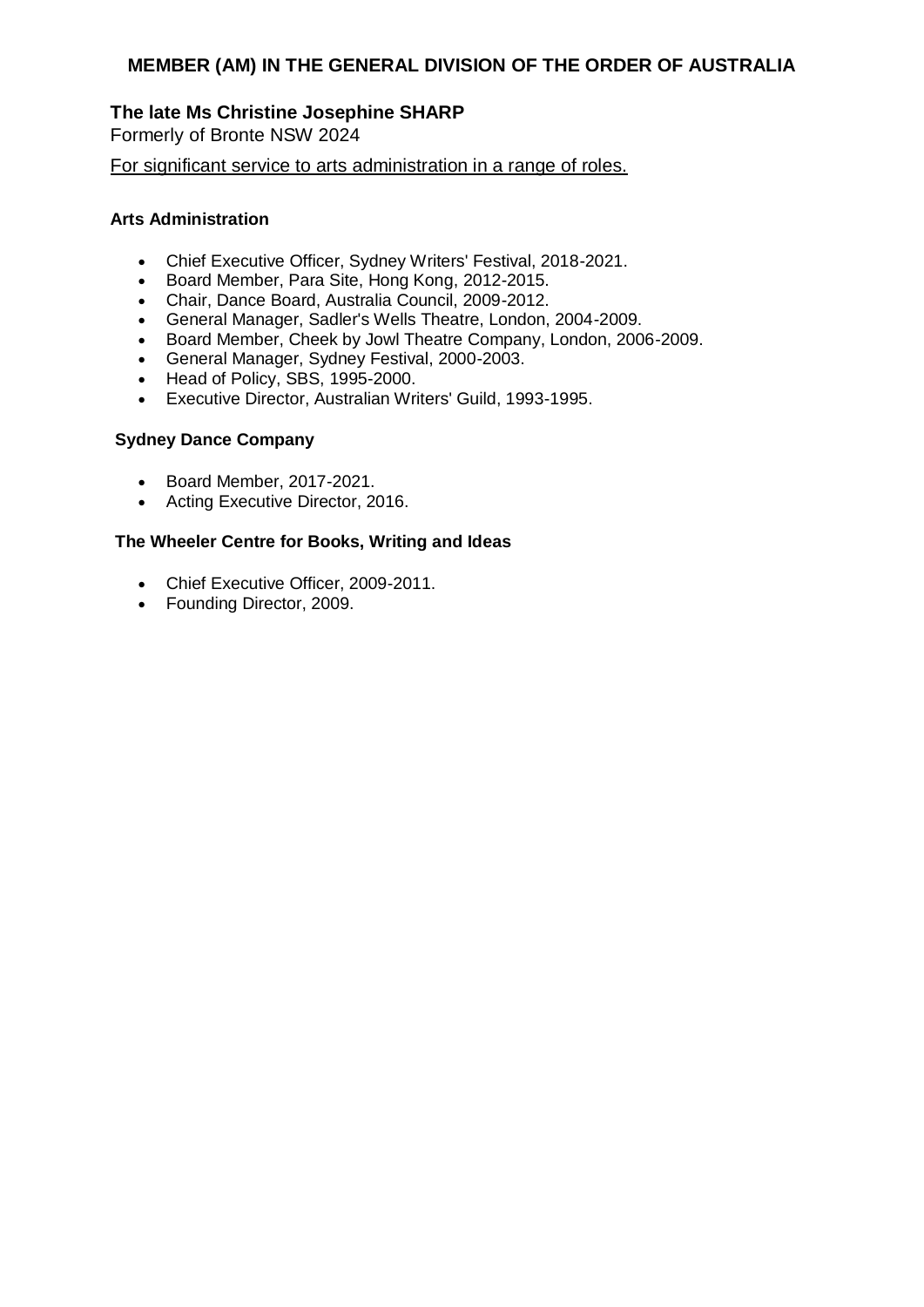## MEMBER (AM) IN THE GENERAL DIVISION OF THE ORDER OF AUSTRALIA

**The late Ms Christine Josephine SHARP**

Formerly of Bronte NSW 2024

For significant service to arts administration in a range of roles.

**Arts Administration**

- Chief Executive Officer, Sydney Writers' Festival, 2018-2021.
- Board Member, Para Site, Hong Kong, 2012-2015.
- Chair, Dance Board, Australia Council, 2009-2012.
- General Manager, Sadler's Wells Theatre, London, 2004-2009.
- Board Member, Cheek by Jowl Theatre Company, London, 2006-2009.
- General Manager, Sydney Festival, 2000-2003.
- Head of Policy, SBS, 1995-2000.
- Executive Director, Australian Writers' Guild, 1993-1995.

**Sydney Dance Company**

- Board Member, 2017-2021.
- Acting Executive Director, 2016.

**The Wheeler Centre for Books, Writing and Ideas**

- Chief Executive Officer, 2009-2011.
- Founding Director, 2009.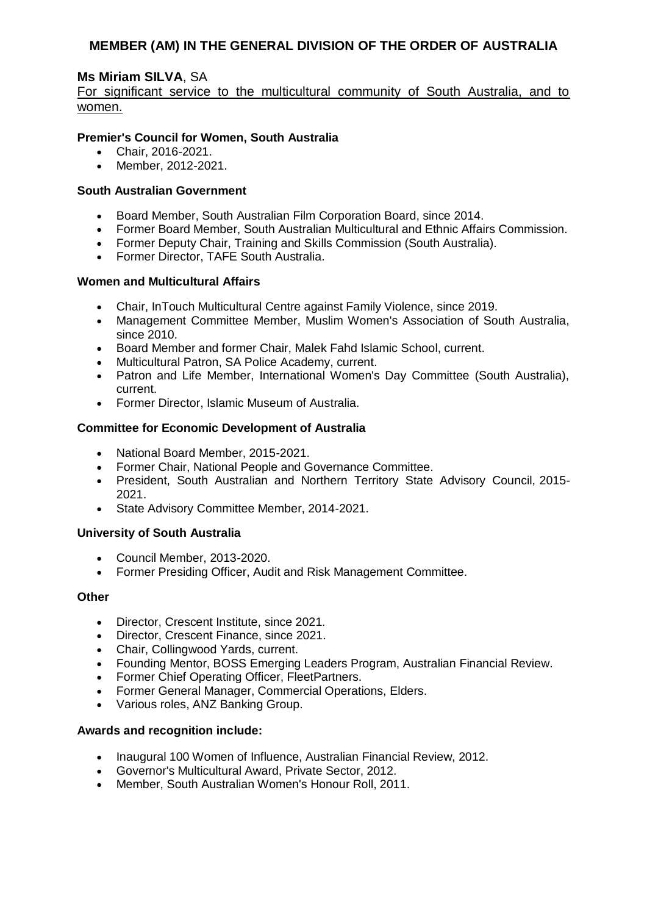# MEMBER (AM) IN THE GENERAL DIVISION OF THE ORDER OF AUSTRALIA

## Ms Miriam SILVA, SA

For significant service to the multicultural community of South Australia, and to women.

**Premier's Council for Women, South Australia**

- Chair, 2016-2021.
- Member, 2012-2021.

**South Australian Government**

- Board Member, South Australian Film Corporation Board, since 2014.
- Former Board Member, South Australian Multicultural and Ethnic Affairs Commission.
- Former Deputy Chair, Training and Skills Commission (South Australia).
- Former Director, TAFE South Australia.

**Women and Multicultural Affairs**

- Chair, InTouch Multicultural Centre against Family Violence, since 2019.
- Management Committee Member, Muslim Women's Association of South Australia, since 2010.
- Board Member and former Chair, Malek Fahd Islamic School, current.
- Multicultural Patron, SA Police Academy, current.
- Patron and Life Member, International Women's Day Committee (South Australia), current.
- Former Director, Islamic Museum of Australia.

**Committee for Economic Development of Australia**

- National Board Member, 2015-2021.
- Former Chair, National People and Governance Committee.
- President, South Australian and Northern Territory State Advisory Council, 2015-2021.
- State Advisory Committee Member, 2014-2021.

**University of South Australia**

- Council Member, 2013-2020.
- Former Presiding Officer, Audit and Risk Management Committee.

**Other**

- Director, Crescent Institute, since 2021.
- Director, Crescent Finance, since 2021.
- Chair, Collingwood Yards, current.
- Founding Mentor, BOSS Emerging Leaders Program, Australian Financial Review.
- Former Chief Operating Officer, FleetPartners.
- Former General Manager, Commercial Operations, Elders.
- Various roles, ANZ Banking Group.

**Awards and recognition include:**

- Inaugural 100 Women of Influence, Australian Financial Review, 2012.
- Governor's Multicultural Award, Private Sector, 2012.
- Member, South Australian Women's Honour Roll, 2011.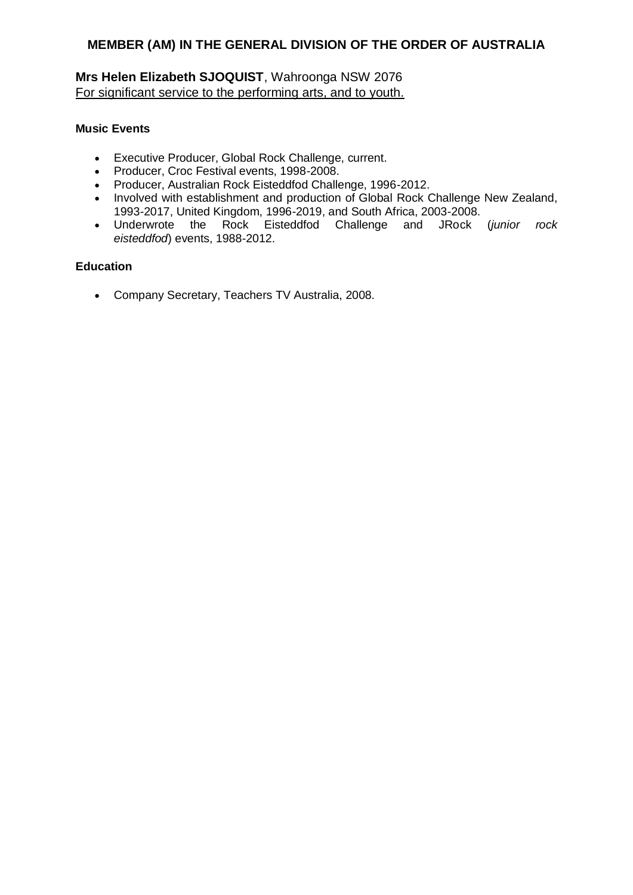## MEMBER (AM) IN THE GENERAL DIVISION OF THE ORDER OF AUSTRALIA

**Mrs Helen Elizabeth SJOQUIST**, Wahroonga NSW 2076
For significant service to the performing arts, and to youth.

### Music Events

- Executive Producer, Global Rock Challenge, current.
- Producer, Croc Festival events, 1998-2008.
- Producer, Australian Rock Eisteddfod Challenge, 1996-2012.
- Involved with establishment and production of Global Rock Challenge New Zealand, 1993-2017, United Kingdom, 1996-2019, and South Africa, 2003-2008.
- Underwrote the Rock Eisteddfod Challenge and JRock (*junior rock eisteddfod*) events, 1988-2012.

### Education

- Company Secretary, Teachers TV Australia, 2008.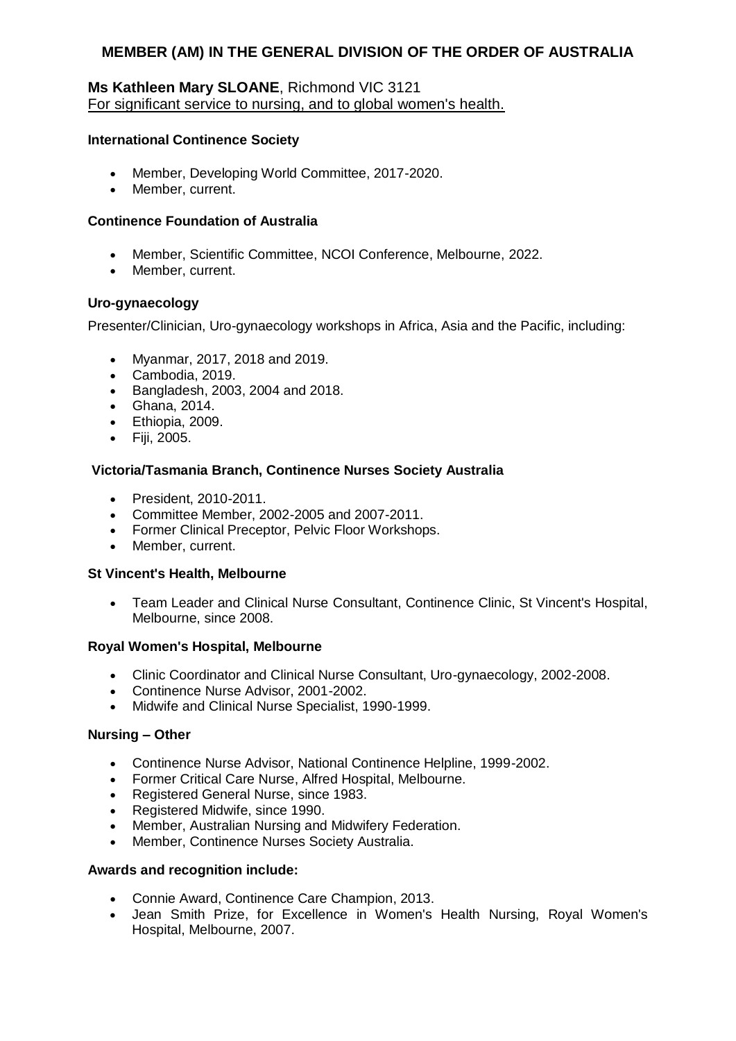## MEMBER (AM) IN THE GENERAL DIVISION OF THE ORDER OF AUSTRALIA

**Ms Kathleen Mary SLOANE**, Richmond VIC 3121
For significant service to nursing, and to global women's health.

**International Continence Society**

- Member, Developing World Committee, 2017-2020.
- Member, current.

**Continence Foundation of Australia**

- Member, Scientific Committee, NCOI Conference, Melbourne, 2022.
- Member, current.

**Uro-gynaecology**

Presenter/Clinician, Uro-gynaecology workshops in Africa, Asia and the Pacific, including:

- Myanmar, 2017, 2018 and 2019.
- Cambodia, 2019.
- Bangladesh, 2003, 2004 and 2018.
- Ghana, 2014.
- Ethiopia, 2009.
- Fiji, 2005.

**Victoria/Tasmania Branch, Continence Nurses Society Australia**

- President, 2010-2011.
- Committee Member, 2002-2005 and 2007-2011.
- Former Clinical Preceptor, Pelvic Floor Workshops.
- Member, current.

**St Vincent's Health, Melbourne**

- Team Leader and Clinical Nurse Consultant, Continence Clinic, St Vincent's Hospital, Melbourne, since 2008.

**Royal Women's Hospital, Melbourne**

- Clinic Coordinator and Clinical Nurse Consultant, Uro-gynaecology, 2002-2008.
- Continence Nurse Advisor, 2001-2002.
- Midwife and Clinical Nurse Specialist, 1990-1999.

**Nursing – Other**

- Continence Nurse Advisor, National Continence Helpline, 1999-2002.
- Former Critical Care Nurse, Alfred Hospital, Melbourne.
- Registered General Nurse, since 1983.
- Registered Midwife, since 1990.
- Member, Australian Nursing and Midwifery Federation.
- Member, Continence Nurses Society Australia.

**Awards and recognition include:**

- Connie Award, Continence Care Champion, 2013.
- Jean Smith Prize, for Excellence in Women's Health Nursing, Royal Women's Hospital, Melbourne, 2007.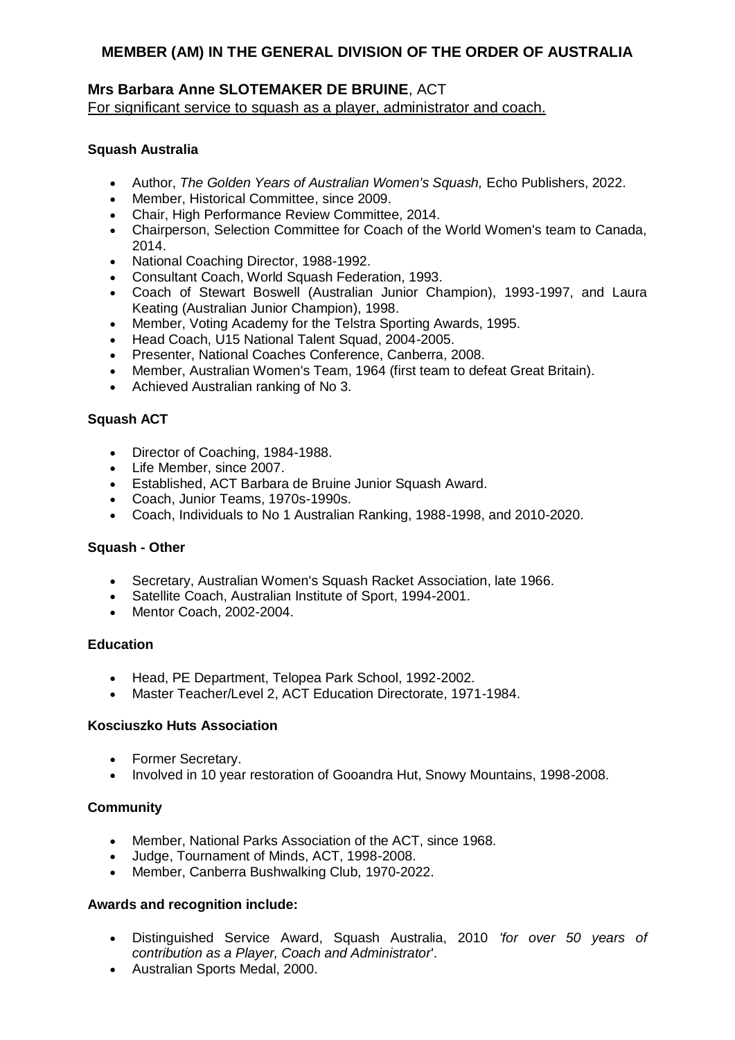## MEMBER (AM) IN THE GENERAL DIVISION OF THE ORDER OF AUSTRALIA

### Mrs Barbara Anne SLOTEMAKER DE BRUINE, ACT

For significant service to squash as a player, administrator and coach.

**Squash Australia**

- Author, *The Golden Years of Australian Women's Squash,* Echo Publishers, 2022.
- Member, Historical Committee, since 2009.
- Chair, High Performance Review Committee, 2014.
- Chairperson, Selection Committee for Coach of the World Women's team to Canada, 2014.
- National Coaching Director, 1988-1992.
- Consultant Coach, World Squash Federation, 1993.
- Coach of Stewart Boswell (Australian Junior Champion), 1993-1997, and Laura Keating (Australian Junior Champion), 1998.
- Member, Voting Academy for the Telstra Sporting Awards, 1995.
- Head Coach, U15 National Talent Squad, 2004-2005.
- Presenter, National Coaches Conference, Canberra, 2008.
- Member, Australian Women's Team, 1964 (first team to defeat Great Britain).
- Achieved Australian ranking of No 3.

**Squash ACT**

- Director of Coaching, 1984-1988.
- Life Member, since 2007.
- Established, ACT Barbara de Bruine Junior Squash Award.
- Coach, Junior Teams, 1970s-1990s.
- Coach, Individuals to No 1 Australian Ranking, 1988-1998, and 2010-2020.

**Squash - Other**

- Secretary, Australian Women's Squash Racket Association, late 1966.
- Satellite Coach, Australian Institute of Sport, 1994-2001.
- Mentor Coach, 2002-2004.

**Education**

- Head, PE Department, Telopea Park School, 1992-2002.
- Master Teacher/Level 2, ACT Education Directorate, 1971-1984.

**Kosciuszko Huts Association**

- Former Secretary.
- Involved in 10 year restoration of Gooandra Hut, Snowy Mountains, 1998-2008.

**Community**

- Member, National Parks Association of the ACT, since 1968.
- Judge, Tournament of Minds, ACT, 1998-2008.
- Member, Canberra Bushwalking Club, 1970-2022.

**Awards and recognition include:**

- Distinguished Service Award, Squash Australia, 2010 *'for over 50 years of contribution as a Player, Coach and Administrator*'.
- Australian Sports Medal, 2000.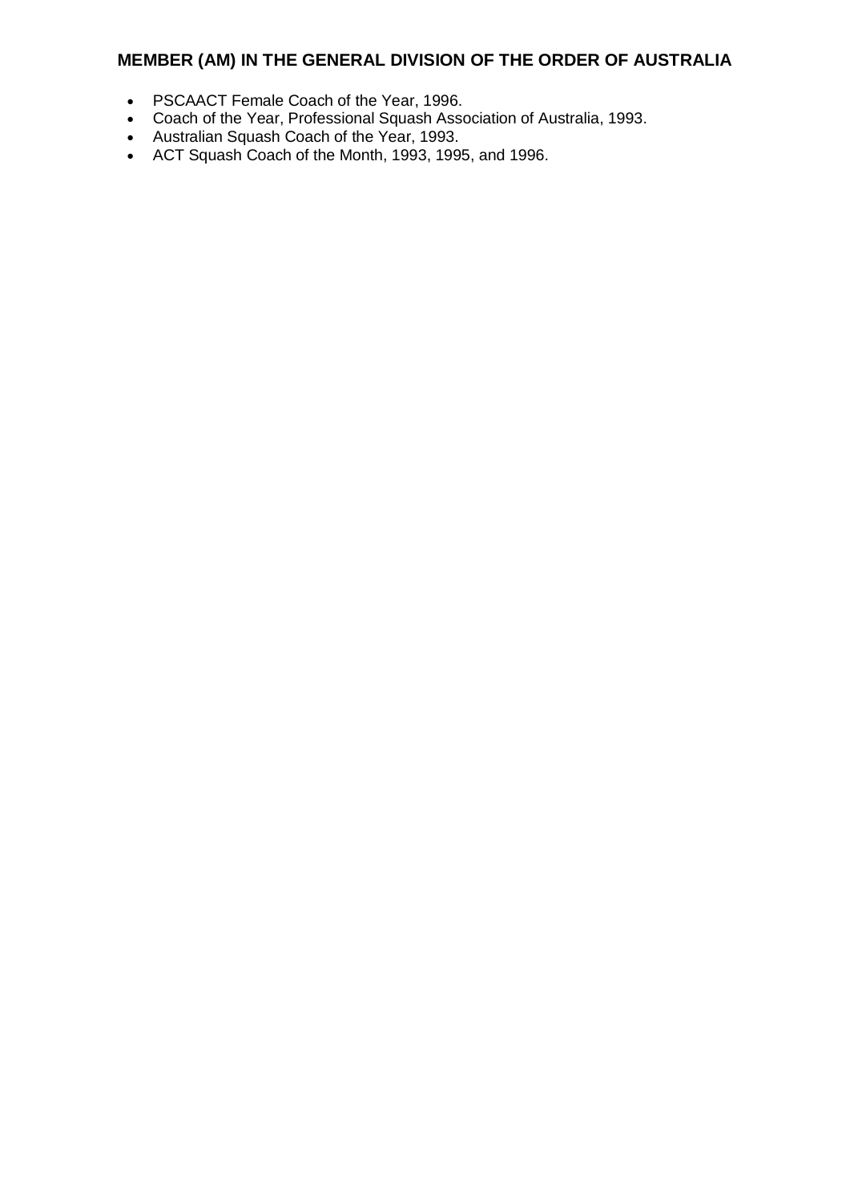## MEMBER (AM) IN THE GENERAL DIVISION OF THE ORDER OF AUSTRALIA

- PSCAACT Female Coach of the Year, 1996.
- Coach of the Year, Professional Squash Association of Australia, 1993.
- Australian Squash Coach of the Year, 1993.
- ACT Squash Coach of the Month, 1993, 1995, and 1996.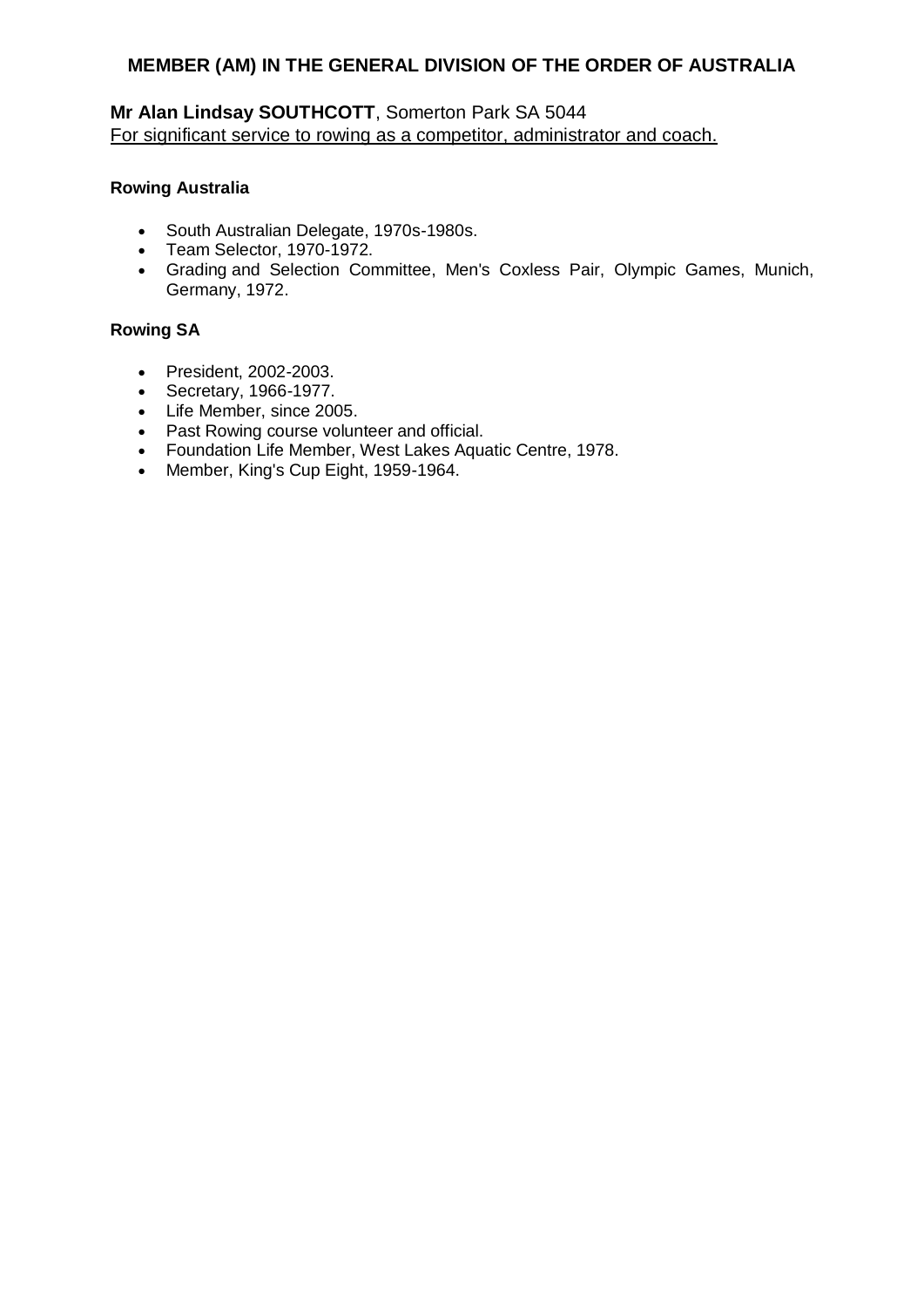## MEMBER (AM) IN THE GENERAL DIVISION OF THE ORDER OF AUSTRALIA

**Mr Alan Lindsay SOUTHCOTT**, Somerton Park SA 5044
For significant service to rowing as a competitor, administrator and coach.

**Rowing Australia**

- South Australian Delegate, 1970s-1980s.
- Team Selector, 1970-1972.
- Grading and Selection Committee, Men's Coxless Pair, Olympic Games, Munich, Germany, 1972.

**Rowing SA**

- President, 2002-2003.
- Secretary, 1966-1977.
- Life Member, since 2005.
- Past Rowing course volunteer and official.
- Foundation Life Member, West Lakes Aquatic Centre, 1978.
- Member, King's Cup Eight, 1959-1964.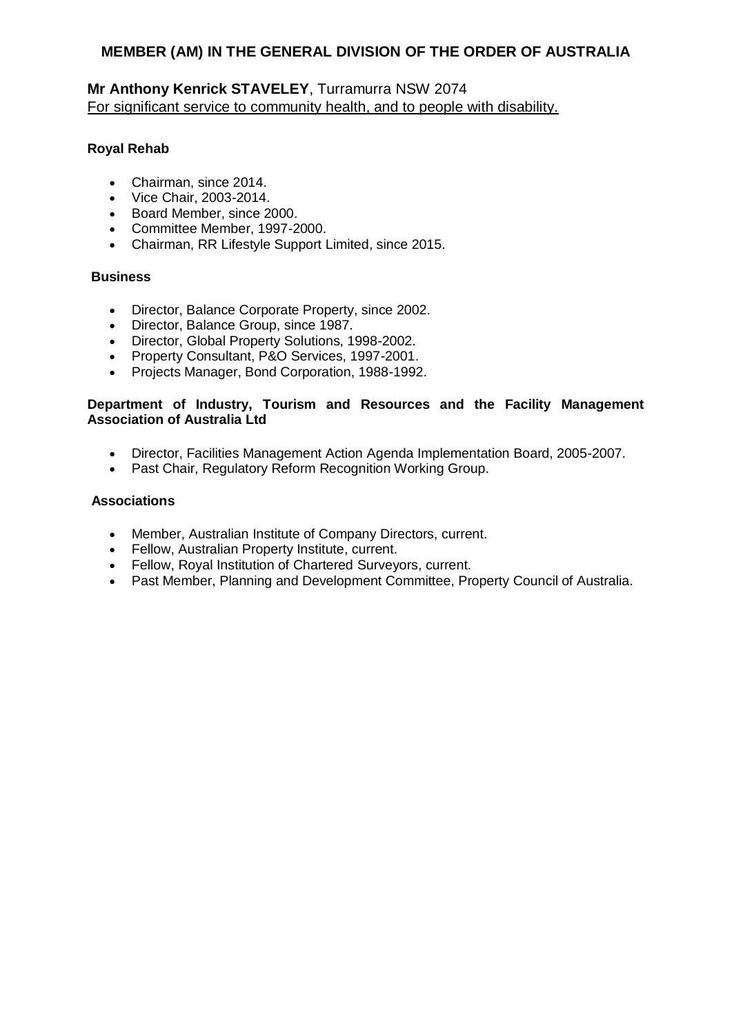**MEMBER (AM) IN THE GENERAL DIVISION OF THE ORDER OF AUSTRALIA**

**Mr Anthony Kenrick STAVELEY**, Turramurra NSW 2074
For significant service to community health, and to people with disability.

**Royal Rehab**

- Chairman, since 2014.
- Vice Chair, 2003-2014.
- Board Member, since 2000.
- Committee Member, 1997-2000.
- Chairman, RR Lifestyle Support Limited, since 2015.

**Business**

- Director, Balance Corporate Property, since 2002.
- Director, Balance Group, since 1987.
- Director, Global Property Solutions, 1998-2002.
- Property Consultant, P&O Services, 1997-2001.
- Projects Manager, Bond Corporation, 1988-1992.

**Department of Industry, Tourism and Resources and the Facility Management Association of Australia Ltd**

- Director, Facilities Management Action Agenda Implementation Board, 2005-2007.
- Past Chair, Regulatory Reform Recognition Working Group.

**Associations**

- Member, Australian Institute of Company Directors, current.
- Fellow, Australian Property Institute, current.
- Fellow, Royal Institution of Chartered Surveyors, current.
- Past Member, Planning and Development Committee, Property Council of Australia.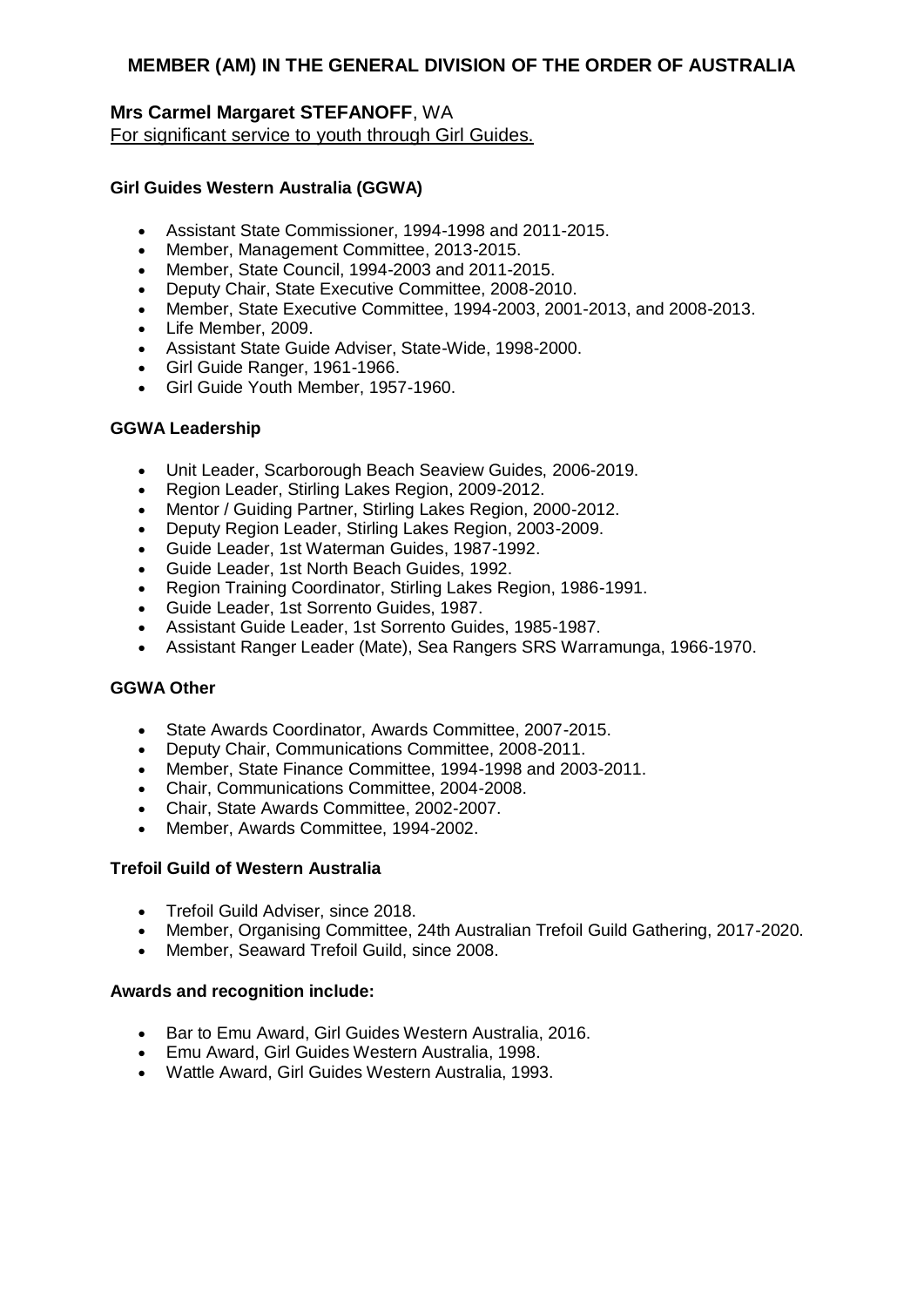## MEMBER (AM) IN THE GENERAL DIVISION OF THE ORDER OF AUSTRALIA

**Mrs Carmel Margaret STEFANOFF**, WA
For significant service to youth through Girl Guides.

**Girl Guides Western Australia (GGWA)**

- Assistant State Commissioner, 1994-1998 and 2011-2015.
- Member, Management Committee, 2013-2015.
- Member, State Council, 1994-2003 and 2011-2015.
- Deputy Chair, State Executive Committee, 2008-2010.
- Member, State Executive Committee, 1994-2003, 2001-2013, and 2008-2013.
- Life Member, 2009.
- Assistant State Guide Adviser, State-Wide, 1998-2000.
- Girl Guide Ranger, 1961-1966.
- Girl Guide Youth Member, 1957-1960.

**GGWA Leadership**

- Unit Leader, Scarborough Beach Seaview Guides, 2006-2019.
- Region Leader, Stirling Lakes Region, 2009-2012.
- Mentor / Guiding Partner, Stirling Lakes Region, 2000-2012.
- Deputy Region Leader, Stirling Lakes Region, 2003-2009.
- Guide Leader, 1st Waterman Guides, 1987-1992.
- Guide Leader, 1st North Beach Guides, 1992.
- Region Training Coordinator, Stirling Lakes Region, 1986-1991.
- Guide Leader, 1st Sorrento Guides, 1987.
- Assistant Guide Leader, 1st Sorrento Guides, 1985-1987.
- Assistant Ranger Leader (Mate), Sea Rangers SRS Warramunga, 1966-1970.

**GGWA Other**

- State Awards Coordinator, Awards Committee, 2007-2015.
- Deputy Chair, Communications Committee, 2008-2011.
- Member, State Finance Committee, 1994-1998 and 2003-2011.
- Chair, Communications Committee, 2004-2008.
- Chair, State Awards Committee, 2002-2007.
- Member, Awards Committee, 1994-2002.

**Trefoil Guild of Western Australia**

- Trefoil Guild Adviser, since 2018.
- Member, Organising Committee, 24th Australian Trefoil Guild Gathering, 2017-2020.
- Member, Seaward Trefoil Guild, since 2008.

**Awards and recognition include:**

- Bar to Emu Award, Girl Guides Western Australia, 2016.
- Emu Award, Girl Guides Western Australia, 1998.
- Wattle Award, Girl Guides Western Australia, 1993.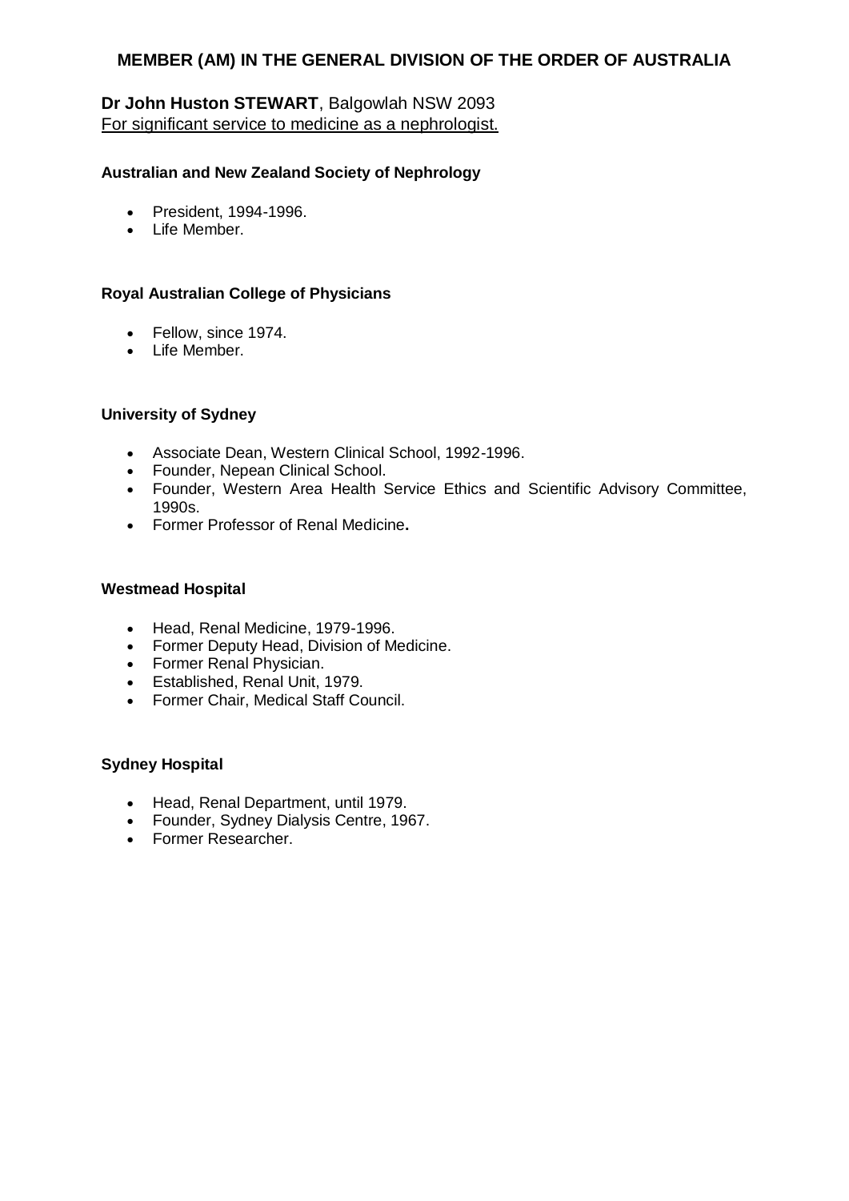# MEMBER (AM) IN THE GENERAL DIVISION OF THE ORDER OF AUSTRALIA

**Dr John Huston STEWART**, Balgowlah NSW 2093
For significant service to medicine as a nephrologist.

**Australian and New Zealand Society of Nephrology**

- President, 1994-1996.
- Life Member.

**Royal Australian College of Physicians**

- Fellow, since 1974.
- Life Member.

**University of Sydney**

- Associate Dean, Western Clinical School, 1992-1996.
- Founder, Nepean Clinical School.
- Founder, Western Area Health Service Ethics and Scientific Advisory Committee, 1990s.
- Former Professor of Renal Medicine**.**

**Westmead Hospital**

- Head, Renal Medicine, 1979-1996.
- Former Deputy Head, Division of Medicine.
- Former Renal Physician.
- Established, Renal Unit, 1979.
- Former Chair, Medical Staff Council.

**Sydney Hospital**

- Head, Renal Department, until 1979.
- Founder, Sydney Dialysis Centre, 1967.
- Former Researcher.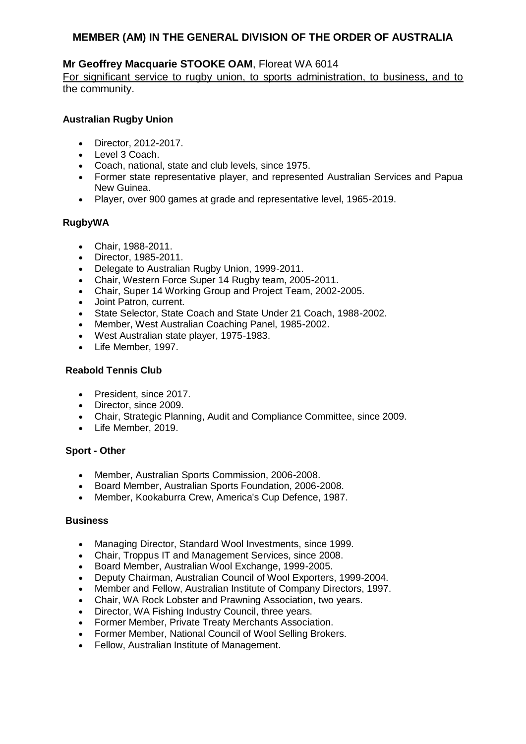# MEMBER (AM) IN THE GENERAL DIVISION OF THE ORDER OF AUSTRALIA

## Mr Geoffrey Macquarie STOOKE OAM, Floreat WA 6014

For significant service to rugby union, to sports administration, to business, and to the community.

### Australian Rugby Union

- Director, 2012-2017.
- Level 3 Coach.
- Coach, national, state and club levels, since 1975.
- Former state representative player, and represented Australian Services and Papua New Guinea.
- Player, over 900 games at grade and representative level, 1965-2019.

### RugbyWA

- Chair, 1988-2011.
- Director, 1985-2011.
- Delegate to Australian Rugby Union, 1999-2011.
- Chair, Western Force Super 14 Rugby team, 2005-2011.
- Chair, Super 14 Working Group and Project Team, 2002-2005.
- Joint Patron, current.
- State Selector, State Coach and State Under 21 Coach, 1988-2002.
- Member, West Australian Coaching Panel, 1985-2002.
- West Australian state player, 1975-1983.
- Life Member, 1997.

### Reabold Tennis Club

- President, since 2017.
- Director, since 2009.
- Chair, Strategic Planning, Audit and Compliance Committee, since 2009.
- Life Member, 2019.

### Sport - Other

- Member, Australian Sports Commission, 2006-2008.
- Board Member, Australian Sports Foundation, 2006-2008.
- Member, Kookaburra Crew, America's Cup Defence, 1987.

### Business

- Managing Director, Standard Wool Investments, since 1999.
- Chair, Troppus IT and Management Services, since 2008.
- Board Member, Australian Wool Exchange, 1999-2005.
- Deputy Chairman, Australian Council of Wool Exporters, 1999-2004.
- Member and Fellow, Australian Institute of Company Directors, 1997.
- Chair, WA Rock Lobster and Prawning Association, two years.
- Director, WA Fishing Industry Council, three years.
- Former Member, Private Treaty Merchants Association.
- Former Member, National Council of Wool Selling Brokers.
- Fellow, Australian Institute of Management.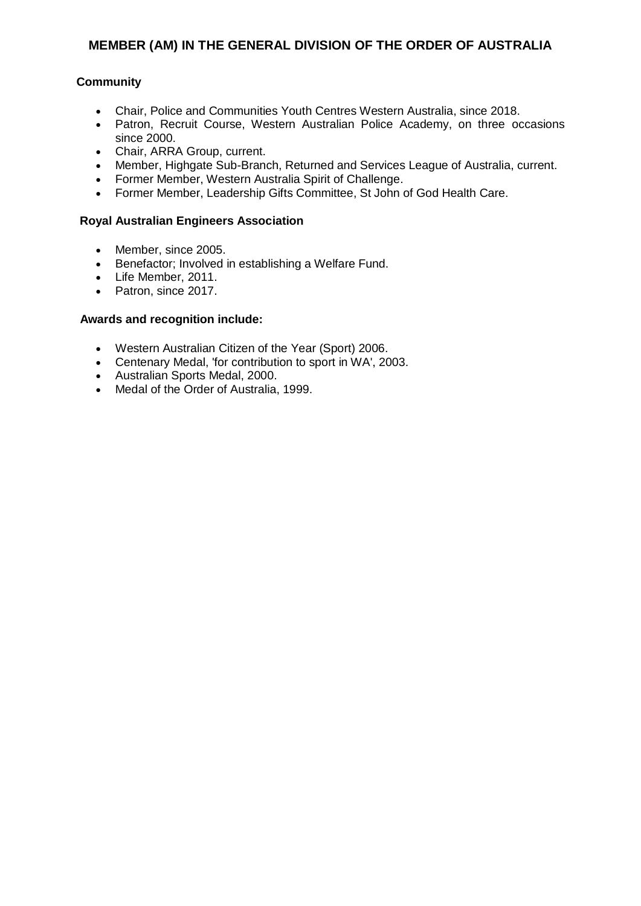## MEMBER (AM) IN THE GENERAL DIVISION OF THE ORDER OF AUSTRALIA

### Community

- Chair, Police and Communities Youth Centres Western Australia, since 2018.
- Patron, Recruit Course, Western Australian Police Academy, on three occasions since 2000.
- Chair, ARRA Group, current.
- Member, Highgate Sub-Branch, Returned and Services League of Australia, current.
- Former Member, Western Australia Spirit of Challenge.
- Former Member, Leadership Gifts Committee, St John of God Health Care.

### Royal Australian Engineers Association

- Member, since 2005.
- Benefactor; Involved in establishing a Welfare Fund.
- Life Member, 2011.
- Patron, since 2017.

### Awards and recognition include:

- Western Australian Citizen of the Year (Sport) 2006.
- Centenary Medal, 'for contribution to sport in WA', 2003.
- Australian Sports Medal, 2000.
- Medal of the Order of Australia, 1999.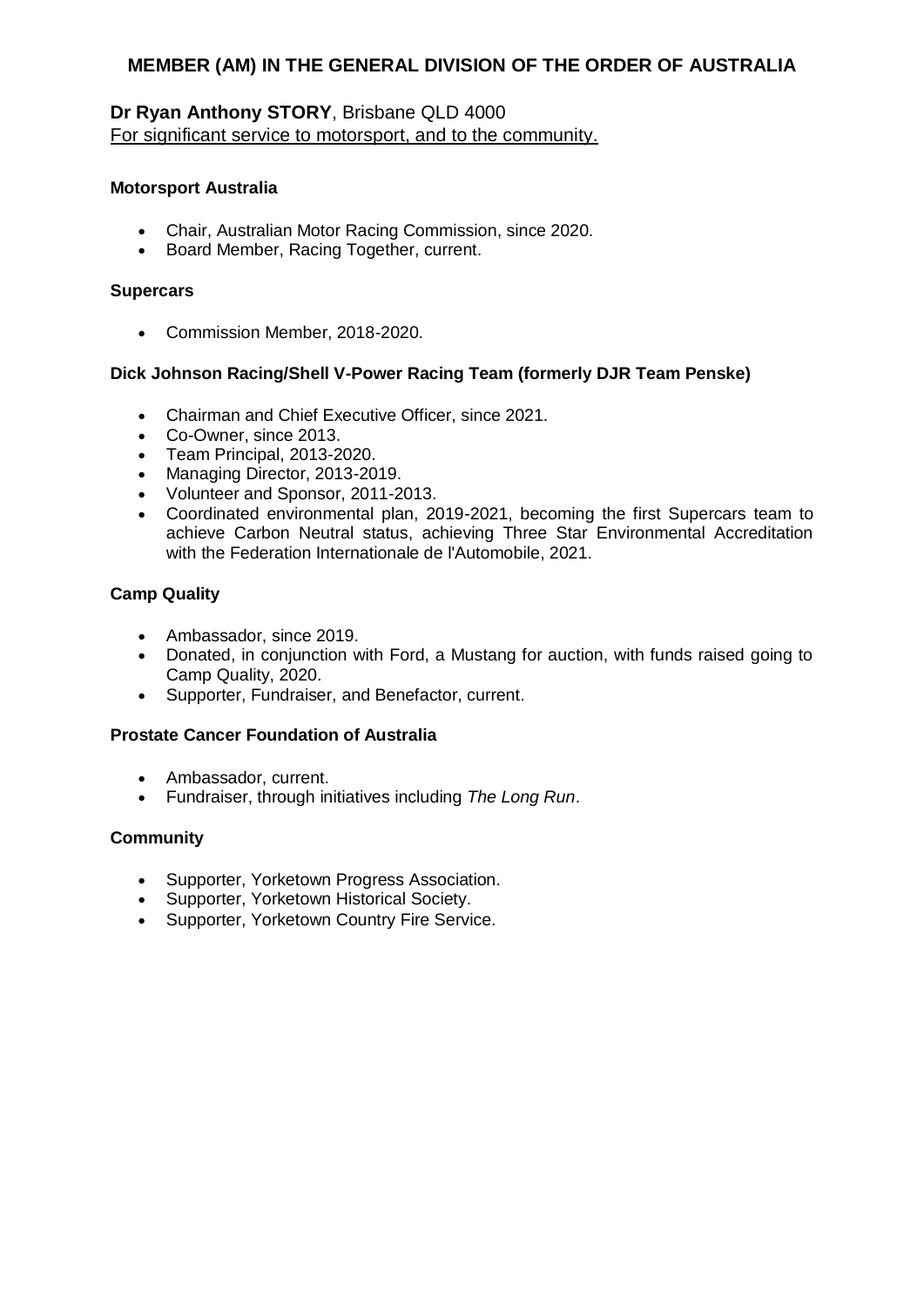## MEMBER (AM) IN THE GENERAL DIVISION OF THE ORDER OF AUSTRALIA

**Dr Ryan Anthony STORY**, Brisbane QLD 4000
For significant service to motorsport, and to the community.

**Motorsport Australia**

- Chair, Australian Motor Racing Commission, since 2020.
- Board Member, Racing Together, current.

**Supercars**

- Commission Member, 2018-2020.

**Dick Johnson Racing/Shell V-Power Racing Team (formerly DJR Team Penske)**

- Chairman and Chief Executive Officer, since 2021.
- Co-Owner, since 2013.
- Team Principal, 2013-2020.
- Managing Director, 2013-2019.
- Volunteer and Sponsor, 2011-2013.
- Coordinated environmental plan, 2019-2021, becoming the first Supercars team to achieve Carbon Neutral status, achieving Three Star Environmental Accreditation with the Federation Internationale de l'Automobile, 2021.

**Camp Quality**

- Ambassador, since 2019.
- Donated, in conjunction with Ford, a Mustang for auction, with funds raised going to Camp Quality, 2020.
- Supporter, Fundraiser, and Benefactor, current.

**Prostate Cancer Foundation of Australia**

- Ambassador, current.
- Fundraiser, through initiatives including *The Long Run*.

**Community**

- Supporter, Yorketown Progress Association.
- Supporter, Yorketown Historical Society.
- Supporter, Yorketown Country Fire Service.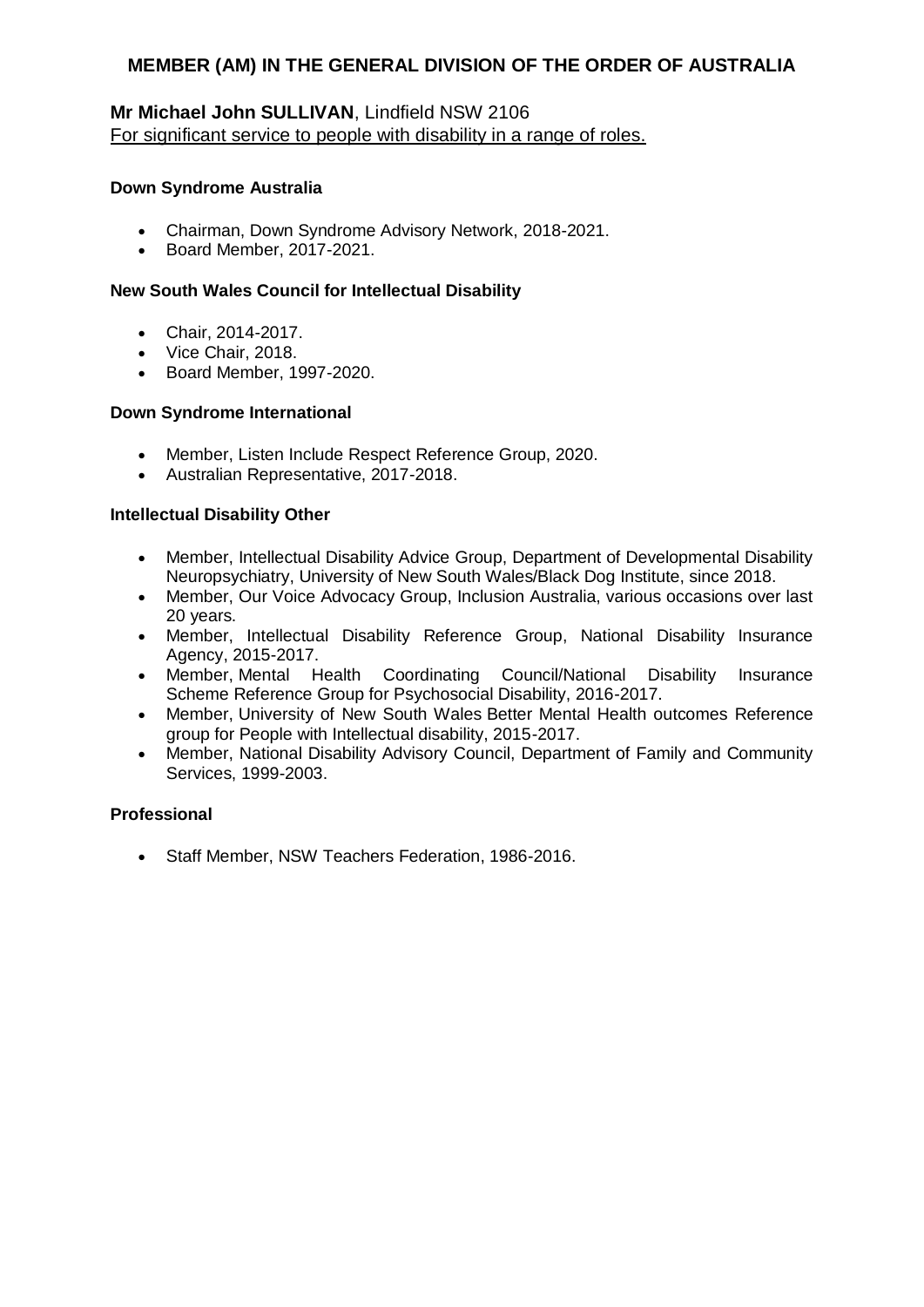# MEMBER (AM) IN THE GENERAL DIVISION OF THE ORDER OF AUSTRALIA

**Mr Michael John SULLIVAN**, Lindfield NSW 2106
For significant service to people with disability in a range of roles.

**Down Syndrome Australia**

- Chairman, Down Syndrome Advisory Network, 2018-2021.
- Board Member, 2017-2021.

**New South Wales Council for Intellectual Disability**

- Chair, 2014-2017.
- Vice Chair, 2018.
- Board Member, 1997-2020.

**Down Syndrome International**

- Member, Listen Include Respect Reference Group, 2020.
- Australian Representative, 2017-2018.

**Intellectual Disability Other**

- Member, Intellectual Disability Advice Group, Department of Developmental Disability Neuropsychiatry, University of New South Wales/Black Dog Institute, since 2018.
- Member, Our Voice Advocacy Group, Inclusion Australia, various occasions over last 20 years.
- Member, Intellectual Disability Reference Group, National Disability Insurance Agency, 2015-2017.
- Member, Mental Health Coordinating Council/National Disability Insurance Scheme Reference Group for Psychosocial Disability, 2016-2017.
- Member, University of New South Wales Better Mental Health outcomes Reference group for People with Intellectual disability, 2015-2017.
- Member, National Disability Advisory Council, Department of Family and Community Services, 1999-2003.

**Professional**

- Staff Member, NSW Teachers Federation, 1986-2016.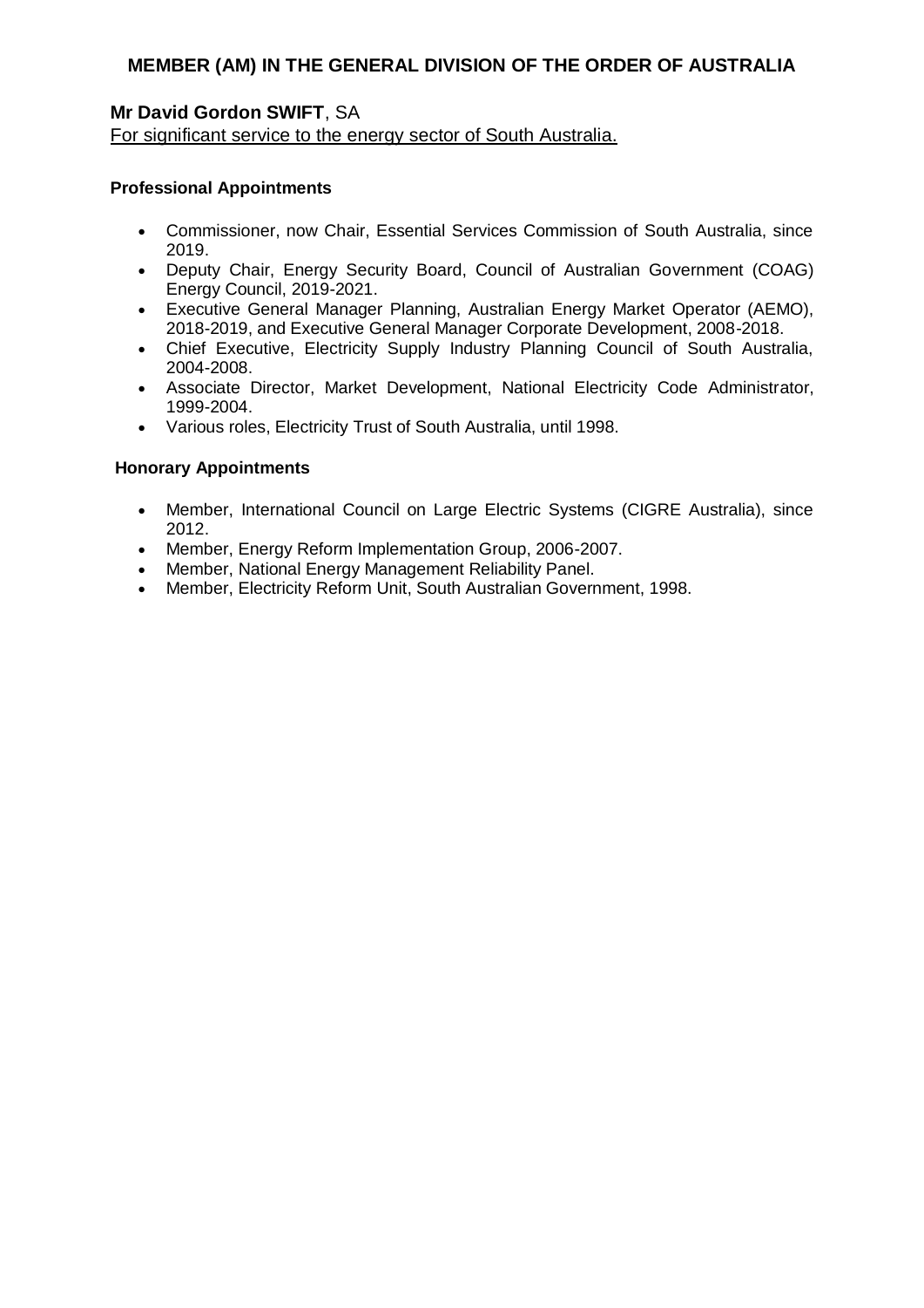## MEMBER (AM) IN THE GENERAL DIVISION OF THE ORDER OF AUSTRALIA

**Mr David Gordon SWIFT**, SA

For significant service to the energy sector of South Australia.

**Professional Appointments**

- Commissioner, now Chair, Essential Services Commission of South Australia, since 2019.
- Deputy Chair, Energy Security Board, Council of Australian Government (COAG) Energy Council, 2019-2021.
- Executive General Manager Planning, Australian Energy Market Operator (AEMO), 2018-2019, and Executive General Manager Corporate Development, 2008-2018.
- Chief Executive, Electricity Supply Industry Planning Council of South Australia, 2004-2008.
- Associate Director, Market Development, National Electricity Code Administrator, 1999-2004.
- Various roles, Electricity Trust of South Australia, until 1998.

**Honorary Appointments**

- Member, International Council on Large Electric Systems (CIGRE Australia), since 2012.
- Member, Energy Reform Implementation Group, 2006-2007.
- Member, National Energy Management Reliability Panel.
- Member, Electricity Reform Unit, South Australian Government, 1998.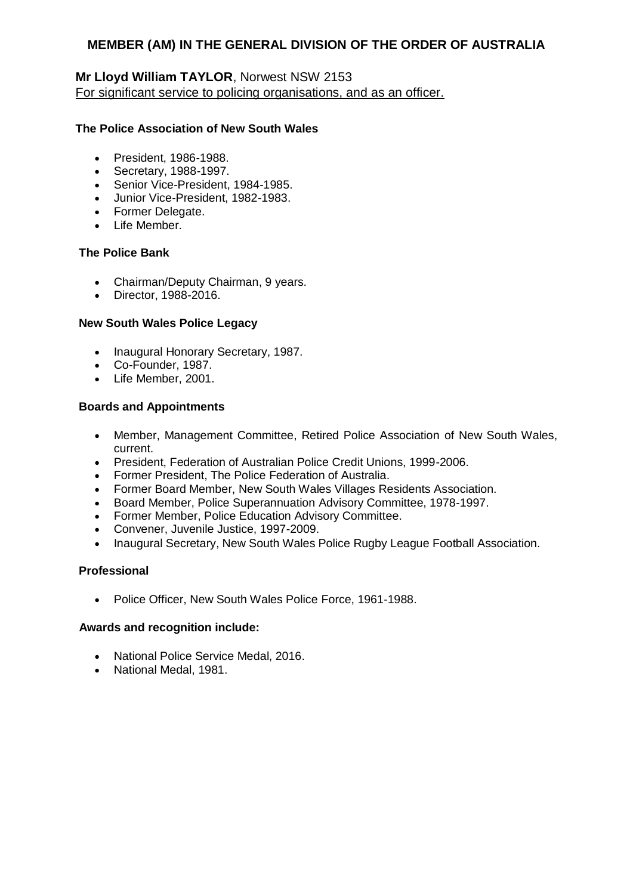## MEMBER (AM) IN THE GENERAL DIVISION OF THE ORDER OF AUSTRALIA

**Mr Lloyd William TAYLOR**, Norwest NSW 2153
For significant service to policing organisations, and as an officer.

**The Police Association of New South Wales**

- President, 1986-1988.
- Secretary, 1988-1997.
- Senior Vice-President, 1984-1985.
- Junior Vice-President, 1982-1983.
- Former Delegate.
- Life Member.

**The Police Bank**

- Chairman/Deputy Chairman, 9 years.
- Director, 1988-2016.

**New South Wales Police Legacy**

- Inaugural Honorary Secretary, 1987.
- Co-Founder, 1987.
- Life Member, 2001.

**Boards and Appointments**

- Member, Management Committee, Retired Police Association of New South Wales, current.
- President, Federation of Australian Police Credit Unions, 1999-2006.
- Former President, The Police Federation of Australia.
- Former Board Member, New South Wales Villages Residents Association.
- Board Member, Police Superannuation Advisory Committee, 1978-1997.
- Former Member, Police Education Advisory Committee.
- Convener, Juvenile Justice, 1997-2009.
- Inaugural Secretary, New South Wales Police Rugby League Football Association.

**Professional**

- Police Officer, New South Wales Police Force, 1961-1988.

**Awards and recognition include:**

- National Police Service Medal, 2016.
- National Medal, 1981.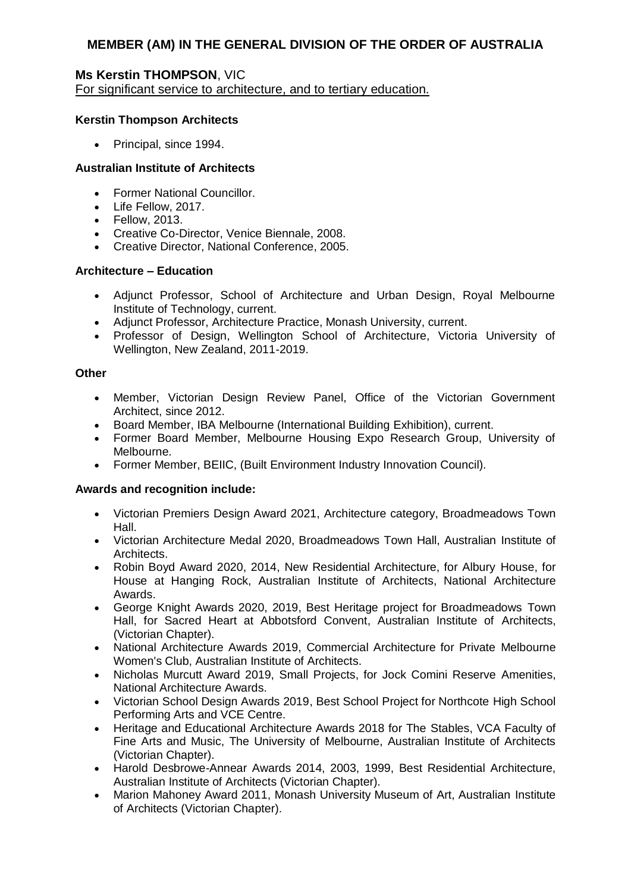## MEMBER (AM) IN THE GENERAL DIVISION OF THE ORDER OF AUSTRALIA

### Ms Kerstin THOMPSON, VIC

For significant service to architecture, and to tertiary education.

**Kerstin Thompson Architects**

- Principal, since 1994.

**Australian Institute of Architects**

- Former National Councillor.
- Life Fellow, 2017.
- Fellow, 2013.
- Creative Co-Director, Venice Biennale, 2008.
- Creative Director, National Conference, 2005.

**Architecture – Education**

- Adjunct Professor, School of Architecture and Urban Design, Royal Melbourne Institute of Technology, current.
- Adjunct Professor, Architecture Practice, Monash University, current.
- Professor of Design, Wellington School of Architecture, Victoria University of Wellington, New Zealand, 2011-2019.

**Other**

- Member, Victorian Design Review Panel, Office of the Victorian Government Architect, since 2012.
- Board Member, IBA Melbourne (International Building Exhibition), current.
- Former Board Member, Melbourne Housing Expo Research Group, University of Melbourne.
- Former Member, BEIIC, (Built Environment Industry Innovation Council).

**Awards and recognition include:**

- Victorian Premiers Design Award 2021, Architecture category, Broadmeadows Town Hall.
- Victorian Architecture Medal 2020, Broadmeadows Town Hall, Australian Institute of Architects.
- Robin Boyd Award 2020, 2014, New Residential Architecture, for Albury House, for House at Hanging Rock, Australian Institute of Architects, National Architecture Awards.
- George Knight Awards 2020, 2019, Best Heritage project for Broadmeadows Town Hall, for Sacred Heart at Abbotsford Convent, Australian Institute of Architects, (Victorian Chapter).
- National Architecture Awards 2019, Commercial Architecture for Private Melbourne Women's Club, Australian Institute of Architects.
- Nicholas Murcutt Award 2019, Small Projects, for Jock Comini Reserve Amenities, National Architecture Awards.
- Victorian School Design Awards 2019, Best School Project for Northcote High School Performing Arts and VCE Centre.
- Heritage and Educational Architecture Awards 2018 for The Stables, VCA Faculty of Fine Arts and Music, The University of Melbourne, Australian Institute of Architects (Victorian Chapter).
- Harold Desbrowe-Annear Awards 2014, 2003, 1999, Best Residential Architecture, Australian Institute of Architects (Victorian Chapter).
- Marion Mahoney Award 2011, Monash University Museum of Art, Australian Institute of Architects (Victorian Chapter).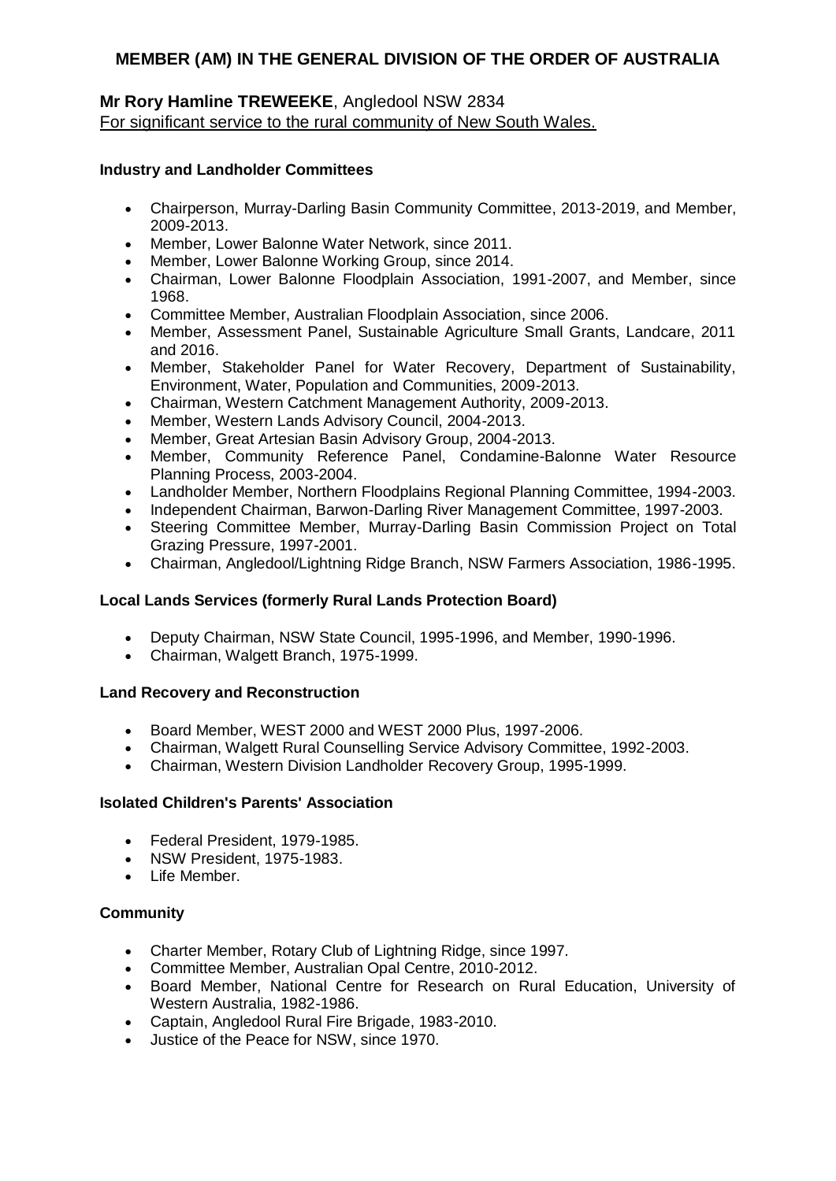## MEMBER (AM) IN THE GENERAL DIVISION OF THE ORDER OF AUSTRALIA

**Mr Rory Hamline TREWEEKE**, Angledool NSW 2834
For significant service to the rural community of New South Wales.

### Industry and Landholder Committees

- Chairperson, Murray-Darling Basin Community Committee, 2013-2019, and Member, 2009-2013.
- Member, Lower Balonne Water Network, since 2011.
- Member, Lower Balonne Working Group, since 2014.
- Chairman, Lower Balonne Floodplain Association, 1991-2007, and Member, since 1968.
- Committee Member, Australian Floodplain Association, since 2006.
- Member, Assessment Panel, Sustainable Agriculture Small Grants, Landcare, 2011 and 2016.
- Member, Stakeholder Panel for Water Recovery, Department of Sustainability, Environment, Water, Population and Communities, 2009-2013.
- Chairman, Western Catchment Management Authority, 2009-2013.
- Member, Western Lands Advisory Council, 2004-2013.
- Member, Great Artesian Basin Advisory Group, 2004-2013.
- Member, Community Reference Panel, Condamine-Balonne Water Resource Planning Process, 2003-2004.
- Landholder Member, Northern Floodplains Regional Planning Committee, 1994-2003.
- Independent Chairman, Barwon-Darling River Management Committee, 1997-2003.
- Steering Committee Member, Murray-Darling Basin Commission Project on Total Grazing Pressure, 1997-2001.
- Chairman, Angledool/Lightning Ridge Branch, NSW Farmers Association, 1986-1995.

### Local Lands Services (formerly Rural Lands Protection Board)

- Deputy Chairman, NSW State Council, 1995-1996, and Member, 1990-1996.
- Chairman, Walgett Branch, 1975-1999.

### Land Recovery and Reconstruction

- Board Member, WEST 2000 and WEST 2000 Plus, 1997-2006.
- Chairman, Walgett Rural Counselling Service Advisory Committee, 1992-2003.
- Chairman, Western Division Landholder Recovery Group, 1995-1999.

### Isolated Children's Parents' Association

- Federal President, 1979-1985.
- NSW President, 1975-1983.
- Life Member.

### Community

- Charter Member, Rotary Club of Lightning Ridge, since 1997.
- Committee Member, Australian Opal Centre, 2010-2012.
- Board Member, National Centre for Research on Rural Education, University of Western Australia, 1982-1986.
- Captain, Angledool Rural Fire Brigade, 1983-2010.
- Justice of the Peace for NSW, since 1970.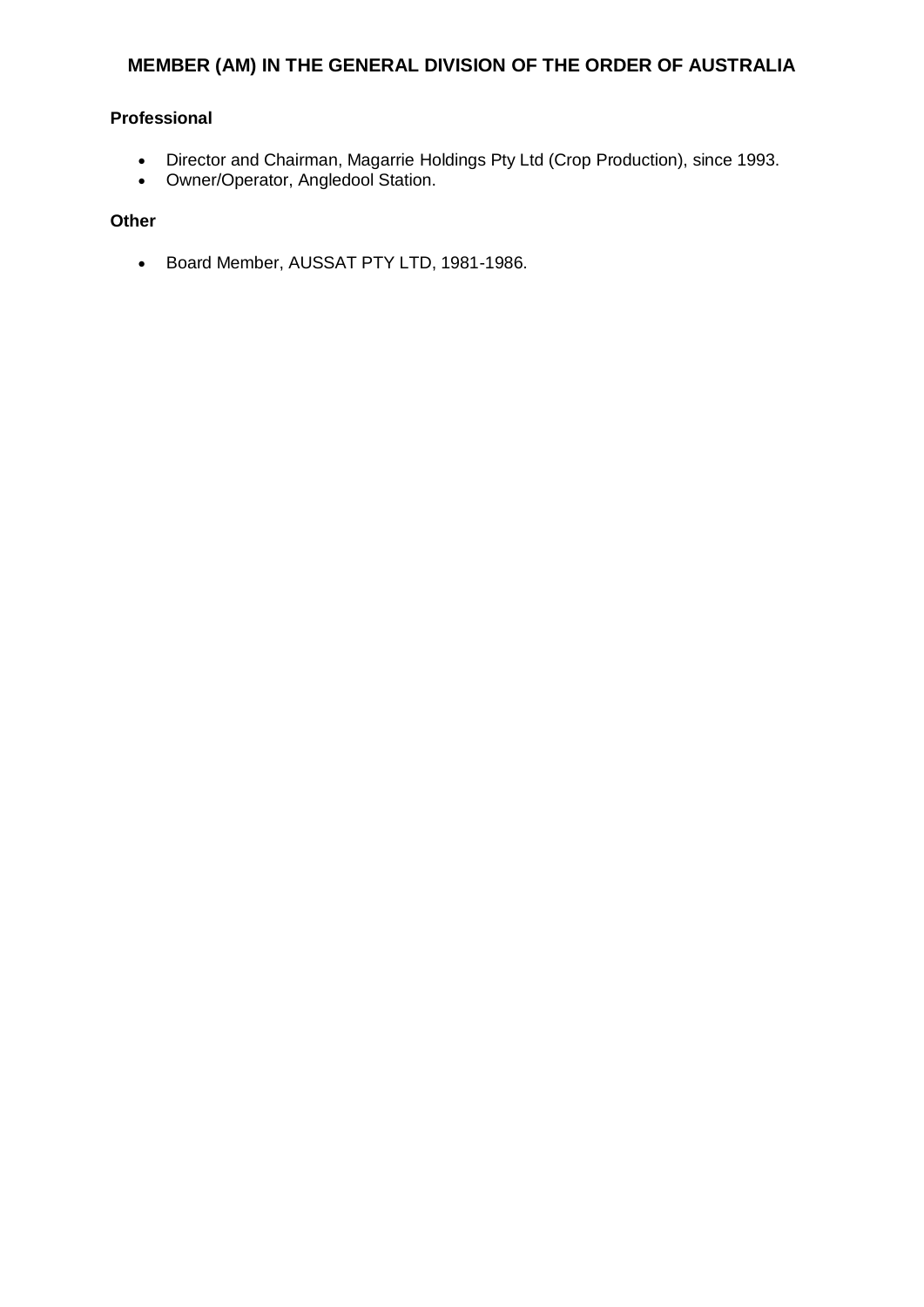## MEMBER (AM) IN THE GENERAL DIVISION OF THE ORDER OF AUSTRALIA

**Professional**

- Director and Chairman, Magarrie Holdings Pty Ltd (Crop Production), since 1993.
- Owner/Operator, Angledool Station.

**Other**

- Board Member, AUSSAT PTY LTD, 1981-1986.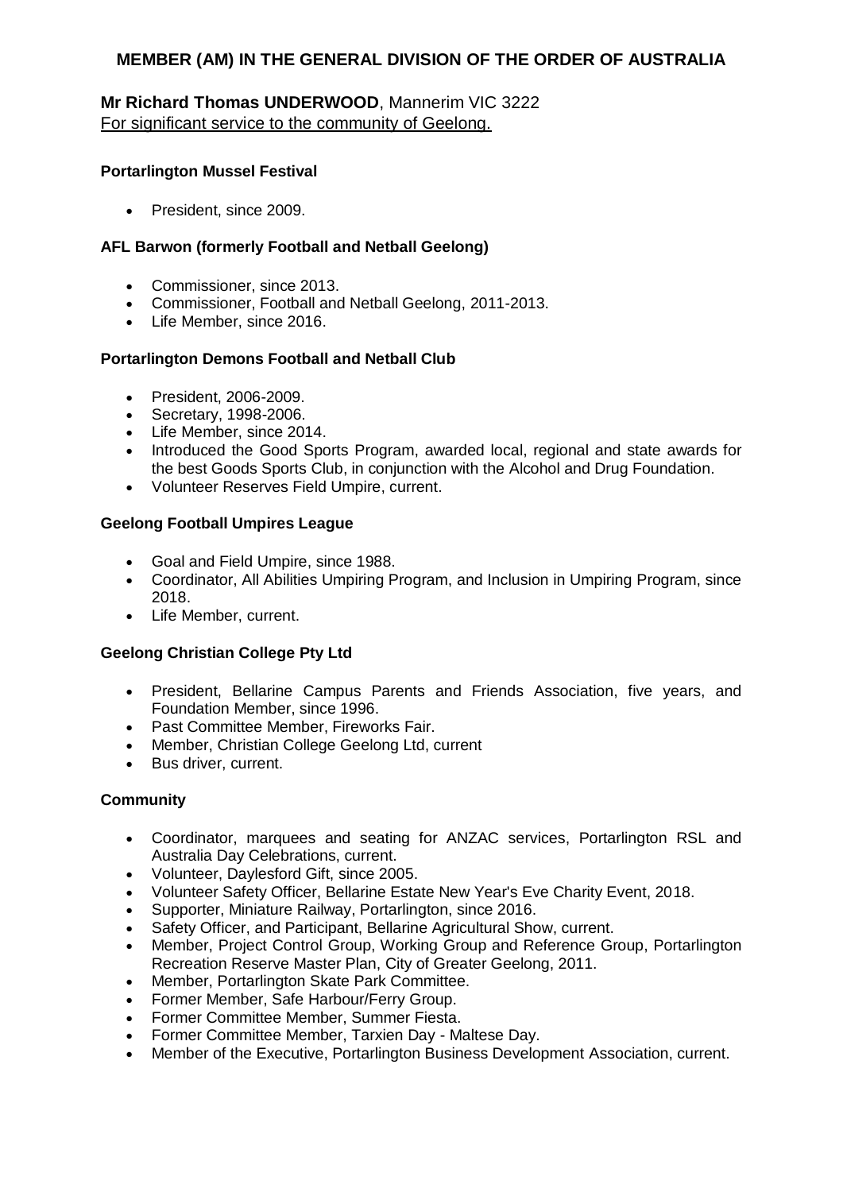## MEMBER (AM) IN THE GENERAL DIVISION OF THE ORDER OF AUSTRALIA

**Mr Richard Thomas UNDERWOOD**, Mannerim VIC 3222
For significant service to the community of Geelong.

**Portarlington Mussel Festival**

- President, since 2009.

**AFL Barwon (formerly Football and Netball Geelong)**

- Commissioner, since 2013.
- Commissioner, Football and Netball Geelong, 2011-2013.
- Life Member, since 2016.

**Portarlington Demons Football and Netball Club**

- President, 2006-2009.
- Secretary, 1998-2006.
- Life Member, since 2014.
- Introduced the Good Sports Program, awarded local, regional and state awards for the best Goods Sports Club, in conjunction with the Alcohol and Drug Foundation.
- Volunteer Reserves Field Umpire, current.

**Geelong Football Umpires League**

- Goal and Field Umpire, since 1988.
- Coordinator, All Abilities Umpiring Program, and Inclusion in Umpiring Program, since 2018.
- Life Member, current.

**Geelong Christian College Pty Ltd**

- President, Bellarine Campus Parents and Friends Association, five years, and Foundation Member, since 1996.
- Past Committee Member, Fireworks Fair.
- Member, Christian College Geelong Ltd, current
- Bus driver, current.

**Community**

- Coordinator, marquees and seating for ANZAC services, Portarlington RSL and Australia Day Celebrations, current.
- Volunteer, Daylesford Gift, since 2005.
- Volunteer Safety Officer, Bellarine Estate New Year's Eve Charity Event, 2018.
- Supporter, Miniature Railway, Portarlington, since 2016.
- Safety Officer, and Participant, Bellarine Agricultural Show, current.
- Member, Project Control Group, Working Group and Reference Group, Portarlington Recreation Reserve Master Plan, City of Greater Geelong, 2011.
- Member, Portarlington Skate Park Committee.
- Former Member, Safe Harbour/Ferry Group.
- Former Committee Member, Summer Fiesta.
- Former Committee Member, Tarxien Day - Maltese Day.
- Member of the Executive, Portarlington Business Development Association, current.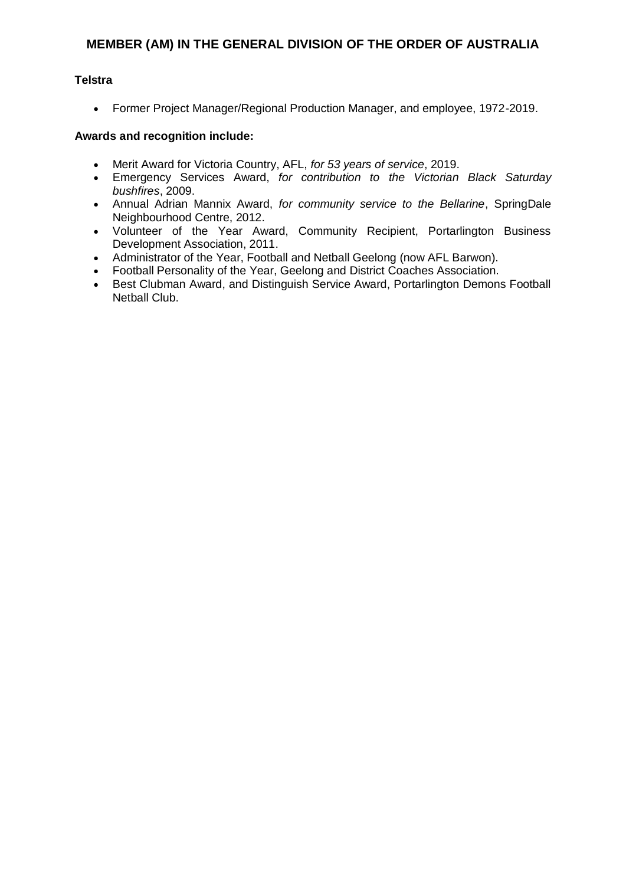## MEMBER (AM) IN THE GENERAL DIVISION OF THE ORDER OF AUSTRALIA

**Telstra**

- Former Project Manager/Regional Production Manager, and employee, 1972-2019.

**Awards and recognition include:**

- Merit Award for Victoria Country, AFL, *for 53 years of service*, 2019.
- Emergency Services Award, *for contribution to the Victorian Black Saturday bushfires*, 2009.
- Annual Adrian Mannix Award, *for community service to the Bellarine*, SpringDale Neighbourhood Centre, 2012.
- Volunteer of the Year Award, Community Recipient, Portarlington Business Development Association, 2011.
- Administrator of the Year, Football and Netball Geelong (now AFL Barwon).
- Football Personality of the Year, Geelong and District Coaches Association.
- Best Clubman Award, and Distinguish Service Award, Portarlington Demons Football Netball Club.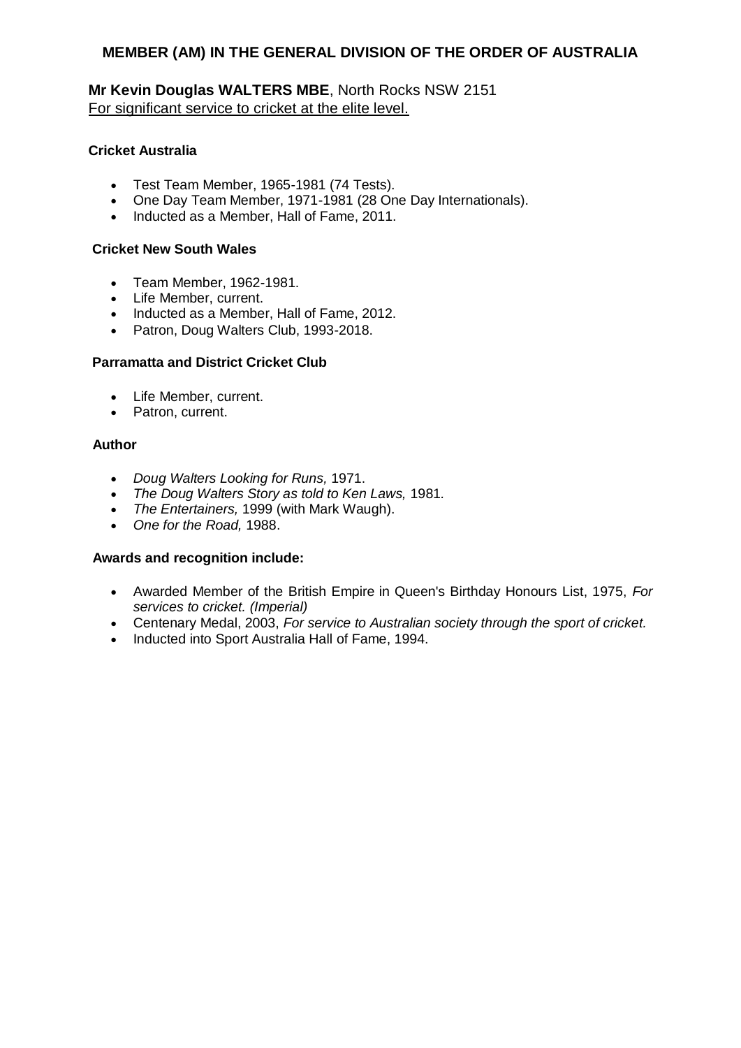## MEMBER (AM) IN THE GENERAL DIVISION OF THE ORDER OF AUSTRALIA

**Mr Kevin Douglas WALTERS MBE**, North Rocks NSW 2151
For significant service to cricket at the elite level.

**Cricket Australia**

- Test Team Member, 1965-1981 (74 Tests).
- One Day Team Member, 1971-1981 (28 One Day Internationals).
- Inducted as a Member, Hall of Fame, 2011.

**Cricket New South Wales**

- Team Member, 1962-1981.
- Life Member, current.
- Inducted as a Member, Hall of Fame, 2012.
- Patron, Doug Walters Club, 1993-2018.

**Parramatta and District Cricket Club**

- Life Member, current.
- Patron, current.

**Author**

- *Doug Walters Looking for Runs,* 1971.
- *The Doug Walters Story as told to Ken Laws,* 1981*.*
- *The Entertainers,* 1999 (with Mark Waugh).
- *One for the Road,* 1988.

**Awards and recognition include:**

- Awarded Member of the British Empire in Queen's Birthday Honours List, 1975, *For services to cricket. (Imperial)*
- Centenary Medal, 2003, *For service to Australian society through the sport of cricket.*
- Inducted into Sport Australia Hall of Fame, 1994.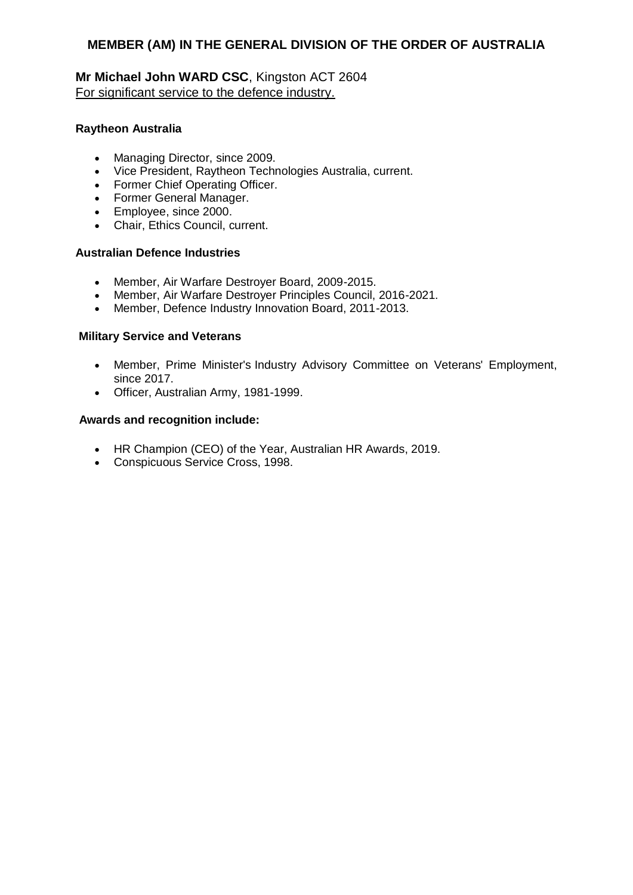## MEMBER (AM) IN THE GENERAL DIVISION OF THE ORDER OF AUSTRALIA

**Mr Michael John WARD CSC**, Kingston ACT 2604
For significant service to the defence industry.

**Raytheon Australia**

- Managing Director, since 2009.
- Vice President, Raytheon Technologies Australia, current.
- Former Chief Operating Officer.
- Former General Manager.
- Employee, since 2000.
- Chair, Ethics Council, current.

**Australian Defence Industries**

- Member, Air Warfare Destroyer Board, 2009-2015.
- Member, Air Warfare Destroyer Principles Council, 2016-2021.
- Member, Defence Industry Innovation Board, 2011-2013.

**Military Service and Veterans**

- Member, Prime Minister's Industry Advisory Committee on Veterans' Employment, since 2017.
- Officer, Australian Army, 1981-1999.

**Awards and recognition include:**

- HR Champion (CEO) of the Year, Australian HR Awards, 2019.
- Conspicuous Service Cross, 1998.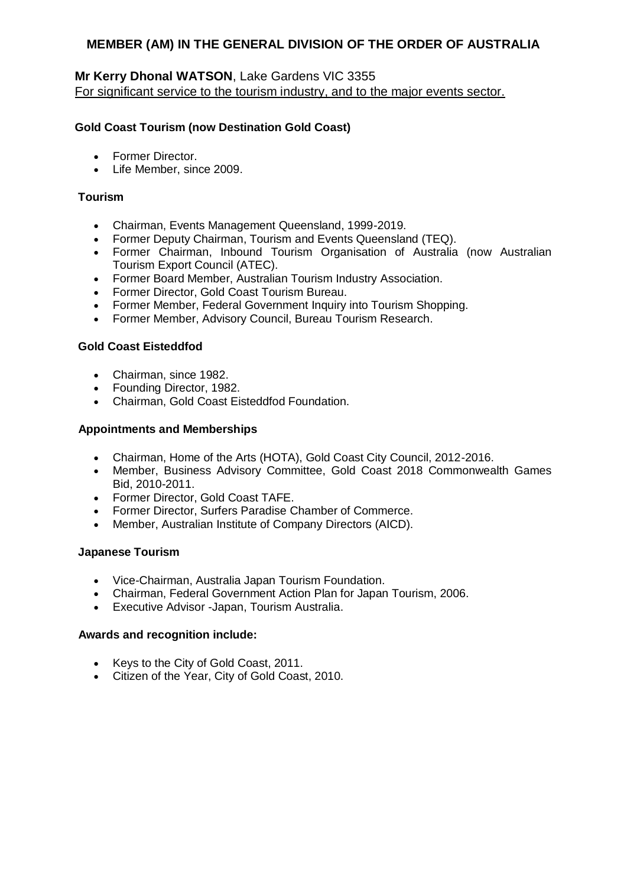## MEMBER (AM) IN THE GENERAL DIVISION OF THE ORDER OF AUSTRALIA

**Mr Kerry Dhonal WATSON**, Lake Gardens VIC 3355
For significant service to the tourism industry, and to the major events sector.

### Gold Coast Tourism (now Destination Gold Coast)

- Former Director.
- Life Member, since 2009.

### Tourism

- Chairman, Events Management Queensland, 1999-2019.
- Former Deputy Chairman, Tourism and Events Queensland (TEQ).
- Former Chairman, Inbound Tourism Organisation of Australia (now Australian Tourism Export Council (ATEC).
- Former Board Member, Australian Tourism Industry Association.
- Former Director, Gold Coast Tourism Bureau.
- Former Member, Federal Government Inquiry into Tourism Shopping.
- Former Member, Advisory Council, Bureau Tourism Research.

### Gold Coast Eisteddfod

- Chairman, since 1982.
- Founding Director, 1982.
- Chairman, Gold Coast Eisteddfod Foundation.

### Appointments and Memberships

- Chairman, Home of the Arts (HOTA), Gold Coast City Council, 2012-2016.
- Member, Business Advisory Committee, Gold Coast 2018 Commonwealth Games Bid, 2010-2011.
- Former Director, Gold Coast TAFE.
- Former Director, Surfers Paradise Chamber of Commerce.
- Member, Australian Institute of Company Directors (AICD).

### Japanese Tourism

- Vice-Chairman, Australia Japan Tourism Foundation.
- Chairman, Federal Government Action Plan for Japan Tourism, 2006.
- Executive Advisor -Japan, Tourism Australia.

### Awards and recognition include:

- Keys to the City of Gold Coast, 2011.
- Citizen of the Year, City of Gold Coast, 2010.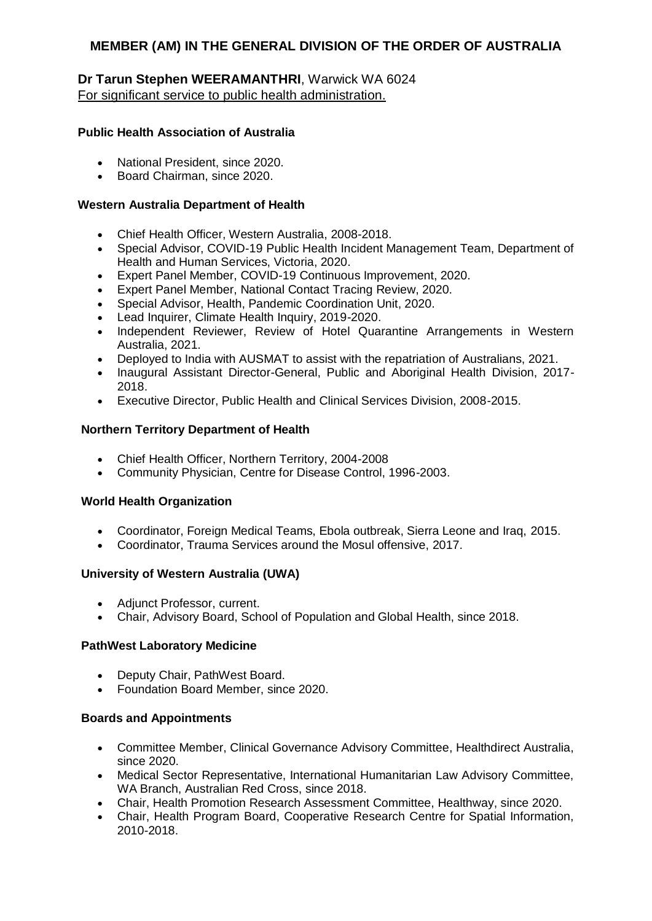## MEMBER (AM) IN THE GENERAL DIVISION OF THE ORDER OF AUSTRALIA

**Dr Tarun Stephen WEERAMANTHRI**, Warwick WA 6024
For significant service to public health administration.

**Public Health Association of Australia**

- National President, since 2020.
- Board Chairman, since 2020.

**Western Australia Department of Health**

- Chief Health Officer, Western Australia, 2008-2018.
- Special Advisor, COVID-19 Public Health Incident Management Team, Department of Health and Human Services, Victoria, 2020.
- Expert Panel Member, COVID-19 Continuous Improvement, 2020.
- Expert Panel Member, National Contact Tracing Review, 2020.
- Special Advisor, Health, Pandemic Coordination Unit, 2020.
- Lead Inquirer, Climate Health Inquiry, 2019-2020.
- Independent Reviewer, Review of Hotel Quarantine Arrangements in Western Australia, 2021.
- Deployed to India with AUSMAT to assist with the repatriation of Australians, 2021.
- Inaugural Assistant Director-General, Public and Aboriginal Health Division, 2017-2018.
- Executive Director, Public Health and Clinical Services Division, 2008-2015.

**Northern Territory Department of Health**

- Chief Health Officer, Northern Territory, 2004-2008
- Community Physician, Centre for Disease Control, 1996-2003.

**World Health Organization**

- Coordinator, Foreign Medical Teams, Ebola outbreak, Sierra Leone and Iraq, 2015.
- Coordinator, Trauma Services around the Mosul offensive, 2017.

**University of Western Australia (UWA)**

- Adjunct Professor, current.
- Chair, Advisory Board, School of Population and Global Health, since 2018.

**PathWest Laboratory Medicine**

- Deputy Chair, PathWest Board.
- Foundation Board Member, since 2020.

**Boards and Appointments**

- Committee Member, Clinical Governance Advisory Committee, Healthdirect Australia, since 2020.
- Medical Sector Representative, International Humanitarian Law Advisory Committee, WA Branch, Australian Red Cross, since 2018.
- Chair, Health Promotion Research Assessment Committee, Healthway, since 2020.
- Chair, Health Program Board, Cooperative Research Centre for Spatial Information, 2010-2018.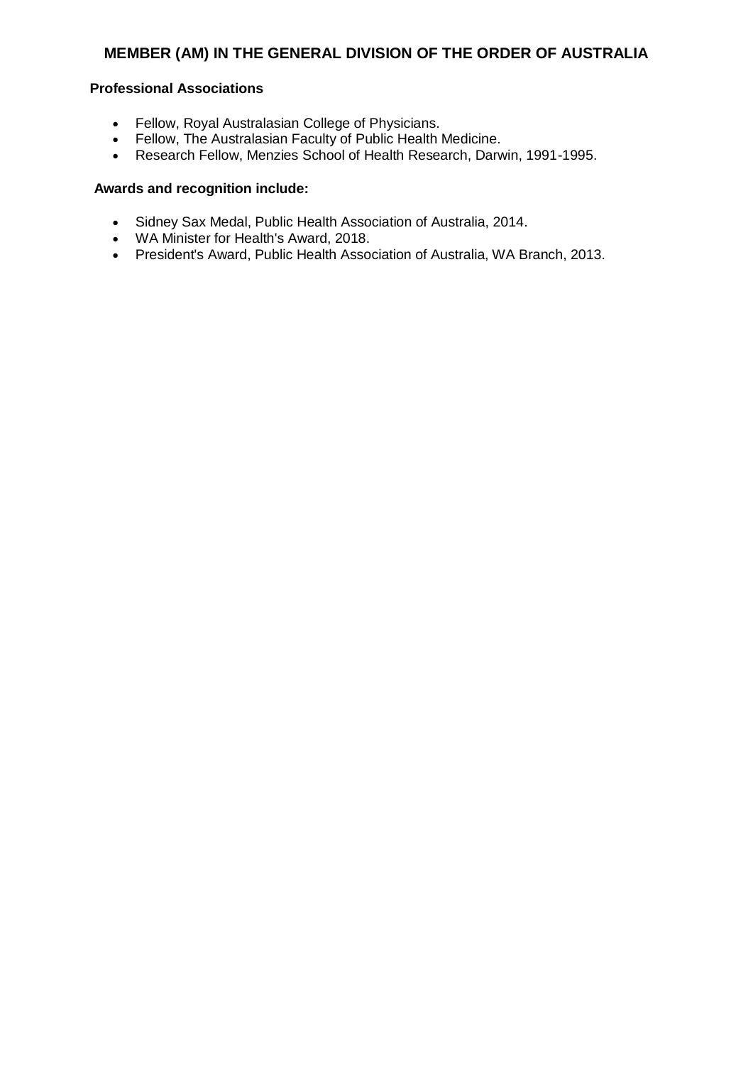## MEMBER (AM) IN THE GENERAL DIVISION OF THE ORDER OF AUSTRALIA

**Professional Associations**

- Fellow, Royal Australasian College of Physicians.
- Fellow, The Australasian Faculty of Public Health Medicine.
- Research Fellow, Menzies School of Health Research, Darwin, 1991-1995.

**Awards and recognition include:**

- Sidney Sax Medal, Public Health Association of Australia, 2014.
- WA Minister for Health's Award, 2018.
- President's Award, Public Health Association of Australia, WA Branch, 2013.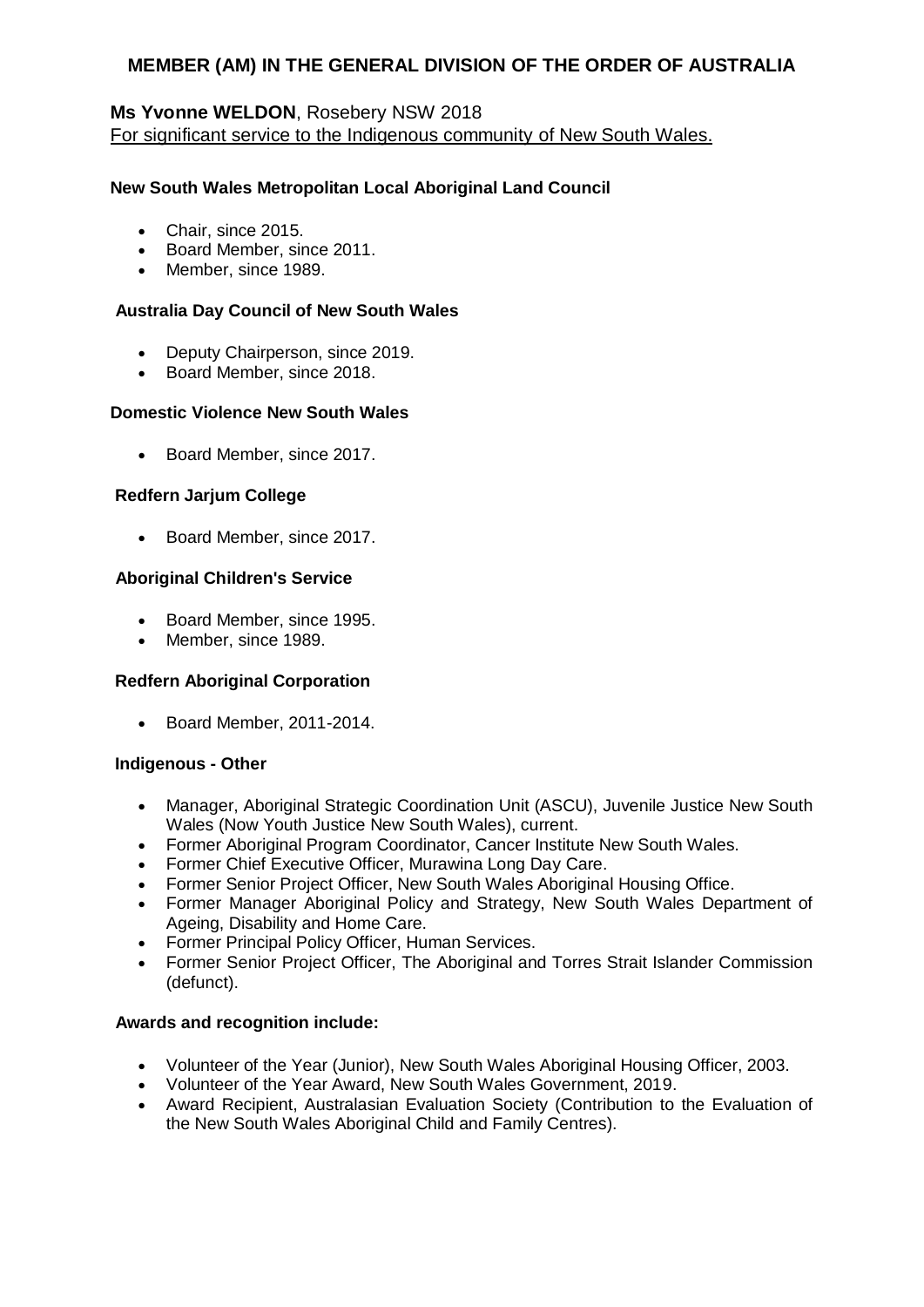## MEMBER (AM) IN THE GENERAL DIVISION OF THE ORDER OF AUSTRALIA

**Ms Yvonne WELDON**, Rosebery NSW 2018

For significant service to the Indigenous community of New South Wales.

**New South Wales Metropolitan Local Aboriginal Land Council**

- Chair, since 2015.
- Board Member, since 2011.
- Member, since 1989.

**Australia Day Council of New South Wales**

- Deputy Chairperson, since 2019.
- Board Member, since 2018.

**Domestic Violence New South Wales**

- Board Member, since 2017.

**Redfern Jarjum College**

- Board Member, since 2017.

**Aboriginal Children's Service**

- Board Member, since 1995.
- Member, since 1989.

**Redfern Aboriginal Corporation**

- Board Member, 2011-2014.

**Indigenous - Other**

- Manager, Aboriginal Strategic Coordination Unit (ASCU), Juvenile Justice New South Wales (Now Youth Justice New South Wales), current.
- Former Aboriginal Program Coordinator, Cancer Institute New South Wales.
- Former Chief Executive Officer, Murawina Long Day Care.
- Former Senior Project Officer, New South Wales Aboriginal Housing Office.
- Former Manager Aboriginal Policy and Strategy, New South Wales Department of Ageing, Disability and Home Care.
- Former Principal Policy Officer, Human Services.
- Former Senior Project Officer, The Aboriginal and Torres Strait Islander Commission (defunct).

**Awards and recognition include:**

- Volunteer of the Year (Junior), New South Wales Aboriginal Housing Officer, 2003.
- Volunteer of the Year Award, New South Wales Government, 2019.
- Award Recipient, Australasian Evaluation Society (Contribution to the Evaluation of the New South Wales Aboriginal Child and Family Centres).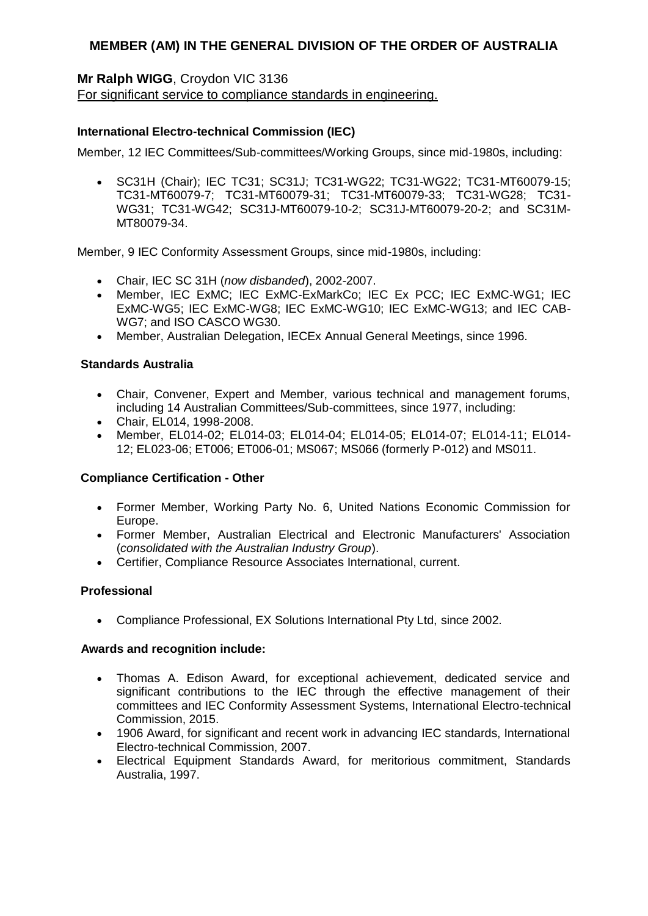## MEMBER (AM) IN THE GENERAL DIVISION OF THE ORDER OF AUSTRALIA

**Mr Ralph WIGG**, Croydon VIC 3136

For significant service to compliance standards in engineering.

**International Electro-technical Commission (IEC)**

Member, 12 IEC Committees/Sub-committees/Working Groups, since mid-1980s, including:

- SC31H (Chair); IEC TC31; SC31J; TC31-WG22; TC31-WG22; TC31-MT60079-15; TC31-MT60079-7; TC31-MT60079-31; TC31-MT60079-33; TC31-WG28; TC31-WG31; TC31-WG42; SC31J-MT60079-10-2; SC31J-MT60079-20-2; and SC31M-MT80079-34.

Member, 9 IEC Conformity Assessment Groups, since mid-1980s, including:

- Chair, IEC SC 31H (*now disbanded*), 2002-2007.
- Member, IEC ExMC; IEC ExMC-ExMarkCo; IEC Ex PCC; IEC ExMC-WG1; IEC ExMC-WG5; IEC ExMC-WG8; IEC ExMC-WG10; IEC ExMC-WG13; and IEC CAB-WG7; and ISO CASCO WG30.
- Member, Australian Delegation, IECEx Annual General Meetings, since 1996.

**Standards Australia**

- Chair, Convener, Expert and Member, various technical and management forums, including 14 Australian Committees/Sub-committees, since 1977, including:
- Chair, EL014, 1998-2008.
- Member, EL014-02; EL014-03; EL014-04; EL014-05; EL014-07; EL014-11; EL014-12; EL023-06; ET006; ET006-01; MS067; MS066 (formerly P-012) and MS011.

**Compliance Certification - Other**

- Former Member, Working Party No. 6, United Nations Economic Commission for Europe.
- Former Member, Australian Electrical and Electronic Manufacturers' Association (*consolidated with the Australian Industry Group*).
- Certifier, Compliance Resource Associates International, current.

**Professional**

- Compliance Professional, EX Solutions International Pty Ltd, since 2002.

**Awards and recognition include:**

- Thomas A. Edison Award, for exceptional achievement, dedicated service and significant contributions to the IEC through the effective management of their committees and IEC Conformity Assessment Systems, International Electro-technical Commission, 2015.
- 1906 Award, for significant and recent work in advancing IEC standards, International Electro-technical Commission, 2007.
- Electrical Equipment Standards Award, for meritorious commitment, Standards Australia, 1997.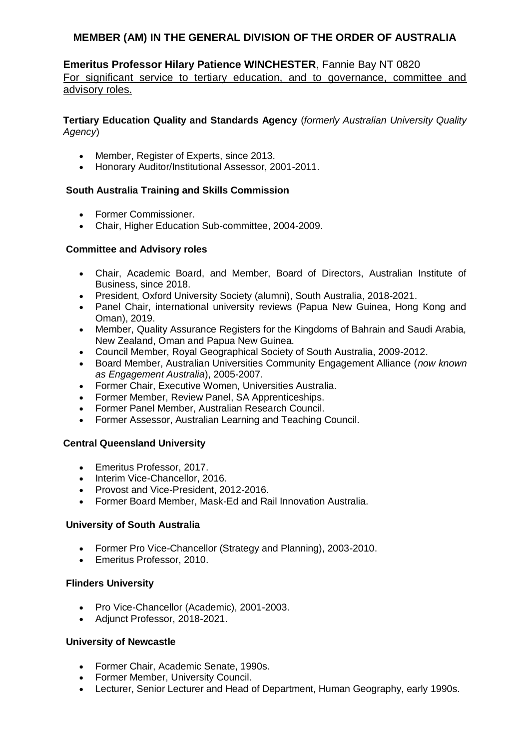## MEMBER (AM) IN THE GENERAL DIVISION OF THE ORDER OF AUSTRALIA

**Emeritus Professor Hilary Patience WINCHESTER**, Fannie Bay NT 0820

For significant service to tertiary education, and to governance, committee and advisory roles.

**Tertiary Education Quality and Standards Agency** (*formerly Australian University Quality Agency*)

- Member, Register of Experts, since 2013.
- Honorary Auditor/Institutional Assessor, 2001-2011.

**South Australia Training and Skills Commission**

- Former Commissioner.
- Chair, Higher Education Sub-committee, 2004-2009.

**Committee and Advisory roles**

- Chair, Academic Board, and Member, Board of Directors, Australian Institute of Business, since 2018.
- President, Oxford University Society (alumni), South Australia, 2018-2021.
- Panel Chair, international university reviews (Papua New Guinea, Hong Kong and Oman), 2019.
- Member, Quality Assurance Registers for the Kingdoms of Bahrain and Saudi Arabia, New Zealand, Oman and Papua New Guinea.
- Council Member, Royal Geographical Society of South Australia, 2009-2012.
- Board Member, Australian Universities Community Engagement Alliance (*now known as Engagement Australia*), 2005-2007.
- Former Chair, Executive Women, Universities Australia.
- Former Member, Review Panel, SA Apprenticeships.
- Former Panel Member, Australian Research Council.
- Former Assessor, Australian Learning and Teaching Council.

**Central Queensland University**

- Emeritus Professor, 2017.
- Interim Vice-Chancellor, 2016.
- Provost and Vice-President, 2012-2016.
- Former Board Member, Mask-Ed and Rail Innovation Australia.

**University of South Australia**

- Former Pro Vice-Chancellor (Strategy and Planning), 2003-2010.
- Emeritus Professor, 2010.

**Flinders University**

- Pro Vice-Chancellor (Academic), 2001-2003.
- Adjunct Professor, 2018-2021.

**University of Newcastle**

- Former Chair, Academic Senate, 1990s.
- Former Member, University Council.
- Lecturer, Senior Lecturer and Head of Department, Human Geography, early 1990s.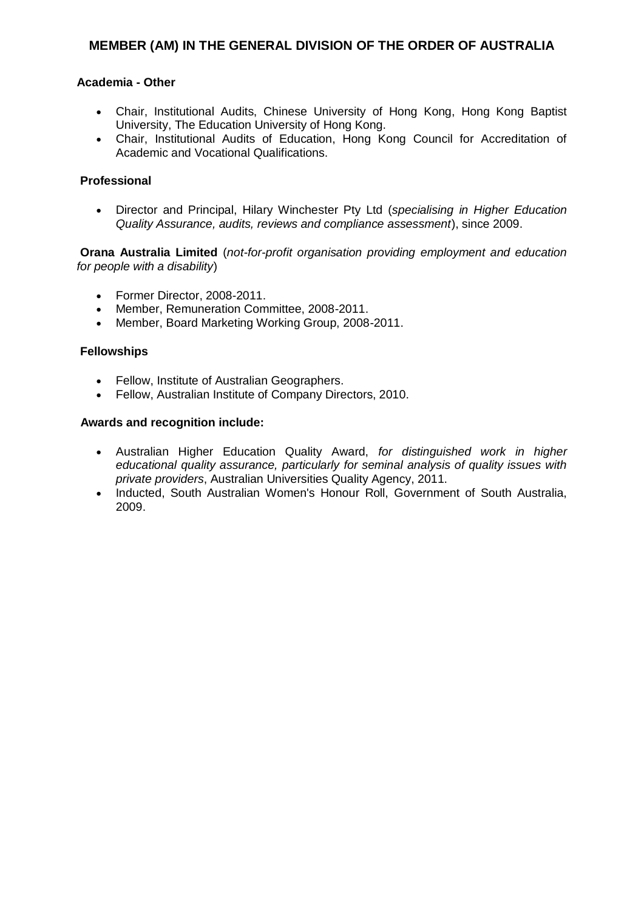## MEMBER (AM) IN THE GENERAL DIVISION OF THE ORDER OF AUSTRALIA

**Academia - Other**

- Chair, Institutional Audits, Chinese University of Hong Kong, Hong Kong Baptist University, The Education University of Hong Kong.
- Chair, Institutional Audits of Education, Hong Kong Council for Accreditation of Academic and Vocational Qualifications.

**Professional**

- Director and Principal, Hilary Winchester Pty Ltd (*specialising in Higher Education Quality Assurance, audits, reviews and compliance assessment*), since 2009.

**Orana Australia Limited** (*not-for-profit organisation providing employment and education for people with a disability*)

- Former Director, 2008-2011.
- Member, Remuneration Committee, 2008-2011.
- Member, Board Marketing Working Group, 2008-2011.

**Fellowships**

- Fellow, Institute of Australian Geographers.
- Fellow, Australian Institute of Company Directors, 2010.

**Awards and recognition include:**

- Australian Higher Education Quality Award, *for distinguished work in higher educational quality assurance, particularly for seminal analysis of quality issues with private providers*, Australian Universities Quality Agency, 2011.
- Inducted, South Australian Women's Honour Roll, Government of South Australia, 2009.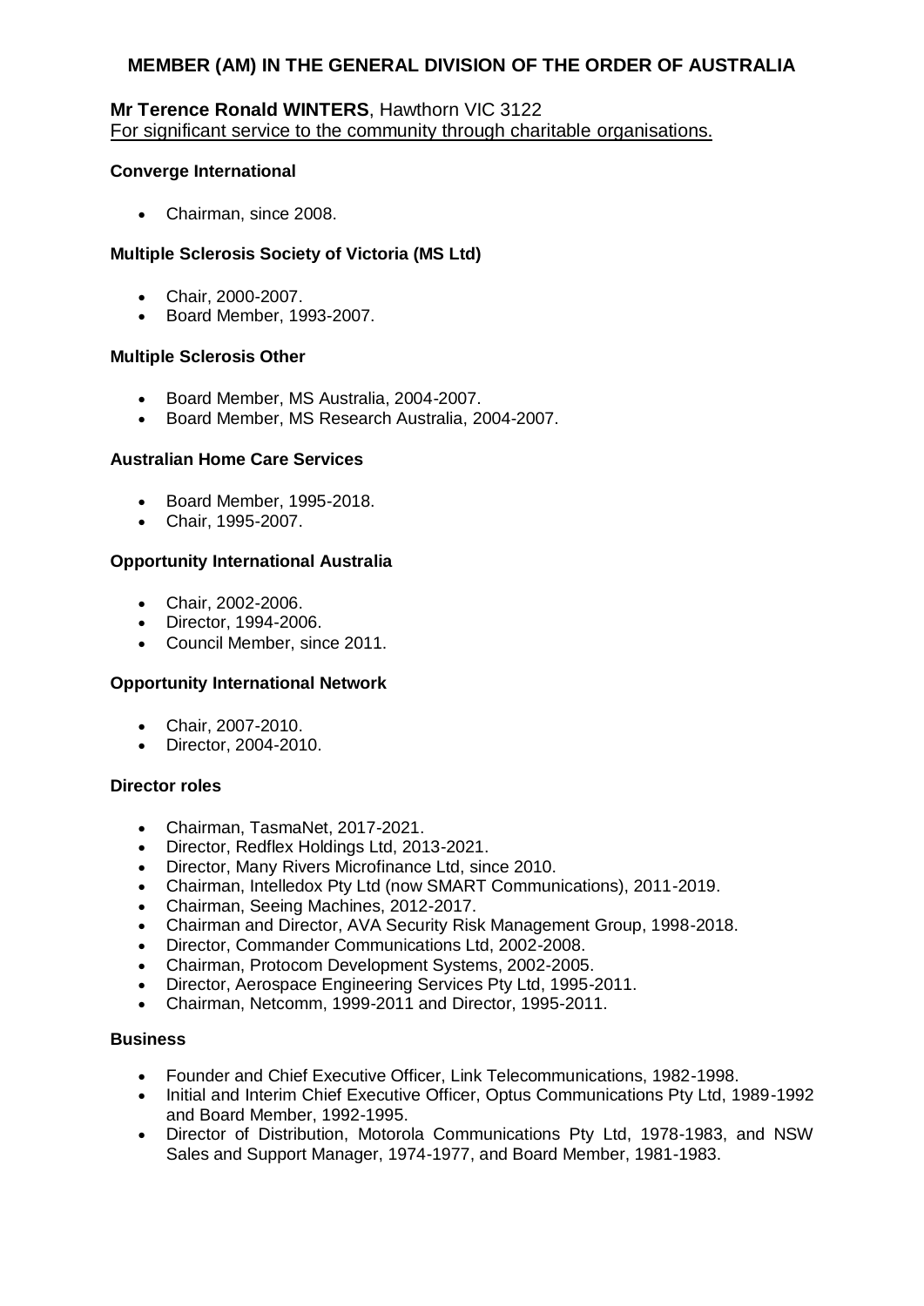## MEMBER (AM) IN THE GENERAL DIVISION OF THE ORDER OF AUSTRALIA

**Mr Terence Ronald WINTERS**, Hawthorn VIC 3122
For significant service to the community through charitable organisations.

**Converge International**

- Chairman, since 2008.

**Multiple Sclerosis Society of Victoria (MS Ltd)**

- Chair, 2000-2007.
- Board Member, 1993-2007.

**Multiple Sclerosis Other**

- Board Member, MS Australia, 2004-2007.
- Board Member, MS Research Australia, 2004-2007.

**Australian Home Care Services**

- Board Member, 1995-2018.
- Chair, 1995-2007.

**Opportunity International Australia**

- Chair, 2002-2006.
- Director, 1994-2006.
- Council Member, since 2011.

**Opportunity International Network**

- Chair, 2007-2010.
- Director, 2004-2010.

**Director roles**

- Chairman, TasmaNet, 2017-2021.
- Director, Redflex Holdings Ltd, 2013-2021.
- Director, Many Rivers Microfinance Ltd, since 2010.
- Chairman, Intelledox Pty Ltd (now SMART Communications), 2011-2019.
- Chairman, Seeing Machines, 2012-2017.
- Chairman and Director, AVA Security Risk Management Group, 1998-2018.
- Director, Commander Communications Ltd, 2002-2008.
- Chairman, Protocom Development Systems, 2002-2005.
- Director, Aerospace Engineering Services Pty Ltd, 1995-2011.
- Chairman, Netcomm, 1999-2011 and Director, 1995-2011.

**Business**

- Founder and Chief Executive Officer, Link Telecommunications, 1982-1998.
- Initial and Interim Chief Executive Officer, Optus Communications Pty Ltd, 1989-1992 and Board Member, 1992-1995.
- Director of Distribution, Motorola Communications Pty Ltd, 1978-1983, and NSW Sales and Support Manager, 1974-1977, and Board Member, 1981-1983.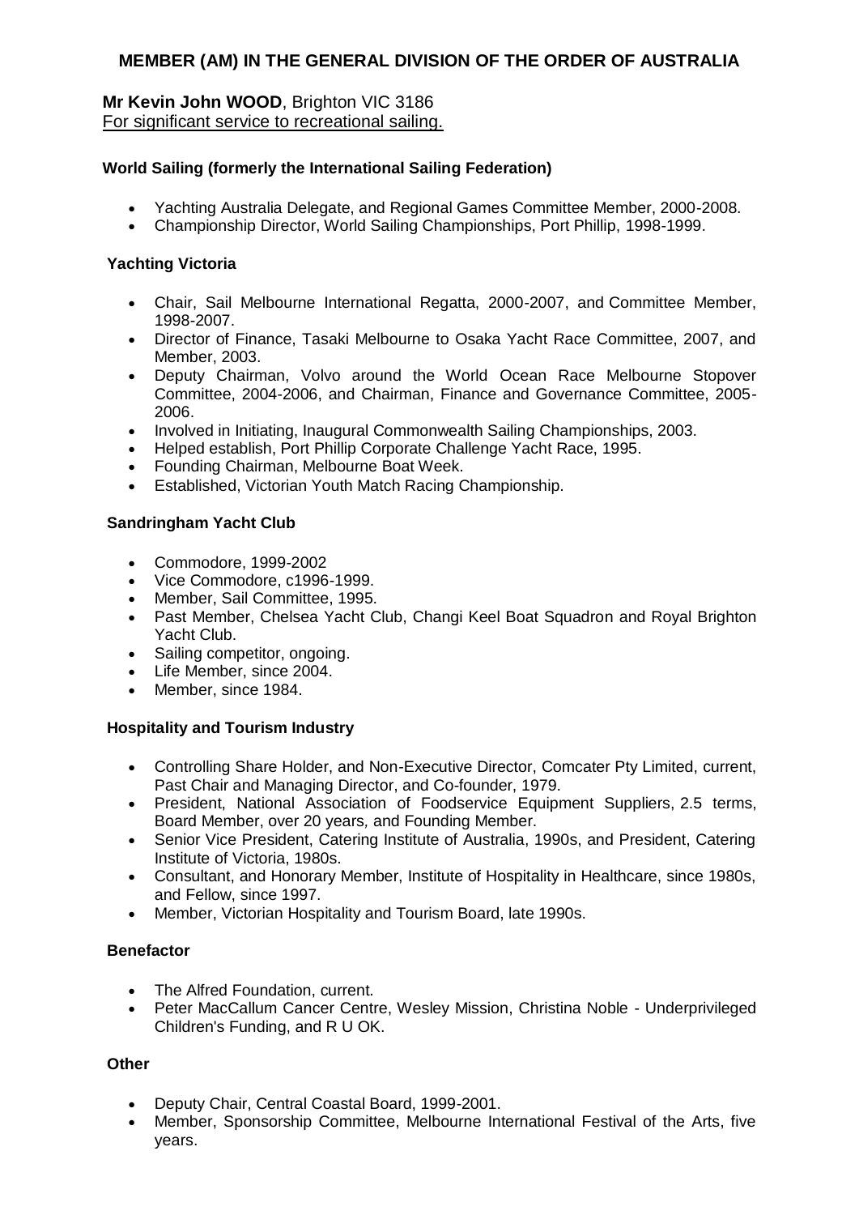# MEMBER (AM) IN THE GENERAL DIVISION OF THE ORDER OF AUSTRALIA

**Mr Kevin John WOOD**, Brighton VIC 3186
For significant service to recreational sailing.

### World Sailing (formerly the International Sailing Federation)

- Yachting Australia Delegate, and Regional Games Committee Member, 2000-2008.
- Championship Director, World Sailing Championships, Port Phillip, 1998-1999.

### Yachting Victoria

- Chair, Sail Melbourne International Regatta, 2000-2007, and Committee Member, 1998-2007.
- Director of Finance, Tasaki Melbourne to Osaka Yacht Race Committee, 2007, and Member, 2003.
- Deputy Chairman, Volvo around the World Ocean Race Melbourne Stopover Committee, 2004-2006, and Chairman, Finance and Governance Committee, 2005-2006.
- Involved in Initiating, Inaugural Commonwealth Sailing Championships, 2003.
- Helped establish, Port Phillip Corporate Challenge Yacht Race, 1995.
- Founding Chairman, Melbourne Boat Week.
- Established, Victorian Youth Match Racing Championship.

### Sandringham Yacht Club

- Commodore, 1999-2002
- Vice Commodore, c1996-1999.
- Member, Sail Committee, 1995.
- Past Member, Chelsea Yacht Club, Changi Keel Boat Squadron and Royal Brighton Yacht Club.
- Sailing competitor, ongoing.
- Life Member, since 2004.
- Member, since 1984.

### Hospitality and Tourism Industry

- Controlling Share Holder, and Non-Executive Director, Comcater Pty Limited, current, Past Chair and Managing Director, and Co-founder, 1979.
- President, National Association of Foodservice Equipment Suppliers, 2.5 terms, Board Member, over 20 years, and Founding Member.
- Senior Vice President, Catering Institute of Australia, 1990s, and President, Catering Institute of Victoria, 1980s.
- Consultant, and Honorary Member, Institute of Hospitality in Healthcare, since 1980s, and Fellow, since 1997.
- Member, Victorian Hospitality and Tourism Board, late 1990s.

### Benefactor

- The Alfred Foundation, current.
- Peter MacCallum Cancer Centre, Wesley Mission, Christina Noble - Underprivileged Children's Funding, and R U OK.

### Other

- Deputy Chair, Central Coastal Board, 1999-2001.
- Member, Sponsorship Committee, Melbourne International Festival of the Arts, five years.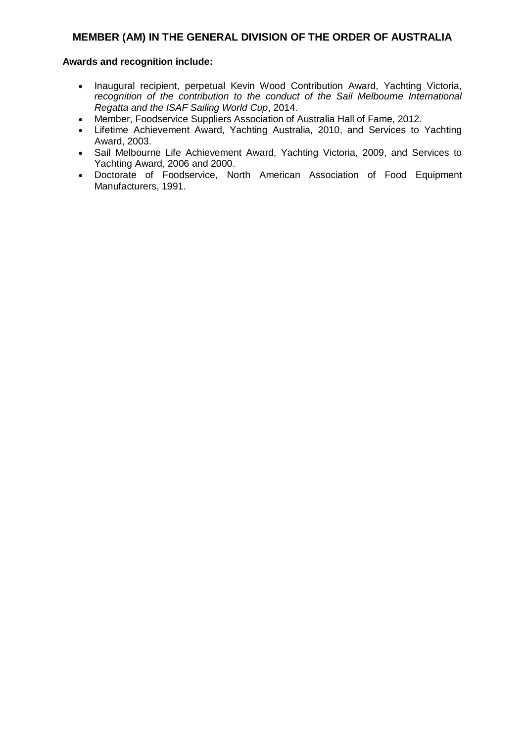## MEMBER (AM) IN THE GENERAL DIVISION OF THE ORDER OF AUSTRALIA

**Awards and recognition include:**

- Inaugural recipient, perpetual Kevin Wood Contribution Award, Yachting Victoria, *recognition of the contribution to the conduct of the Sail Melbourne International Regatta and the ISAF Sailing World Cup*, 2014.
- Member, Foodservice Suppliers Association of Australia Hall of Fame, 2012.
- Lifetime Achievement Award, Yachting Australia, 2010, and Services to Yachting Award, 2003.
- Sail Melbourne Life Achievement Award, Yachting Victoria, 2009, and Services to Yachting Award, 2006 and 2000.
- Doctorate of Foodservice, North American Association of Food Equipment Manufacturers, 1991.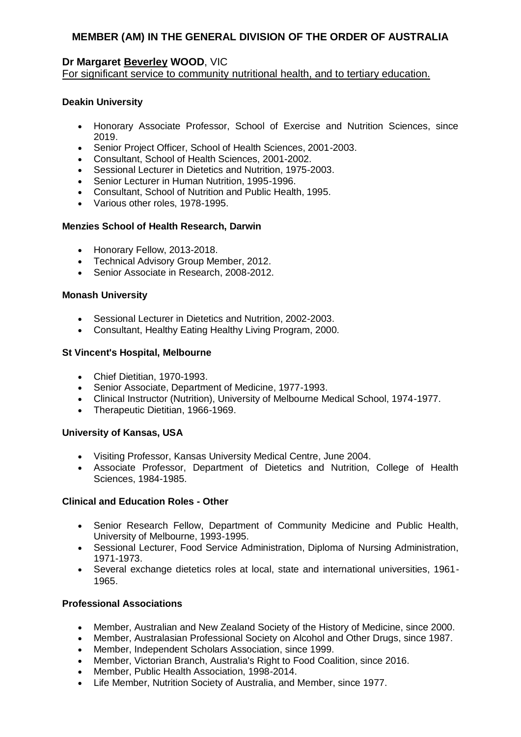# MEMBER (AM) IN THE GENERAL DIVISION OF THE ORDER OF AUSTRALIA

## Dr Margaret **Beverley** WOOD, VIC

For significant service to community nutritional health, and to tertiary education.

### Deakin University

- Honorary Associate Professor, School of Exercise and Nutrition Sciences, since 2019.
- Senior Project Officer, School of Health Sciences, 2001-2003.
- Consultant, School of Health Sciences, 2001-2002.
- Sessional Lecturer in Dietetics and Nutrition, 1975-2003.
- Senior Lecturer in Human Nutrition, 1995-1996.
- Consultant, School of Nutrition and Public Health, 1995.
- Various other roles, 1978-1995.

### Menzies School of Health Research, Darwin

- Honorary Fellow, 2013-2018.
- Technical Advisory Group Member, 2012.
- Senior Associate in Research, 2008-2012.

### Monash University

- Sessional Lecturer in Dietetics and Nutrition, 2002-2003.
- Consultant, Healthy Eating Healthy Living Program, 2000.

### St Vincent's Hospital, Melbourne

- Chief Dietitian, 1970-1993.
- Senior Associate, Department of Medicine, 1977-1993.
- Clinical Instructor (Nutrition), University of Melbourne Medical School, 1974-1977.
- Therapeutic Dietitian, 1966-1969.

### University of Kansas, USA

- Visiting Professor, Kansas University Medical Centre, June 2004.
- Associate Professor, Department of Dietetics and Nutrition, College of Health Sciences, 1984-1985.

### Clinical and Education Roles - Other

- Senior Research Fellow, Department of Community Medicine and Public Health, University of Melbourne, 1993-1995.
- Sessional Lecturer, Food Service Administration, Diploma of Nursing Administration, 1971-1973.
- Several exchange dietetics roles at local, state and international universities, 1961-1965.

### Professional Associations

- Member, Australian and New Zealand Society of the History of Medicine, since 2000.
- Member, Australasian Professional Society on Alcohol and Other Drugs, since 1987.
- Member, Independent Scholars Association, since 1999.
- Member, Victorian Branch, Australia's Right to Food Coalition, since 2016.
- Member, Public Health Association, 1998-2014.
- Life Member, Nutrition Society of Australia, and Member, since 1977.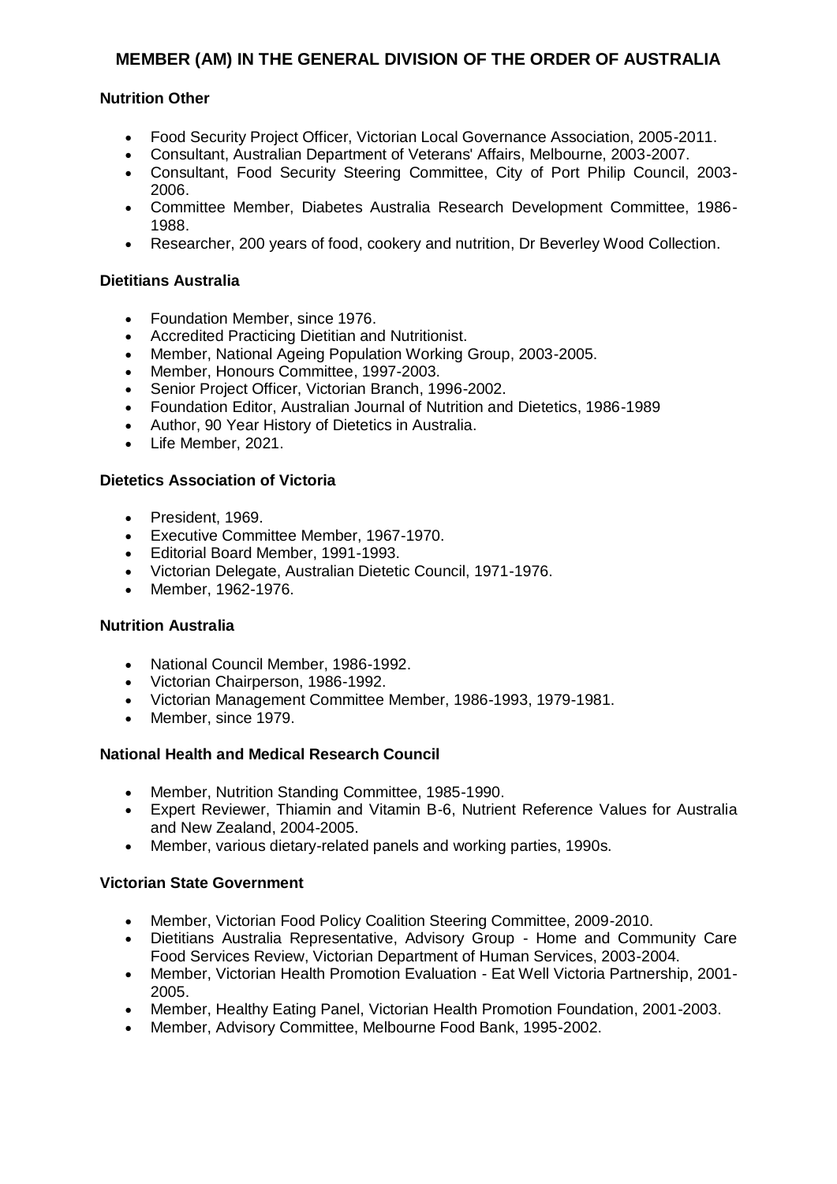# MEMBER (AM) IN THE GENERAL DIVISION OF THE ORDER OF AUSTRALIA

**Nutrition Other**

- Food Security Project Officer, Victorian Local Governance Association, 2005-2011.
- Consultant, Australian Department of Veterans' Affairs, Melbourne, 2003-2007.
- Consultant, Food Security Steering Committee, City of Port Philip Council, 2003-2006.
- Committee Member, Diabetes Australia Research Development Committee, 1986-1988.
- Researcher, 200 years of food, cookery and nutrition, Dr Beverley Wood Collection.

**Dietitians Australia**

- Foundation Member, since 1976.
- Accredited Practicing Dietitian and Nutritionist.
- Member, National Ageing Population Working Group, 2003-2005.
- Member, Honours Committee, 1997-2003.
- Senior Project Officer, Victorian Branch, 1996-2002.
- Foundation Editor, Australian Journal of Nutrition and Dietetics, 1986-1989
- Author, 90 Year History of Dietetics in Australia.
- Life Member, 2021.

**Dietetics Association of Victoria**

- President, 1969.
- Executive Committee Member, 1967-1970.
- Editorial Board Member, 1991-1993.
- Victorian Delegate, Australian Dietetic Council, 1971-1976.
- Member, 1962-1976.

**Nutrition Australia**

- National Council Member, 1986-1992.
- Victorian Chairperson, 1986-1992.
- Victorian Management Committee Member, 1986-1993, 1979-1981.
- Member, since 1979.

**National Health and Medical Research Council**

- Member, Nutrition Standing Committee, 1985-1990.
- Expert Reviewer, Thiamin and Vitamin B-6, Nutrient Reference Values for Australia and New Zealand, 2004-2005.
- Member, various dietary-related panels and working parties, 1990s.

**Victorian State Government**

- Member, Victorian Food Policy Coalition Steering Committee, 2009-2010.
- Dietitians Australia Representative, Advisory Group - Home and Community Care Food Services Review, Victorian Department of Human Services, 2003-2004.
- Member, Victorian Health Promotion Evaluation - Eat Well Victoria Partnership, 2001-2005.
- Member, Healthy Eating Panel, Victorian Health Promotion Foundation, 2001-2003.
- Member, Advisory Committee, Melbourne Food Bank, 1995-2002.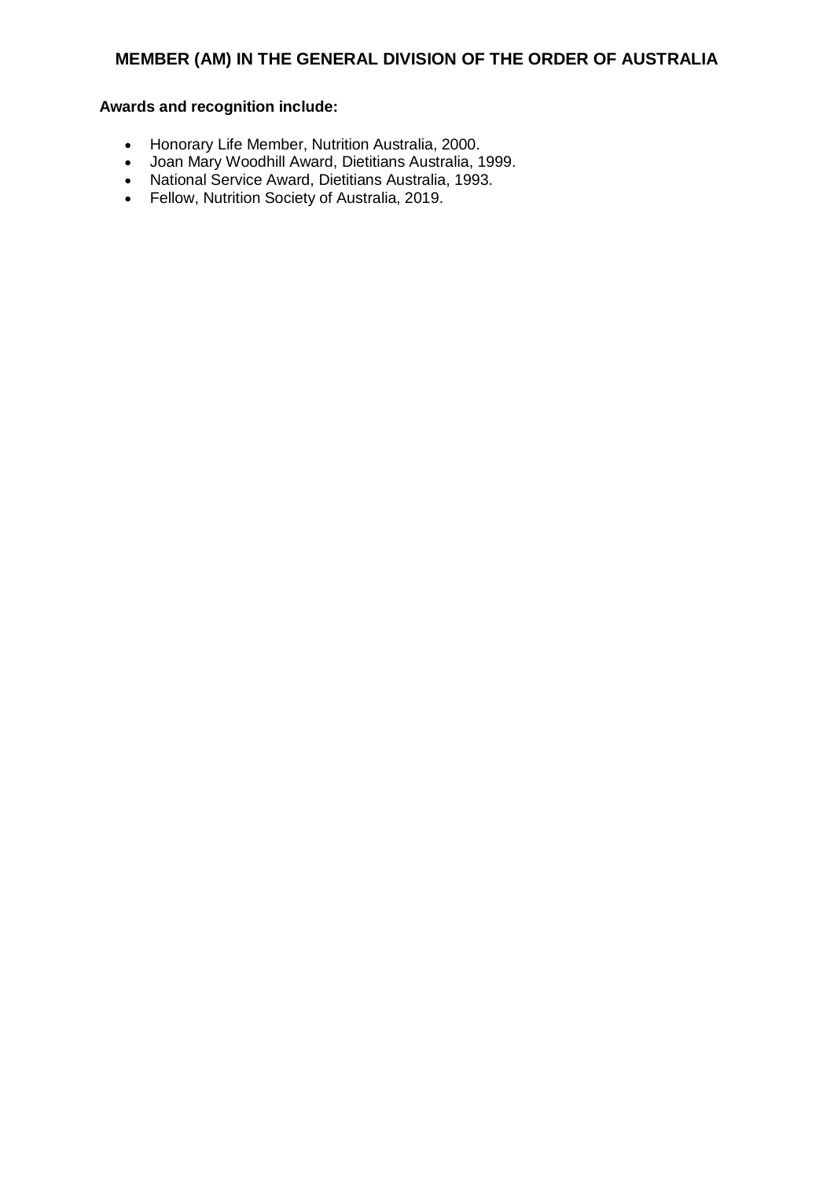## MEMBER (AM) IN THE GENERAL DIVISION OF THE ORDER OF AUSTRALIA

**Awards and recognition include:**

- Honorary Life Member, Nutrition Australia, 2000.
- Joan Mary Woodhill Award, Dietitians Australia, 1999.
- National Service Award, Dietitians Australia, 1993.
- Fellow, Nutrition Society of Australia, 2019.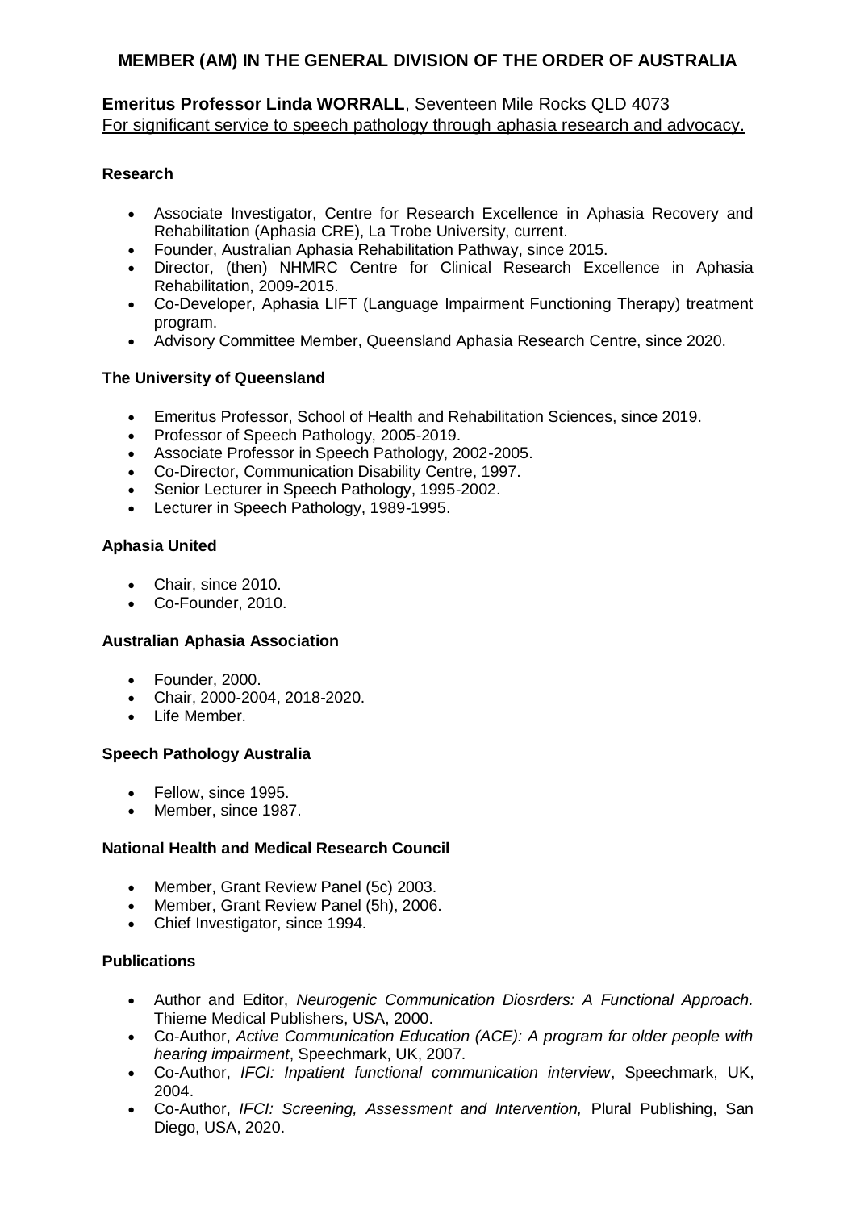## MEMBER (AM) IN THE GENERAL DIVISION OF THE ORDER OF AUSTRALIA

**Emeritus Professor Linda WORRALL**, Seventeen Mile Rocks QLD 4073
For significant service to speech pathology through aphasia research and advocacy.

**Research**

- Associate Investigator, Centre for Research Excellence in Aphasia Recovery and Rehabilitation (Aphasia CRE), La Trobe University, current.
- Founder, Australian Aphasia Rehabilitation Pathway, since 2015.
- Director, (then) NHMRC Centre for Clinical Research Excellence in Aphasia Rehabilitation, 2009-2015.
- Co-Developer, Aphasia LIFT (Language Impairment Functioning Therapy) treatment program.
- Advisory Committee Member, Queensland Aphasia Research Centre, since 2020.

**The University of Queensland**

- Emeritus Professor, School of Health and Rehabilitation Sciences, since 2019.
- Professor of Speech Pathology, 2005-2019.
- Associate Professor in Speech Pathology, 2002-2005.
- Co-Director, Communication Disability Centre, 1997.
- Senior Lecturer in Speech Pathology, 1995-2002.
- Lecturer in Speech Pathology, 1989-1995.

**Aphasia United**

- Chair, since 2010.
- Co-Founder, 2010.

**Australian Aphasia Association**

- Founder, 2000.
- Chair, 2000-2004, 2018-2020.
- Life Member.

**Speech Pathology Australia**

- Fellow, since 1995.
- Member, since 1987.

**National Health and Medical Research Council**

- Member, Grant Review Panel (5c) 2003.
- Member, Grant Review Panel (5h), 2006.
- Chief Investigator, since 1994.

**Publications**

- Author and Editor, *Neurogenic Communication Diosrders: A Functional Approach.* Thieme Medical Publishers, USA, 2000.
- Co-Author, *Active Communication Education (ACE): A program for older people with hearing impairment*, Speechmark, UK, 2007.
- Co-Author, *IFCI: Inpatient functional communication interview*, Speechmark, UK, 2004.
- Co-Author, *IFCI: Screening, Assessment and Intervention,* Plural Publishing, San Diego, USA, 2020.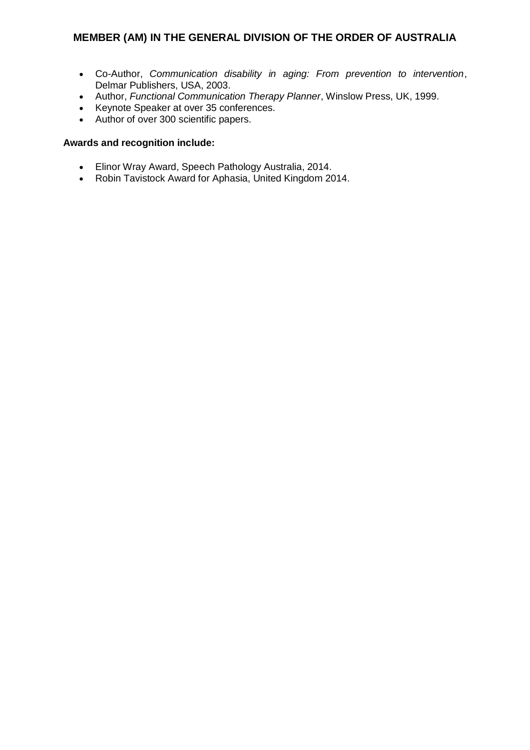- Co-Author, *Communication disability in aging: From prevention to intervention*, Delmar Publishers, USA, 2003.
- Author, *Functional Communication Therapy Planner*, Winslow Press, UK, 1999.
- Keynote Speaker at over 35 conferences.
- Author of over 300 scientific papers.

**Awards and recognition include:**

- Elinor Wray Award, Speech Pathology Australia, 2014.
- Robin Tavistock Award for Aphasia, United Kingdom 2014.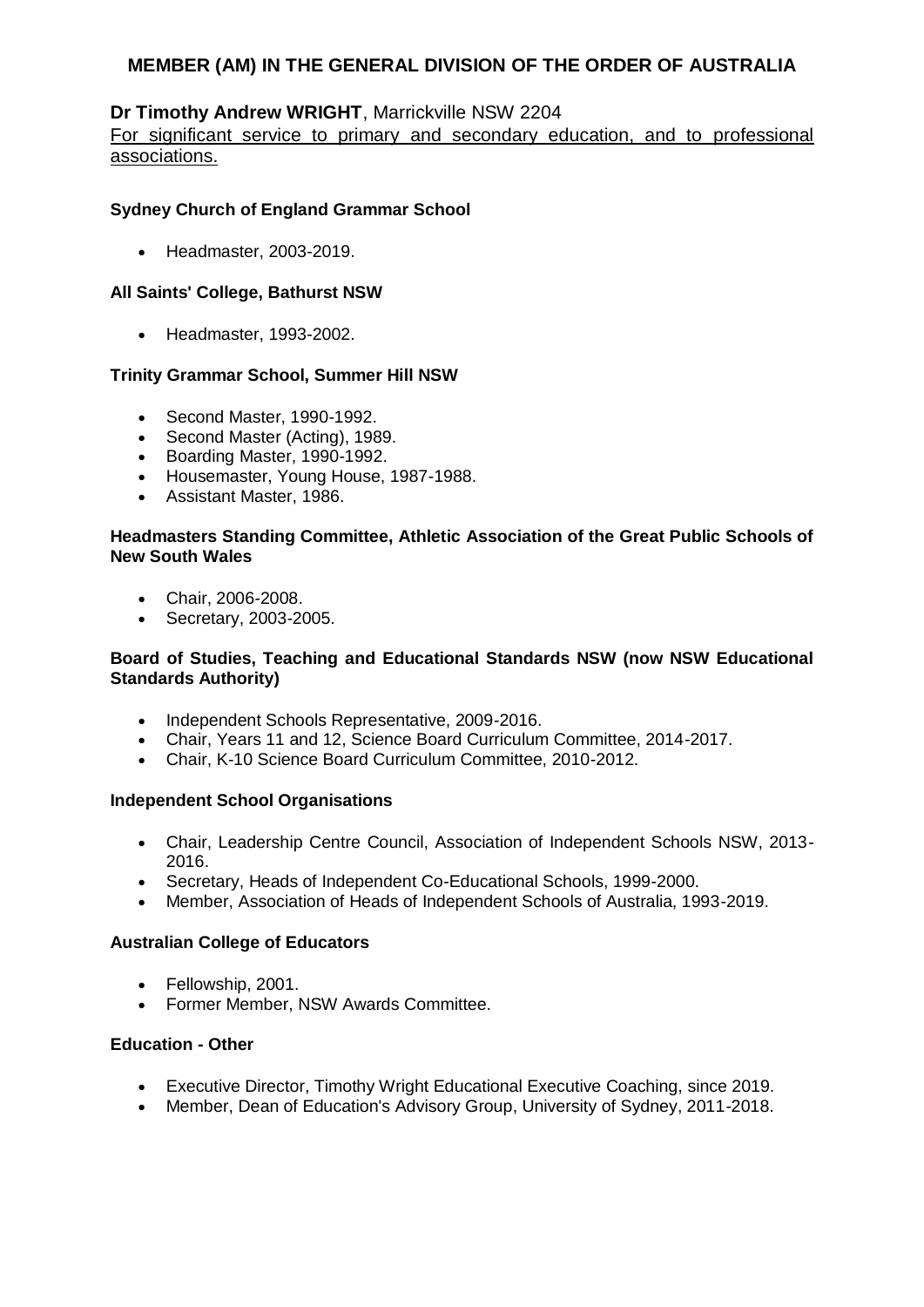# MEMBER (AM) IN THE GENERAL DIVISION OF THE ORDER OF AUSTRALIA

**Dr Timothy Andrew WRIGHT**, Marrickville NSW 2204

For significant service to primary and secondary education, and to professional associations.

**Sydney Church of England Grammar School**

- Headmaster, 2003-2019.

**All Saints' College, Bathurst NSW**

- Headmaster, 1993-2002.

**Trinity Grammar School, Summer Hill NSW**

- Second Master, 1990-1992.
- Second Master (Acting), 1989.
- Boarding Master, 1990-1992.
- Housemaster, Young House, 1987-1988.
- Assistant Master, 1986.

**Headmasters Standing Committee, Athletic Association of the Great Public Schools of New South Wales**

- Chair, 2006-2008.
- Secretary, 2003-2005.

**Board of Studies, Teaching and Educational Standards NSW (now NSW Educational Standards Authority)**

- Independent Schools Representative, 2009-2016.
- Chair, Years 11 and 12, Science Board Curriculum Committee, 2014-2017.
- Chair, K-10 Science Board Curriculum Committee, 2010-2012.

**Independent School Organisations**

- Chair, Leadership Centre Council, Association of Independent Schools NSW, 2013-2016.
- Secretary, Heads of Independent Co-Educational Schools, 1999-2000.
- Member, Association of Heads of Independent Schools of Australia, 1993-2019.

**Australian College of Educators**

- Fellowship, 2001.
- Former Member, NSW Awards Committee.

**Education - Other**

- Executive Director, Timothy Wright Educational Executive Coaching, since 2019.
- Member, Dean of Education's Advisory Group, University of Sydney, 2011-2018.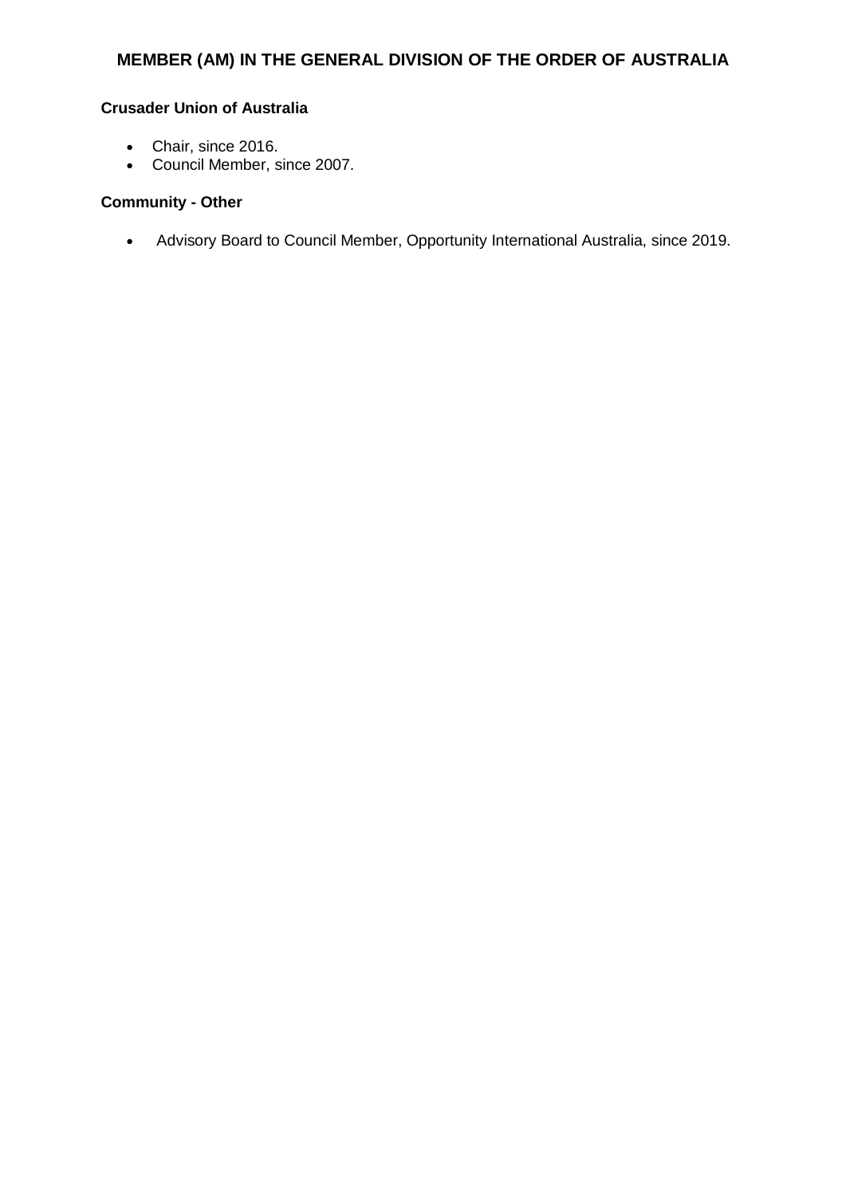## MEMBER (AM) IN THE GENERAL DIVISION OF THE ORDER OF AUSTRALIA

**Crusader Union of Australia**

- Chair, since 2016.
- Council Member, since 2007.

**Community - Other**

- Advisory Board to Council Member, Opportunity International Australia, since 2019.